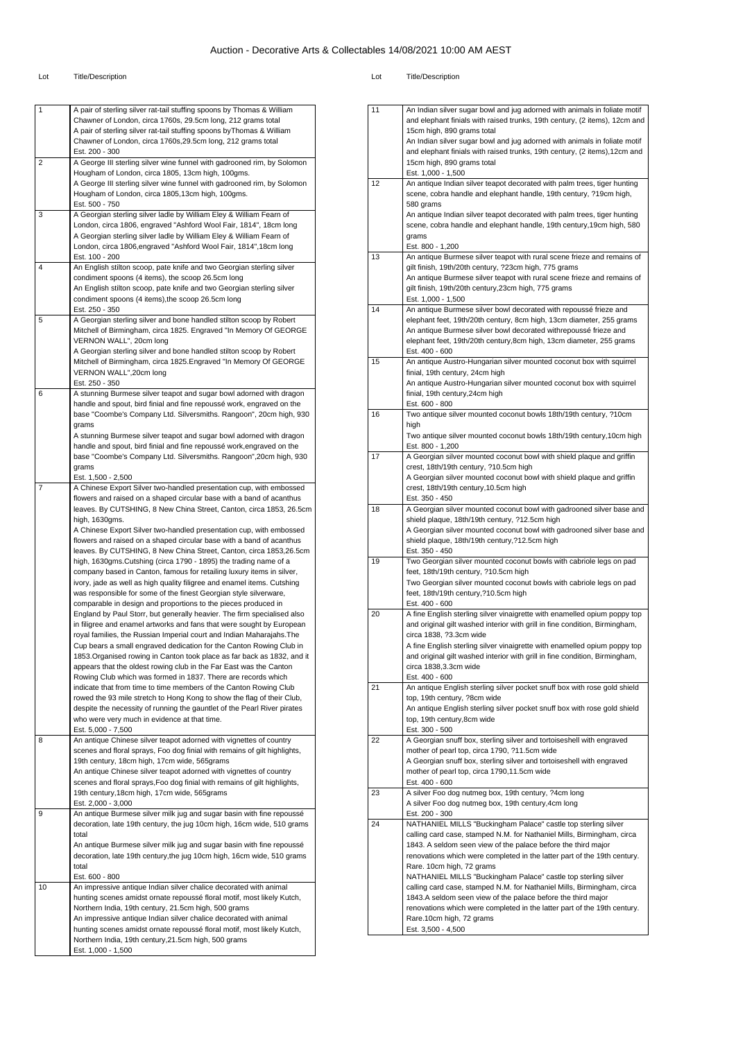# Auction - Decorative Arts & Collectables 14/08/2021 10:00 AM AEST

| Lot | Title/Description |
|---|---|
| 1 | A pair of sterling silver rat-tail stuffing spoons by Thomas & William Chawner of London, circa 1760s, 29.5cm long, 212 grams total<br>A pair of sterling silver rat-tail stuffing spoons byThomas & William Chawner of London, circa 1760s,29.5cm long, 212 grams total<br>Est. 200 - 300 |
| 2 | A George III sterling silver wine funnel with gadrooned rim, by Solomon Hougham of London, circa 1805, 13cm high, 100gms.<br>A George III sterling silver wine funnel with gadrooned rim, by Solomon Hougham of London, circa 1805,13cm high, 100gms.<br>Est. 500 - 750 |
| 3 | A Georgian sterling silver ladle by William Eley & William Fearn of London, circa 1806, engraved "Ashford Wool Fair, 1814", 18cm long<br>A Georgian sterling silver ladle by William Eley & William Fearn of London, circa 1806,engraved "Ashford Wool Fair, 1814",18cm long<br>Est. 100 - 200 |
| 4 | An English stilton scoop, pate knife and two Georgian sterling silver condiment spoons (4 items), the scoop 26.5cm long<br>An English stilton scoop, pate knife and two Georgian sterling silver condiment spoons (4 items),the scoop 26.5cm long<br>Est. 250 - 350 |
| 5 | A Georgian sterling silver and bone handled stilton scoop by Robert Mitchell of Birmingham, circa 1825. Engraved "In Memory Of GEORGE VERNON WALL", 20cm long<br>A Georgian sterling silver and bone handled stilton scoop by Robert Mitchell of Birmingham, circa 1825.Engraved "In Memory Of GEORGE VERNON WALL",20cm long<br>Est. 250 - 350 |
| 6 | A stunning Burmese silver teapot and sugar bowl adorned with dragon handle and spout, bird finial and fine repoussé work, engraved on the base "Coombe's Company Ltd. Silversmiths. Rangoon", 20cm high, 930 grams<br>A stunning Burmese silver teapot and sugar bowl adorned with dragon handle and spout, bird finial and fine repoussé work,engraved on the base "Coombe's Company Ltd. Silversmiths. Rangoon",20cm high, 930 grams<br>Est. 1,500 - 2,500 |
| 7 | A Chinese Export Silver two-handled presentation cup, with embossed flowers and raised on a shaped circular base with a band of acanthus leaves. By CUTSHING, 8 New China Street, Canton, circa 1853, 26.5cm high, 1630gms.<br>A Chinese Export Silver two-handled presentation cup, with embossed flowers and raised on a shaped circular base with a band of acanthus leaves. By CUTSHING, 8 New China Street, Canton, circa 1853,26.5cm high, 1630gms.Cutshing (circa 1790 - 1895) the trading name of a company based in Canton, famous for retailing luxury items in silver, ivory, jade as well as high quality filigree and enamel items. Cutshing was responsible for some of the finest Georgian style silverware, comparable in design and proportions to the pieces produced in England by Paul Storr, but generally heavier. The firm specialised also in filigree and enamel artworks and fans that were sought by European royal families, the Russian Imperial court and Indian Maharajahs.The Cup bears a small engraved dedication for the Canton Rowing Club in 1853.Organised rowing in Canton took place as far back as 1832, and it appears that the oldest rowing club in the Far East was the Canton Rowing Club which was formed in 1837. There are records which indicate that from time to time members of the Canton Rowing Club rowed the 93 mile stretch to Hong Kong to show the flag of their Club, despite the necessity of running the gauntlet of the Pearl River pirates who were very much in evidence at that time.<br>Est. 5,000 - 7,500 |
| 8 | An antique Chinese silver teapot adorned with vignettes of country scenes and floral sprays, Foo dog finial with remains of gilt highlights, 19th century, 18cm high, 17cm wide, 565grams<br>An antique Chinese silver teapot adorned with vignettes of country scenes and floral sprays,Foo dog finial with remains of gilt highlights, 19th century,18cm high, 17cm wide, 565grams<br>Est. 2,000 - 3,000 |
| 9 | An antique Burmese silver milk jug and sugar basin with fine repoussé decoration, late 19th century, the jug 10cm high, 16cm wide, 510 grams total<br>An antique Burmese silver milk jug and sugar basin with fine repoussé decoration, late 19th century,the jug 10cm high, 16cm wide, 510 grams total<br>Est. 600 - 800 |
| 10 | An impressive antique Indian silver chalice decorated with animal hunting scenes amidst ornate repoussé floral motif, most likely Kutch, Northern India, 19th century, 21.5cm high, 500 grams<br>An impressive antique Indian silver chalice decorated with animal hunting scenes amidst ornate repoussé floral motif, most likely Kutch, Northern India, 19th century,21.5cm high, 500 grams<br>Est. 1,000 - 1,500 |
| 11 | An Indian silver sugar bowl and jug adorned with animals in foliate motif and elephant finials with raised trunks, 19th century, (2 items), 12cm and 15cm high, 890 grams total<br>An Indian silver sugar bowl and jug adorned with animals in foliate motif and elephant finials with raised trunks, 19th century, (2 items),12cm and 15cm high, 890 grams total<br>Est. 1,000 - 1,500 |
| 12 | An antique Indian silver teapot decorated with palm trees, tiger hunting scene, cobra handle and elephant handle, 19th century, ?19cm high, 580 grams<br>An antique Indian silver teapot decorated with palm trees, tiger hunting scene, cobra handle and elephant handle, 19th century,19cm high, 580 grams<br>Est. 800 - 1,200 |
| 13 | An antique Burmese silver teapot with rural scene frieze and remains of gilt finish, 19th/20th century, ?23cm high, 775 grams<br>An antique Burmese silver teapot with rural scene frieze and remains of gilt finish, 19th/20th century,23cm high, 775 grams<br>Est. 1,000 - 1,500 |
| 14 | An antique Burmese silver bowl decorated with repoussé frieze and elephant feet, 19th/20th century, 8cm high, 13cm diameter, 255 grams<br>An antique Burmese silver bowl decorated withrepoussé frieze and elephant feet, 19th/20th century,8cm high, 13cm diameter, 255 grams<br>Est. 400 - 600 |
| 15 | An antique Austro-Hungarian silver mounted coconut box with squirrel finial, 19th century, 24cm high<br>An antique Austro-Hungarian silver mounted coconut box with squirrel finial, 19th century,24cm high<br>Est. 600 - 800 |
| 16 | Two antique silver mounted coconut bowls 18th/19th century, ?10cm high<br>Two antique silver mounted coconut bowls 18th/19th century,10cm high<br>Est. 800 - 1,200 |
| 17 | A Georgian silver mounted coconut bowl with shield plaque and griffin crest, 18th/19th century, ?10.5cm high<br>A Georgian silver mounted coconut bowl with shield plaque and griffin crest, 18th/19th century,10.5cm high<br>Est. 350 - 450 |
| 18 | A Georgian silver mounted coconut bowl with gadrooned silver base and shield plaque, 18th/19th century, ?12.5cm high<br>A Georgian silver mounted coconut bowl with gadrooned silver base and shield plaque, 18th/19th century,?12.5cm high<br>Est. 350 - 450 |
| 19 | Two Georgian silver mounted coconut bowls with cabriole legs on pad feet, 18th/19th century, ?10.5cm high<br>Two Georgian silver mounted coconut bowls with cabriole legs on pad feet, 18th/19th century,?10.5cm high<br>Est. 400 - 600 |
| 20 | A fine English sterling silver vinaigrette with enamelled opium poppy top and original gilt washed interior with grill in fine condition, Birmingham, circa 1838, ?3.3cm wide<br>A fine English sterling silver vinaigrette with enamelled opium poppy top and original gilt washed interior with grill in fine condition, Birmingham, circa 1838,3.3cm wide<br>Est. 400 - 600 |
| 21 | An antique English sterling silver pocket snuff box with rose gold shield top, 19th century, ?8cm wide<br>An antique English sterling silver pocket snuff box with rose gold shield top, 19th century,8cm wide<br>Est. 300 - 500 |
| 22 | A Georgian snuff box, sterling silver and tortoiseshell with engraved mother of pearl top, circa 1790, ?11.5cm wide<br>A Georgian snuff box, sterling silver and tortoiseshell with engraved mother of pearl top, circa 1790,11.5cm wide<br>Est. 400 - 600 |
| 23 | A silver Foo dog nutmeg box, 19th century, ?4cm long<br>A silver Foo dog nutmeg box, 19th century,4cm long<br>Est. 200 - 300 |
| 24 | NATHANIEL MILLS "Buckingham Palace" castle top sterling silver calling card case, stamped N.M. for Nathaniel Mills, Birmingham, circa 1843. A seldom seen view of the palace before the third major renovations which were completed in the latter part of the 19th century. Rare. 10cm high, 72 grams<br>NATHANIEL MILLS "Buckingham Palace" castle top sterling silver calling card case, stamped N.M. for Nathaniel Mills, Birmingham, circa 1843.A seldom seen view of the palace before the third major renovations which were completed in the latter part of the 19th century. Rare.10cm high, 72 grams<br>Est. 3,500 - 4,500 |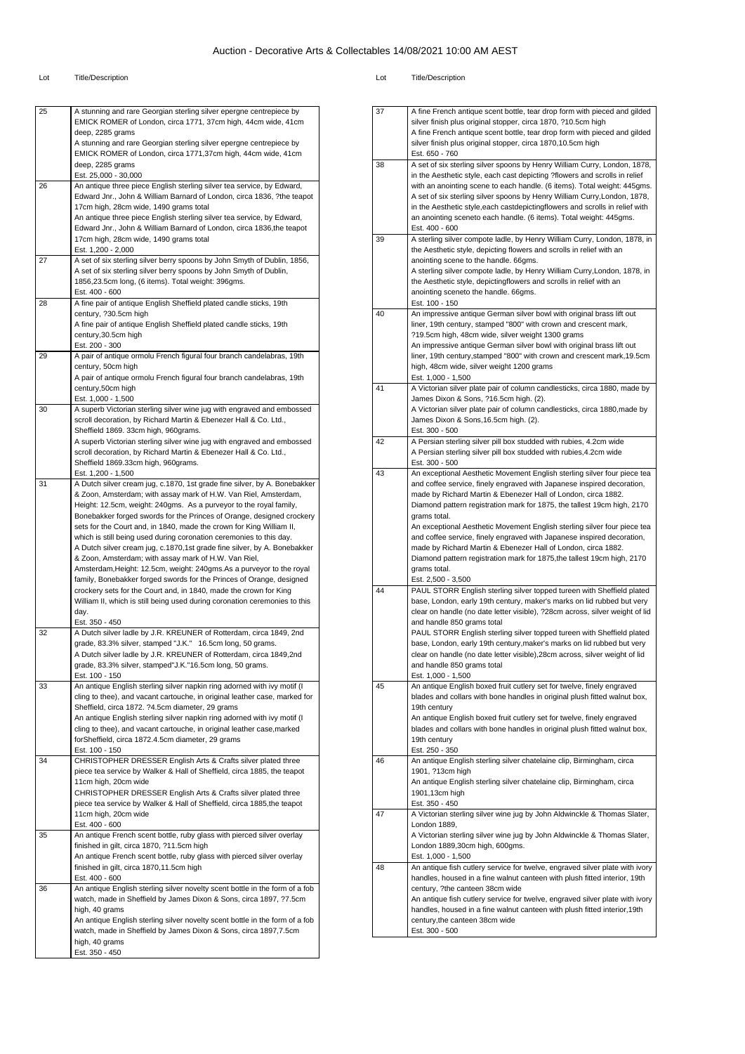# Auction - Decorative Arts & Collectables 14/08/2021 10:00 AM AEST

| Lot | Title/Description |
|---|---|
| 25 | A stunning and rare Georgian sterling silver epergne centrepiece by EMICK ROMER of London, circa 1771, 37cm high, 44cm wide, 41cm deep, 2285 grams<br>A stunning and rare Georgian sterling silver epergne centrepiece by EMICK ROMER of London, circa 1771,37cm high, 44cm wide, 41cm deep, 2285 grams<br>Est. 25,000 - 30,000 |
| 26 | An antique three piece English sterling silver tea service, by Edward, Edward Jnr., John & William Barnard of London, circa 1836, ?the teapot 17cm high, 28cm wide, 1490 grams total<br>An antique three piece English sterling silver tea service, by Edward, Edward Jnr., John & William Barnard of London, circa 1836,the teapot 17cm high, 28cm wide, 1490 grams total<br>Est. 1,200 - 2,000 |
| 27 | A set of six sterling silver berry spoons by John Smyth of Dublin, 1856, A set of six sterling silver berry spoons by John Smyth of Dublin, 1856,23.5cm long, (6 items). Total weight: 396gms.<br>Est. 400 - 600 |
| 28 | A fine pair of antique English Sheffield plated candle sticks, 19th century, ?30.5cm high<br>A fine pair of antique English Sheffield plated candle sticks, 19th century,30.5cm high<br>Est. 200 - 300 |
| 29 | A pair of antique ormolu French figural four branch candelabras, 19th century, 50cm high<br>A pair of antique ormolu French figural four branch candelabras, 19th century,50cm high<br>Est. 1,000 - 1,500 |
| 30 | A superb Victorian sterling silver wine jug with engraved and embossed scroll decoration, by Richard Martin & Ebenezer Hall & Co. Ltd., Sheffield 1869. 33cm high, 960grams.<br>A superb Victorian sterling silver wine jug with engraved and embossed scroll decoration, by Richard Martin & Ebenezer Hall & Co. Ltd., Sheffield 1869.33cm high, 960grams.<br>Est. 1,200 - 1,500 |
| 31 | A Dutch silver cream jug, c.1870, 1st grade fine silver, by A. Bonebakker & Zoon, Amsterdam; with assay mark of H.W. Van Riel, Amsterdam, Height: 12.5cm, weight: 240gms. As a purveyor to the royal family, Bonebakker forged swords for the Princes of Orange, designed crockery sets for the Court and, in 1840, made the crown for King William II, which is still being used during coronation ceremonies to this day.<br>A Dutch silver cream jug, c.1870,1st grade fine silver, by A. Bonebakker & Zoon, Amsterdam; with assay mark of H.W. Van Riel, Amsterdam,Height: 12.5cm, weight: 240gms.As a purveyor to the royal family, Bonebakker forged swords for the Princes of Orange, designed crockery sets for the Court and, in 1840, made the crown for King William II, which is still being used during coronation ceremonies to this day.<br>Est. 350 - 450 |
| 32 | A Dutch silver ladle by J.R. KREUNER of Rotterdam, circa 1849, 2nd grade, 83.3% silver, stamped "J.K." 16.5cm long, 50 grams.<br>A Dutch silver ladle by J.R. KREUNER of Rotterdam, circa 1849,2nd grade, 83.3% silver, stamped"J.K."16.5cm long, 50 grams.<br>Est. 100 - 150 |
| 33 | An antique English sterling silver napkin ring adorned with ivy motif (I cling to thee), and vacant cartouche, in original leather case, marked for Sheffield, circa 1872. ?4.5cm diameter, 29 grams<br>An antique English sterling silver napkin ring adorned with ivy motif (I cling to thee), and vacant cartouche, in original leather case,marked forSheffield, circa 1872.4.5cm diameter, 29 grams<br>Est. 100 - 150 |
| 34 | CHRISTOPHER DRESSER English Arts & Crafts silver plated three piece tea service by Walker & Hall of Sheffield, circa 1885, the teapot 11cm high, 20cm wide<br>CHRISTOPHER DRESSER English Arts & Crafts silver plated three piece tea service by Walker & Hall of Sheffield, circa 1885,the teapot 11cm high, 20cm wide<br>Est. 400 - 600 |
| 35 | An antique French scent bottle, ruby glass with pierced silver overlay finished in gilt, circa 1870, ?11.5cm high<br>An antique French scent bottle, ruby glass with pierced silver overlay finished in gilt, circa 1870,11.5cm high<br>Est. 400 - 600 |
| 36 | An antique English sterling silver novelty scent bottle in the form of a fob watch, made in Sheffield by James Dixon & Sons, circa 1897, ?7.5cm high, 40 grams<br>An antique English sterling silver novelty scent bottle in the form of a fob watch, made in Sheffield by James Dixon & Sons, circa 1897,7.5cm high, 40 grams<br>Est. 350 - 450 |
| 37 | A fine French antique scent bottle, tear drop form with pierced and gilded silver finish plus original stopper, circa 1870, ?10.5cm high<br>A fine French antique scent bottle, tear drop form with pierced and gilded silver finish plus original stopper, circa 1870,10.5cm high<br>Est. 650 - 760 |
| 38 | A set of six sterling silver spoons by Henry William Curry, London, 1878, in the Aesthetic style, each cast depicting ?flowers and scrolls in relief with an anointing scene to each handle. (6 items). Total weight: 445gms.<br>A set of six sterling silver spoons by Henry William Curry,London, 1878, in the Aesthetic style,each castdepictingflowers and scrolls in relief with an anointing sceneto each handle. (6 items). Total weight: 445gms.<br>Est. 400 - 600 |
| 39 | A sterling silver compote ladle, by Henry William Curry, London, 1878, in the Aesthetic style, depicting flowers and scrolls in relief with an anointing scene to the handle. 66gms.<br>A sterling silver compote ladle, by Henry William Curry,London, 1878, in the Aesthetic style, depictingflowers and scrolls in relief with an anointing sceneto the handle. 66gms.<br>Est. 100 - 150 |
| 40 | An impressive antique German silver bowl with original brass lift out liner, 19th century, stamped "800" with crown and crescent mark, ?19.5cm high, 48cm wide, silver weight 1300 grams<br>An impressive antique German silver bowl with original brass lift out liner, 19th century,stamped "800" with crown and crescent mark,19.5cm high, 48cm wide, silver weight 1200 grams<br>Est. 1,000 - 1,500 |
| 41 | A Victorian silver plate pair of column candlesticks, circa 1880, made by James Dixon & Sons, ?16.5cm high. (2).<br>A Victorian silver plate pair of column candlesticks, circa 1880,made by James Dixon & Sons,16.5cm high. (2).<br>Est. 300 - 500 |
| 42 | A Persian sterling silver pill box studded with rubies, 4.2cm wide<br>A Persian sterling silver pill box studded with rubies,4.2cm wide<br>Est. 300 - 500 |
| 43 | An exceptional Aesthetic Movement English sterling silver four piece tea and coffee service, finely engraved with Japanese inspired decoration, made by Richard Martin & Ebenezer Hall of London, circa 1882. Diamond pattern registration mark for 1875, the tallest 19cm high, 2170 grams total.<br>An exceptional Aesthetic Movement English sterling silver four piece tea and coffee service, finely engraved with Japanese inspired decoration, made by Richard Martin & Ebenezer Hall of London, circa 1882. Diamond pattern registration mark for 1875,the tallest 19cm high, 2170 grams total.<br>Est. 2,500 - 3,500 |
| 44 | PAUL STORR English sterling silver topped tureen with Sheffield plated base, London, early 19th century, maker's marks on lid rubbed but very clear on handle (no date letter visible), ?28cm across, silver weight of lid and handle 850 grams total<br>PAUL STORR English sterling silver topped tureen with Sheffield plated base, London, early 19th century,maker's marks on lid rubbed but very clear on handle (no date letter visible),28cm across, silver weight of lid and handle 850 grams total<br>Est. 1,000 - 1,500 |
| 45 | An antique English boxed fruit cutlery set for twelve, finely engraved blades and collars with bone handles in original plush fitted walnut box, 19th century<br>An antique English boxed fruit cutlery set for twelve, finely engraved blades and collars with bone handles in original plush fitted walnut box, 19th century<br>Est. 250 - 350 |
| 46 | An antique English sterling silver chatelaine clip, Birmingham, circa 1901, ?13cm high<br>An antique English sterling silver chatelaine clip, Birmingham, circa 1901,13cm high<br>Est. 350 - 450 |
| 47 | A Victorian sterling silver wine jug by John Aldwinckle & Thomas Slater, London 1889,<br>A Victorian sterling silver wine jug by John Aldwinckle & Thomas Slater, London 1889,30cm high, 600gms.<br>Est. 1,000 - 1,500 |
| 48 | An antique fish cutlery service for twelve, engraved silver plate with ivory handles, housed in a fine walnut canteen with plush fitted interior, 19th century, ?the canteen 38cm wide<br>An antique fish cutlery service for twelve, engraved silver plate with ivory handles, housed in a fine walnut canteen with plush fitted interior,19th century,the canteen 38cm wide<br>Est. 300 - 500 |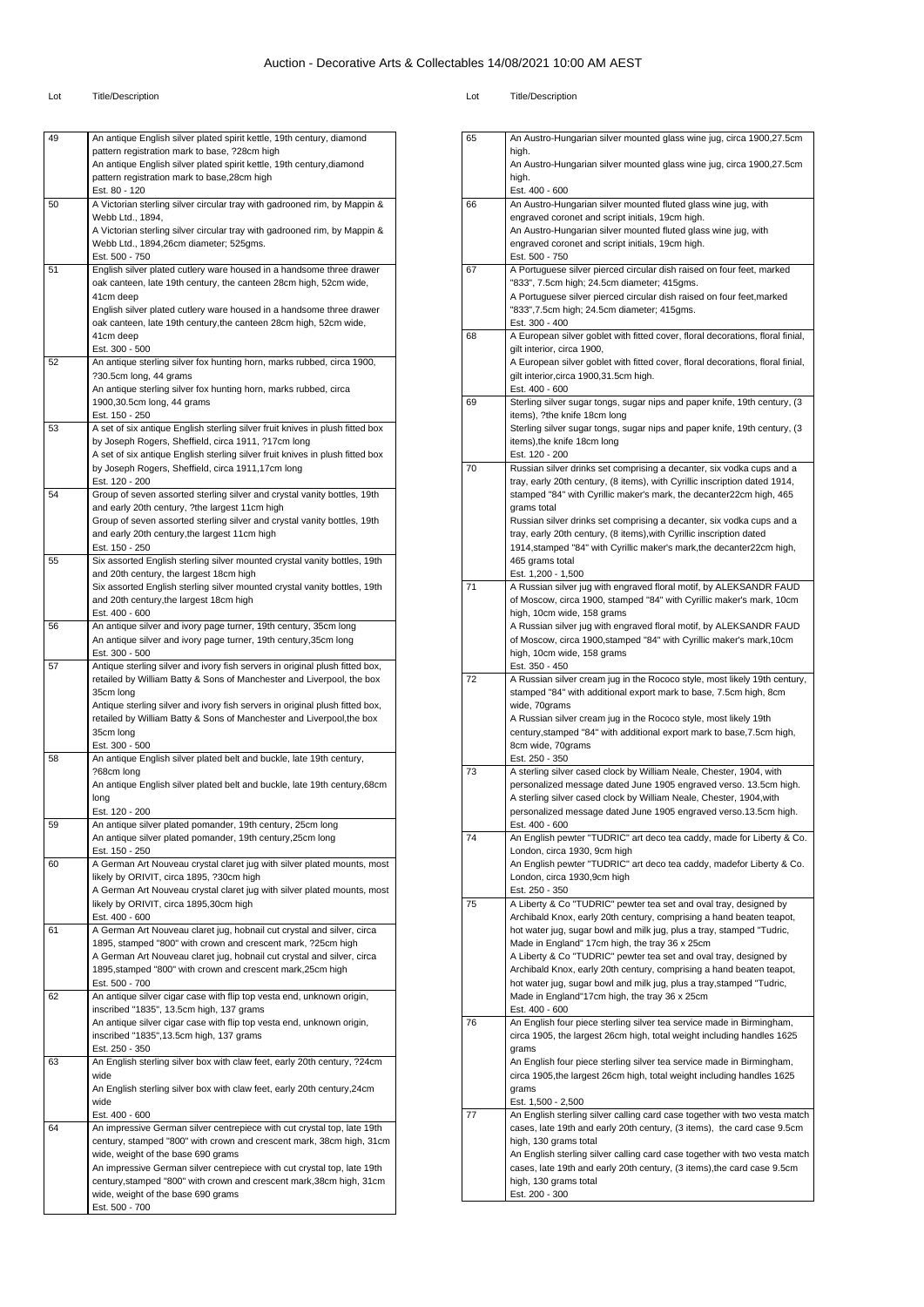# Auction - Decorative Arts & Collectables 14/08/2021 10:00 AM AEST

| Lot | Title/Description |
|---|---|
| 49 | An antique English silver plated spirit kettle, 19th century, diamond pattern registration mark to base, ?28cm high<br>An antique English silver plated spirit kettle, 19th century,diamond pattern registration mark to base,28cm high<br>Est. 80 - 120 |
| 50 | A Victorian sterling silver circular tray with gadrooned rim, by Mappin & Webb Ltd., 1894,<br>A Victorian sterling silver circular tray with gadrooned rim, by Mappin & Webb Ltd., 1894,26cm diameter; 525gms.<br>Est. 500 - 750 |
| 51 | English silver plated cutlery ware housed in a handsome three drawer oak canteen, late 19th century, the canteen 28cm high, 52cm wide, 41cm deep<br>English silver plated cutlery ware housed in a handsome three drawer oak canteen, late 19th century,the canteen 28cm high, 52cm wide, 41cm deep<br>Est. 300 - 500 |
| 52 | An antique sterling silver fox hunting horn, marks rubbed, circa 1900, ?30.5cm long, 44 grams<br>An antique sterling silver fox hunting horn, marks rubbed, circa 1900,30.5cm long, 44 grams<br>Est. 150 - 250 |
| 53 | A set of six antique English sterling silver fruit knives in plush fitted box by Joseph Rogers, Sheffield, circa 1911, ?17cm long<br>A set of six antique English sterling silver fruit knives in plush fitted box by Joseph Rogers, Sheffield, circa 1911,17cm long<br>Est. 120 - 200 |
| 54 | Group of seven assorted sterling silver and crystal vanity bottles, 19th and early 20th century, ?the largest 11cm high<br>Group of seven assorted sterling silver and crystal vanity bottles, 19th and early 20th century,the largest 11cm high<br>Est. 150 - 250 |
| 55 | Six assorted English sterling silver mounted crystal vanity bottles, 19th and 20th century, the largest 18cm high<br>Six assorted English sterling silver mounted crystal vanity bottles, 19th and 20th century,the largest 18cm high<br>Est. 400 - 600 |
| 56 | An antique silver and ivory page turner, 19th century, 35cm long<br>An antique silver and ivory page turner, 19th century,35cm long<br>Est. 300 - 500 |
| 57 | Antique sterling silver and ivory fish servers in original plush fitted box, retailed by William Batty & Sons of Manchester and Liverpool, the box 35cm long<br>Antique sterling silver and ivory fish servers in original plush fitted box, retailed by William Batty & Sons of Manchester and Liverpool,the box 35cm long<br>Est. 300 - 500 |
| 58 | An antique English silver plated belt and buckle, late 19th century, ?68cm long<br>An antique English silver plated belt and buckle, late 19th century,68cm long<br>Est. 120 - 200 |
| 59 | An antique silver plated pomander, 19th century, 25cm long<br>An antique silver plated pomander, 19th century,25cm long<br>Est. 150 - 250 |
| 60 | A German Art Nouveau crystal claret jug with silver plated mounts, most likely by ORIVIT, circa 1895, ?30cm high<br>A German Art Nouveau crystal claret jug with silver plated mounts, most likely by ORIVIT, circa 1895,30cm high<br>Est. 400 - 600 |
| 61 | A German Art Nouveau claret jug, hobnail cut crystal and silver, circa 1895, stamped "800" with crown and crescent mark, ?25cm high<br>A German Art Nouveau claret jug, hobnail cut crystal and silver, circa 1895,stamped "800" with crown and crescent mark,25cm high<br>Est. 500 - 700 |
| 62 | An antique silver cigar case with flip top vesta end, unknown origin, inscribed "1835", 13.5cm high, 137 grams<br>An antique silver cigar case with flip top vesta end, unknown origin, inscribed "1835",13.5cm high, 137 grams<br>Est. 250 - 350 |
| 63 | An English sterling silver box with claw feet, early 20th century, ?24cm wide<br>An English sterling silver box with claw feet, early 20th century,24cm wide<br>Est. 400 - 600 |
| 64 | An impressive German silver centrepiece with cut crystal top, late 19th century, stamped "800" with crown and crescent mark, 38cm high, 31cm wide, weight of the base 690 grams<br>An impressive German silver centrepiece with cut crystal top, late 19th century,stamped "800" with crown and crescent mark,38cm high, 31cm wide, weight of the base 690 grams<br>Est. 500 - 700 |
| 65 | An Austro-Hungarian silver mounted glass wine jug, circa 1900,27.5cm high.<br>An Austro-Hungarian silver mounted glass wine jug, circa 1900,27.5cm high.<br>Est. 400 - 600 |
| 66 | An Austro-Hungarian silver mounted fluted glass wine jug, with engraved coronet and script initials, 19cm high.<br>An Austro-Hungarian silver mounted fluted glass wine jug, with engraved coronet and script initials, 19cm high.<br>Est. 500 - 750 |
| 67 | A Portuguese silver pierced circular dish raised on four feet, marked "833", 7.5cm high; 24.5cm diameter; 415gms.<br>A Portuguese silver pierced circular dish raised on four feet,marked "833",7.5cm high; 24.5cm diameter; 415gms.<br>Est. 300 - 400 |
| 68 | A European silver goblet with fitted cover, floral decorations, floral finial, gilt interior, circa 1900,<br>A European silver goblet with fitted cover, floral decorations, floral finial, gilt interior,circa 1900,31.5cm high.<br>Est. 400 - 600 |
| 69 | Sterling silver sugar tongs, sugar nips and paper knife, 19th century, (3 items), ?the knife 18cm long<br>Sterling silver sugar tongs, sugar nips and paper knife, 19th century, (3 items),the knife 18cm long<br>Est. 120 - 200 |
| 70 | Russian silver drinks set comprising a decanter, six vodka cups and a tray, early 20th century, (8 items), with Cyrillic inscription dated 1914, stamped "84" with Cyrillic maker's mark, the decanter22cm high, 465 grams total<br>Russian silver drinks set comprising a decanter, six vodka cups and a tray, early 20th century, (8 items),with Cyrillic inscription dated 1914,stamped "84" with Cyrillic maker's mark,the decanter22cm high, 465 grams total<br>Est. 1,200 - 1,500 |
| 71 | A Russian silver jug with engraved floral motif, by ALEKSANDR FAUD of Moscow, circa 1900, stamped "84" with Cyrillic maker's mark, 10cm high, 10cm wide, 158 grams<br>A Russian silver jug with engraved floral motif, by ALEKSANDR FAUD of Moscow, circa 1900,stamped "84" with Cyrillic maker's mark,10cm high, 10cm wide, 158 grams<br>Est. 350 - 450 |
| 72 | A Russian silver cream jug in the Rococo style, most likely 19th century, stamped "84" with additional export mark to base, 7.5cm high, 8cm wide, 70grams<br>A Russian silver cream jug in the Rococo style, most likely 19th century,stamped "84" with additional export mark to base,7.5cm high, 8cm wide, 70grams<br>Est. 250 - 350 |
| 73 | A sterling silver cased clock by William Neale, Chester, 1904, with personalized message dated June 1905 engraved verso. 13.5cm high.<br>A sterling silver cased clock by William Neale, Chester, 1904,with personalized message dated June 1905 engraved verso.13.5cm high.<br>Est. 400 - 600 |
| 74 | An English pewter "TUDRIC" art deco tea caddy, made for Liberty & Co. London, circa 1930, 9cm high<br>An English pewter "TUDRIC" art deco tea caddy, madefor Liberty & Co. London, circa 1930,9cm high<br>Est. 250 - 350 |
| 75 | A Liberty & Co "TUDRIC" pewter tea set and oval tray, designed by Archibald Knox, early 20th century, comprising a hand beaten teapot, hot water jug, sugar bowl and milk jug, plus a tray, stamped "Tudric, Made in England" 17cm high, the tray 36 x 25cm<br>A Liberty & Co "TUDRIC" pewter tea set and oval tray, designed by Archibald Knox, early 20th century, comprising a hand beaten teapot, hot water jug, sugar bowl and milk jug, plus a tray,stamped "Tudric, Made in England"17cm high, the tray 36 x 25cm<br>Est. 400 - 600 |
| 76 | An English four piece sterling silver tea service made in Birmingham, circa 1905, the largest 26cm high, total weight including handles 1625 grams<br>An English four piece sterling silver tea service made in Birmingham, circa 1905,the largest 26cm high, total weight including handles 1625 grams<br>Est. 1,500 - 2,500 |
| 77 | An English sterling silver calling card case together with two vesta match cases, late 19th and early 20th century, (3 items), the card case 9.5cm high, 130 grams total<br>An English sterling silver calling card case together with two vesta match cases, late 19th and early 20th century, (3 items),the card case 9.5cm high, 130 grams total<br>Est. 200 - 300 |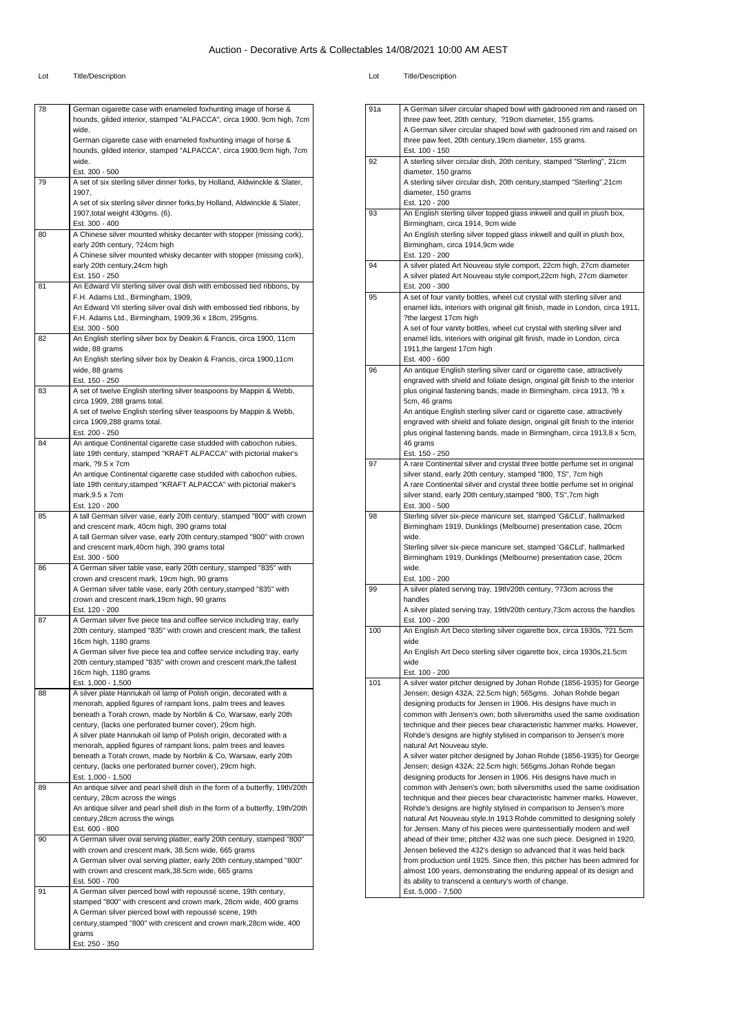# Auction - Decorative Arts & Collectables 14/08/2021 10:00 AM AEST

| Lot | Title/Description |
|---|---|
| 78 | German cigarette case with enameled foxhunting image of horse & hounds, gilded interior, stamped "ALPACCA", circa 1900. 9cm high, 7cm wide.<br>German cigarette case with enameled foxhunting image of horse & hounds, gilded interior, stamped "ALPACCA", circa 1900.9cm high, 7cm wide.<br>Est. 300 - 500 |
| 79 | A set of six sterling silver dinner forks, by Holland, Aldwinckle & Slater, 1907,<br>A set of six sterling silver dinner forks,by Holland, Aldwinckle & Slater, 1907,total weight 430gms. (6).<br>Est. 300 - 400 |
| 80 | A Chinese silver mounted whisky decanter with stopper (missing cork), early 20th century, ?24cm high<br>A Chinese silver mounted whisky decanter with stopper (missing cork), early 20th century,24cm high<br>Est. 150 - 250 |
| 81 | An Edward VII sterling silver oval dish with embossed tied ribbons, by F.H. Adams Ltd., Birmingham, 1909,<br>An Edward VII sterling silver oval dish with embossed tied ribbons, by F.H. Adams Ltd., Birmingham, 1909,36 x 18cm, 295gms.<br>Est. 300 - 500 |
| 82 | An English sterling silver box by Deakin & Francis, circa 1900, 11cm wide, 88 grams<br>An English sterling silver box by Deakin & Francis, circa 1900,11cm wide, 88 grams<br>Est. 150 - 250 |
| 83 | A set of twelve English sterling silver teaspoons by Mappin & Webb, circa 1909, 288 grams total.<br>A set of twelve English sterling silver teaspoons by Mappin & Webb, circa 1909,288 grams total.<br>Est. 200 - 250 |
| 84 | An antique Continental cigarette case studded with cabochon rubies, late 19th century, stamped "KRAFT ALPACCA" with pictorial maker's mark, ?9.5 x 7cm<br>An antique Continental cigarette case studded with cabochon rubies, late 19th century,stamped "KRAFT ALPACCA" with pictorial maker's mark,9.5 x 7cm<br>Est. 120 - 200 |
| 85 | A tall German silver vase, early 20th century, stamped "800" with crown and crescent mark, 40cm high, 390 grams total<br>A tall German silver vase, early 20th century,stamped "800" with crown and crescent mark,40cm high, 390 grams total<br>Est. 300 - 500 |
| 86 | A German silver table vase, early 20th century, stamped "835" with crown and crescent mark, 19cm high, 90 grams<br>A German silver table vase, early 20th century,stamped "835" with crown and crescent mark,19cm high, 90 grams<br>Est. 120 - 200 |
| 87 | A German silver five piece tea and coffee service including tray, early 20th century, stamped "835" with crown and crescent mark, the tallest 16cm high, 1180 grams<br>A German silver five piece tea and coffee service including tray, early 20th century,stamped "835" with crown and crescent mark,the tallest 16cm high, 1180 grams<br>Est. 1,000 - 1,500 |
| 88 | A silver plate Hannukah oil lamp of Polish origin, decorated with a menorah, applied figures of rampant lions, palm trees and leaves beneath a Torah crown, made by Norblin & Co, Warsaw, early 20th century, (lacks one perforated burner cover), 29cm high.<br>A silver plate Hannukah oil lamp of Polish origin, decorated with a menorah, applied figures of rampant lions, palm trees and leaves beneath a Torah crown, made by Norblin & Co, Warsaw, early 20th century, (lacks one perforated burner cover), 29cm high.<br>Est. 1,000 - 1,500 |
| 89 | An antique silver and pearl shell dish in the form of a butterfly, 19th/20th century, 28cm across the wings<br>An antique silver and pearl shell dish in the form of a butterfly, 19th/20th century,28cm across the wings<br>Est. 600 - 800 |
| 90 | A German silver oval serving platter, early 20th century, stamped "800" with crown and crescent mark, 38.5cm wide, 665 grams<br>A German silver oval serving platter, early 20th century,stamped "800" with crown and crescent mark,38.5cm wide, 665 grams<br>Est. 500 - 700 |
| 91 | A German silver pierced bowl with repoussé scene, 19th century, stamped "800" with crescent and crown mark, 28cm wide, 400 grams<br>A German silver pierced bowl with repoussé scene, 19th century,stamped "800" with crescent and crown mark,28cm wide, 400 grams<br>Est. 250 - 350 |
| 91a | A German silver circular shaped bowl with gadrooned rim and raised on three paw feet, 20th century, ?19cm diameter, 155 grams.<br>A German silver circular shaped bowl with gadrooned rim and raised on three paw feet, 20th century,19cm diameter, 155 grams.<br>Est. 100 - 150 |
| 92 | A sterling silver circular dish, 20th century, stamped "Sterling", 21cm diameter, 150 grams<br>A sterling silver circular dish, 20th century,stamped "Sterling",21cm diameter, 150 grams<br>Est. 120 - 200 |
| 93 | An English sterling silver topped glass inkwell and quill in plush box, Birmingham, circa 1914, 9cm wide<br>An English sterling silver topped glass inkwell and quill in plush box, Birmingham, circa 1914,9cm wide<br>Est. 120 - 200 |
| 94 | A silver plated Art Nouveau style comport, 22cm high, 27cm diameter<br>A silver plated Art Nouveau style comport,22cm high, 27cm diameter<br>Est. 200 - 300 |
| 95 | A set of four vanity bottles, wheel cut crystal with sterling silver and enamel lids, interiors with original gilt finish, made in London, circa 1911, ?the largest 17cm high<br>A set of four vanity bottles, wheel cut crystal with sterling silver and enamel lids, interiors with original gilt finish, made in London, circa 1911,the largest 17cm high<br>Est. 400 - 600 |
| 96 | An antique English sterling silver card or cigarette case, attractively engraved with shield and foliate design, original gilt finish to the interior plus original fastening bands, made in Birmingham, circa 1913, ?8 x 5cm, 46 grams<br>An antique English sterling silver card or cigarette case, attractively engraved with shield and foliate design, original gilt finish to the interior plus original fastening bands, made in Birmingham, circa 1913,8 x 5cm, 46 grams<br>Est. 150 - 250 |
| 97 | A rare Continental silver and crystal three bottle perfume set in original silver stand, early 20th century, stamped "800, TS", 7cm high<br>A rare Continental silver and crystal three bottle perfume set in original silver stand, early 20th century,stamped "800, TS",7cm high<br>Est. 300 - 500 |
| 98 | Sterling silver six-piece manicure set, stamped 'G&CLd', hallmarked Birmingham 1919, Dunklings (Melbourne) presentation case, 20cm wide.<br>Sterling silver six-piece manicure set, stamped 'G&CLd', hallmarked Birmingham 1919, Dunklings (Melbourne) presentation case, 20cm wide.<br>Est. 100 - 200 |
| 99 | A silver plated serving tray, 19th/20th century, ?73cm across the handles<br>A silver plated serving tray, 19th/20th century,73cm across the handles<br>Est. 100 - 200 |
| 100 | An English Art Deco sterling silver cigarette box, circa 1930s, ?21.5cm wide<br>An English Art Deco sterling silver cigarette box, circa 1930s,21.5cm wide<br>Est. 100 - 200 |
| 101 | A silver water pitcher designed by Johan Rohde (1856-1935) for George Jensen; design 432A; 22.5cm high; 565gms. Johan Rohde began designing products for Jensen in 1906. His designs have much in common with Jensen's own; both silversmiths used the same oxidisation technique and their pieces bear characteristic hammer marks. However, Rohde's designs are highly stylised in comparison to Jensen's more natural Art Nouveau style.<br>A silver water pitcher designed by Johan Rohde (1856-1935) for George Jensen; design 432A; 22.5cm high; 565gms.Johan Rohde began designing products for Jensen in 1906. His designs have much in common with Jensen's own; both silversmiths used the same oxidisation technique and their pieces bear characteristic hammer marks. However, Rohde's designs are highly stylised in comparison to Jensen's more natural Art Nouveau style.In 1913 Rohde committed to designing solely for Jensen. Many of his pieces were quintessentially modern and well ahead of their time; pitcher 432 was one such piece. Designed in 1920, Jensen believed the 432's design so advanced that it was held back from production until 1925. Since then, this pitcher has been admired for almost 100 years, demonstrating the enduring appeal of its design and its ability to transcend a century's worth of change.<br>Est. 5,000 - 7,500 |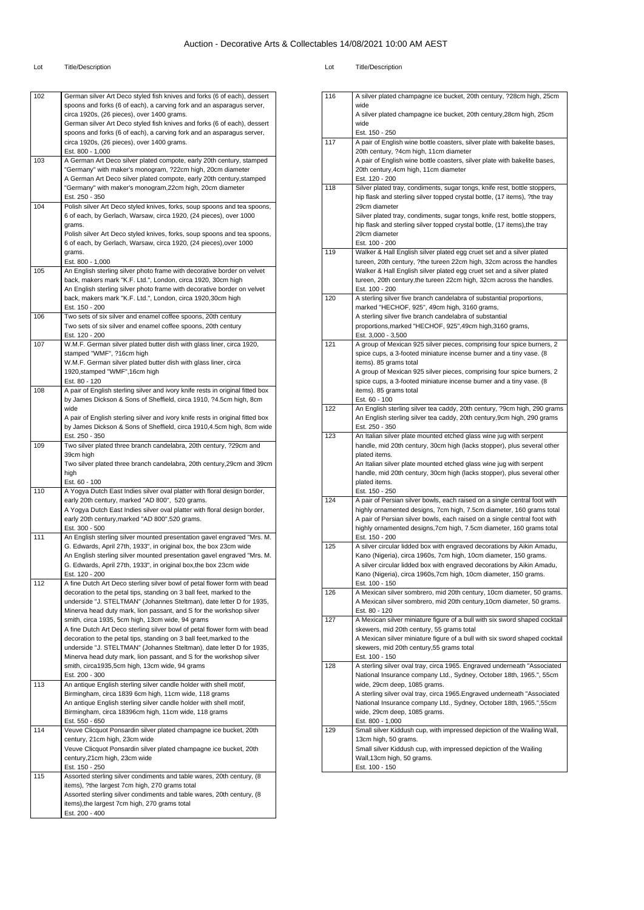# Auction - Decorative Arts & Collectables 14/08/2021 10:00 AM AEST

| Lot | Title/Description |
|---|---|
| 102 | German silver Art Deco styled fish knives and forks (6 of each), dessert spoons and forks (6 of each), a carving fork and an asparagus server, circa 1920s, (26 pieces), over 1400 grams.<br>German silver Art Deco styled fish knives and forks (6 of each), dessert spoons and forks (6 of each), a carving fork and an asparagus server, circa 1920s, (26 pieces), over 1400 grams.<br>Est. 800 - 1,000 |
| 103 | A German Art Deco silver plated compote, early 20th century, stamped "Germany" with maker's monogram, ?22cm high, 20cm diameter<br>A German Art Deco silver plated compote, early 20th century,stamped "Germany" with maker's monogram,22cm high, 20cm diameter<br>Est. 250 - 350 |
| 104 | Polish silver Art Deco styled knives, forks, soup spoons and tea spoons, 6 of each, by Gerlach, Warsaw, circa 1920, (24 pieces), over 1000 grams.<br>Polish silver Art Deco styled knives, forks, soup spoons and tea spoons, 6 of each, by Gerlach, Warsaw, circa 1920, (24 pieces),over 1000 grams.<br>Est. 800 - 1,000 |
| 105 | An English sterling silver photo frame with decorative border on velvet back, makers mark "K.F. Ltd.", London, circa 1920, 30cm high<br>An English sterling silver photo frame with decorative border on velvet back, makers mark "K.F. Ltd.", London, circa 1920,30cm high<br>Est. 150 - 200 |
| 106 | Two sets of six silver and enamel coffee spoons, 20th century<br>Two sets of six silver and enamel coffee spoons, 20th century<br>Est. 120 - 200 |
| 107 | W.M.F. German silver plated butter dish with glass liner, circa 1920, stamped "WMF", ?16cm high<br>W.M.F. German silver plated butter dish with glass liner, circa 1920,stamped "WMF",16cm high<br>Est. 80 - 120 |
| 108 | A pair of English sterling silver and ivory knife rests in original fitted box by James Dickson & Sons of Sheffield, circa 1910, ?4.5cm high, 8cm wide<br>A pair of English sterling silver and ivory knife rests in original fitted box by James Dickson & Sons of Sheffield, circa 1910,4.5cm high, 8cm wide<br>Est. 250 - 350 |
| 109 | Two silver plated three branch candelabra, 20th century, ?29cm and 39cm high<br>Two silver plated three branch candelabra, 20th century,29cm and 39cm high<br>Est. 60 - 100 |
| 110 | A Yogya Dutch East Indies silver oval platter with floral design border, early 20th century, marked "AD 800", 520 grams.<br>A Yogya Dutch East Indies silver oval platter with floral design border, early 20th century,marked "AD 800",520 grams.<br>Est. 300 - 500 |
| 111 | An English sterling silver mounted presentation gavel engraved "Mrs. M. G. Edwards, April 27th, 1933", in original box, the box 23cm wide<br>An English sterling silver mounted presentation gavel engraved "Mrs. M. G. Edwards, April 27th, 1933", in original box,the box 23cm wide<br>Est. 120 - 200 |
| 112 | A fine Dutch Art Deco sterling silver bowl of petal flower form with bead decoration to the petal tips, standing on 3 ball feet, marked to the underside "J. STELTMAN" (Johannes Steltman), date letter D for 1935, Minerva head duty mark, lion passant, and S for the workshop silver smith, circa 1935, 5cm high, 13cm wide, 94 grams<br>A fine Dutch Art Deco sterling silver bowl of petal flower form with bead decoration to the petal tips, standing on 3 ball feet,marked to the underside "J. STELTMAN" (Johannes Steltman), date letter D for 1935, Minerva head duty mark, lion passant, and S for the workshop silver smith, circa1935,5cm high, 13cm wide, 94 grams<br>Est. 200 - 300 |
| 113 | An antique English sterling silver candle holder with shell motif, Birmingham, circa 1839 6cm high, 11cm wide, 118 grams<br>An antique English sterling silver candle holder with shell motif, Birmingham, circa 18396cm high, 11cm wide, 118 grams<br>Est. 550 - 650 |
| 114 | Veuve Clicquot Ponsardin silver plated champagne ice bucket, 20th century, 21cm high, 23cm wide<br>Veuve Clicquot Ponsardin silver plated champagne ice bucket, 20th century,21cm high, 23cm wide<br>Est. 150 - 250 |
| 115 | Assorted sterling silver condiments and table wares, 20th century, (8 items), ?the largest 7cm high, 270 grams total<br>Assorted sterling silver condiments and table wares, 20th century, (8 items),the largest 7cm high, 270 grams total<br>Est. 200 - 400 |
| 116 | A silver plated champagne ice bucket, 20th century, ?28cm high, 25cm wide<br>A silver plated champagne ice bucket, 20th century,28cm high, 25cm wide<br>Est. 150 - 250 |
| 117 | A pair of English wine bottle coasters, silver plate with bakelite bases, 20th century, ?4cm high, 11cm diameter<br>A pair of English wine bottle coasters, silver plate with bakelite bases, 20th century,4cm high, 11cm diameter<br>Est. 120 - 200 |
| 118 | Silver plated tray, condiments, sugar tongs, knife rest, bottle stoppers, hip flask and sterling silver topped crystal bottle, (17 items), ?the tray 29cm diameter<br>Silver plated tray, condiments, sugar tongs, knife rest, bottle stoppers, hip flask and sterling silver topped crystal bottle, (17 items),the tray 29cm diameter<br>Est. 100 - 200 |
| 119 | Walker & Hall English silver plated egg cruet set and a silver plated tureen, 20th century, ?the tureen 22cm high, 32cm across the handles<br>Walker & Hall English silver plated egg cruet set and a silver plated tureen, 20th century,the tureen 22cm high, 32cm across the handles.<br>Est. 100 - 200 |
| 120 | A sterling silver five branch candelabra of substantial proportions, marked "HECHOF, 925", 49cm high, 3160 grams,<br>A sterling silver five branch candelabra of substantial proportions,marked "HECHOF, 925",49cm high,3160 grams,<br>Est. 3,000 - 3,500 |
| 121 | A group of Mexican 925 silver pieces, comprising four spice burners, 2 spice cups, a 3-footed miniature incense burner and a tiny vase. (8 items). 85 grams total<br>A group of Mexican 925 silver pieces, comprising four spice burners, 2 spice cups, a 3-footed miniature incense burner and a tiny vase. (8 items). 85 grams total<br>Est. 60 - 100 |
| 122 | An English sterling silver tea caddy, 20th century, ?9cm high, 290 grams<br>An English sterling silver tea caddy, 20th century,9cm high, 290 grams<br>Est. 250 - 350 |
| 123 | An Italian silver plate mounted etched glass wine jug with serpent handle, mid 20th century, 30cm high (lacks stopper), plus several other plated items.<br>An Italian silver plate mounted etched glass wine jug with serpent handle, mid 20th century, 30cm high (lacks stopper), plus several other plated items.<br>Est. 150 - 250 |
| 124 | A pair of Persian silver bowls, each raised on a single central foot with highly ornamented designs, 7cm high, 7.5cm diameter, 160 grams total<br>A pair of Persian silver bowls, each raised on a single central foot with highly ornamented designs,7cm high, 7.5cm diameter, 160 grams total<br>Est. 150 - 200 |
| 125 | A silver circular lidded box with engraved decorations by Aikin Amadu, Kano (Nigeria), circa 1960s, 7cm high, 10cm diameter, 150 grams.<br>A silver circular lidded box with engraved decorations by Aikin Amadu, Kano (Nigeria), circa 1960s,7cm high, 10cm diameter, 150 grams.<br>Est. 100 - 150 |
| 126 | A Mexican silver sombrero, mid 20th century, 10cm diameter, 50 grams.<br>A Mexican silver sombrero, mid 20th century,10cm diameter, 50 grams.<br>Est. 80 - 120 |
| 127 | A Mexican silver miniature figure of a bull with six sword shaped cocktail skewers, mid 20th century, 55 grams total<br>A Mexican silver miniature figure of a bull with six sword shaped cocktail skewers, mid 20th century,55 grams total<br>Est. 100 - 150 |
| 128 | A sterling silver oval tray, circa 1965. Engraved underneath "Associated National Insurance company Ltd., Sydney, October 18th, 1965.", 55cm wide, 29cm deep, 1085 grams.<br>A sterling silver oval tray, circa 1965.Engraved underneath "Associated National Insurance company Ltd., Sydney, October 18th, 1965.",55cm wide, 29cm deep, 1085 grams.<br>Est. 800 - 1,000 |
| 129 | Small silver Kiddush cup, with impressed depiction of the Wailing Wall, 13cm high, 50 grams.<br>Small silver Kiddush cup, with impressed depiction of the Wailing Wall,13cm high, 50 grams.<br>Est. 100 - 150 |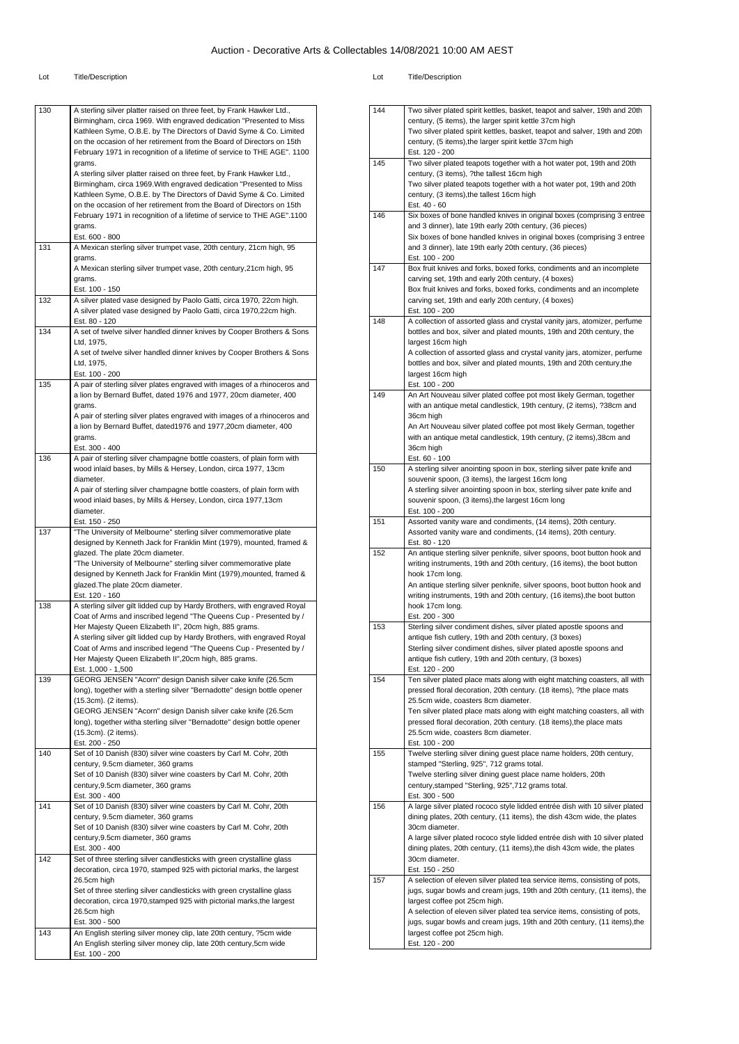# Auction - Decorative Arts & Collectables 14/08/2021 10:00 AM AEST

| Lot | Title/Description |
|---|---|
| 130 | A sterling silver platter raised on three feet, by Frank Hawker Ltd., Birmingham, circa 1969. With engraved dedication "Presented to Miss Kathleen Syme, O.B.E. by The Directors of David Syme & Co. Limited on the occasion of her retirement from the Board of Directors on 15th February 1971 in recognition of a lifetime of service to THE AGE". 1100 grams.<br>A sterling silver platter raised on three feet, by Frank Hawker Ltd., Birmingham, circa 1969.With engraved dedication "Presented to Miss Kathleen Syme, O.B.E. by The Directors of David Syme & Co. Limited on the occasion of her retirement from the Board of Directors on 15th February 1971 in recognition of a lifetime of service to THE AGE".1100 grams.<br>Est. 600 - 800 |
| 131 | A Mexican sterling silver trumpet vase, 20th century, 21cm high, 95 grams.<br>A Mexican sterling silver trumpet vase, 20th century,21cm high, 95 grams.<br>Est. 100 - 150 |
| 132 | A silver plated vase designed by Paolo Gatti, circa 1970, 22cm high.<br>A silver plated vase designed by Paolo Gatti, circa 1970,22cm high.<br>Est. 80 - 120 |
| 134 | A set of twelve silver handled dinner knives by Cooper Brothers & Sons Ltd, 1975,<br>A set of twelve silver handled dinner knives by Cooper Brothers & Sons Ltd, 1975,<br>Est. 100 - 200 |
| 135 | A pair of sterling silver plates engraved with images of a rhinoceros and a lion by Bernard Buffet, dated 1976 and 1977, 20cm diameter, 400 grams.<br>A pair of sterling silver plates engraved with images of a rhinoceros and a lion by Bernard Buffet, dated1976 and 1977,20cm diameter, 400 grams.<br>Est. 300 - 400 |
| 136 | A pair of sterling silver champagne bottle coasters, of plain form with wood inlaid bases, by Mills & Hersey, London, circa 1977, 13cm diameter.<br>A pair of sterling silver champagne bottle coasters, of plain form with wood inlaid bases, by Mills & Hersey, London, circa 1977,13cm diameter.<br>Est. 150 - 250 |
| 137 | "The University of Melbourne" sterling silver commemorative plate designed by Kenneth Jack for Franklin Mint (1979), mounted, framed & glazed. The plate 20cm diameter.<br>"The University of Melbourne" sterling silver commemorative plate designed by Kenneth Jack for Franklin Mint (1979),mounted, framed & glazed.The plate 20cm diameter.<br>Est. 120 - 160 |
| 138 | A sterling silver gilt lidded cup by Hardy Brothers, with engraved Royal Coat of Arms and inscribed legend "The Queens Cup - Presented by / Her Majesty Queen Elizabeth II", 20cm high, 885 grams.<br>A sterling silver gilt lidded cup by Hardy Brothers, with engraved Royal Coat of Arms and inscribed legend "The Queens Cup - Presented by / Her Majesty Queen Elizabeth II",20cm high, 885 grams.<br>Est. 1,000 - 1,500 |
| 139 | GEORG JENSEN "Acorn" design Danish silver cake knife (26.5cm long), together with a sterling silver "Bernadotte" design bottle opener (15.3cm). (2 items).<br>GEORG JENSEN "Acorn" design Danish silver cake knife (26.5cm long), together witha sterling silver "Bernadotte" design bottle opener (15.3cm). (2 items).<br>Est. 200 - 250 |
| 140 | Set of 10 Danish (830) silver wine coasters by Carl M. Cohr, 20th century, 9.5cm diameter, 360 grams<br>Set of 10 Danish (830) silver wine coasters by Carl M. Cohr, 20th century,9.5cm diameter, 360 grams<br>Est. 300 - 400 |
| 141 | Set of 10 Danish (830) silver wine coasters by Carl M. Cohr, 20th century, 9.5cm diameter, 360 grams<br>Set of 10 Danish (830) silver wine coasters by Carl M. Cohr, 20th century,9.5cm diameter, 360 grams<br>Est. 300 - 400 |
| 142 | Set of three sterling silver candlesticks with green crystalline glass decoration, circa 1970, stamped 925 with pictorial marks, the largest 26.5cm high<br>Set of three sterling silver candlesticks with green crystalline glass decoration, circa 1970,stamped 925 with pictorial marks,the largest 26.5cm high<br>Est. 300 - 500 |
| 143 | An English sterling silver money clip, late 20th century, ?5cm wide<br>An English sterling silver money clip, late 20th century,5cm wide<br>Est. 100 - 200 |
| 144 | Two silver plated spirit kettles, basket, teapot and salver, 19th and 20th century, (5 items), the larger spirit kettle 37cm high<br>Two silver plated spirit kettles, basket, teapot and salver, 19th and 20th century, (5 items),the larger spirit kettle 37cm high<br>Est. 120 - 200 |
| 145 | Two silver plated teapots together with a hot water pot, 19th and 20th century, (3 items), ?the tallest 16cm high<br>Two silver plated teapots together with a hot water pot, 19th and 20th century, (3 items),the tallest 16cm high<br>Est. 40 - 60 |
| 146 | Six boxes of bone handled knives in original boxes (comprising 3 entree and 3 dinner), late 19th early 20th century, (36 pieces)<br>Six boxes of bone handled knives in original boxes (comprising 3 entree and 3 dinner), late 19th early 20th century, (36 pieces)<br>Est. 100 - 200 |
| 147 | Box fruit knives and forks, boxed forks, condiments and an incomplete carving set, 19th and early 20th century, (4 boxes)<br>Box fruit knives and forks, boxed forks, condiments and an incomplete carving set, 19th and early 20th century, (4 boxes)<br>Est. 100 - 200 |
| 148 | A collection of assorted glass and crystal vanity jars, atomizer, perfume bottles and box, silver and plated mounts, 19th and 20th century, the largest 16cm high<br>A collection of assorted glass and crystal vanity jars, atomizer, perfume bottles and box, silver and plated mounts, 19th and 20th century,the largest 16cm high<br>Est. 100 - 200 |
| 149 | An Art Nouveau silver plated coffee pot most likely German, together with an antique metal candlestick, 19th century, (2 items), ?38cm and 36cm high<br>An Art Nouveau silver plated coffee pot most likely German, together with an antique metal candlestick, 19th century, (2 items),38cm and 36cm high<br>Est. 60 - 100 |
| 150 | A sterling silver anointing spoon in box, sterling silver pate knife and souvenir spoon, (3 items), the largest 16cm long<br>A sterling silver anointing spoon in box, sterling silver pate knife and souvenir spoon, (3 items),the largest 16cm long<br>Est. 100 - 200 |
| 151 | Assorted vanity ware and condiments, (14 items), 20th century.<br>Assorted vanity ware and condiments, (14 items), 20th century.<br>Est. 80 - 120 |
| 152 | An antique sterling silver penknife, silver spoons, boot button hook and writing instruments, 19th and 20th century, (16 items), the boot button hook 17cm long.<br>An antique sterling silver penknife, silver spoons, boot button hook and writing instruments, 19th and 20th century, (16 items),the boot button hook 17cm long.<br>Est. 200 - 300 |
| 153 | Sterling silver condiment dishes, silver plated apostle spoons and antique fish cutlery, 19th and 20th century, (3 boxes)<br>Sterling silver condiment dishes, silver plated apostle spoons and antique fish cutlery, 19th and 20th century, (3 boxes)<br>Est. 120 - 200 |
| 154 | Ten silver plated place mats along with eight matching coasters, all with pressed floral decoration, 20th century. (18 items), ?the place mats 25.5cm wide, coasters 8cm diameter.<br>Ten silver plated place mats along with eight matching coasters, all with pressed floral decoration, 20th century. (18 items),the place mats 25.5cm wide, coasters 8cm diameter.<br>Est. 100 - 200 |
| 155 | Twelve sterling silver dining guest place name holders, 20th century, stamped "Sterling, 925", 712 grams total.<br>Twelve sterling silver dining guest place name holders, 20th century,stamped "Sterling, 925",712 grams total.<br>Est. 300 - 500 |
| 156 | A large silver plated rococo style lidded entrée dish with 10 silver plated dining plates, 20th century, (11 items), the dish 43cm wide, the plates 30cm diameter.<br>A large silver plated rococo style lidded entrée dish with 10 silver plated dining plates, 20th century, (11 items),the dish 43cm wide, the plates 30cm diameter.<br>Est. 150 - 250 |
| 157 | A selection of eleven silver plated tea service items, consisting of pots, jugs, sugar bowls and cream jugs, 19th and 20th century, (11 items), the largest coffee pot 25cm high.<br>A selection of eleven silver plated tea service items, consisting of pots, jugs, sugar bowls and cream jugs, 19th and 20th century, (11 items),the largest coffee pot 25cm high.<br>Est. 120 - 200 |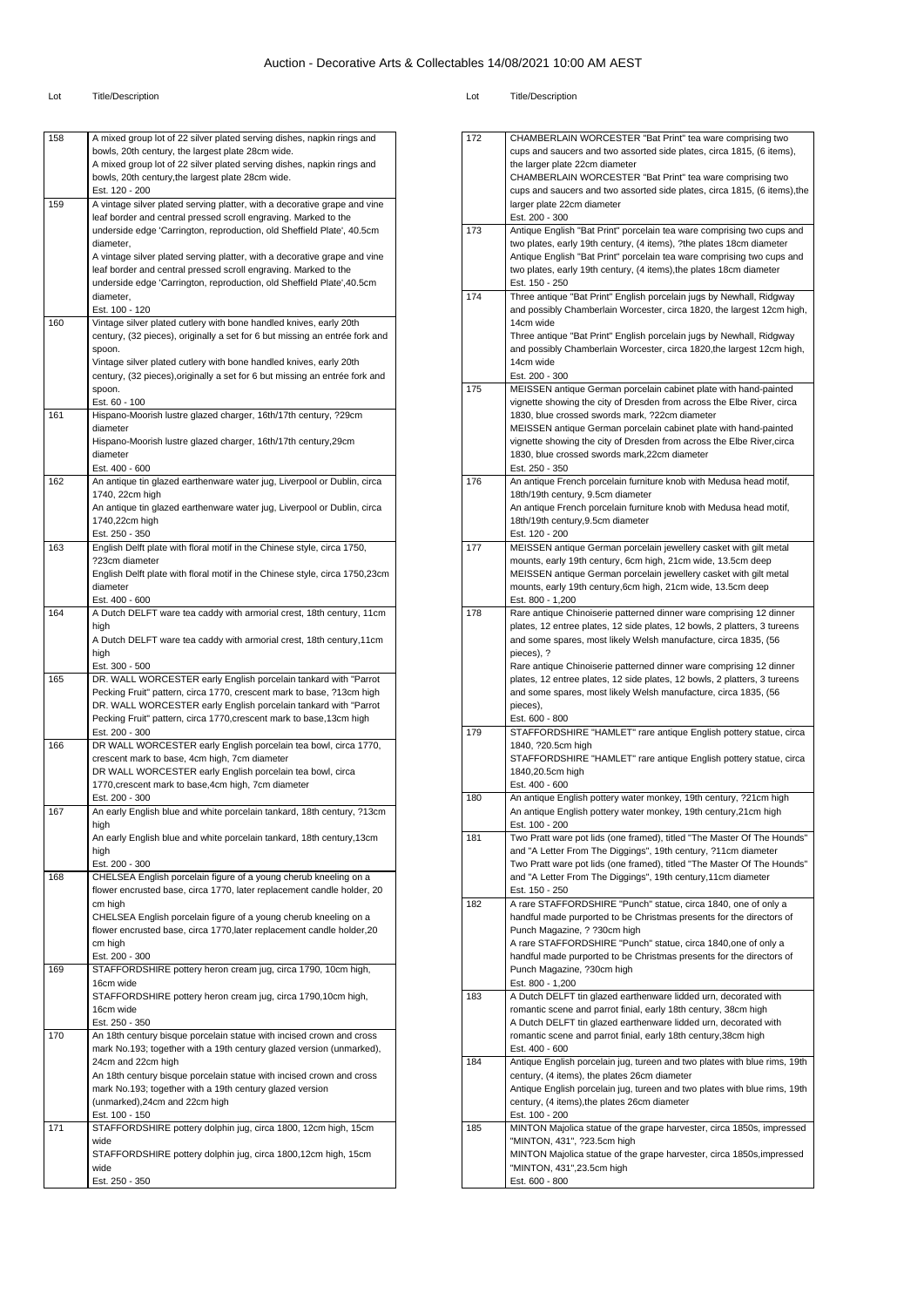# Auction - Decorative Arts & Collectables 14/08/2021 10:00 AM AEST

| Lot | Title/Description |
|---|---|
| 158 | A mixed group lot of 22 silver plated serving dishes, napkin rings and bowls, 20th century, the largest plate 28cm wide.<br>A mixed group lot of 22 silver plated serving dishes, napkin rings and bowls, 20th century,the largest plate 28cm wide.<br>Est. 120 - 200 |
| 159 | A vintage silver plated serving platter, with a decorative grape and vine leaf border and central pressed scroll engraving. Marked to the underside edge 'Carrington, reproduction, old Sheffield Plate', 40.5cm diameter,<br>A vintage silver plated serving platter, with a decorative grape and vine leaf border and central pressed scroll engraving. Marked to the underside edge 'Carrington, reproduction, old Sheffield Plate',40.5cm diameter,<br>Est. 100 - 120 |
| 160 | Vintage silver plated cutlery with bone handled knives, early 20th century, (32 pieces), originally a set for 6 but missing an entrée fork and spoon.<br>Vintage silver plated cutlery with bone handled knives, early 20th century, (32 pieces),originally a set for 6 but missing an entrée fork and spoon.<br>Est. 60 - 100 |
| 161 | Hispano-Moorish lustre glazed charger, 16th/17th century, ?29cm diameter<br>Hispano-Moorish lustre glazed charger, 16th/17th century,29cm diameter<br>Est. 400 - 600 |
| 162 | An antique tin glazed earthenware water jug, Liverpool or Dublin, circa 1740, 22cm high<br>An antique tin glazed earthenware water jug, Liverpool or Dublin, circa 1740,22cm high<br>Est. 250 - 350 |
| 163 | English Delft plate with floral motif in the Chinese style, circa 1750, ?23cm diameter<br>English Delft plate with floral motif in the Chinese style, circa 1750,23cm diameter<br>Est. 400 - 600 |
| 164 | A Dutch DELFT ware tea caddy with armorial crest, 18th century, 11cm high<br>A Dutch DELFT ware tea caddy with armorial crest, 18th century,11cm high<br>Est. 300 - 500 |
| 165 | DR. WALL WORCESTER early English porcelain tankard with "Parrot Pecking Fruit" pattern, circa 1770, crescent mark to base, ?13cm high<br>DR. WALL WORCESTER early English porcelain tankard with "Parrot Pecking Fruit" pattern, circa 1770,crescent mark to base,13cm high<br>Est. 200 - 300 |
| 166 | DR WALL WORCESTER early English porcelain tea bowl, circa 1770, crescent mark to base, 4cm high, 7cm diameter<br>DR WALL WORCESTER early English porcelain tea bowl, circa 1770,crescent mark to base,4cm high, 7cm diameter<br>Est. 200 - 300 |
| 167 | An early English blue and white porcelain tankard, 18th century, ?13cm high<br>An early English blue and white porcelain tankard, 18th century,13cm high<br>Est. 200 - 300 |
| 168 | CHELSEA English porcelain figure of a young cherub kneeling on a flower encrusted base, circa 1770, later replacement candle holder, 20 cm high<br>CHELSEA English porcelain figure of a young cherub kneeling on a flower encrusted base, circa 1770,later replacement candle holder,20 cm high<br>Est. 200 - 300 |
| 169 | STAFFORDSHIRE pottery heron cream jug, circa 1790, 10cm high, 16cm wide<br>STAFFORDSHIRE pottery heron cream jug, circa 1790,10cm high, 16cm wide<br>Est. 250 - 350 |
| 170 | An 18th century bisque porcelain statue with incised crown and cross mark No.193; together with a 19th century glazed version (unmarked), 24cm and 22cm high<br>An 18th century bisque porcelain statue with incised crown and cross mark No.193; together with a 19th century glazed version (unmarked),24cm and 22cm high<br>Est. 100 - 150 |
| 171 | STAFFORDSHIRE pottery dolphin jug, circa 1800, 12cm high, 15cm wide<br>STAFFORDSHIRE pottery dolphin jug, circa 1800,12cm high, 15cm wide<br>Est. 250 - 350 |
| 172 | CHAMBERLAIN WORCESTER "Bat Print" tea ware comprising two cups and saucers and two assorted side plates, circa 1815, (6 items), the larger plate 22cm diameter<br>CHAMBERLAIN WORCESTER "Bat Print" tea ware comprising two cups and saucers and two assorted side plates, circa 1815, (6 items),the larger plate 22cm diameter<br>Est. 200 - 300 |
| 173 | Antique English "Bat Print" porcelain tea ware comprising two cups and two plates, early 19th century, (4 items), ?the plates 18cm diameter<br>Antique English "Bat Print" porcelain tea ware comprising two cups and two plates, early 19th century, (4 items),the plates 18cm diameter<br>Est. 150 - 250 |
| 174 | Three antique "Bat Print" English porcelain jugs by Newhall, Ridgway and possibly Chamberlain Worcester, circa 1820, the largest 12cm high, 14cm wide<br>Three antique "Bat Print" English porcelain jugs by Newhall, Ridgway and possibly Chamberlain Worcester, circa 1820,the largest 12cm high, 14cm wide<br>Est. 200 - 300 |
| 175 | MEISSEN antique German porcelain cabinet plate with hand-painted vignette showing the city of Dresden from across the Elbe River, circa 1830, blue crossed swords mark, ?22cm diameter<br>MEISSEN antique German porcelain cabinet plate with hand-painted vignette showing the city of Dresden from across the Elbe River,circa 1830, blue crossed swords mark,22cm diameter<br>Est. 250 - 350 |
| 176 | An antique French porcelain furniture knob with Medusa head motif, 18th/19th century, 9.5cm diameter<br>An antique French porcelain furniture knob with Medusa head motif, 18th/19th century,9.5cm diameter<br>Est. 120 - 200 |
| 177 | MEISSEN antique German porcelain jewellery casket with gilt metal mounts, early 19th century, 6cm high, 21cm wide, 13.5cm deep<br>MEISSEN antique German porcelain jewellery casket with gilt metal mounts, early 19th century,6cm high, 21cm wide, 13.5cm deep<br>Est. 800 - 1,200 |
| 178 | Rare antique Chinoiserie patterned dinner ware comprising 12 dinner plates, 12 entree plates, 12 side plates, 12 bowls, 2 platters, 3 tureens and some spares, most likely Welsh manufacture, circa 1835, (56 pieces), ?<br>Rare antique Chinoiserie patterned dinner ware comprising 12 dinner plates, 12 entree plates, 12 side plates, 12 bowls, 2 platters, 3 tureens and some spares, most likely Welsh manufacture, circa 1835, (56 pieces),<br>Est. 600 - 800 |
| 179 | STAFFORDSHIRE "HAMLET" rare antique English pottery statue, circa 1840, ?20.5cm high<br>STAFFORDSHIRE "HAMLET" rare antique English pottery statue, circa 1840,20.5cm high<br>Est. 400 - 600 |
| 180 | An antique English pottery water monkey, 19th century, ?21cm high<br>An antique English pottery water monkey, 19th century,21cm high<br>Est. 100 - 200 |
| 181 | Two Pratt ware pot lids (one framed), titled "The Master Of The Hounds" and "A Letter From The Diggings", 19th century, ?11cm diameter<br>Two Pratt ware pot lids (one framed), titled "The Master Of The Hounds" and "A Letter From The Diggings", 19th century,11cm diameter<br>Est. 150 - 250 |
| 182 | A rare STAFFORDSHIRE "Punch" statue, circa 1840, one of only a handful made purported to be Christmas presents for the directors of Punch Magazine, ? ?30cm high<br>A rare STAFFORDSHIRE "Punch" statue, circa 1840,one of only a handful made purported to be Christmas presents for the directors of Punch Magazine, ?30cm high<br>Est. 800 - 1,200 |
| 183 | A Dutch DELFT tin glazed earthenware lidded urn, decorated with romantic scene and parrot finial, early 18th century, 38cm high<br>A Dutch DELFT tin glazed earthenware lidded urn, decorated with romantic scene and parrot finial, early 18th century,38cm high<br>Est. 400 - 600 |
| 184 | Antique English porcelain jug, tureen and two plates with blue rims, 19th century, (4 items), the plates 26cm diameter<br>Antique English porcelain jug, tureen and two plates with blue rims, 19th century, (4 items),the plates 26cm diameter<br>Est. 100 - 200 |
| 185 | MINTON Majolica statue of the grape harvester, circa 1850s, impressed "MINTON, 431", ?23.5cm high<br>MINTON Majolica statue of the grape harvester, circa 1850s,impressed "MINTON, 431",23.5cm high<br>Est. 600 - 800 |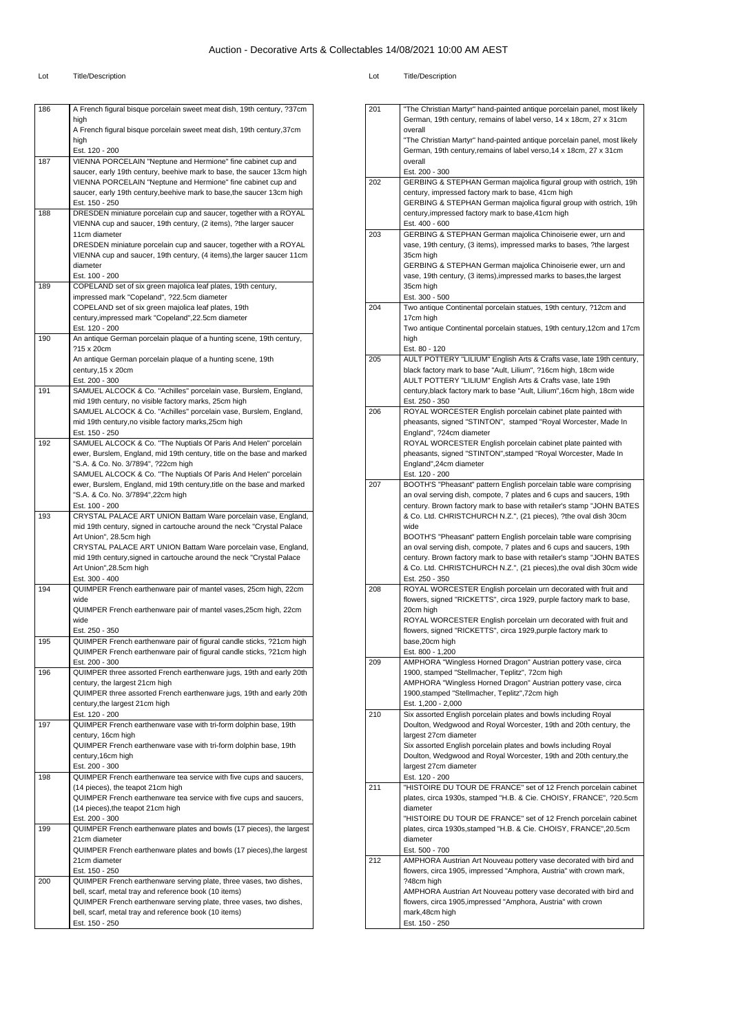# Auction - Decorative Arts & Collectables 14/08/2021 10:00 AM AEST

| Lot | Title/Description |
|---|---|
| 186 | A French figural bisque porcelain sweet meat dish, 19th century, ?37cm high<br>A French figural bisque porcelain sweet meat dish, 19th century,37cm high<br>Est. 120 - 200 |
| 187 | VIENNA PORCELAIN "Neptune and Hermione" fine cabinet cup and saucer, early 19th century, beehive mark to base, the saucer 13cm high<br>VIENNA PORCELAIN "Neptune and Hermione" fine cabinet cup and saucer, early 19th century,beehive mark to base,the saucer 13cm high<br>Est. 150 - 250 |
| 188 | DRESDEN miniature porcelain cup and saucer, together with a ROYAL VIENNA cup and saucer, 19th century, (2 items), ?the larger saucer 11cm diameter<br>DRESDEN miniature porcelain cup and saucer, together with a ROYAL VIENNA cup and saucer, 19th century, (4 items),the larger saucer 11cm diameter<br>Est. 100 - 200 |
| 189 | COPELAND set of six green majolica leaf plates, 19th century, impressed mark "Copeland", ?22.5cm diameter<br>COPELAND set of six green majolica leaf plates, 19th century,impressed mark "Copeland",22.5cm diameter<br>Est. 120 - 200 |
| 190 | An antique German porcelain plaque of a hunting scene, 19th century, ?15 x 20cm<br>An antique German porcelain plaque of a hunting scene, 19th century,15 x 20cm<br>Est. 200 - 300 |
| 191 | SAMUEL ALCOCK & Co. "Achilles" porcelain vase, Burslem, England, mid 19th century, no visible factory marks, 25cm high<br>SAMUEL ALCOCK & Co. "Achilles" porcelain vase, Burslem, England, mid 19th century,no visible factory marks,25cm high<br>Est. 150 - 250 |
| 192 | SAMUEL ALCOCK & Co. "The Nuptials Of Paris And Helen" porcelain ewer, Burslem, England, mid 19th century, title on the base and marked "S.A. & Co. No. 3/7894", ?22cm high<br>SAMUEL ALCOCK & Co. "The Nuptials Of Paris And Helen" porcelain ewer, Burslem, England, mid 19th century,title on the base and marked "S.A. & Co. No. 3/7894",22cm high<br>Est. 100 - 200 |
| 193 | CRYSTAL PALACE ART UNION Battam Ware porcelain vase, England, mid 19th century, signed in cartouche around the neck "Crystal Palace Art Union", 28.5cm high<br>CRYSTAL PALACE ART UNION Battam Ware porcelain vase, England, mid 19th century,signed in cartouche around the neck "Crystal Palace Art Union",28.5cm high<br>Est. 300 - 400 |
| 194 | QUIMPER French earthenware pair of mantel vases, 25cm high, 22cm wide<br>QUIMPER French earthenware pair of mantel vases,25cm high, 22cm wide<br>Est. 250 - 350 |
| 195 | QUIMPER French earthenware pair of figural candle sticks, ?21cm high<br>QUIMPER French earthenware pair of figural candle sticks, ?21cm high<br>Est. 200 - 300 |
| 196 | QUIMPER three assorted French earthenware jugs, 19th and early 20th century, the largest 21cm high<br>QUIMPER three assorted French earthenware jugs, 19th and early 20th century,the largest 21cm high<br>Est. 120 - 200 |
| 197 | QUIMPER French earthenware vase with tri-form dolphin base, 19th century, 16cm high<br>QUIMPER French earthenware vase with tri-form dolphin base, 19th century,16cm high<br>Est. 200 - 300 |
| 198 | QUIMPER French earthenware tea service with five cups and saucers, (14 pieces), the teapot 21cm high<br>QUIMPER French earthenware tea service with five cups and saucers, (14 pieces),the teapot 21cm high<br>Est. 200 - 300 |
| 199 | QUIMPER French earthenware plates and bowls (17 pieces), the largest 21cm diameter<br>QUIMPER French earthenware plates and bowls (17 pieces),the largest 21cm diameter<br>Est. 150 - 250 |
| 200 | QUIMPER French earthenware serving plate, three vases, two dishes, bell, scarf, metal tray and reference book (10 items)<br>QUIMPER French earthenware serving plate, three vases, two dishes, bell, scarf, metal tray and reference book (10 items)<br>Est. 150 - 250 |
| 201 | "The Christian Martyr" hand-painted antique porcelain panel, most likely German, 19th century, remains of label verso, 14 x 18cm, 27 x 31cm overall<br>"The Christian Martyr" hand-painted antique porcelain panel, most likely German, 19th century,remains of label verso,14 x 18cm, 27 x 31cm overall<br>Est. 200 - 300 |
| 202 | GERBING & STEPHAN German majolica figural group with ostrich, 19h century, impressed factory mark to base, 41cm high<br>GERBING & STEPHAN German majolica figural group with ostrich, 19h century,impressed factory mark to base,41cm high<br>Est. 400 - 600 |
| 203 | GERBING & STEPHAN German majolica Chinoiserie ewer, urn and vase, 19th century, (3 items), impressed marks to bases, ?the largest 35cm high<br>GERBING & STEPHAN German majolica Chinoiserie ewer, urn and vase, 19th century, (3 items),impressed marks to bases,the largest 35cm high<br>Est. 300 - 500 |
| 204 | Two antique Continental porcelain statues, 19th century, ?12cm and 17cm high<br>Two antique Continental porcelain statues, 19th century,12cm and 17cm high<br>Est. 80 - 120 |
| 205 | AULT POTTERY "LILIUM" English Arts & Crafts vase, late 19th century, black factory mark to base "Ault, Lilium", ?16cm high, 18cm wide<br>AULT POTTERY "LILIUM" English Arts & Crafts vase, late 19th century,black factory mark to base "Ault, Lilium",16cm high, 18cm wide<br>Est. 250 - 350 |
| 206 | ROYAL WORCESTER English porcelain cabinet plate painted with pheasants, signed "STINTON", stamped "Royal Worcester, Made In England", ?24cm diameter<br>ROYAL WORCESTER English porcelain cabinet plate painted with pheasants, signed "STINTON",stamped "Royal Worcester, Made In England",24cm diameter<br>Est. 120 - 200 |
| 207 | BOOTH'S "Pheasant" pattern English porcelain table ware comprising an oval serving dish, compote, 7 plates and 6 cups and saucers, 19th century. Brown factory mark to base with retailer's stamp "JOHN BATES & Co. Ltd. CHRISTCHURCH N.Z.", (21 pieces), ?the oval dish 30cm wide<br>BOOTH'S "Pheasant" pattern English porcelain table ware comprising an oval serving dish, compote, 7 plates and 6 cups and saucers, 19th century. Brown factory mark to base with retailer's stamp "JOHN BATES & Co. Ltd. CHRISTCHURCH N.Z.", (21 pieces),the oval dish 30cm wide<br>Est. 250 - 350 |
| 208 | ROYAL WORCESTER English porcelain urn decorated with fruit and flowers, signed "RICKETTS", circa 1929, purple factory mark to base, 20cm high<br>ROYAL WORCESTER English porcelain urn decorated with fruit and flowers, signed "RICKETTS", circa 1929,purple factory mark to base,20cm high<br>Est. 800 - 1,200 |
| 209 | AMPHORA "Wingless Horned Dragon" Austrian pottery vase, circa 1900, stamped "Stellmacher, Teplitz", 72cm high<br>AMPHORA "Wingless Horned Dragon" Austrian pottery vase, circa 1900,stamped "Stellmacher, Teplitz",72cm high<br>Est. 1,200 - 2,000 |
| 210 | Six assorted English porcelain plates and bowls including Royal Doulton, Wedgwood and Royal Worcester, 19th and 20th century, the largest 27cm diameter<br>Six assorted English porcelain plates and bowls including Royal Doulton, Wedgwood and Royal Worcester, 19th and 20th century,the largest 27cm diameter<br>Est. 120 - 200 |
| 211 | "HISTOIRE DU TOUR DE FRANCE" set of 12 French porcelain cabinet plates, circa 1930s, stamped "H.B. & Cie. CHOISY, FRANCE", ?20.5cm diameter<br>"HISTOIRE DU TOUR DE FRANCE" set of 12 French porcelain cabinet plates, circa 1930s,stamped "H.B. & Cie. CHOISY, FRANCE",20.5cm diameter<br>Est. 500 - 700 |
| 212 | AMPHORA Austrian Art Nouveau pottery vase decorated with bird and flowers, circa 1905, impressed "Amphora, Austria" with crown mark, ?48cm high<br>AMPHORA Austrian Art Nouveau pottery vase decorated with bird and flowers, circa 1905,impressed "Amphora, Austria" with crown mark,48cm high<br>Est. 150 - 250 |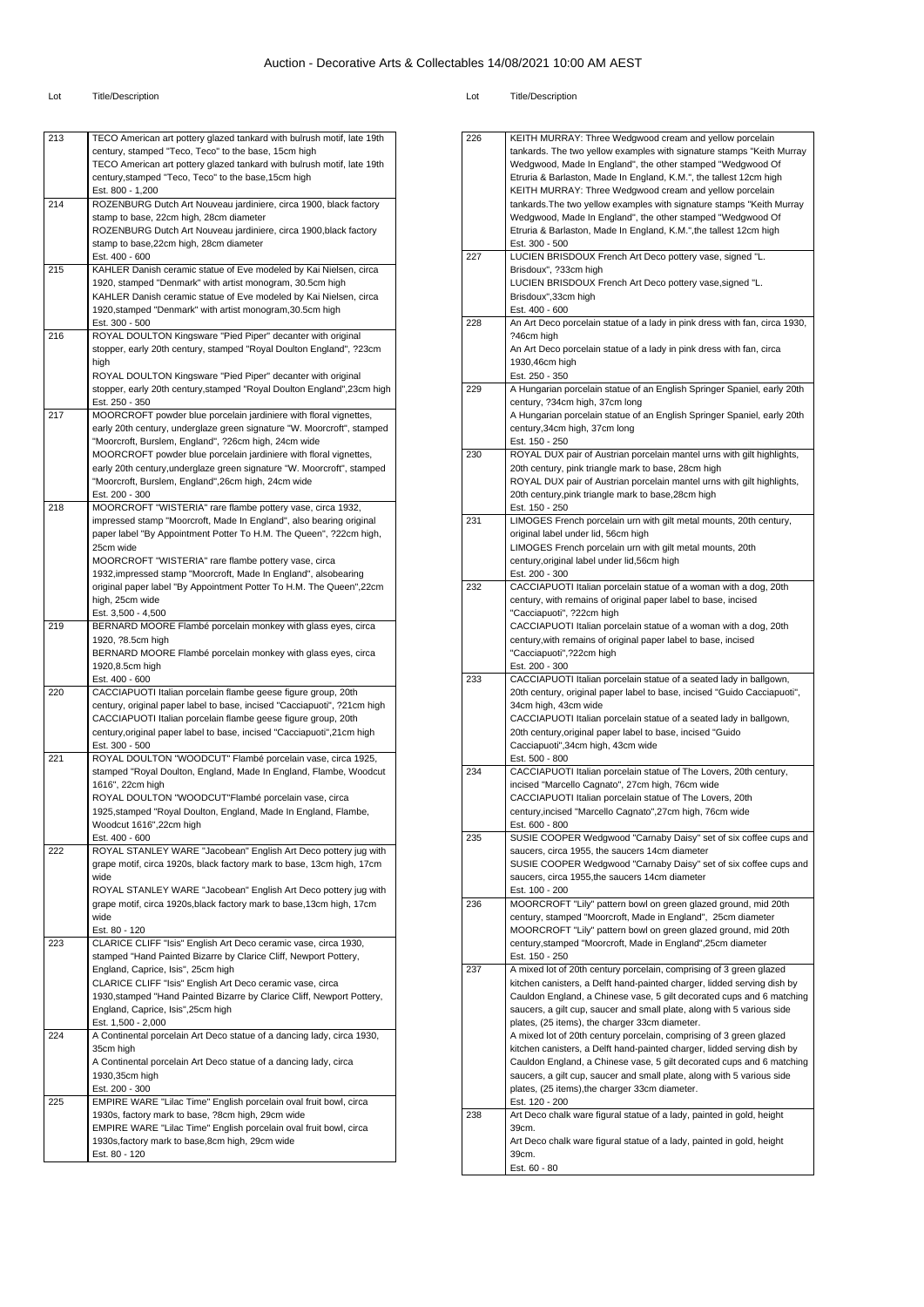# Auction - Decorative Arts & Collectables 14/08/2021 10:00 AM AEST

| Lot | Title/Description |
|---|---|
| 213 | TECO American art pottery glazed tankard with bulrush motif, late 19th century, stamped "Teco, Teco" to the base, 15cm high<br>TECO American art pottery glazed tankard with bulrush motif, late 19th century,stamped "Teco, Teco" to the base,15cm high<br>Est. 800 - 1,200 |
| 214 | ROZENBURG Dutch Art Nouveau jardiniere, circa 1900, black factory stamp to base, 22cm high, 28cm diameter<br>ROZENBURG Dutch Art Nouveau jardiniere, circa 1900,black factory stamp to base,22cm high, 28cm diameter<br>Est. 400 - 600 |
| 215 | KAHLER Danish ceramic statue of Eve modeled by Kai Nielsen, circa 1920, stamped "Denmark" with artist monogram, 30.5cm high<br>KAHLER Danish ceramic statue of Eve modeled by Kai Nielsen, circa 1920,stamped "Denmark" with artist monogram,30.5cm high<br>Est. 300 - 500 |
| 216 | ROYAL DOULTON Kingsware "Pied Piper" decanter with original stopper, early 20th century, stamped "Royal Doulton England", ?23cm high<br>ROYAL DOULTON Kingsware "Pied Piper" decanter with original stopper, early 20th century,stamped "Royal Doulton England",23cm high<br>Est. 250 - 350 |
| 217 | MOORCROFT powder blue porcelain jardiniere with floral vignettes, early 20th century, underglaze green signature "W. Moorcroft", stamped "Moorcroft, Burslem, England", ?26cm high, 24cm wide<br>MOORCROFT powder blue porcelain jardiniere with floral vignettes, early 20th century,underglaze green signature "W. Moorcroft", stamped "Moorcroft, Burslem, England",26cm high, 24cm wide<br>Est. 200 - 300 |
| 218 | MOORCROFT "WISTERIA" rare flambe pottery vase, circa 1932, impressed stamp "Moorcroft, Made In England", also bearing original paper label "By Appointment Potter To H.M. The Queen", ?22cm high, 25cm wide<br>MOORCROFT "WISTERIA" rare flambe pottery vase, circa 1932,impressed stamp "Moorcroft, Made In England", alsobearing original paper label "By Appointment Potter To H.M. The Queen",22cm high, 25cm wide<br>Est. 3,500 - 4,500 |
| 219 | BERNARD MOORE Flambé porcelain monkey with glass eyes, circa 1920, ?8.5cm high<br>BERNARD MOORE Flambé porcelain monkey with glass eyes, circa 1920,8.5cm high<br>Est. 400 - 600 |
| 220 | CACCIAPUOTI Italian porcelain flambe geese figure group, 20th century, original paper label to base, incised "Cacciapuoti", ?21cm high<br>CACCIAPUOTI Italian porcelain flambe geese figure group, 20th century,original paper label to base, incised "Cacciapuoti",21cm high<br>Est. 300 - 500 |
| 221 | ROYAL DOULTON "WOODCUT" Flambé porcelain vase, circa 1925, stamped "Royal Doulton, England, Made In England, Flambe, Woodcut 1616", 22cm high<br>ROYAL DOULTON "WOODCUT"Flambé porcelain vase, circa 1925,stamped "Royal Doulton, England, Made In England, Flambe, Woodcut 1616",22cm high<br>Est. 400 - 600 |
| 222 | ROYAL STANLEY WARE "Jacobean" English Art Deco pottery jug with grape motif, circa 1920s, black factory mark to base, 13cm high, 17cm wide<br>ROYAL STANLEY WARE "Jacobean" English Art Deco pottery jug with grape motif, circa 1920s,black factory mark to base,13cm high, 17cm wide<br>Est. 80 - 120 |
| 223 | CLARICE CLIFF "Isis" English Art Deco ceramic vase, circa 1930, stamped "Hand Painted Bizarre by Clarice Cliff, Newport Pottery, England, Caprice, Isis", 25cm high<br>CLARICE CLIFF "Isis" English Art Deco ceramic vase, circa 1930,stamped "Hand Painted Bizarre by Clarice Cliff, Newport Pottery, England, Caprice, Isis",25cm high<br>Est. 1,500 - 2,000 |
| 224 | A Continental porcelain Art Deco statue of a dancing lady, circa 1930, 35cm high<br>A Continental porcelain Art Deco statue of a dancing lady, circa 1930,35cm high<br>Est. 200 - 300 |
| 225 | EMPIRE WARE "Lilac Time" English porcelain oval fruit bowl, circa 1930s, factory mark to base, ?8cm high, 29cm wide<br>EMPIRE WARE "Lilac Time" English porcelain oval fruit bowl, circa 1930s,factory mark to base,8cm high, 29cm wide<br>Est. 80 - 120 |
| 226 | KEITH MURRAY: Three Wedgwood cream and yellow porcelain tankards. The two yellow examples with signature stamps "Keith Murray Wedgwood, Made In England", the other stamped "Wedgwood Of Etruria & Barlaston, Made In England, K.M.", the tallest 12cm high<br>KEITH MURRAY: Three Wedgwood cream and yellow porcelain tankards.The two yellow examples with signature stamps "Keith Murray Wedgwood, Made In England", the other stamped "Wedgwood Of Etruria & Barlaston, Made In England, K.M.",the tallest 12cm high<br>Est. 300 - 500 |
| 227 | LUCIEN BRISDOUX French Art Deco pottery vase, signed "L. Brisdoux", ?33cm high<br>LUCIEN BRISDOUX French Art Deco pottery vase,signed "L. Brisdoux",33cm high<br>Est. 400 - 600 |
| 228 | An Art Deco porcelain statue of a lady in pink dress with fan, circa 1930, ?46cm high<br>An Art Deco porcelain statue of a lady in pink dress with fan, circa 1930,46cm high<br>Est. 250 - 350 |
| 229 | A Hungarian porcelain statue of an English Springer Spaniel, early 20th century, ?34cm high, 37cm long<br>A Hungarian porcelain statue of an English Springer Spaniel, early 20th century,34cm high, 37cm long<br>Est. 150 - 250 |
| 230 | ROYAL DUX pair of Austrian porcelain mantel urns with gilt highlights, 20th century, pink triangle mark to base, 28cm high<br>ROYAL DUX pair of Austrian porcelain mantel urns with gilt highlights, 20th century,pink triangle mark to base,28cm high<br>Est. 150 - 250 |
| 231 | LIMOGES French porcelain urn with gilt metal mounts, 20th century, original label under lid, 56cm high<br>LIMOGES French porcelain urn with gilt metal mounts, 20th century,original label under lid,56cm high<br>Est. 200 - 300 |
| 232 | CACCIAPUOTI Italian porcelain statue of a woman with a dog, 20th century, with remains of original paper label to base, incised "Cacciapuoti", ?22cm high<br>CACCIAPUOTI Italian porcelain statue of a woman with a dog, 20th century,with remains of original paper label to base, incised "Cacciapuoti",?22cm high<br>Est. 200 - 300 |
| 233 | CACCIAPUOTI Italian porcelain statue of a seated lady in ballgown, 20th century, original paper label to base, incised "Guido Cacciapuoti", 34cm high, 43cm wide<br>CACCIAPUOTI Italian porcelain statue of a seated lady in ballgown, 20th century,original paper label to base, incised "Guido Cacciapuoti",34cm high, 43cm wide<br>Est. 500 - 800 |
| 234 | CACCIAPUOTI Italian porcelain statue of The Lovers, 20th century, incised "Marcello Cagnato", 27cm high, 76cm wide<br>CACCIAPUOTI Italian porcelain statue of The Lovers, 20th century,incised "Marcello Cagnato",27cm high, 76cm wide<br>Est. 600 - 800 |
| 235 | SUSIE COOPER Wedgwood "Carnaby Daisy" set of six coffee cups and saucers, circa 1955, the saucers 14cm diameter<br>SUSIE COOPER Wedgwood "Carnaby Daisy" set of six coffee cups and saucers, circa 1955,the saucers 14cm diameter<br>Est. 100 - 200 |
| 236 | MOORCROFT "Lily" pattern bowl on green glazed ground, mid 20th century, stamped "Moorcroft, Made in England", 25cm diameter<br>MOORCROFT "Lily" pattern bowl on green glazed ground, mid 20th century,stamped "Moorcroft, Made in England",25cm diameter<br>Est. 150 - 250 |
| 237 | A mixed lot of 20th century porcelain, comprising of 3 green glazed kitchen canisters, a Delft hand-painted charger, lidded serving dish by Cauldon England, a Chinese vase, 5 gilt decorated cups and 6 matching saucers, a gilt cup, saucer and small plate, along with 5 various side plates, (25 items), the charger 33cm diameter.<br>A mixed lot of 20th century porcelain, comprising of 3 green glazed kitchen canisters, a Delft hand-painted charger, lidded serving dish by Cauldon England, a Chinese vase, 5 gilt decorated cups and 6 matching saucers, a gilt cup, saucer and small plate, along with 5 various side plates, (25 items),the charger 33cm diameter.<br>Est. 120 - 200 |
| 238 | Art Deco chalk ware figural statue of a lady, painted in gold, height 39cm.<br>Art Deco chalk ware figural statue of a lady, painted in gold, height 39cm.<br>Est. 60 - 80 |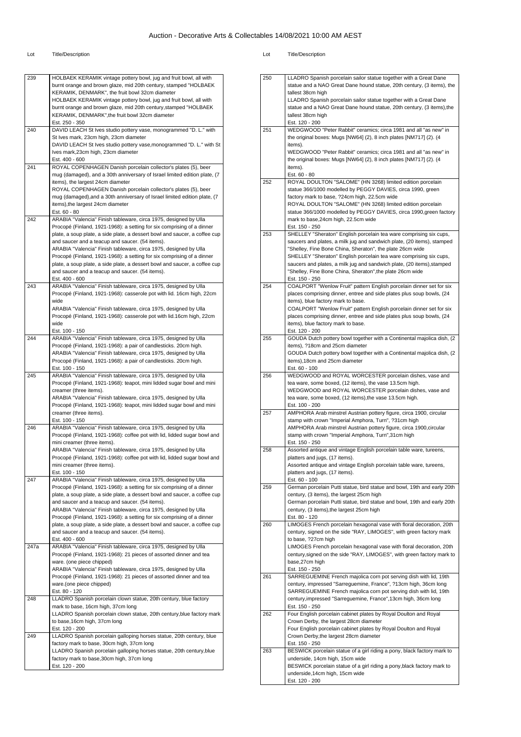# Auction - Decorative Arts & Collectables 14/08/2021 10:00 AM AEST

| Lot | Title/Description |
| --- | --- |
| 239 | HOLBAEK KERAMIK vintage pottery bowl, jug and fruit bowl, all with burnt orange and brown glaze, mid 20th century, stamped "HOLBAEK KERAMIK, DENMARK", the fruit bowl 32cm diameter<br>HOLBAEK KERAMIK vintage pottery bowl, jug and fruit bowl, all with burnt orange and brown glaze, mid 20th century,stamped "HOLBAEK KERAMIK, DENMARK",the fruit bowl 32cm diameter<br>Est. 250 - 350 |
| 240 | DAVID LEACH St Ives studio pottery vase, monogrammed "D. L." with St Ives mark, 23cm high, 23cm diameter<br>DAVID LEACH St Ives studio pottery vase,monogrammed "D. L." with St Ives mark,23cm high, 23cm diameter<br>Est. 400 - 600 |
| 241 | ROYAL COPENHAGEN Danish porcelain collector's plates (5), beer mug (damaged), and a 30th anniversary of Israel limited edition plate, (7 items), the largest 24cm diameter<br>ROYAL COPENHAGEN Danish porcelain collector's plates (5), beer mug (damaged),and a 30th anniversary of Israel limited edition plate, (7 items),the largest 24cm diameter<br>Est. 60 - 80 |
| 242 | ARABIA "Valencia" Finish tableware, circa 1975, designed by Ulla Procopé (Finland, 1921-1968): a setting for six comprising of a dinner plate, a soup plate, a side plate, a dessert bowl and saucer, a coffee cup and saucer and a teacup and saucer. (54 items).<br>ARABIA "Valencia" Finish tableware, circa 1975, designed by Ulla Procopé (Finland, 1921-1968): a setting for six comprising of a dinner plate, a soup plate, a side plate, a dessert bowl and saucer, a coffee cup and saucer and a teacup and saucer. (54 items).<br>Est. 400 - 600 |
| 243 | ARABIA "Valencia" Finish tableware, circa 1975, designed by Ulla Procopé (Finland, 1921-1968): casserole pot with lid. 16cm high, 22cm wide<br>ARABIA "Valencia" Finish tableware, circa 1975, designed by Ulla Procopé (Finland, 1921-1968): casserole pot with lid.16cm high, 22cm wide<br>Est. 100 - 150 |
| 244 | ARABIA "Valencia" Finish tableware, circa 1975, designed by Ulla Procopé (Finland, 1921-1968): a pair of candlesticks. 20cm high.<br>ARABIA "Valencia" Finish tableware, circa 1975, designed by Ulla Procopé (Finland, 1921-1968): a pair of candlesticks. 20cm high.<br>Est. 100 - 150 |
| 245 | ARABIA "Valencia" Finish tableware, circa 1975, designed by Ulla Procopé (Finland, 1921-1968): teapot, mini lidded sugar bowl and mini creamer (three items).<br>ARABIA "Valencia" Finish tableware, circa 1975, designed by Ulla Procopé (Finland, 1921-1968): teapot, mini lidded sugar bowl and mini creamer (three items).<br>Est. 100 - 150 |
| 246 | ARABIA "Valencia" Finish tableware, circa 1975, designed by Ulla Procopé (Finland, 1921-1968): coffee pot with lid, lidded sugar bowl and mini creamer (three items).<br>ARABIA "Valencia" Finish tableware, circa 1975, designed by Ulla Procopé (Finland, 1921-1968): coffee pot with lid, lidded sugar bowl and mini creamer (three items).<br>Est. 100 - 150 |
| 247 | ARABIA "Valencia" Finish tableware, circa 1975, designed by Ulla Procopé (Finland, 1921-1968): a setting for six comprising of a dinner plate, a soup plate, a side plate, a dessert bowl and saucer, a coffee cup and saucer and a teacup and saucer. (54 items).<br>ARABIA "Valencia" Finish tableware, circa 1975, designed by Ulla Procopé (Finland, 1921-1968): a setting for six comprising of a dinner plate, a soup plate, a side plate, a dessert bowl and saucer, a coffee cup and saucer and a teacup and saucer. (54 items).<br>Est. 400 - 600 |
| 247a | ARABIA "Valencia" Finish tableware, circa 1975, designed by Ulla Procopé (Finland, 1921-1968): 21 pieces of assorted dinner and tea ware. (one piece chipped)<br>ARABIA "Valencia" Finish tableware, circa 1975, designed by Ulla Procopé (Finland, 1921-1968): 21 pieces of assorted dinner and tea ware.(one piece chipped)<br>Est. 80 - 120 |
| 248 | LLADRO Spanish porcelain clown statue, 20th century, blue factory mark to base, 16cm high, 37cm long<br>LLADRO Spanish porcelain clown statue, 20th century,blue factory mark to base,16cm high, 37cm long<br>Est. 120 - 200 |
| 249 | LLADRO Spanish porcelain galloping horses statue, 20th century, blue factory mark to base, 30cm high, 37cm long<br>LLADRO Spanish porcelain galloping horses statue, 20th century,blue factory mark to base,30cm high, 37cm long<br>Est. 120 - 200 |
| 250 | LLADRO Spanish porcelain sailor statue together with a Great Dane statue and a NAO Great Dane hound statue, 20th century, (3 items), the tallest 38cm high<br>LLADRO Spanish porcelain sailor statue together with a Great Dane statue and a NAO Great Dane hound statue, 20th century, (3 items),the tallest 38cm high<br>Est. 120 - 200 |
| 251 | WEDGWOOD "Peter Rabbit" ceramics; circa 1981 and all "as new" in the original boxes: Mugs [NW64] (2), 8 inch plates [NM717] (2). (4 items).<br>WEDGWOOD "Peter Rabbit" ceramics; circa 1981 and all "as new" in the original boxes: Mugs [NW64] (2), 8 inch plates [NM717] (2). (4 items).<br>Est. 60 - 80 |
| 252 | ROYAL DOULTON "SALOME" (HN 3268) limited edition porcelain statue 366/1000 modelled by PEGGY DAVIES, circa 1990, green factory mark to base, ?24cm high, 22.5cm wide<br>ROYAL DOULTON "SALOME" (HN 3268) limited edition porcelain statue 366/1000 modelled by PEGGY DAVIES, circa 1990,green factory mark to base,24cm high, 22.5cm wide<br>Est. 150 - 250 |
| 253 | SHELLEY "Sheraton" English porcelain tea ware comprising six cups, saucers and plates, a milk jug and sandwich plate, (20 items), stamped "Shelley, Fine Bone China, Sheraton", the plate 26cm wide<br>SHELLEY "Sheraton" English porcelain tea ware comprising six cups, saucers and plates, a milk jug and sandwich plate, (20 items),stamped "Shelley, Fine Bone China, Sheraton",the plate 26cm wide<br>Est. 150 - 250 |
| 254 | COALPORT "Wenlow Fruit" pattern English porcelain dinner set for six places comprising dinner, entree and side plates plus soup bowls, (24 items), blue factory mark to base.<br>COALPORT "Wenlow Fruit" pattern English porcelain dinner set for six places comprising dinner, entree and side plates plus soup bowls, (24 items), blue factory mark to base.<br>Est. 120 - 200 |
| 255 | GOUDA Dutch pottery bowl together with a Continental majolica dish, (2 items), ?18cm and 25cm diameter<br>GOUDA Dutch pottery bowl together with a Continental majolica dish, (2 items),18cm and 25cm diameter<br>Est. 60 - 100 |
| 256 | WEDGWOOD and ROYAL WORCESTER porcelain dishes, vase and tea ware, some boxed, (12 items), the vase 13.5cm high.<br>WEDGWOOD and ROYAL WORCESTER porcelain dishes, vase and tea ware, some boxed, (12 items),the vase 13.5cm high.<br>Est. 100 - 200 |
| 257 | AMPHORA Arab minstrel Austrian pottery figure, circa 1900, circular stamp with crown "Imperial Amphora, Turn", ?31cm high<br>AMPHORA Arab minstrel Austrian pottery figure, circa 1900,circular stamp with crown "Imperial Amphora, Turn",31cm high<br>Est. 150 - 250 |
| 258 | Assorted antique and vintage English porcelain table ware, tureens, platters and jugs, (17 items).<br>Assorted antique and vintage English porcelain table ware, tureens, platters and jugs, (17 items).<br>Est. 60 - 100 |
| 259 | German porcelain Putti statue, bird statue and bowl, 19th and early 20th century, (3 items), the largest 25cm high<br>German porcelain Putti statue, bird statue and bowl, 19th and early 20th century, (3 items),the largest 25cm high<br>Est. 80 - 120 |
| 260 | LIMOGES French porcelain hexagonal vase with floral decoration, 20th century, signed on the side "RAY, LIMOGES", with green factory mark to base, ?27cm high<br>LIMOGES French porcelain hexagonal vase with floral decoration, 20th century,signed on the side "RAY, LIMOGES", with green factory mark to base,27cm high<br>Est. 150 - 250 |
| 261 | SARREGUEMINE French majolica corn pot serving dish with lid, 19th century, impressed "Sarreguemine, France", ?13cm high, 36cm long<br>SARREGUEMINE French majolica corn pot serving dish with lid, 19th century,impressed "Sarreguemine, France",13cm high, 36cm long<br>Est. 150 - 250 |
| 262 | Four English porcelain cabinet plates by Royal Doulton and Royal Crown Derby, the largest 28cm diameter<br>Four English porcelain cabinet plates by Royal Doulton and Royal Crown Derby,the largest 28cm diameter<br>Est. 150 - 250 |
| 263 | BESWICK porcelain statue of a girl riding a pony, black factory mark to underside, 14cm high, 15cm wide<br>BESWICK porcelain statue of a girl riding a pony,black factory mark to underside,14cm high, 15cm wide<br>Est. 120 - 200 |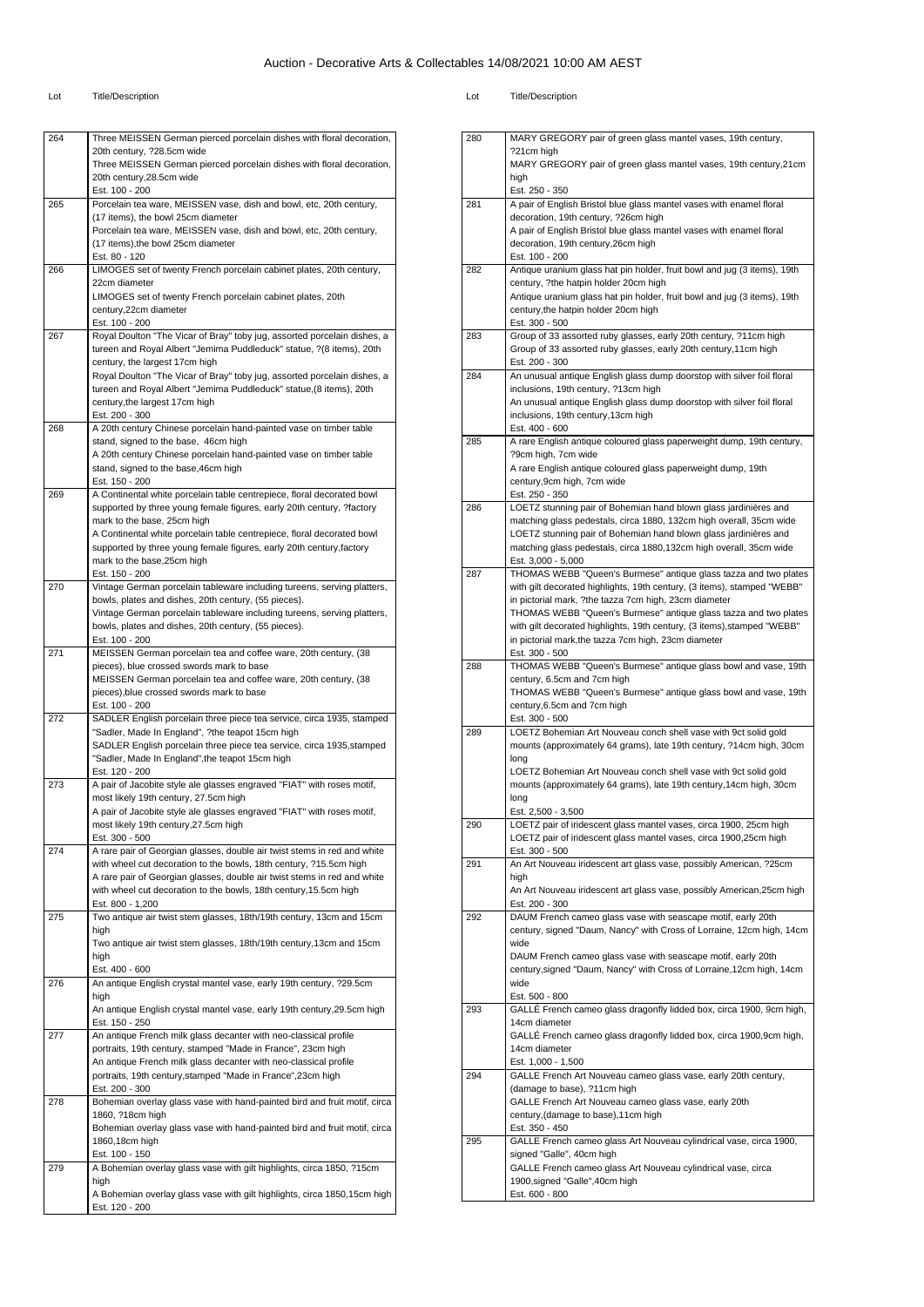# Auction - Decorative Arts & Collectables 14/08/2021 10:00 AM AEST

| Lot | Title/Description |
|---|---|
| 264 | Three MEISSEN German pierced porcelain dishes with floral decoration, 20th century, ?28.5cm wide<br>Three MEISSEN German pierced porcelain dishes with floral decoration, 20th century,28.5cm wide<br>Est. 100 - 200 |
| 265 | Porcelain tea ware, MEISSEN vase, dish and bowl, etc, 20th century, (17 items), the bowl 25cm diameter<br>Porcelain tea ware, MEISSEN vase, dish and bowl, etc, 20th century, (17 items),the bowl 25cm diameter<br>Est. 80 - 120 |
| 266 | LIMOGES set of twenty French porcelain cabinet plates, 20th century, 22cm diameter<br>LIMOGES set of twenty French porcelain cabinet plates, 20th century,22cm diameter<br>Est. 100 - 200 |
| 267 | Royal Doulton "The Vicar of Bray" toby jug, assorted porcelain dishes, a tureen and Royal Albert "Jemima Puddleduck" statue, ?(8 items), 20th century, the largest 17cm high<br>Royal Doulton "The Vicar of Bray" toby jug, assorted porcelain dishes, a tureen and Royal Albert "Jemima Puddleduck" statue,(8 items), 20th century,the largest 17cm high<br>Est. 200 - 300 |
| 268 | A 20th century Chinese porcelain hand-painted vase on timber table stand, signed to the base, 46cm high<br>A 20th century Chinese porcelain hand-painted vase on timber table stand, signed to the base,46cm high<br>Est. 150 - 200 |
| 269 | A Continental white porcelain table centrepiece, floral decorated bowl supported by three young female figures, early 20th century, ?factory mark to the base, 25cm high<br>A Continental white porcelain table centrepiece, floral decorated bowl supported by three young female figures, early 20th century,factory mark to the base,25cm high<br>Est. 150 - 200 |
| 270 | Vintage German porcelain tableware including tureens, serving platters, bowls, plates and dishes, 20th century, (55 pieces).<br>Vintage German porcelain tableware including tureens, serving platters, bowls, plates and dishes, 20th century, (55 pieces).<br>Est. 100 - 200 |
| 271 | MEISSEN German porcelain tea and coffee ware, 20th century, (38 pieces), blue crossed swords mark to base<br>MEISSEN German porcelain tea and coffee ware, 20th century, (38 pieces),blue crossed swords mark to base<br>Est. 100 - 200 |
| 272 | SADLER English porcelain three piece tea service, circa 1935, stamped "Sadler, Made In England", ?the teapot 15cm high<br>SADLER English porcelain three piece tea service, circa 1935,stamped "Sadler, Made In England",the teapot 15cm high<br>Est. 120 - 200 |
| 273 | A pair of Jacobite style ale glasses engraved "FIAT" with roses motif, most likely 19th century, 27.5cm high<br>A pair of Jacobite style ale glasses engraved "FIAT" with roses motif, most likely 19th century,27.5cm high<br>Est. 300 - 500 |
| 274 | A rare pair of Georgian glasses, double air twist stems in red and white with wheel cut decoration to the bowls, 18th century, ?15.5cm high<br>A rare pair of Georgian glasses, double air twist stems in red and white with wheel cut decoration to the bowls, 18th century,15.5cm high<br>Est. 800 - 1,200 |
| 275 | Two antique air twist stem glasses, 18th/19th century, 13cm and 15cm high<br>Two antique air twist stem glasses, 18th/19th century,13cm and 15cm high<br>Est. 400 - 600 |
| 276 | An antique English crystal mantel vase, early 19th century, ?29.5cm high<br>An antique English crystal mantel vase, early 19th century,29.5cm high<br>Est. 150 - 250 |
| 277 | An antique French milk glass decanter with neo-classical profile portraits, 19th century, stamped "Made in France", 23cm high<br>An antique French milk glass decanter with neo-classical profile portraits, 19th century,stamped "Made in France",23cm high<br>Est. 200 - 300 |
| 278 | Bohemian overlay glass vase with hand-painted bird and fruit motif, circa 1860, ?18cm high<br>Bohemian overlay glass vase with hand-painted bird and fruit motif, circa 1860,18cm high<br>Est. 100 - 150 |
| 279 | A Bohemian overlay glass vase with gilt highlights, circa 1850, ?15cm high<br>A Bohemian overlay glass vase with gilt highlights, circa 1850,15cm high<br>Est. 120 - 200 |
| 280 | MARY GREGORY pair of green glass mantel vases, 19th century, ?21cm high<br>MARY GREGORY pair of green glass mantel vases, 19th century,21cm high<br>Est. 250 - 350 |
| 281 | A pair of English Bristol blue glass mantel vases with enamel floral decoration, 19th century, ?26cm high<br>A pair of English Bristol blue glass mantel vases with enamel floral decoration, 19th century,26cm high<br>Est. 100 - 200 |
| 282 | Antique uranium glass hat pin holder, fruit bowl and jug (3 items), 19th century, ?the hatpin holder 20cm high<br>Antique uranium glass hat pin holder, fruit bowl and jug (3 items), 19th century,the hatpin holder 20cm high<br>Est. 300 - 500 |
| 283 | Group of 33 assorted ruby glasses, early 20th century, ?11cm high<br>Group of 33 assorted ruby glasses, early 20th century,11cm high<br>Est. 200 - 300 |
| 284 | An unusual antique English glass dump doorstop with silver foil floral inclusions, 19th century, ?13cm high<br>An unusual antique English glass dump doorstop with silver foil floral inclusions, 19th century,13cm high<br>Est. 400 - 600 |
| 285 | A rare English antique coloured glass paperweight dump, 19th century, ?9cm high, 7cm wide<br>A rare English antique coloured glass paperweight dump, 19th century,9cm high, 7cm wide<br>Est. 250 - 350 |
| 286 | LOETZ stunning pair of Bohemian hand blown glass jardinières and matching glass pedestals, circa 1880, 132cm high overall, 35cm wide<br>LOETZ stunning pair of Bohemian hand blown glass jardinières and matching glass pedestals, circa 1880,132cm high overall, 35cm wide<br>Est. 3,000 - 5,000 |
| 287 | THOMAS WEBB "Queen's Burmese" antique glass tazza and two plates with gilt decorated highlights, 19th century, (3 items), stamped "WEBB" in pictorial mark, ?the tazza 7cm high, 23cm diameter<br>THOMAS WEBB "Queen's Burmese" antique glass tazza and two plates with gilt decorated highlights, 19th century, (3 items),stamped "WEBB" in pictorial mark,the tazza 7cm high, 23cm diameter<br>Est. 300 - 500 |
| 288 | THOMAS WEBB "Queen's Burmese" antique glass bowl and vase, 19th century, 6.5cm and 7cm high<br>THOMAS WEBB "Queen's Burmese" antique glass bowl and vase, 19th century,6.5cm and 7cm high<br>Est. 300 - 500 |
| 289 | LOETZ Bohemian Art Nouveau conch shell vase with 9ct solid gold mounts (approximately 64 grams), late 19th century, ?14cm high, 30cm long<br>LOETZ Bohemian Art Nouveau conch shell vase with 9ct solid gold mounts (approximately 64 grams), late 19th century,14cm high, 30cm long<br>Est. 2,500 - 3,500 |
| 290 | LOETZ pair of iridescent glass mantel vases, circa 1900, 25cm high<br>LOETZ pair of iridescent glass mantel vases, circa 1900,25cm high<br>Est. 300 - 500 |
| 291 | An Art Nouveau iridescent art glass vase, possibly American, ?25cm high<br>An Art Nouveau iridescent art glass vase, possibly American,25cm high<br>Est. 200 - 300 |
| 292 | DAUM French cameo glass vase with seascape motif, early 20th century, signed "Daum, Nancy" with Cross of Lorraine, 12cm high, 14cm wide<br>DAUM French cameo glass vase with seascape motif, early 20th century,signed "Daum, Nancy" with Cross of Lorraine,12cm high, 14cm wide<br>Est. 500 - 800 |
| 293 | GALLÉ French cameo glass dragonfly lidded box, circa 1900, 9cm high, 14cm diameter<br>GALLÉ French cameo glass dragonfly lidded box, circa 1900,9cm high, 14cm diameter<br>Est. 1,000 - 1,500 |
| 294 | GALLE French Art Nouveau cameo glass vase, early 20th century, (damage to base), ?11cm high<br>GALLE French Art Nouveau cameo glass vase, early 20th century,(damage to base),11cm high<br>Est. 350 - 450 |
| 295 | GALLE French cameo glass Art Nouveau cylindrical vase, circa 1900, signed "Galle", 40cm high<br>GALLE French cameo glass Art Nouveau cylindrical vase, circa 1900,signed "Galle",40cm high<br>Est. 600 - 800 |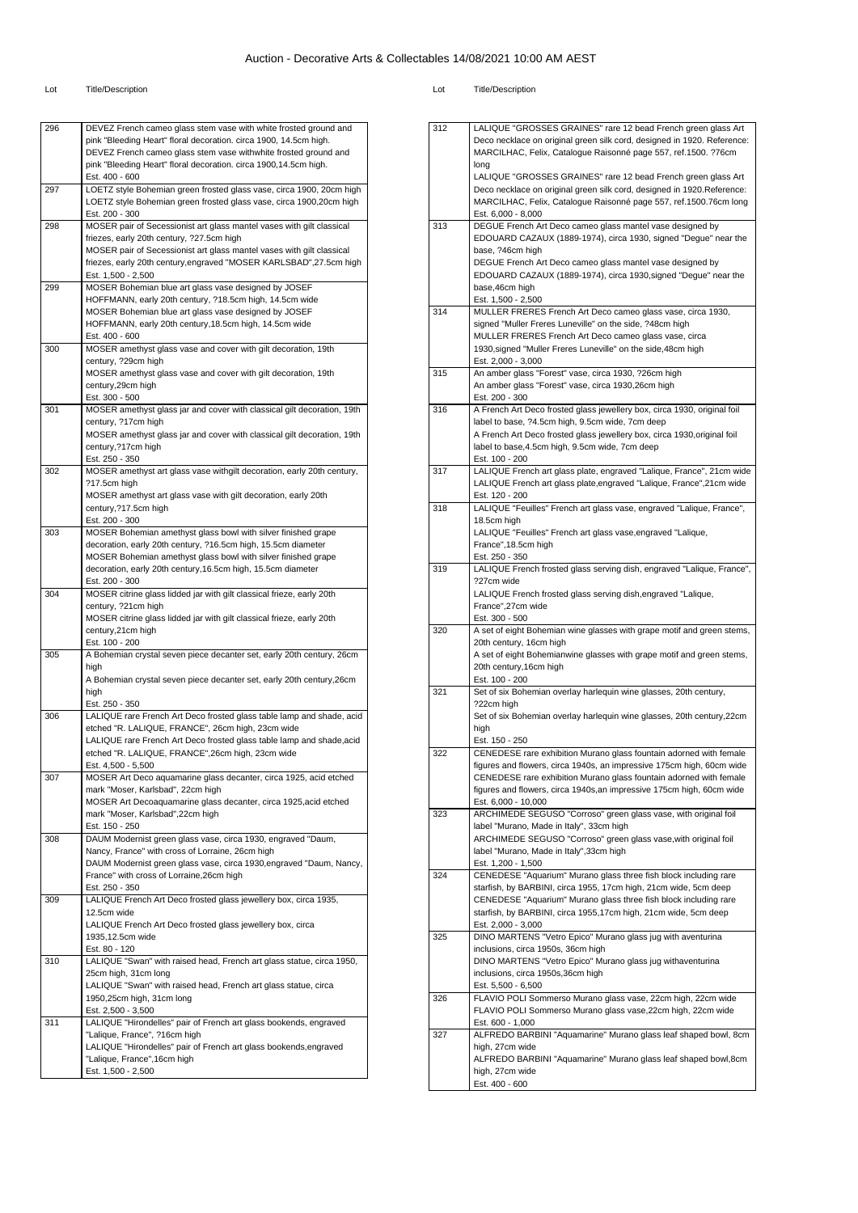| Lot | Title/Description |
|---|---|
| 296 | DEVEZ French cameo glass stem vase with white frosted ground and pink "Bleeding Heart" floral decoration. circa 1900, 14.5cm high. DEVEZ French cameo glass stem vase withwhite frosted ground and pink "Bleeding Heart" floral decoration. circa 1900,14.5cm high. Est. 400 - 600 |
| 297 | LOETZ style Bohemian green frosted glass vase, circa 1900, 20cm high LOETZ style Bohemian green frosted glass vase, circa 1900,20cm high Est. 200 - 300 |
| 298 | MOSER pair of Secessionist art glass mantel vases with gilt classical friezes, early 20th century, ?27.5cm high MOSER pair of Secessionist art glass mantel vases with gilt classical friezes, early 20th century,engraved "MOSER KARLSBAD",27.5cm high Est. 1,500 - 2,500 |
| 299 | MOSER Bohemian blue art glass vase designed by JOSEF HOFFMANN, early 20th century, ?18.5cm high, 14.5cm wide MOSER Bohemian blue art glass vase designed by JOSEF HOFFMANN, early 20th century,18.5cm high, 14.5cm wide Est. 400 - 600 |
| 300 | MOSER amethyst glass vase and cover with gilt decoration, 19th century, ?29cm high MOSER amethyst glass vase and cover with gilt decoration, 19th century,29cm high Est. 300 - 500 |
| 301 | MOSER amethyst glass jar and cover with classical gilt decoration, 19th century, ?17cm high MOSER amethyst glass jar and cover with classical gilt decoration, 19th century,?17cm high Est. 250 - 350 |
| 302 | MOSER amethyst art glass vase withgilt decoration, early 20th century, ?17.5cm high MOSER amethyst art glass vase with gilt decoration, early 20th century,?17.5cm high Est. 200 - 300 |
| 303 | MOSER Bohemian amethyst glass bowl with silver finished grape decoration, early 20th century, ?16.5cm high, 15.5cm diameter MOSER Bohemian amethyst glass bowl with silver finished grape decoration, early 20th century,16.5cm high, 15.5cm diameter Est. 200 - 300 |
| 304 | MOSER citrine glass lidded jar with gilt classical frieze, early 20th century, ?21cm high MOSER citrine glass lidded jar with gilt classical frieze, early 20th century,21cm high Est. 100 - 200 |
| 305 | A Bohemian crystal seven piece decanter set, early 20th century, 26cm high A Bohemian crystal seven piece decanter set, early 20th century,26cm high Est. 250 - 350 |
| 306 | LALIQUE rare French Art Deco frosted glass table lamp and shade, acid etched "R. LALIQUE, FRANCE", 26cm high, 23cm wide LALIQUE rare French Art Deco frosted glass table lamp and shade,acid etched "R. LALIQUE, FRANCE",26cm high, 23cm wide Est. 4,500 - 5,500 |
| 307 | MOSER Art Deco aquamarine glass decanter, circa 1925, acid etched mark "Moser, Karlsbad", 22cm high MOSER Art Decoaquamarine glass decanter, circa 1925,acid etched mark "Moser, Karlsbad",22cm high Est. 150 - 250 |
| 308 | DAUM Modernist green glass vase, circa 1930, engraved "Daum, Nancy, France" with cross of Lorraine, 26cm high DAUM Modernist green glass vase, circa 1930,engraved "Daum, Nancy, France" with cross of Lorraine,26cm high Est. 250 - 350 |
| 309 | LALIQUE French Art Deco frosted glass jewellery box, circa 1935, 12.5cm wide LALIQUE French Art Deco frosted glass jewellery box, circa 1935,12.5cm wide Est. 80 - 120 |
| 310 | LALIQUE "Swan" with raised head, French art glass statue, circa 1950, 25cm high, 31cm long LALIQUE "Swan" with raised head, French art glass statue, circa 1950,25cm high, 31cm long Est. 2,500 - 3,500 |
| 311 | LALIQUE "Hirondelles" pair of French art glass bookends, engraved "Lalique, France", ?16cm high LALIQUE "Hirondelles" pair of French art glass bookends,engraved "Lalique, France",16cm high Est. 1,500 - 2,500 |
| 312 | LALIQUE "GROSSES GRAINES" rare 12 bead French green glass Art Deco necklace on original green silk cord, designed in 1920. Reference: MARCILHAC, Felix, Catalogue Raisonné page 557, ref.1500. ?76cm long LALIQUE "GROSSES GRAINES" rare 12 bead French green glass Art Deco necklace on original green silk cord, designed in 1920.Reference: MARCILHAC, Felix, Catalogue Raisonné page 557, ref.1500.76cm long Est. 6,000 - 8,000 |
| 313 | DEGUE French Art Deco cameo glass mantel vase designed by EDOUARD CAZAUX (1889-1974), circa 1930, signed "Degue" near the base, ?46cm high DEGUE French Art Deco cameo glass mantel vase designed by EDOUARD CAZAUX (1889-1974), circa 1930,signed "Degue" near the base,46cm high Est. 1,500 - 2,500 |
| 314 | MULLER FRERES French Art Deco cameo glass vase, circa 1930, signed "Muller Freres Luneville" on the side, ?48cm high MULLER FRERES French Art Deco cameo glass vase, circa 1930,signed "Muller Freres Luneville" on the side,48cm high Est. 2,000 - 3,000 |
| 315 | An amber glass "Forest" vase, circa 1930, ?26cm high An amber glass "Forest" vase, circa 1930,26cm high Est. 200 - 300 |
| 316 | A French Art Deco frosted glass jewellery box, circa 1930, original foil label to base, ?4.5cm high, 9.5cm wide, 7cm deep A French Art Deco frosted glass jewellery box, circa 1930,original foil label to base,4.5cm high, 9.5cm wide, 7cm deep Est. 100 - 200 |
| 317 | LALIQUE French art glass plate, engraved "Lalique, France", 21cm wide LALIQUE French art glass plate,engraved "Lalique, France",21cm wide Est. 120 - 200 |
| 318 | LALIQUE "Feuilles" French art glass vase, engraved "Lalique, France", 18.5cm high LALIQUE "Feuilles" French art glass vase,engraved "Lalique, France",18.5cm high Est. 250 - 350 |
| 319 | LALIQUE French frosted glass serving dish, engraved "Lalique, France", ?27cm wide LALIQUE French frosted glass serving dish,engraved "Lalique, France",27cm wide Est. 300 - 500 |
| 320 | A set of eight Bohemian wine glasses with grape motif and green stems, 20th century, 16cm high A set of eight Bohemianwine glasses with grape motif and green stems, 20th century,16cm high Est. 100 - 200 |
| 321 | Set of six Bohemian overlay harlequin wine glasses, 20th century, ?22cm high Set of six Bohemian overlay harlequin wine glasses, 20th century,22cm high Est. 150 - 250 |
| 322 | CENEDESE rare exhibition Murano glass fountain adorned with female figures and flowers, circa 1940s, an impressive 175cm high, 60cm wide CENEDESE rare exhibition Murano glass fountain adorned with female figures and flowers, circa 1940s,an impressive 175cm high, 60cm wide Est. 6,000 - 10,000 |
| 323 | ARCHIMEDE SEGUSO "Corroso" green glass vase, with original foil label "Murano, Made in Italy", 33cm high ARCHIMEDE SEGUSO "Corroso" green glass vase,with original foil label "Murano, Made in Italy",33cm high Est. 1,200 - 1,500 |
| 324 | CENEDESE "Aquarium" Murano glass three fish block including rare starfish, by BARBINI, circa 1955, 17cm high, 21cm wide, 5cm deep CENEDESE "Aquarium" Murano glass three fish block including rare starfish, by BARBINI, circa 1955,17cm high, 21cm wide, 5cm deep Est. 2,000 - 3,000 |
| 325 | DINO MARTENS "Vetro Epico" Murano glass jug with aventurina inclusions, circa 1950s, 36cm high DINO MARTENS "Vetro Epico" Murano glass jug withaventurina inclusions, circa 1950s,36cm high Est. 5,500 - 6,500 |
| 326 | FLAVIO POLI Sommerso Murano glass vase, 22cm high, 22cm wide FLAVIO POLI Sommerso Murano glass vase,22cm high, 22cm wide Est. 600 - 1,000 |
| 327 | ALFREDO BARBINI "Aquamarine" Murano glass leaf shaped bowl, 8cm high, 27cm wide ALFREDO BARBINI "Aquamarine" Murano glass leaf shaped bowl,8cm high, 27cm wide Est. 400 - 600 |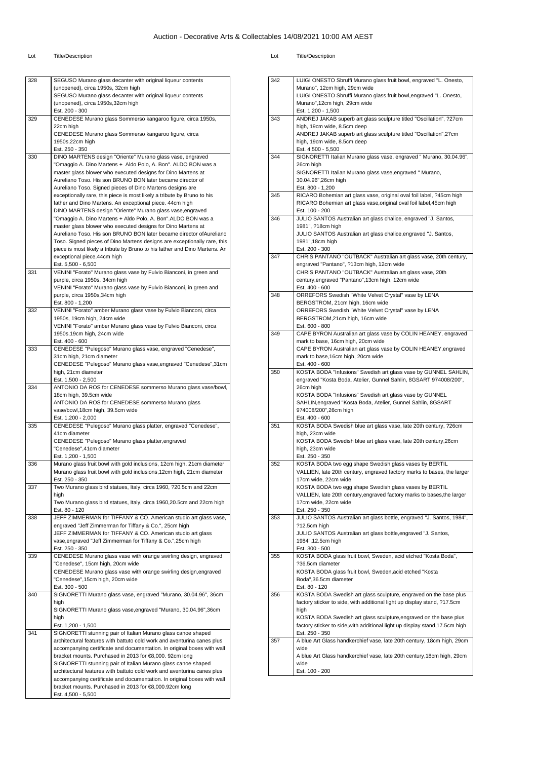# Auction - Decorative Arts & Collectables 14/08/2021 10:00 AM AEST

| Lot | Title/Description |
| --- | --- |
| 328 | SEGUSO Murano glass decanter with original liqueur contents (unopened), circa 1950s, 32cm high<br>SEGUSO Murano glass decanter with original liqueur contents (unopened), circa 1950s,32cm high<br>Est. 200 - 300 |
| 329 | CENEDESE Murano glass Sommerso kangaroo figure, circa 1950s, 22cm high<br>CENEDESE Murano glass Sommerso kangaroo figure, circa 1950s,22cm high<br>Est. 250 - 350 |
| 330 | DINO MARTENS design "Oriente" Murano glass vase, engraved "Omaggio A. Dino Martens + Aldo Polo, A. Bon". ALDO BON was a master glass blower who executed designs for Dino Martens at Aureliano Toso. His son BRUNO BON later became director of Aureliano Toso. Signed pieces of Dino Martens designs are exceptionally rare, this piece is most likely a tribute by Bruno to his father and Dino Martens. An exceptional piece. 44cm high<br>DINO MARTENS design "Oriente" Murano glass vase,engraved "Omaggio A. Dino Martens + Aldo Polo, A. Bon".ALDO BON was a master glass blower who executed designs for Dino Martens at Aureliano Toso. His son BRUNO BON later became director ofAureliano Toso. Signed pieces of Dino Martens designs are exceptionally rare, this piece is most likely a tribute by Bruno to his father and Dino Martens. An exceptional piece.44cm high<br>Est. 5,500 - 6,500 |
| 331 | VENINI "Forato" Murano glass vase by Fulvio Bianconi, in green and purple, circa 1950s, 34cm high<br>VENINI "Forato" Murano glass vase by Fulvio Bianconi, in green and purple, circa 1950s,34cm high<br>Est. 800 - 1,200 |
| 332 | VENINI "Forato" amber Murano glass vase by Fulvio Bianconi, circa 1950s, 19cm high, 24cm wide<br>VENINI "Forato" amber Murano glass vase by Fulvio Bianconi, circa 1950s,19cm high, 24cm wide<br>Est. 400 - 600 |
| 333 | CENEDESE "Pulegoso" Murano glass vase, engraved "Cenedese", 31cm high, 21cm diameter<br>CENEDESE "Pulegoso" Murano glass vase,engraved "Cenedese",31cm high, 21cm diameter<br>Est. 1,500 - 2,500 |
| 334 | ANTONIO DA ROS for CENEDESE sommerso Murano glass vase/bowl, 18cm high, 39.5cm wide<br>ANTONIO DA ROS for CENEDESE sommerso Murano glass vase/bowl,18cm high, 39.5cm wide<br>Est. 1,200 - 2,000 |
| 335 | CENEDESE "Pulegoso" Murano glass platter, engraved "Cenedese", 41cm diameter<br>CENEDESE "Pulegoso" Murano glass platter,engraved "Cenedese",41cm diameter<br>Est. 1,200 - 1,500 |
| 336 | Murano glass fruit bowl with gold inclusions, 12cm high, 21cm diameter<br>Murano glass fruit bowl with gold inclusions,12cm high, 21cm diameter<br>Est. 250 - 350 |
| 337 | Two Murano glass bird statues, Italy, circa 1960, ?20.5cm and 22cm high<br>Two Murano glass bird statues, Italy, circa 1960,20.5cm and 22cm high<br>Est. 80 - 120 |
| 338 | JEFF ZIMMERMAN for TIFFANY & CO. American studio art glass vase, engraved "Jeff Zimmerman for Tiffany & Co.", 25cm high<br>JEFF ZIMMERMAN for TIFFANY & CO. American studio art glass vase,engraved "Jeff Zimmerman for Tiffany & Co.",25cm high<br>Est. 250 - 350 |
| 339 | CENEDESE Murano glass vase with orange swirling design, engraved "Cenedese", 15cm high, 20cm wide<br>CENEDESE Murano glass vase with orange swirling design,engraved "Cenedese",15cm high, 20cm wide<br>Est. 300 - 500 |
| 340 | SIGNORETTI Murano glass vase, engraved "Murano, 30.04.96", 36cm high<br>SIGNORETTI Murano glass vase,engraved "Murano, 30.04.96",36cm high<br>Est. 1,200 - 1,500 |
| 341 | SIGNORETTI stunning pair of Italian Murano glass canoe shaped architectural features with battuto cold work and aventurina canes plus accompanying certificate and documentation. In original boxes with wall bracket mounts. Purchased in 2013 for €8,000. 92cm long<br>SIGNORETTI stunning pair of Italian Murano glass canoe shaped architectural features with battuto cold work and aventurina canes plus accompanying certificate and documentation. In original boxes with wall bracket mounts. Purchased in 2013 for €8,000.92cm long<br>Est. 4,500 - 5,500 |
| 342 | LUIGI ONESTO Sbruffi Murano glass fruit bowl, engraved "L. Onesto, Murano", 12cm high, 29cm wide<br>LUIGI ONESTO Sbruffi Murano glass fruit bowl,engraved "L. Onesto, Murano",12cm high, 29cm wide<br>Est. 1,200 - 1,500 |
| 343 | ANDREJ JAKAB superb art glass sculpture titled "Oscillation", ?27cm high, 19cm wide, 8.5cm deep<br>ANDREJ JAKAB superb art glass sculpture titled "Oscillation",27cm high, 19cm wide, 8.5cm deep<br>Est. 4,500 - 5,500 |
| 344 | SIGNORETTI Italian Murano glass vase, engraved " Murano, 30.04.96", 26cm high<br>SIGNORETTI Italian Murano glass vase,engraved " Murano, 30.04.96",26cm high<br>Est. 800 - 1,200 |
| 345 | RICARO Bohemian art glass vase, original oval foil label, ?45cm high<br>RICARO Bohemian art glass vase,original oval foil label,45cm high<br>Est. 100 - 200 |
| 346 | JULIO SANTOS Australian art glass chalice, engraved "J. Santos, 1981", ?18cm high<br>JULIO SANTOS Australian art glass chalice,engraved "J. Santos, 1981",18cm high<br>Est. 200 - 300 |
| 347 | CHRIS PANTANO "OUTBACK" Australian art glass vase, 20th century, engraved "Pantano", ?13cm high, 12cm wide<br>CHRIS PANTANO "OUTBACK" Australian art glass vase, 20th century,engraved "Pantano",13cm high, 12cm wide<br>Est. 400 - 600 |
| 348 | ORREFORS Swedish "White Velvet Crystal" vase by LENA BERGSTROM, 21cm high, 16cm wide<br>ORREFORS Swedish "White Velvet Crystal" vase by LENA BERGSTROM,21cm high, 16cm wide<br>Est. 600 - 800 |
| 349 | CAPE BYRON Australian art glass vase by COLIN HEANEY, engraved mark to base, 16cm high, 20cm wide<br>CAPE BYRON Australian art glass vase by COLIN HEANEY,engraved mark to base,16cm high, 20cm wide<br>Est. 400 - 600 |
| 350 | KOSTA BODA "Infusions" Swedish art glass vase by GUNNEL SAHLIN, engraved "Kosta Boda, Atelier, Gunnel Sahlin, 8GSART 974008/200", 26cm high<br>KOSTA BODA "Infusions" Swedish art glass vase by GUNNEL SAHLIN,engraved "Kosta Boda, Atelier, Gunnel Sahlin, 8GSART 974008/200",26cm high<br>Est. 400 - 600 |
| 351 | KOSTA BODA Swedish blue art glass vase, late 20th century, ?26cm high, 23cm wide<br>KOSTA BODA Swedish blue art glass vase, late 20th century,26cm high, 23cm wide<br>Est. 250 - 350 |
| 352 | KOSTA BODA two egg shape Swedish glass vases by BERTIL VALLIEN, late 20th century, engraved factory marks to bases, the larger 17cm wide, 22cm wide<br>KOSTA BODA two egg shape Swedish glass vases by BERTIL VALLIEN, late 20th century,engraved factory marks to bases,the larger 17cm wide, 22cm wide<br>Est. 250 - 350 |
| 353 | JULIO SANTOS Australian art glass bottle, engraved "J. Santos, 1984", ?12.5cm high<br>JULIO SANTOS Australian art glass bottle,engraved "J. Santos, 1984",12.5cm high<br>Est. 300 - 500 |
| 355 | KOSTA BODA glass fruit bowl, Sweden, acid etched "Kosta Boda", ?36.5cm diameter<br>KOSTA BODA glass fruit bowl, Sweden,acid etched "Kosta Boda",36.5cm diameter<br>Est. 80 - 120 |
| 356 | KOSTA BODA Swedish art glass sculpture, engraved on the base plus factory sticker to side, with additional light up display stand, ?17.5cm high<br>KOSTA BODA Swedish art glass sculpture,engraved on the base plus factory sticker to side,with additional light up display stand,17.5cm high<br>Est. 250 - 350 |
| 357 | A blue Art Glass handkerchief vase, late 20th century, 18cm high, 29cm wide<br>A blue Art Glass handkerchief vase, late 20th century,18cm high, 29cm wide<br>Est. 100 - 200 |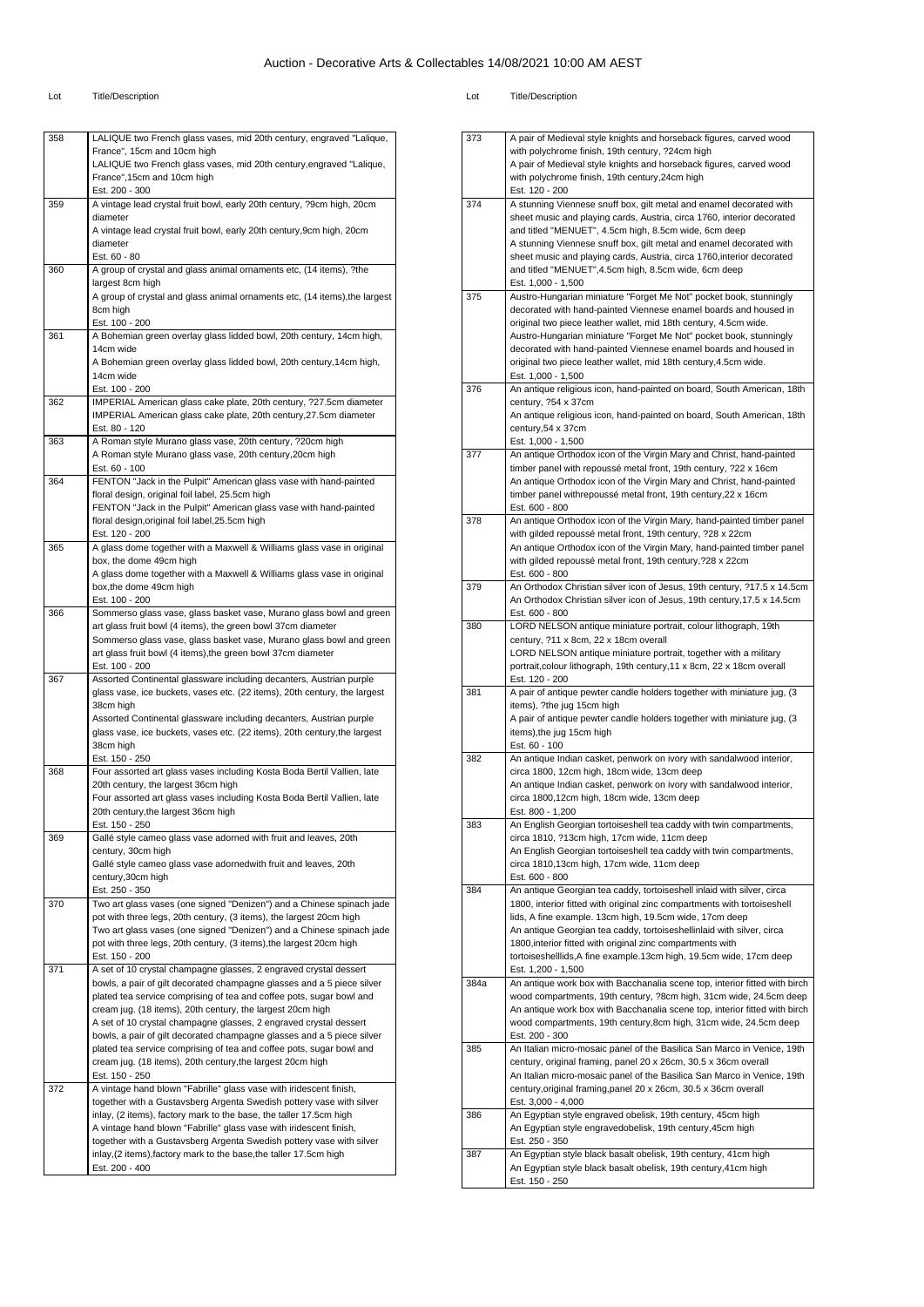| Lot | Title/Description |
|---|---|
| 358 | LALIQUE two French glass vases, mid 20th century, engraved "Lalique, France", 15cm and 10cm high<br>LALIQUE two French glass vases, mid 20th century,engraved "Lalique, France",15cm and 10cm high<br>Est. 200 - 300 |
| 359 | A vintage lead crystal fruit bowl, early 20th century, ?9cm high, 20cm diameter<br>A vintage lead crystal fruit bowl, early 20th century,9cm high, 20cm diameter<br>Est. 60 - 80 |
| 360 | A group of crystal and glass animal ornaments etc, (14 items), ?the largest 8cm high<br>A group of crystal and glass animal ornaments etc, (14 items),the largest 8cm high<br>Est. 100 - 200 |
| 361 | A Bohemian green overlay glass lidded bowl, 20th century, 14cm high, 14cm wide<br>A Bohemian green overlay glass lidded bowl, 20th century,14cm high, 14cm wide<br>Est. 100 - 200 |
| 362 | IMPERIAL American glass cake plate, 20th century, ?27.5cm diameter<br>IMPERIAL American glass cake plate, 20th century,27.5cm diameter<br>Est. 80 - 120 |
| 363 | A Roman style Murano glass vase, 20th century, ?20cm high<br>A Roman style Murano glass vase, 20th century,20cm high<br>Est. 60 - 100 |
| 364 | FENTON "Jack in the Pulpit" American glass vase with hand-painted floral design, original foil label, 25.5cm high<br>FENTON "Jack in the Pulpit" American glass vase with hand-painted floral design,original foil label,25.5cm high<br>Est. 120 - 200 |
| 365 | A glass dome together with a Maxwell & Williams glass vase in original box, the dome 49cm high<br>A glass dome together with a Maxwell & Williams glass vase in original box,the dome 49cm high<br>Est. 100 - 200 |
| 366 | Sommerso glass vase, glass basket vase, Murano glass bowl and green art glass fruit bowl (4 items), the green bowl 37cm diameter<br>Sommerso glass vase, glass basket vase, Murano glass bowl and green art glass fruit bowl (4 items),the green bowl 37cm diameter<br>Est. 100 - 200 |
| 367 | Assorted Continental glassware including decanters, Austrian purple glass vase, ice buckets, vases etc. (22 items), 20th century, the largest 38cm high<br>Assorted Continental glassware including decanters, Austrian purple glass vase, ice buckets, vases etc. (22 items), 20th century,the largest 38cm high<br>Est. 150 - 250 |
| 368 | Four assorted art glass vases including Kosta Boda Bertil Vallien, late 20th century, the largest 36cm high<br>Four assorted art glass vases including Kosta Boda Bertil Vallien, late 20th century,the largest 36cm high<br>Est. 150 - 250 |
| 369 | Gallé style cameo glass vase adorned with fruit and leaves, 20th century, 30cm high<br>Gallé style cameo glass vase adornedwith fruit and leaves, 20th century,30cm high<br>Est. 250 - 350 |
| 370 | Two art glass vases (one signed "Denizen") and a Chinese spinach jade pot with three legs, 20th century, (3 items), the largest 20cm high<br>Two art glass vases (one signed "Denizen") and a Chinese spinach jade pot with three legs, 20th century, (3 items),the largest 20cm high<br>Est. 150 - 200 |
| 371 | A set of 10 crystal champagne glasses, 2 engraved crystal dessert bowls, a pair of gilt decorated champagne glasses and a 5 piece silver plated tea service comprising of tea and coffee pots, sugar bowl and cream jug. (18 items), 20th century, the largest 20cm high<br>A set of 10 crystal champagne glasses, 2 engraved crystal dessert bowls, a pair of gilt decorated champagne glasses and a 5 piece silver plated tea service comprising of tea and coffee pots, sugar bowl and cream jug. (18 items), 20th century,the largest 20cm high<br>Est. 150 - 250 |
| 372 | A vintage hand blown "Fabrille" glass vase with iridescent finish, together with a Gustavsberg Argenta Swedish pottery vase with silver inlay, (2 items), factory mark to the base, the taller 17.5cm high<br>A vintage hand blown "Fabrille" glass vase with iridescent finish, together with a Gustavsberg Argenta Swedish pottery vase with silver inlay,(2 items),factory mark to the base,the taller 17.5cm high<br>Est. 200 - 400 |
| 373 | A pair of Medieval style knights and horseback figures, carved wood with polychrome finish, 19th century, ?24cm high<br>A pair of Medieval style knights and horseback figures, carved wood with polychrome finish, 19th century,24cm high<br>Est. 120 - 200 |
| 374 | A stunning Viennese snuff box, gilt metal and enamel decorated with sheet music and playing cards, Austria, circa 1760, interior decorated and titled "MENUET", 4.5cm high, 8.5cm wide, 6cm deep<br>A stunning Viennese snuff box, gilt metal and enamel decorated with sheet music and playing cards, Austria, circa 1760,interior decorated and titled "MENUET",4.5cm high, 8.5cm wide, 6cm deep<br>Est. 1,000 - 1,500 |
| 375 | Austro-Hungarian miniature "Forget Me Not" pocket book, stunningly decorated with hand-painted Viennese enamel boards and housed in original two piece leather wallet, mid 18th century, 4.5cm wide.<br>Austro-Hungarian miniature "Forget Me Not" pocket book, stunningly decorated with hand-painted Viennese enamel boards and housed in original two piece leather wallet, mid 18th century,4.5cm wide.<br>Est. 1,000 - 1,500 |
| 376 | An antique religious icon, hand-painted on board, South American, 18th century, ?54 x 37cm<br>An antique religious icon, hand-painted on board, South American, 18th century,54 x 37cm<br>Est. 1,000 - 1,500 |
| 377 | An antique Orthodox icon of the Virgin Mary and Christ, hand-painted timber panel with repoussé metal front, 19th century, ?22 x 16cm<br>An antique Orthodox icon of the Virgin Mary and Christ, hand-painted timber panel with threpoussé metal front, 19th century,22 x 16cm<br>Est. 600 - 800 |
| 378 | An antique Orthodox icon of the Virgin Mary, hand-painted timber panel with gilded repoussé metal front, 19th century, ?28 x 22cm<br>An antique Orthodox icon of the Virgin Mary, hand-painted timber panel with gilded repoussé metal front, 19th century,?28 x 22cm<br>Est. 600 - 800 |
| 379 | An Orthodox Christian silver icon of Jesus, 19th century, ?17.5 x 14.5cm<br>An Orthodox Christian silver icon of Jesus, 19th century,17.5 x 14.5cm<br>Est. 600 - 800 |
| 380 | LORD NELSON antique miniature portrait, colour lithograph, 19th century, ?11 x 8cm, 22 x 18cm overall<br>LORD NELSON antique miniature portrait, together with a military portrait,colour lithograph, 19th century,11 x 8cm, 22 x 18cm overall<br>Est. 120 - 200 |
| 381 | A pair of antique pewter candle holders together with miniature jug, (3 items), ?the jug 15cm high<br>A pair of antique pewter candle holders together with miniature jug, (3 items),the jug 15cm high<br>Est. 60 - 100 |
| 382 | An antique Indian casket, penwork on ivory with sandalwood interior, circa 1800, 12cm high, 18cm wide, 13cm deep<br>An antique Indian casket, penwork on ivory with sandalwood interior, circa 1800,12cm high, 18cm wide, 13cm deep<br>Est. 800 - 1,200 |
| 383 | An English Georgian tortoiseshell tea caddy with twin compartments, circa 1810, ?13cm high, 17cm wide, 11cm deep<br>An English Georgian tortoiseshell tea caddy with twin compartments, circa 1810,13cm high, 17cm wide, 11cm deep<br>Est. 600 - 800 |
| 384 | An antique Georgian tea caddy, tortoiseshell inlaid with silver, circa 1800, interior fitted with original zinc compartments with tortoiseshell lids, A fine example. 13cm high, 19.5cm wide, 17cm deep<br>An antique Georgian tea caddy, tortoiseshellinlaid with silver, circa 1800,interior fitted with original zinc compartments with tortoiseshelllids,A fine example.13cm high, 19.5cm wide, 17cm deep<br>Est. 1,200 - 1,500 |
| 384a | An antique work box with Bacchanalia scene top, interior fitted with birch wood compartments, 19th century, ?8cm high, 31cm wide, 24.5cm deep<br>An antique work box with Bacchanalia scene top, interior fitted with birch wood compartments, 19th century,8cm high, 31cm wide, 24.5cm deep<br>Est. 200 - 300 |
| 385 | An Italian micro-mosaic panel of the Basilica San Marco in Venice, 19th century, original framing, panel 20 x 26cm, 30.5 x 36cm overall<br>An Italian micro-mosaic panel of the Basilica San Marco in Venice, 19th century,original framing,panel 20 x 26cm, 30.5 x 36cm overall<br>Est. 3,000 - 4,000 |
| 386 | An Egyptian style engraved obelisk, 19th century, 45cm high<br>An Egyptian style engravedobelisk, 19th century,45cm high<br>Est. 250 - 350 |
| 387 | An Egyptian style black basalt obelisk, 19th century, 41cm high<br>An Egyptian style black basalt obelisk, 19th century,41cm high<br>Est. 150 - 250 |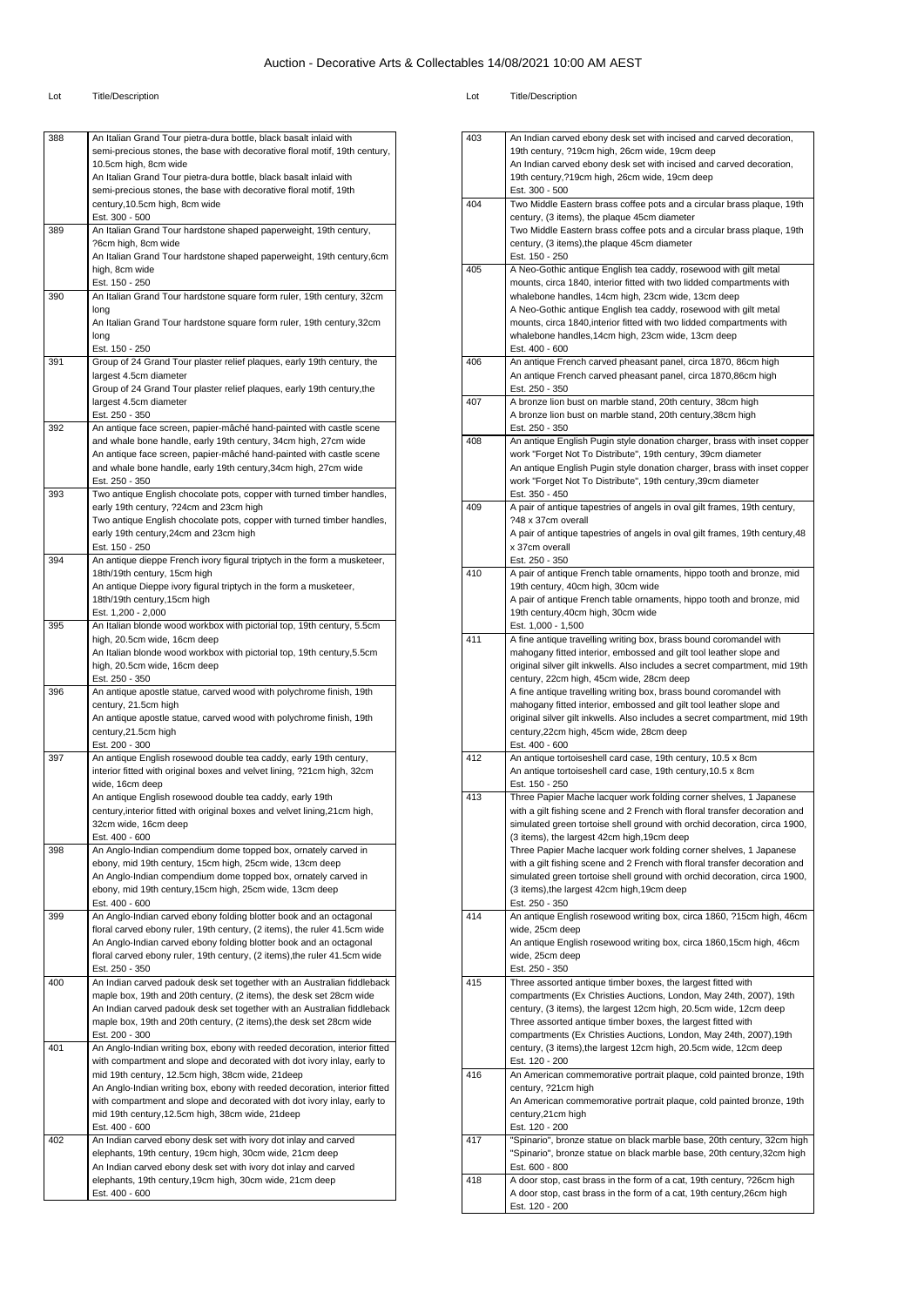# Auction - Decorative Arts & Collectables 14/08/2021 10:00 AM AEST

| Lot | Title/Description |
|---|---|
| 388 | An Italian Grand Tour pietra-dura bottle, black basalt inlaid with semi-precious stones, the base with decorative floral motif, 19th century, 10.5cm high, 8cm wide<br>An Italian Grand Tour pietra-dura bottle, black basalt inlaid with semi-precious stones, the base with decorative floral motif, 19th century,10.5cm high, 8cm wide<br>Est. 300 - 500 |
| 389 | An Italian Grand Tour hardstone shaped paperweight, 19th century, ?6cm high, 8cm wide<br>An Italian Grand Tour hardstone shaped paperweight, 19th century,6cm high, 8cm wide<br>Est. 150 - 250 |
| 390 | An Italian Grand Tour hardstone square form ruler, 19th century, 32cm long<br>An Italian Grand Tour hardstone square form ruler, 19th century,32cm long<br>Est. 150 - 250 |
| 391 | Group of 24 Grand Tour plaster relief plaques, early 19th century, the largest 4.5cm diameter<br>Group of 24 Grand Tour plaster relief plaques, early 19th century,the largest 4.5cm diameter<br>Est. 250 - 350 |
| 392 | An antique face screen, papier-mâché hand-painted with castle scene and whale bone handle, early 19th century, 34cm high, 27cm wide<br>An antique face screen, papier-mâché hand-painted with castle scene and whale bone handle, early 19th century,34cm high, 27cm wide<br>Est. 250 - 350 |
| 393 | Two antique English chocolate pots, copper with turned timber handles, early 19th century, ?24cm and 23cm high<br>Two antique English chocolate pots, copper with turned timber handles, early 19th century,24cm and 23cm high<br>Est. 150 - 250 |
| 394 | An antique dieppe French ivory figural triptych in the form a musketeer, 18th/19th century, 15cm high<br>An antique Dieppe ivory figural triptych in the form a musketeer, 18th/19th century,15cm high<br>Est. 1,200 - 2,000 |
| 395 | An Italian blonde wood workbox with pictorial top, 19th century, 5.5cm high, 20.5cm wide, 16cm deep<br>An Italian blonde wood workbox with pictorial top, 19th century,5.5cm high, 20.5cm wide, 16cm deep<br>Est. 250 - 350 |
| 396 | An antique apostle statue, carved wood with polychrome finish, 19th century, 21.5cm high<br>An antique apostle statue, carved wood with polychrome finish, 19th century,21.5cm high<br>Est. 200 - 300 |
| 397 | An antique English rosewood double tea caddy, early 19th century, interior fitted with original boxes and velvet lining, ?21cm high, 32cm wide, 16cm deep<br>An antique English rosewood double tea caddy, early 19th century,interior fitted with original boxes and velvet lining,21cm high, 32cm wide, 16cm deep<br>Est. 400 - 600 |
| 398 | An Anglo-Indian compendium dome topped box, ornately carved in ebony, mid 19th century, 15cm high, 25cm wide, 13cm deep<br>An Anglo-Indian compendium dome topped box, ornately carved in ebony, mid 19th century,15cm high, 25cm wide, 13cm deep<br>Est. 400 - 600 |
| 399 | An Anglo-Indian carved ebony folding blotter book and an octagonal floral carved ebony ruler, 19th century, (2 items), the ruler 41.5cm wide<br>An Anglo-Indian carved ebony folding blotter book and an octagonal floral carved ebony ruler, 19th century, (2 items),the ruler 41.5cm wide<br>Est. 250 - 350 |
| 400 | An Indian carved padouk desk set together with an Australian fiddleback maple box, 19th and 20th century, (2 items), the desk set 28cm wide<br>An Indian carved padouk desk set together with an Australian fiddleback maple box, 19th and 20th century, (2 items),the desk set 28cm wide<br>Est. 200 - 300 |
| 401 | An Anglo-Indian writing box, ebony with reeded decoration, interior fitted with compartment and slope and decorated with dot ivory inlay, early to mid 19th century, 12.5cm high, 38cm wide, 21deep<br>An Anglo-Indian writing box, ebony with reeded decoration, interior fitted with compartment and slope and decorated with dot ivory inlay, early to mid 19th century,12.5cm high, 38cm wide, 21deep<br>Est. 400 - 600 |
| 402 | An Indian carved ebony desk set with ivory dot inlay and carved elephants, 19th century, 19cm high, 30cm wide, 21cm deep<br>An Indian carved ebony desk set with ivory dot inlay and carved elephants, 19th century,19cm high, 30cm wide, 21cm deep<br>Est. 400 - 600 |
| 403 | An Indian carved ebony desk set with incised and carved decoration, 19th century, ?19cm high, 26cm wide, 19cm deep<br>An Indian carved ebony desk set with incised and carved decoration, 19th century,?19cm high, 26cm wide, 19cm deep<br>Est. 300 - 500 |
| 404 | Two Middle Eastern brass coffee pots and a circular brass plaque, 19th century, (3 items), the plaque 45cm diameter<br>Two Middle Eastern brass coffee pots and a circular brass plaque, 19th century, (3 items),the plaque 45cm diameter<br>Est. 150 - 250 |
| 405 | A Neo-Gothic antique English tea caddy, rosewood with gilt metal mounts, circa 1840, interior fitted with two lidded compartments with whalebone handles, 14cm high, 23cm wide, 13cm deep<br>A Neo-Gothic antique English tea caddy, rosewood with gilt metal mounts, circa 1840,interior fitted with two lidded compartments with whalebone handles,14cm high, 23cm wide, 13cm deep<br>Est. 400 - 600 |
| 406 | An antique French carved pheasant panel, circa 1870, 86cm high<br>An antique French carved pheasant panel, circa 1870,86cm high<br>Est. 250 - 350 |
| 407 | A bronze lion bust on marble stand, 20th century, 38cm high<br>A bronze lion bust on marble stand, 20th century,38cm high<br>Est. 250 - 350 |
| 408 | An antique English Pugin style donation charger, brass with inset copper work "Forget Not To Distribute", 19th century, 39cm diameter<br>An antique English Pugin style donation charger, brass with inset copper work "Forget Not To Distribute", 19th century,39cm diameter<br>Est. 350 - 450 |
| 409 | A pair of antique tapestries of angels in oval gilt frames, 19th century, ?48 x 37cm overall<br>A pair of antique tapestries of angels in oval gilt frames, 19th century,48 x 37cm overall<br>Est. 250 - 350 |
| 410 | A pair of antique French table ornaments, hippo tooth and bronze, mid 19th century, 40cm high, 30cm wide<br>A pair of antique French table ornaments, hippo tooth and bronze, mid 19th century,40cm high, 30cm wide<br>Est. 1,000 - 1,500 |
| 411 | A fine antique travelling writing box, brass bound coromandel with mahogany fitted interior, embossed and gilt tool leather slope and original silver gilt inkwells. Also includes a secret compartment, mid 19th century, 22cm high, 45cm wide, 28cm deep<br>A fine antique travelling writing box, brass bound coromandel with mahogany fitted interior, embossed and gilt tool leather slope and original silver gilt inkwells. Also includes a secret compartment, mid 19th century,22cm high, 45cm wide, 28cm deep<br>Est. 400 - 600 |
| 412 | An antique tortoiseshell card case, 19th century, 10.5 x 8cm<br>An antique tortoiseshell card case, 19th century,10.5 x 8cm<br>Est. 150 - 250 |
| 413 | Three Papier Mache lacquer work folding corner shelves, 1 Japanese with a gilt fishing scene and 2 French with floral transfer decoration and simulated green tortoise shell ground with orchid decoration, circa 1900, (3 items), the largest 42cm high,19cm deep<br>Three Papier Mache lacquer work folding corner shelves, 1 Japanese with a gilt fishing scene and 2 French with floral transfer decoration and simulated green tortoise shell ground with orchid decoration, circa 1900, (3 items),the largest 42cm high,19cm deep<br>Est. 250 - 350 |
| 414 | An antique English rosewood writing box, circa 1860, ?15cm high, 46cm wide, 25cm deep<br>An antique English rosewood writing box, circa 1860,15cm high, 46cm wide, 25cm deep<br>Est. 250 - 350 |
| 415 | Three assorted antique timber boxes, the largest fitted with compartments (Ex Christies Auctions, London, May 24th, 2007), 19th century, (3 items), the largest 12cm high, 20.5cm wide, 12cm deep<br>Three assorted antique timber boxes, the largest fitted with compartments (Ex Christies Auctions, London, May 24th, 2007),19th century, (3 items),the largest 12cm high, 20.5cm wide, 12cm deep<br>Est. 120 - 200 |
| 416 | An American commemorative portrait plaque, cold painted bronze, 19th century, ?21cm high<br>An American commemorative portrait plaque, cold painted bronze, 19th century,21cm high<br>Est. 120 - 200 |
| 417 | "Spinario", bronze statue on black marble base, 20th century, 32cm high<br>"Spinario", bronze statue on black marble base, 20th century,32cm high<br>Est. 600 - 800 |
| 418 | A door stop, cast brass in the form of a cat, 19th century, ?26cm high<br>A door stop, cast brass in the form of a cat, 19th century,26cm high<br>Est. 120 - 200 |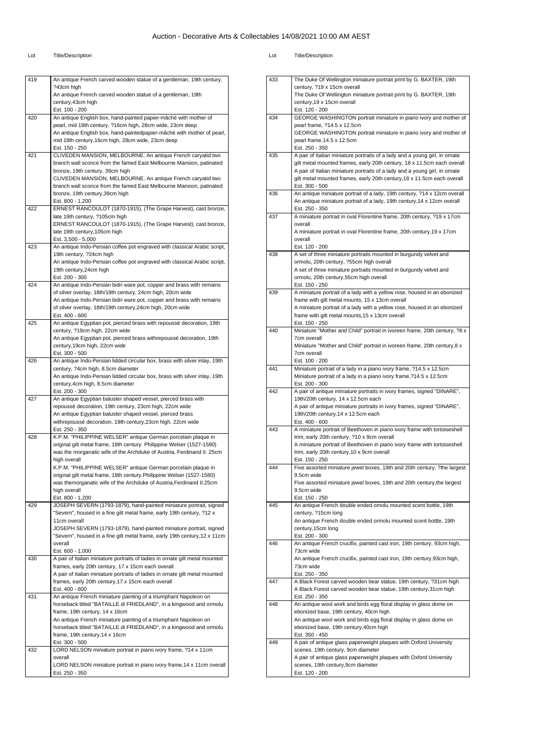# Auction - Decorative Arts & Collectables 14/08/2021 10:00 AM AEST

| Lot | Title/Description |
|---|---|
| 419 | An antique French carved wooden statue of a gentleman, 19th century, ?43cm high<br>An antique French carved wooden statue of a gentleman, 19th century,43cm high<br>Est. 100 - 200 |
| 420 | An antique English box, hand-painted papier-mâché with mother of pearl, mid 19th century, ?16cm high, 28cm wide, 23cm deep<br>An antique English box, hand-paintedpapier-mâché with mother of pearl, mid 19th century,16cm high, 28cm wide, 23cm deep<br>Est. 150 - 250 |
| 421 | CLIVEDEN MANSION, MELBOURNE. An antique French caryatid two branch wall sconce from the famed East Melbourne Mansion, patinated bronze, 19th century, 39cm high<br>CLIVEDEN MANSION, MELBOURNE. An antique French caryatid two branch wall sconce from the famed East Melbourne Mansion, patinated bronze, 19th century,39cm high<br>Est. 800 - 1,200 |
| 422 | ERNEST RANCOULOT (1870-1915), (The Grape Harvest), cast bronze, late 19th century, ?105cm high<br>ERNEST RANCOULOT (1870-1915), (The Grape Harvest), cast bronze, late 19th century,105cm high<br>Est. 3,500 - 5,000 |
| 423 | An antique Indo-Persian coffee pot engraved with classical Arabic script, 19th century, ?24cm high<br>An antique Indo-Persian coffee pot engraved with classical Arabic script, 19th century,24cm high<br>Est. 200 - 300 |
| 424 | An antique Indo-Persian bidri ware pot, copper and brass with remains of silver overlay, 18th/19th century, 24cm high, 20cm wide<br>An antique Indo-Persian bidri ware pot, copper and brass with remains of silver overlay, 18th/19th century,24cm high, 20cm wide<br>Est. 400 - 600 |
| 425 | An antique Egyptian pot, pierced brass with repoussé decoration, 19th century, ?19cm high, 22cm wide<br>An antique Egyptian pot, pierced brass withrepoussé decoration, 19th century,19cm high, 22cm wide<br>Est. 300 - 500 |
| 426 | An antique Indo-Persian lidded circular box, brass with silver inlay, 19th century, ?4cm high, 8.5cm diameter<br>An antique Indo-Persian lidded circular box, brass with silver inlay, 19th century,4cm high, 8.5cm diameter<br>Est. 200 - 300 |
| 427 | An antique Egyptian baluster shaped vessel, pierced brass with repoussé decoration, 19th century, 23cm high, 22cm wide<br>An antique Egyptian baluster shaped vessel, pierced brass withrepoussé decoration, 19th century,23cm high, 22cm wide<br>Est. 250 - 350 |
| 428 | K.P.M. "PHILIPPINE WELSER" antique German porcelain plaque in original gilt metal frame, 19th century. Philippine Welser (1527-1580) was the morganatic wife of the Archduke of Austria, Ferdinand II. 25cm high overall<br>K.P.M. "PHILIPPINE WELSER" antique German porcelain plaque in original gilt metal frame, 19th century.Philippine Welser (1527-1580) was themorganatic wife of the Archduke of Austria,Ferdinand II.25cm high overall<br>Est. 800 - 1,200 |
| 429 | JOSEPH SEVERN (1793-1879), hand-painted miniature portrait, signed "Severn", housed in a fine gilt metal frame, early 19th century, ?12 x 11cm overall<br>JOSEPH SEVERN (1793-1879), hand-painted miniature portrait, signed "Severn", housed in a fine gilt metal frame, early 19th century,12 x 11cm overall<br>Est. 600 - 1,000 |
| 430 | A pair of Italian miniature portraits of ladies in ornate gilt metal mounted frames, early 20th century, 17 x 15cm each overall<br>A pair of Italian miniature portraits of ladies in ornate gilt metal mounted frames, early 20th century,17 x 15cm each overall<br>Est. 400 - 600 |
| 431 | An antique French miniature painting of a triumphant Napoleon on horseback titled "BATAILLE di FRIEDLAND", in a kingwood and ormolu frame, 19th century, 14 x 16cm<br>An antique French miniature painting of a triumphant Napoleon on horseback titled "BATAILLE di FRIEDLAND", in a kingwood and ormolu frame, 19th century,14 x 16cm<br>Est. 300 - 500 |
| 432 | LORD NELSON miniature portrait in piano ivory frame, ?14 x 11cm overall<br>LORD NELSON miniature portrait in piano ivory frame,14 x 11cm overall<br>Est. 250 - 350 |
| 433 | The Duke Of Wellington miniature portrait print by G. BAXTER, 19th century, ?19 x 15cm overall<br>The Duke Of Wellington miniature portrait print by G. BAXTER, 19th century,19 x 15cm overall<br>Est. 120 - 200 |
| 434 | GEORGE WASHINGTON portrait miniature in piano ivory and mother of pearl frame, ?14.5 x 12.5cm<br>GEORGE WASHINGTON portrait miniature in piano ivory and mother of pearl frame,14.5 x 12.5cm<br>Est. 250 - 350 |
| 435 | A pair of Italian miniature portraits of a lady and a young girl, in ornate gilt metal mounted frames, early 20th century, 18 x 11.5cm each overall<br>A pair of Italian miniature portraits of a lady and a young girl, in ornate gilt metal mounted frames, early 20th century,18 x 11.5cm each overall<br>Est. 300 - 500 |
| 436 | An antique miniature portrait of a lady, 19th century, ?14 x 12cm overall<br>An antique miniature portrait of a lady, 19th century,14 x 12cm overall<br>Est. 250 - 350 |
| 437 | A miniature portrait in oval Florentine frame, 20th century, ?19 x 17cm overall<br>A miniature portrait in oval Florentine frame, 20th century,19 x 17cm overall<br>Est. 120 - 200 |
| 438 | A set of three miniature portraits mounted in burgundy velvet and ormolu, 20th century, ?55cm high overall<br>A set of three miniature portraits mounted in burgundy velvet and ormolu, 20th century,55cm high overall<br>Est. 150 - 250 |
| 439 | A miniature portrait of a lady with a yellow rose, housed in an ebonized frame with gilt metal mounts, 15 x 13cm overall<br>A miniature portrait of a lady with a yellow rose, housed in an ebonized frame with gilt metal mounts,15 x 13cm overall<br>Est. 150 - 250 |
| 440 | Miniature "Mother and Child" portrait in ivoreen frame, 20th century, ?8 x 7cm overall<br>Miniature "Mother and Child" portrait in ivoreen frame, 20th century,8 x 7cm overall<br>Est. 100 - 200 |
| 441 | Miniature portrait of a lady in a piano ivory frame, ?14.5 x 12.5cm<br>Miniature portrait of a lady in a piano ivory frame,?14.5 x 12.5cm<br>Est. 200 - 300 |
| 442 | A pair of antique miniature portraits in ivory frames, signed "DINARE", 19th/20th century, 14 x 12.5cm each<br>A pair of antique miniature portraits in ivory frames, signed "DINARE", 19th/20th century,14 x 12.5cm each<br>Est. 400 - 600 |
| 443 | A miniature portrait of Beethoven in piano ivory frame with tortoiseshell trim, early 20th century, ?10 x 9cm overall<br>A miniature portrait of Beethoven in piano ivory frame with tortoiseshell trim, early 20th century,10 x 9cm overall<br>Est. 150 - 250 |
| 444 | Five assorted miniature jewel boxes, 19th and 20th century, ?the largest 9.5cm wide<br>Five assorted miniature jewel boxes, 19th and 20th century,the largest 9.5cm wide<br>Est. 150 - 250 |
| 445 | An antique French double ended omolu mounted scent bottle, 19th century, ?15cm long<br>An antique French double ended ormolu mounted scent bottle, 19th century,15cm long<br>Est. 200 - 300 |
| 446 | An antique French crucifix, painted cast iron, 19th century, 93cm high, 73cm wide<br>An antique French crucifix, painted cast iron, 19th century,93cm high, 73cm wide<br>Est. 250 - 350 |
| 447 | A Black Forest carved wooden bear statue, 19th century, ?31cm high<br>A Black Forest carved wooden bear statue, 19th century,31cm high<br>Est. 250 - 350 |
| 448 | An antique wool work and birds egg floral display in glass dome on ebonized base, 19th century, 40cm high<br>An antique wool work and birds egg floral display in glass dome on ebonized base, 19th century,40cm high<br>Est. 350 - 450 |
| 449 | A pair of antique glass paperweight plaques with Oxford University scenes, 19th century, 9cm diameter<br>A pair of antique glass paperweight plaques with Oxford University scenes, 19th century,9cm diameter<br>Est. 120 - 200 |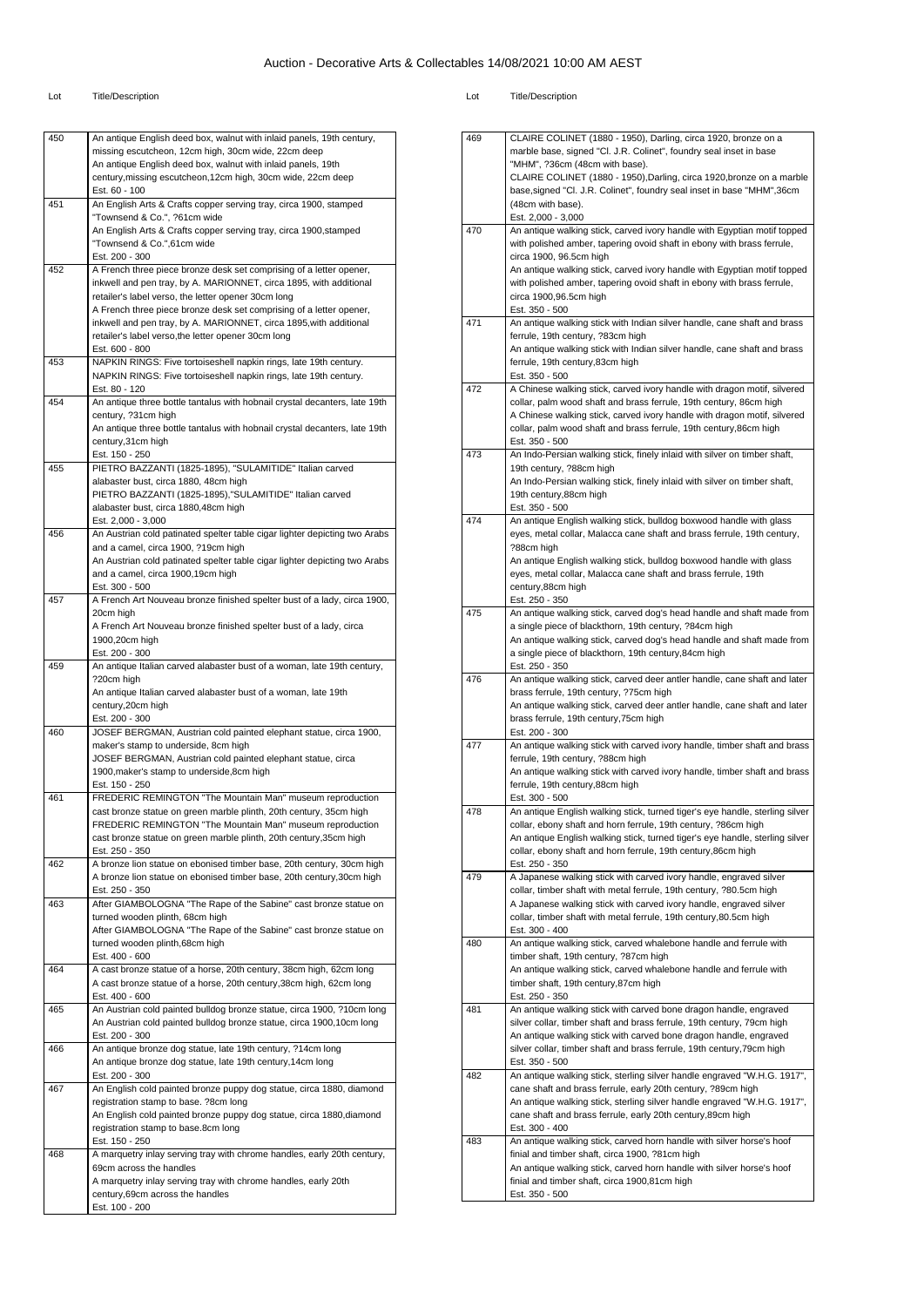# Auction - Decorative Arts & Collectables 14/08/2021 10:00 AM AEST

| Lot | Title/Description |
| --- | --- |
| 450 | An antique English deed box, walnut with inlaid panels, 19th century, missing escutcheon, 12cm high, 30cm wide, 22cm deep<br>An antique English deed box, walnut with inlaid panels, 19th century,missing escutcheon,12cm high, 30cm wide, 22cm deep<br>Est. 60 - 100 |
| 451 | An English Arts & Crafts copper serving tray, circa 1900, stamped "Townsend & Co.", ?61cm wide<br>An English Arts & Crafts copper serving tray, circa 1900,stamped "Townsend & Co.",61cm wide<br>Est. 200 - 300 |
| 452 | A French three piece bronze desk set comprising of a letter opener, inkwell and pen tray, by A. MARIONNET, circa 1895, with additional retailer's label verso, the letter opener 30cm long<br>A French three piece bronze desk set comprising of a letter opener, inkwell and pen tray, by A. MARIONNET, circa 1895,with additional retailer's label verso,the letter opener 30cm long<br>Est. 600 - 800 |
| 453 | NAPKIN RINGS: Five tortoiseshell napkin rings, late 19th century.<br>NAPKIN RINGS: Five tortoiseshell napkin rings, late 19th century.<br>Est. 80 - 120 |
| 454 | An antique three bottle tantalus with hobnail crystal decanters, late 19th century, ?31cm high<br>An antique three bottle tantalus with hobnail crystal decanters, late 19th century,31cm high<br>Est. 150 - 250 |
| 455 | PIETRO BAZZANTI (1825-1895), "SULAMITIDE" Italian carved alabaster bust, circa 1880, 48cm high<br>PIETRO BAZZANTI (1825-1895),"SULAMITIDE" Italian carved alabaster bust, circa 1880,48cm high<br>Est. 2,000 - 3,000 |
| 456 | An Austrian cold patinated spelter table cigar lighter depicting two Arabs and a camel, circa 1900, ?19cm high<br>An Austrian cold patinated spelter table cigar lighter depicting two Arabs and a camel, circa 1900,19cm high<br>Est. 300 - 500 |
| 457 | A French Art Nouveau bronze finished spelter bust of a lady, circa 1900, 20cm high<br>A French Art Nouveau bronze finished spelter bust of a lady, circa 1900,20cm high<br>Est. 200 - 300 |
| 459 | An antique Italian carved alabaster bust of a woman, late 19th century, ?20cm high<br>An antique Italian carved alabaster bust of a woman, late 19th century,20cm high<br>Est. 200 - 300 |
| 460 | JOSEF BERGMAN, Austrian cold painted elephant statue, circa 1900, maker's stamp to underside, 8cm high<br>JOSEF BERGMAN, Austrian cold painted elephant statue, circa 1900,maker's stamp to underside,8cm high<br>Est. 150 - 250 |
| 461 | FREDERIC REMINGTON "The Mountain Man" museum reproduction cast bronze statue on green marble plinth, 20th century, 35cm high<br>FREDERIC REMINGTON "The Mountain Man" museum reproduction cast bronze statue on green marble plinth, 20th century,35cm high<br>Est. 250 - 350 |
| 462 | A bronze lion statue on ebonised timber base, 20th century, 30cm high<br>A bronze lion statue on ebonised timber base, 20th century,30cm high<br>Est. 250 - 350 |
| 463 | After GIAMBOLOGNA "The Rape of the Sabine" cast bronze statue on turned wooden plinth, 68cm high<br>After GIAMBOLOGNA "The Rape of the Sabine" cast bronze statue on turned wooden plinth,68cm high<br>Est. 400 - 600 |
| 464 | A cast bronze statue of a horse, 20th century, 38cm high, 62cm long<br>A cast bronze statue of a horse, 20th century,38cm high, 62cm long<br>Est. 400 - 600 |
| 465 | An Austrian cold painted bulldog bronze statue, circa 1900, ?10cm long<br>An Austrian cold painted bulldog bronze statue, circa 1900,10cm long<br>Est. 200 - 300 |
| 466 | An antique bronze dog statue, late 19th century, ?14cm long<br>An antique bronze dog statue, late 19th century,14cm long<br>Est. 200 - 300 |
| 467 | An English cold painted bronze puppy dog statue, circa 1880, diamond registration stamp to base. ?8cm long<br>An English cold painted bronze puppy dog statue, circa 1880,diamond registration stamp to base.8cm long<br>Est. 150 - 250 |
| 468 | A marquetry inlay serving tray with chrome handles, early 20th century, 69cm across the handles<br>A marquetry inlay serving tray with chrome handles, early 20th century,69cm across the handles<br>Est. 100 - 200 |
| 469 | CLAIRE COLINET (1880 - 1950), Darling, circa 1920, bronze on a marble base, signed "Cl. J.R. Colinet", foundry seal inset in base "MHM", ?36cm (48cm with base).<br>CLAIRE COLINET (1880 - 1950),Darling, circa 1920,bronze on a marble base,signed "Cl. J.R. Colinet", foundry seal inset in base "MHM",36cm (48cm with base).<br>Est. 2,000 - 3,000 |
| 470 | An antique walking stick, carved ivory handle with Egyptian motif topped with polished amber, tapering ovoid shaft in ebony with brass ferrule, circa 1900, 96.5cm high<br>An antique walking stick, carved ivory handle with Egyptian motif topped with polished amber, tapering ovoid shaft in ebony with brass ferrule, circa 1900,96.5cm high<br>Est. 350 - 500 |
| 471 | An antique walking stick with Indian silver handle, cane shaft and brass ferrule, 19th century, ?83cm high<br>An antique walking stick with Indian silver handle, cane shaft and brass ferrule, 19th century,83cm high<br>Est. 350 - 500 |
| 472 | A Chinese walking stick, carved ivory handle with dragon motif, silvered collar, palm wood shaft and brass ferrule, 19th century, 86cm high<br>A Chinese walking stick, carved ivory handle with dragon motif, silvered collar, palm wood shaft and brass ferrule, 19th century,86cm high<br>Est. 350 - 500 |
| 473 | An Indo-Persian walking stick, finely inlaid with silver on timber shaft, 19th century, ?88cm high<br>An Indo-Persian walking stick, finely inlaid with silver on timber shaft, 19th century,88cm high<br>Est. 350 - 500 |
| 474 | An antique English walking stick, bulldog boxwood handle with glass eyes, metal collar, Malacca cane shaft and brass ferrule, 19th century, ?88cm high<br>An antique English walking stick, bulldog boxwood handle with glass eyes, metal collar, Malacca cane shaft and brass ferrule, 19th century,88cm high<br>Est. 250 - 350 |
| 475 | An antique walking stick, carved dog's head handle and shaft made from a single piece of blackthorn, 19th century, ?84cm high<br>An antique walking stick, carved dog's head handle and shaft made from a single piece of blackthorn, 19th century,84cm high<br>Est. 250 - 350 |
| 476 | An antique walking stick, carved deer antler handle, cane shaft and later brass ferrule, 19th century, ?75cm high<br>An antique walking stick, carved deer antler handle, cane shaft and later brass ferrule, 19th century,75cm high<br>Est. 200 - 300 |
| 477 | An antique walking stick with carved ivory handle, timber shaft and brass ferrule, 19th century, ?88cm high<br>An antique walking stick with carved ivory handle, timber shaft and brass ferrule, 19th century,88cm high<br>Est. 300 - 500 |
| 478 | An antique English walking stick, turned tiger's eye handle, sterling silver collar, ebony shaft and horn ferrule, 19th century, ?86cm high<br>An antique English walking stick, turned tiger's eye handle, sterling silver collar, ebony shaft and horn ferrule, 19th century,86cm high<br>Est. 250 - 350 |
| 479 | A Japanese walking stick with carved ivory handle, engraved silver collar, timber shaft with metal ferrule, 19th century, ?80.5cm high<br>A Japanese walking stick with carved ivory handle, engraved silver collar, timber shaft with metal ferrule, 19th century,80.5cm high<br>Est. 300 - 400 |
| 480 | An antique walking stick, carved whalebone handle and ferrule with timber shaft, 19th century, ?87cm high<br>An antique walking stick, carved whalebone handle and ferrule with timber shaft, 19th century,87cm high<br>Est. 250 - 350 |
| 481 | An antique walking stick with carved bone dragon handle, engraved silver collar, timber shaft and brass ferrule, 19th century, 79cm high<br>An antique walking stick with carved bone dragon handle, engraved silver collar, timber shaft and brass ferrule, 19th century,79cm high<br>Est. 350 - 500 |
| 482 | An antique walking stick, sterling silver handle engraved "W.H.G. 1917", cane shaft and brass ferrule, early 20th century, ?89cm high<br>An antique walking stick, sterling silver handle engraved "W.H.G. 1917", cane shaft and brass ferrule, early 20th century,89cm high<br>Est. 300 - 400 |
| 483 | An antique walking stick, carved horn handle with silver horse's hoof finial and timber shaft, circa 1900, ?81cm high<br>An antique walking stick, carved horn handle with silver horse's hoof finial and timber shaft, circa 1900,81cm high<br>Est. 350 - 500 |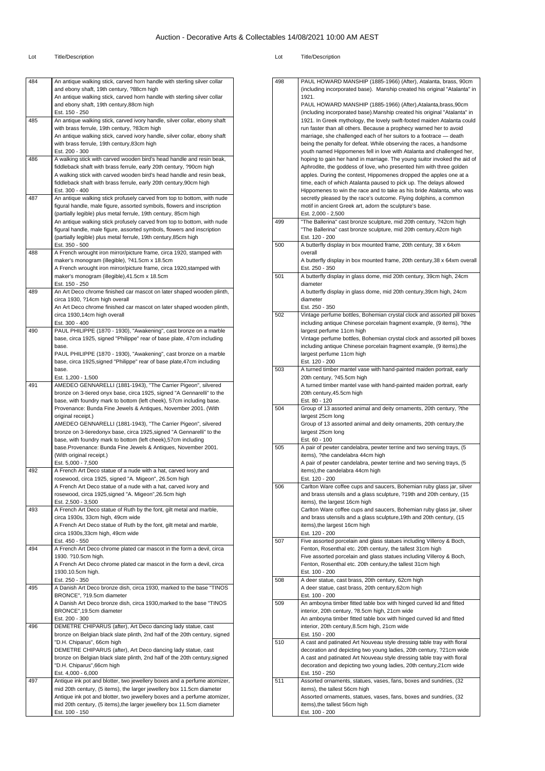# Auction - Decorative Arts & Collectables 14/08/2021 10:00 AM AEST

| Lot | Title/Description |
|---|---|
| 484 | An antique walking stick, carved horn handle with sterling silver collar and ebony shaft, 19th century, ?88cm high<br>An antique walking stick, carved horn handle with sterling silver collar and ebony shaft, 19th century,88cm high<br>Est. 150 - 250 |
| 485 | An antique walking stick, carved ivory handle, silver collar, ebony shaft with brass ferrule, 19th century, ?83cm high<br>An antique walking stick, carved ivory handle, silver collar, ebony shaft with brass ferrule, 19th century,83cm high<br>Est. 200 - 300 |
| 486 | A walking stick with carved wooden bird's head handle and resin beak, fiddleback shaft with brass ferrule, early 20th century, ?90cm high<br>A walking stick with carved wooden bird's head handle and resin beak, fiddleback shaft with brass ferrule, early 20th century,90cm high<br>Est. 300 - 400 |
| 487 | An antique walking stick profusely carved from top to bottom, with nude figural handle, male figure, assorted symbols, flowers and inscription (partially legible) plus metal ferrule, 19th century, 85cm high<br>An antique walking stick profusely carved from top to bottom, with nude figural handle, male figure, assorted symbols, flowers and inscription (partially legible) plus metal ferrule, 19th century,85cm high<br>Est. 350 - 550 |
| 488 | A French wrought iron mirror/picture frame, circa 1920, stamped with maker's monogram (illegible), ?41.5cm x 18.5cm<br>A French wrought iron mirror/picture frame, circa 1920,stamped with maker's monogram (illegible),41.5cm x 18.5cm<br>Est. 150 - 250 |
| 489 | An Art Deco chrome finished car mascot on later shaped wooden plinth, circa 1930, ?14cm high overall<br>An Art Deco chrome finished car mascot on later shaped wooden plinth, circa 1930,14cm high overall<br>Est. 300 - 400 |
| 490 | PAUL PHILIPPE (1870 - 1930), "Awakening", cast bronze on a marble base, circa 1925, signed "Philippe" rear of base plate, 47cm including base.<br>PAUL PHILIPPE (1870 - 1930), "Awakening", cast bronze on a marble base, circa 1925,signed "Philippe" rear of base plate,47cm including base.<br>Est. 1,200 - 1,500 |
| 491 | AMEDEO GENNARELLI (1881-1943), "The Carrier Pigeon", silvered bronze on 3-tiered onyx base, circa 1925, signed "A Gennarelli" to the base, with foundry mark to bottom (left cheek), 57cm including base. Provenance: Bunda Fine Jewels & Antiques, November 2001. (With original receipt.)<br>AMEDEO GENNARELLI (1881-1943), "The Carrier Pigeon", silvered bronze on 3-tieredonyx base, circa 1925,signed "A Gennarelli" to the base, with foundry mark to bottom (left cheek),57cm including base.Provenance: Bunda Fine Jewels & Antiques, November 2001. (With original receipt.)<br>Est. 5,000 - 7,500 |
| 492 | A French Art Deco statue of a nude with a hat, carved ivory and rosewood, circa 1925, signed "A. Migeon", 26.5cm high<br>A French Art Deco statue of a nude with a hat, carved ivory and rosewood, circa 1925,signed "A. Migeon",26.5cm high<br>Est. 2,500 - 3,500 |
| 493 | A French Art Deco statue of Ruth by the font, gilt metal and marble, circa 1930s, 33cm high, 49cm wide<br>A French Art Deco statue of Ruth by the font, gilt metal and marble, circa 1930s,33cm high, 49cm wide<br>Est. 450 - 550 |
| 494 | A French Art Deco chrome plated car mascot in the form a devil, circa 1930. ?10.5cm high.<br>A French Art Deco chrome plated car mascot in the form a devil, circa 1930.10.5cm high.<br>Est. 250 - 350 |
| 495 | A Danish Art Deco bronze dish, circa 1930, marked to the base "TINOS BRONCE", ?19.5cm diameter<br>A Danish Art Deco bronze dish, circa 1930,marked to the base "TINOS BRONCE",19.5cm diameter<br>Est. 200 - 300 |
| 496 | DEMETRE CHIPARUS (after), Art Deco dancing lady statue, cast bronze on Belgian black slate plinth, 2nd half of the 20th century, signed "D.H. Chiparus", 66cm high<br>DEMETRE CHIPARUS (after), Art Deco dancing lady statue, cast bronze on Belgian black slate plinth, 2nd half of the 20th century,signed "D.H. Chiparus",66cm high<br>Est. 4,000 - 6,000 |
| 497 | Antique ink pot and blotter, two jewellery boxes and a perfume atomizer, mid 20th century, (5 items), the larger jewellery box 11.5cm diameter<br>Antique ink pot and blotter, two jewellery boxes and a perfume atomizer, mid 20th century, (5 items),the larger jewellery box 11.5cm diameter<br>Est. 100 - 150 |
| 498 | PAUL HOWARD MANSHIP (1885-1966) (After), Atalanta, brass, 90cm (including incorporated base). Manship created his original "Atalanta" in 1921.<br>PAUL HOWARD MANSHIP (1885-1966) (After),Atalanta,brass,90cm (including incorporated base).Manship created his original "Atalanta" in 1921. In Greek mythology, the lovely swift-footed maiden Atalanta could run faster than all others. Because a prophecy warned her to avoid marriage, she challenged each of her suitors to a footrace — death being the penalty for defeat. While observing the races, a handsome youth named Hippomenes fell in love with Atalanta and challenged her, hoping to gain her hand in marriage. The young suitor invoked the aid of Aphrodite, the goddess of love, who presented him with three golden apples. During the contest, Hippomenes dropped the apples one at a time, each of which Atalanta paused to pick up. The delays allowed Hippomenes to win the race and to take as his bride Atalanta, who was secretly pleased by the race's outcome. Flying dolphins, a common motif in ancient Greek art, adorn the sculpture's base.<br>Est. 2,000 - 2,500 |
| 499 | "The Ballerina" cast bronze sculpture, mid 20th century, ?42cm high<br>"The Ballerina" cast bronze sculpture, mid 20th century,42cm high<br>Est. 120 - 200 |
| 500 | A butterfly display in box mounted frame, 20th century, 38 x 64xm overall<br>A butterfly display in box mounted frame, 20th century,38 x 64xm overall<br>Est. 250 - 350 |
| 501 | A butterfly display in glass dome, mid 20th century, 39cm high, 24cm diameter<br>A butterfly display in glass dome, mid 20th century,39cm high, 24cm diameter<br>Est. 250 - 350 |
| 502 | Vintage perfume bottles, Bohemian crystal clock and assorted pill boxes including antique Chinese porcelain fragment example, (9 items), ?the largest perfume 11cm high<br>Vintage perfume bottles, Bohemian crystal clock and assorted pill boxes including antique Chinese porcelain fragment example, (9 items),the largest perfume 11cm high<br>Est. 120 - 200 |
| 503 | A turned timber mantel vase with hand-painted maiden portrait, early 20th century, ?45.5cm high<br>A turned timber mantel vase with hand-painted maiden portrait, early 20th century,45.5cm high<br>Est. 80 - 120 |
| 504 | Group of 13 assorted animal and deity ornaments, 20th century, ?the largest 25cm long<br>Group of 13 assorted animal and deity ornaments, 20th century,the largest 25cm long<br>Est. 60 - 100 |
| 505 | A pair of pewter candelabra, pewter terrine and two serving trays, (5 items), ?the candelabra 44cm high<br>A pair of pewter candelabra, pewter terrine and two serving trays, (5 items),the candelabra 44cm high<br>Est. 120 - 200 |
| 506 | Carlton Ware coffee cups and saucers, Bohemian ruby glass jar, silver and brass utensils and a glass sculpture, ?19th and 20th century, (15 items), the largest 16cm high<br>Carlton Ware coffee cups and saucers, Bohemian ruby glass jar, silver and brass utensils and a glass sculpture,19th and 20th century, (15 items),the largest 16cm high<br>Est. 120 - 200 |
| 507 | Five assorted porcelain and glass statues including Villeroy & Boch, Fenton, Rosenthal etc. 20th century, the tallest 31cm high<br>Five assorted porcelain and glass statues including Villeroy & Boch, Fenton, Rosenthal etc. 20th century,the tallest 31cm high<br>Est. 100 - 200 |
| 508 | A deer statue, cast brass, 20th century, 62cm high<br>A deer statue, cast brass, 20th century,62cm high<br>Est. 100 - 200 |
| 509 | An amboyna timber fitted table box with hinged curved lid and fitted interior, 20th century, ?8.5cm high, 21cm wide<br>An amboyna timber fitted table box with hinged curved lid and fitted interior, 20th century,8.5cm high, 21cm wide<br>Est. 150 - 200 |
| 510 | A cast and patinated Art Nouveau style dressing table tray with floral decoration and depicting two young ladies, 20th century, ?21cm wide<br>A cast and patinated Art Nouveau style dressing table tray with floral decoration and depicting two young ladies, 20th century,21cm wide<br>Est. 150 - 250 |
| 511 | Assorted ornaments, statues, vases, fans, boxes and sundries, (32 items), the tallest 56cm high<br>Assorted ornaments, statues, vases, fans, boxes and sundries, (32 items),the tallest 56cm high<br>Est. 100 - 200 |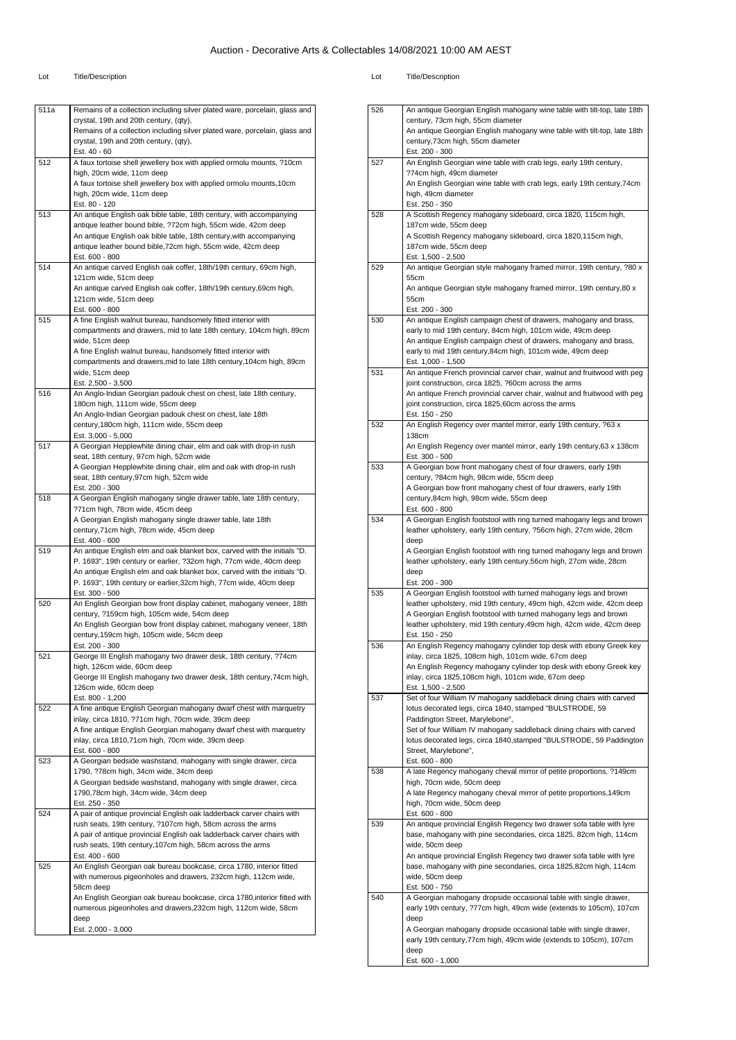# Auction - Decorative Arts & Collectables 14/08/2021 10:00 AM AEST

| Lot | Title/Description |
|---|---|
| 511a | Remains of a collection including silver plated ware, porcelain, glass and crystal, 19th and 20th century, (qty),<br>Remains of a collection including silver plated ware, porcelain, glass and crystal, 19th and 20th century, (qty),<br>Est. 40 - 60 |
| 512 | A faux tortoise shell jewellery box with applied ormolu mounts, ?10cm high, 20cm wide, 11cm deep<br>A faux tortoise shell jewellery box with applied ormolu mounts,10cm high, 20cm wide, 11cm deep<br>Est. 80 - 120 |
| 513 | An antique English oak bible table, 18th century, with accompanying antique leather bound bible, ?72cm high, 55cm wide, 42cm deep<br>An antique English oak bible table, 18th century,with accompanying antique leather bound bible,72cm high, 55cm wide, 42cm deep<br>Est. 600 - 800 |
| 514 | An antique carved English oak coffer, 18th/19th century, 69cm high, 121cm wide, 51cm deep<br>An antique carved English oak coffer, 18th/19th century,69cm high, 121cm wide, 51cm deep<br>Est. 600 - 800 |
| 515 | A fine English walnut bureau, handsomely fitted interior with compartments and drawers, mid to late 18th century, 104cm high, 89cm wide, 51cm deep<br>A fine English walnut bureau, handsomely fitted interior with compartments and drawers,mid to late 18th century,104cm high, 89cm wide, 51cm deep<br>Est. 2,500 - 3,500 |
| 516 | An Anglo-Indian Georgian padouk chest on chest, late 18th century, 180cm high, 111cm wide, 55cm deep<br>An Anglo-Indian Georgian padouk chest on chest, late 18th century,180cm high, 111cm wide, 55cm deep<br>Est. 3,000 - 5,000 |
| 517 | A Georgian Hepplewhite dining chair, elm and oak with drop-in rush seat, 18th century, 97cm high, 52cm wide<br>A Georgian Hepplewhite dining chair, elm and oak with drop-in rush seat, 18th century,97cm high, 52cm wide<br>Est. 200 - 300 |
| 518 | A Georgian English mahogany single drawer table, late 18th century, ?71cm high, 78cm wide, 45cm deep<br>A Georgian English mahogany single drawer table, late 18th century,71cm high, 78cm wide, 45cm deep<br>Est. 400 - 600 |
| 519 | An antique English elm and oak blanket box, carved with the initials "D. P. 1693", 19th century or earlier, ?32cm high, 77cm wide, 40cm deep<br>An antique English elm and oak blanket box, carved with the initials "D. P. 1693", 19th century or earlier,32cm high, 77cm wide, 40cm deep<br>Est. 300 - 500 |
| 520 | An English Georgian bow front display cabinet, mahogany veneer, 18th century, ?159cm high, 105cm wide, 54cm deep<br>An English Georgian bow front display cabinet, mahogany veneer, 18th century,159cm high, 105cm wide, 54cm deep<br>Est. 200 - 300 |
| 521 | George III English mahogany two drawer desk, 18th century, ?74cm high, 126cm wide, 60cm deep<br>George III English mahogany two drawer desk, 18th century,74cm high, 126cm wide, 60cm deep<br>Est. 800 - 1,200 |
| 522 | A fine antique English Georgian mahogany dwarf chest with marquetry inlay, circa 1810, ?71cm high, 70cm wide, 39cm deep<br>A fine antique English Georgian mahogany dwarf chest with marquetry inlay, circa 1810,71cm high, 70cm wide, 39cm deep<br>Est. 600 - 800 |
| 523 | A Georgian bedside washstand, mahogany with single drawer, circa 1790, ?78cm high, 34cm wide, 34cm deep<br>A Georgian bedside washstand, mahogany with single drawer, circa 1790,78cm high, 34cm wide, 34cm deep<br>Est. 250 - 350 |
| 524 | A pair of antique provincial English oak ladderback carver chairs with rush seats, 19th century, ?107cm high, 58cm across the arms<br>A pair of antique provincial English oak ladderback carver chairs with rush seats, 19th century,107cm high, 58cm across the arms<br>Est. 400 - 600 |
| 525 | An English Georgian oak bureau bookcase, circa 1780, interior fitted with numerous pigeonholes and drawers, 232cm high, 112cm wide, 58cm deep<br>An English Georgian oak bureau bookcase, circa 1780,interior fitted with numerous pigeonholes and drawers,232cm high, 112cm wide, 58cm deep<br>Est. 2,000 - 3,000 |
| 526 | An antique Georgian English mahogany wine table with tilt-top, late 18th century, 73cm high, 55cm diameter<br>An antique Georgian English mahogany wine table with tilt-top, late 18th century,73cm high, 55cm diameter<br>Est. 200 - 300 |
| 527 | An English Georgian wine table with crab legs, early 19th century, ?74cm high, 49cm diameter<br>An English Georgian wine table with crab legs, early 19th century,74cm high, 49cm diameter<br>Est. 250 - 350 |
| 528 | A Scottish Regency mahogany sideboard, circa 1820, 115cm high, 187cm wide, 55cm deep<br>A Scottish Regency mahogany sideboard, circa 1820,115cm high, 187cm wide, 55cm deep<br>Est. 1,500 - 2,500 |
| 529 | An antique Georgian style mahogany framed mirror, 19th century, ?80 x 55cm<br>An antique Georgian style mahogany framed mirror, 19th century,80 x 55cm<br>Est. 200 - 300 |
| 530 | An antique English campaign chest of drawers, mahogany and brass, early to mid 19th century, 84cm high, 101cm wide, 49cm deep<br>An antique English campaign chest of drawers, mahogany and brass, early to mid 19th century,84cm high, 101cm wide, 49cm deep<br>Est. 1,000 - 1,500 |
| 531 | An antique French provincial carver chair, walnut and fruitwood with peg joint construction, circa 1825, ?60cm across the arms<br>An antique French provincial carver chair, walnut and fruitwood with peg joint construction, circa 1825,60cm across the arms<br>Est. 150 - 250 |
| 532 | An English Regency over mantel mirror, early 19th century, ?63 x 138cm<br>An English Regency over mantel mirror, early 19th century,63 x 138cm<br>Est. 300 - 500 |
| 533 | A Georgian bow front mahogany chest of four drawers, early 19th century, ?84cm high, 98cm wide, 55cm deep<br>A Georgian bow front mahogany chest of four drawers, early 19th century,84cm high, 98cm wide, 55cm deep<br>Est. 600 - 800 |
| 534 | A Georgian English footstool with ring turned mahogany legs and brown leather upholstery, early 19th century, ?56cm high, 27cm wide, 28cm deep<br>A Georgian English footstool with ring turned mahogany legs and brown leather upholstery, early 19th century,56cm high, 27cm wide, 28cm deep<br>Est. 200 - 300 |
| 535 | A Georgian English footstool with turned mahogany legs and brown leather upholstery, mid 19th century, 49cm high, 42cm wide, 42cm deep<br>A Georgian English footstool with turned mahogany legs and brown leather upholstery, mid 19th century,49cm high, 42cm wide, 42cm deep<br>Est. 150 - 250 |
| 536 | An English Regency mahogany cylinder top desk with ebony Greek key inlay, circa 1825, 108cm high, 101cm wide, 67cm deep<br>An English Regency mahogany cylinder top desk with ebony Greek key inlay, circa 1825,108cm high, 101cm wide, 67cm deep<br>Est. 1,500 - 2,500 |
| 537 | Set of four William IV mahogany saddleback dining chairs with carved lotus decorated legs, circa 1840, stamped "BULSTRODE, 59 Paddington Street, Marylebone",<br>Set of four William IV mahogany saddleback dining chairs with carved lotus decorated legs, circa 1840,stamped "BULSTRODE, 59 Paddington Street, Marylebone",<br>Est. 600 - 800 |
| 538 | A late Regency mahogany cheval mirror of petite proportions, ?149cm high, 70cm wide, 50cm deep<br>A late Regency mahogany cheval mirror of petite proportions,149cm high, 70cm wide, 50cm deep<br>Est. 600 - 800 |
| 539 | An antique provincial English Regency two drawer sofa table with lyre base, mahogany with pine secondaries, circa 1825, 82cm high, 114cm wide, 50cm deep<br>An antique provincial English Regency two drawer sofa table with lyre base, mahogany with pine secondaries, circa 1825,82cm high, 114cm wide, 50cm deep<br>Est. 500 - 750 |
| 540 | A Georgian mahogany dropside occasional table with single drawer, early 19th century, ?77cm high, 49cm wide (extends to 105cm), 107cm deep<br>A Georgian mahogany dropside occasional table with single drawer, early 19th century,77cm high, 49cm wide (extends to 105cm), 107cm deep<br>Est. 600 - 1,000 |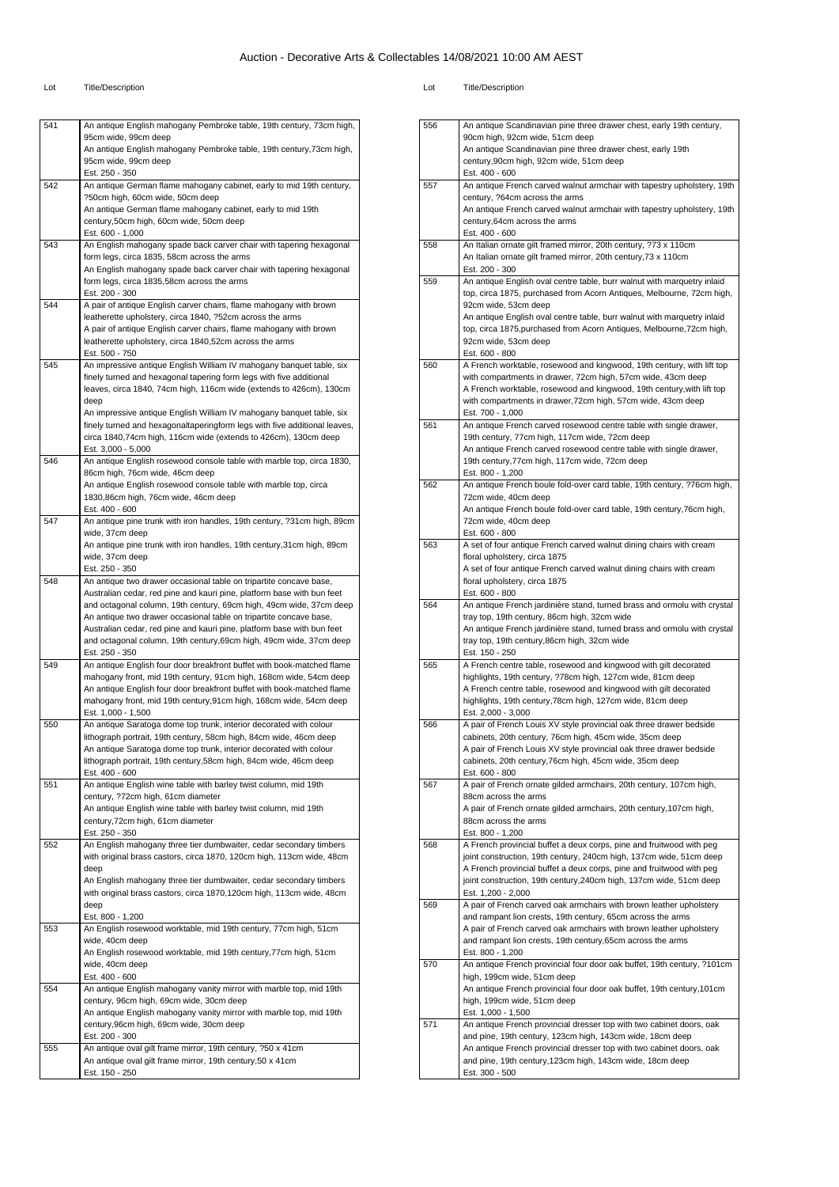# Auction - Decorative Arts & Collectables 14/08/2021 10:00 AM AEST

| Lot | Title/Description |
| --- | --- |
| 541 | An antique English mahogany Pembroke table, 19th century, 73cm high, 95cm wide, 99cm deep<br>An antique English mahogany Pembroke table, 19th century,73cm high, 95cm wide, 99cm deep<br>Est. 250 - 350 |
| 542 | An antique German flame mahogany cabinet, early to mid 19th century, ?50cm high, 60cm wide, 50cm deep<br>An antique German flame mahogany cabinet, early to mid 19th century,50cm high, 60cm wide, 50cm deep<br>Est. 600 - 1,000 |
| 543 | An English mahogany spade back carver chair with tapering hexagonal form legs, circa 1835, 58cm across the arms<br>An English mahogany spade back carver chair with tapering hexagonal form legs, circa 1835,58cm across the arms<br>Est. 200 - 300 |
| 544 | A pair of antique English carver chairs, flame mahogany with brown leatherette upholstery, circa 1840, ?52cm across the arms<br>A pair of antique English carver chairs, flame mahogany with brown leatherette upholstery, circa 1840,52cm across the arms<br>Est. 500 - 750 |
| 545 | An impressive antique English William IV mahogany banquet table, six finely turned and hexagonal tapering form legs with five additional leaves, circa 1840, 74cm high, 116cm wide (extends to 426cm), 130cm deep<br>An impressive antique English William IV mahogany banquet table, six finely turned and hexagonaltaperingform legs with five additional leaves, circa 1840,74cm high, 116cm wide (extends to 426cm), 130cm deep<br>Est. 3,000 - 5,000 |
| 546 | An antique English rosewood console table with marble top, circa 1830, 86cm high, 76cm wide, 46cm deep<br>An antique English rosewood console table with marble top, circa 1830,86cm high, 76cm wide, 46cm deep<br>Est. 400 - 600 |
| 547 | An antique pine trunk with iron handles, 19th century, ?31cm high, 89cm wide, 37cm deep<br>An antique pine trunk with iron handles, 19th century,31cm high, 89cm wide, 37cm deep<br>Est. 250 - 350 |
| 548 | An antique two drawer occasional table on tripartite concave base, Australian cedar, red pine and kauri pine, platform base with bun feet and octagonal column, 19th century, 69cm high, 49cm wide, 37cm deep<br>An antique two drawer occasional table on tripartite concave base, Australian cedar, red pine and kauri pine, platform base with bun feet and octagonal column, 19th century,69cm high, 49cm wide, 37cm deep<br>Est. 250 - 350 |
| 549 | An antique English four door breakfront buffet with book-matched flame mahogany front, mid 19th century, 91cm high, 168cm wide, 54cm deep<br>An antique English four door breakfront buffet with book-matched flame mahogany front, mid 19th century,91cm high, 168cm wide, 54cm deep<br>Est. 1,000 - 1,500 |
| 550 | An antique Saratoga dome top trunk, interior decorated with colour lithograph portrait, 19th century, 58cm high, 84cm wide, 46cm deep<br>An antique Saratoga dome top trunk, interior decorated with colour lithograph portrait, 19th century,58cm high, 84cm wide, 46cm deep<br>Est. 400 - 600 |
| 551 | An antique English wine table with barley twist column, mid 19th century, ?72cm high, 61cm diameter<br>An antique English wine table with barley twist column, mid 19th century,72cm high, 61cm diameter<br>Est. 250 - 350 |
| 552 | An English mahogany three tier dumbwaiter, cedar secondary timbers with original brass castors, circa 1870, 120cm high, 113cm wide, 48cm deep<br>An English mahogany three tier dumbwaiter, cedar secondary timbers with original brass castors, circa 1870,120cm high, 113cm wide, 48cm deep<br>Est. 800 - 1,200 |
| 553 | An English rosewood worktable, mid 19th century, 77cm high, 51cm wide, 40cm deep<br>An English rosewood worktable, mid 19th century,77cm high, 51cm wide, 40cm deep<br>Est. 400 - 600 |
| 554 | An antique English mahogany vanity mirror with marble top, mid 19th century, 96cm high, 69cm wide, 30cm deep<br>An antique English mahogany vanity mirror with marble top, mid 19th century,96cm high, 69cm wide, 30cm deep<br>Est. 200 - 300 |
| 555 | An antique oval gilt frame mirror, 19th century, ?50 x 41cm<br>An antique oval gilt frame mirror, 19th century,50 x 41cm<br>Est. 150 - 250 |
| 556 | An antique Scandinavian pine three drawer chest, early 19th century, 90cm high, 92cm wide, 51cm deep<br>An antique Scandinavian pine three drawer chest, early 19th century,90cm high, 92cm wide, 51cm deep<br>Est. 400 - 600 |
| 557 | An antique French carved walnut armchair with tapestry upholstery, 19th century, ?64cm across the arms<br>An antique French carved walnut armchair with tapestry upholstery, 19th century,64cm across the arms<br>Est. 400 - 600 |
| 558 | An Italian ornate gilt framed mirror, 20th century, ?73 x 110cm<br>An Italian ornate gilt framed mirror, 20th century,73 x 110cm<br>Est. 200 - 300 |
| 559 | An antique English oval centre table, burr walnut with marquetry inlaid top, circa 1875, purchased from Acorn Antiques, Melbourne, 72cm high, 92cm wide, 53cm deep<br>An antique English oval centre table, burr walnut with marquetry inlaid top, circa 1875,purchased from Acorn Antiques, Melbourne,72cm high, 92cm wide, 53cm deep<br>Est. 600 - 800 |
| 560 | A French worktable, rosewood and kingwood, 19th century, with lift top with compartments in drawer, 72cm high, 57cm wide, 43cm deep<br>A French worktable, rosewood and kingwood, 19th century,with lift top with compartments in drawer,72cm high, 57cm wide, 43cm deep<br>Est. 700 - 1,000 |
| 561 | An antique French carved rosewood centre table with single drawer, 19th century, 77cm high, 117cm wide, 72cm deep<br>An antique French carved rosewood centre table with single drawer, 19th century,77cm high, 117cm wide, 72cm deep<br>Est. 800 - 1,200 |
| 562 | An antique French boule fold-over card table, 19th century, ?76cm high, 72cm wide, 40cm deep<br>An antique French boule fold-over card table, 19th century,76cm high, 72cm wide, 40cm deep<br>Est. 600 - 800 |
| 563 | A set of four antique French carved walnut dining chairs with cream floral upholstery, circa 1875<br>A set of four antique French carved walnut dining chairs with cream floral upholstery, circa 1875<br>Est. 600 - 800 |
| 564 | An antique French jardinière stand, turned brass and ormolu with crystal tray top, 19th century, 86cm high, 32cm wide<br>An antique French jardinière stand, turned brass and ormolu with crystal tray top, 19th century,86cm high, 32cm wide<br>Est. 150 - 250 |
| 565 | A French centre table, rosewood and kingwood with gilt decorated highlights, 19th century, ?78cm high, 127cm wide, 81cm deep<br>A French centre table, rosewood and kingwood with gilt decorated highlights, 19th century,78cm high, 127cm wide, 81cm deep<br>Est. 2,000 - 3,000 |
| 566 | A pair of French Louis XV style provincial oak three drawer bedside cabinets, 20th century, 76cm high, 45cm wide, 35cm deep<br>A pair of French Louis XV style provincial oak three drawer bedside cabinets, 20th century,76cm high, 45cm wide, 35cm deep<br>Est. 600 - 800 |
| 567 | A pair of French ornate gilded armchairs, 20th century, 107cm high, 88cm across the arms<br>A pair of French ornate gilded armchairs, 20th century,107cm high, 88cm across the arms<br>Est. 800 - 1,200 |
| 568 | A French provincial buffet a deux corps, pine and fruitwood with peg joint construction, 19th century, 240cm high, 137cm wide, 51cm deep<br>A French provincial buffet a deux corps, pine and fruitwood with peg joint construction, 19th century,240cm high, 137cm wide, 51cm deep<br>Est. 1,200 - 2,000 |
| 569 | A pair of French carved oak armchairs with brown leather upholstery and rampant lion crests, 19th century, 65cm across the arms<br>A pair of French carved oak armchairs with brown leather upholstery and rampant lion crests, 19th century,65cm across the arms<br>Est. 800 - 1,200 |
| 570 | An antique French provincial four door oak buffet, 19th century, ?101cm high, 199cm wide, 51cm deep<br>An antique French provincial four door oak buffet, 19th century,101cm high, 199cm wide, 51cm deep<br>Est. 1,000 - 1,500 |
| 571 | An antique French provincial dresser top with two cabinet doors, oak and pine, 19th century, 123cm high, 143cm wide, 18cm deep<br>An antique French provincial dresser top with two cabinet doors, oak and pine, 19th century,123cm high, 143cm wide, 18cm deep<br>Est. 300 - 500 |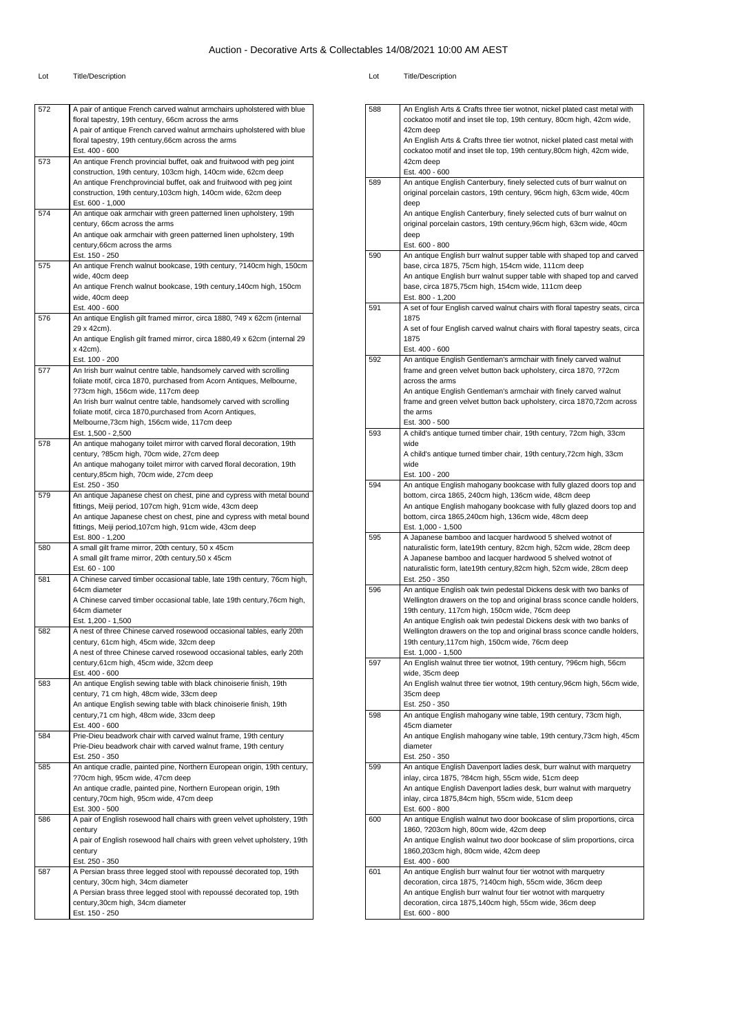# Auction - Decorative Arts & Collectables 14/08/2021 10:00 AM AEST

| Lot | Title/Description |
|---|---|
| 572 | A pair of antique French carved walnut armchairs upholstered with blue floral tapestry, 19th century, 66cm across the arms<br>A pair of antique French carved walnut armchairs upholstered with blue floral tapestry, 19th century,66cm across the arms<br>Est. 400 - 600 |
| 573 | An antique French provincial buffet, oak and fruitwood with peg joint construction, 19th century, 103cm high, 140cm wide, 62cm deep<br>An antique Frenchprovincial buffet, oak and fruitwood with peg joint construction, 19th century,103cm high, 140cm wide, 62cm deep<br>Est. 600 - 1,000 |
| 574 | An antique oak armchair with green patterned linen upholstery, 19th century, 66cm across the arms<br>An antique oak armchair with green patterned linen upholstery, 19th century,66cm across the arms<br>Est. 150 - 250 |
| 575 | An antique French walnut bookcase, 19th century, ?140cm high, 150cm wide, 40cm deep<br>An antique French walnut bookcase, 19th century,140cm high, 150cm wide, 40cm deep<br>Est. 400 - 600 |
| 576 | An antique English gilt framed mirror, circa 1880, ?49 x 62cm (internal 29 x 42cm).<br>An antique English gilt framed mirror, circa 1880,49 x 62cm (internal 29 x 42cm).<br>Est. 100 - 200 |
| 577 | An Irish burr walnut centre table, handsomely carved with scrolling foliate motif, circa 1870, purchased from Acorn Antiques, Melbourne, ?73cm high, 156cm wide, 117cm deep<br>An Irish burr walnut centre table, handsomely carved with scrolling foliate motif, circa 1870,purchased from Acorn Antiques, Melbourne,73cm high, 156cm wide, 117cm deep<br>Est. 1,500 - 2,500 |
| 578 | An antique mahogany toilet mirror with carved floral decoration, 19th century, ?85cm high, 70cm wide, 27cm deep<br>An antique mahogany toilet mirror with carved floral decoration, 19th century,85cm high, 70cm wide, 27cm deep<br>Est. 250 - 350 |
| 579 | An antique Japanese chest on chest, pine and cypress with metal bound fittings, Meiji period, 107cm high, 91cm wide, 43cm deep<br>An antique Japanese chest on chest, pine and cypress with metal bound fittings, Meiji period,107cm high, 91cm wide, 43cm deep<br>Est. 800 - 1,200 |
| 580 | A small gilt frame mirror, 20th century, 50 x 45cm<br>A small gilt frame mirror, 20th century,50 x 45cm<br>Est. 60 - 100 |
| 581 | A Chinese carved timber occasional table, late 19th century, 76cm high, 64cm diameter<br>A Chinese carved timber occasional table, late 19th century,76cm high, 64cm diameter<br>Est. 1,200 - 1,500 |
| 582 | A nest of three Chinese carved rosewood occasional tables, early 20th century, 61cm high, 45cm wide, 32cm deep<br>A nest of three Chinese carved rosewood occasional tables, early 20th century,61cm high, 45cm wide, 32cm deep<br>Est. 400 - 600 |
| 583 | An antique English sewing table with black chinoiserie finish, 19th century, 71 cm high, 48cm wide, 33cm deep<br>An antique English sewing table with black chinoiserie finish, 19th century,71 cm high, 48cm wide, 33cm deep<br>Est. 400 - 600 |
| 584 | Prie-Dieu beadwork chair with carved walnut frame, 19th century<br>Prie-Dieu beadwork chair with carved walnut frame, 19th century<br>Est. 250 - 350 |
| 585 | An antique cradle, painted pine, Northern European origin, 19th century, ?70cm high, 95cm wide, 47cm deep<br>An antique cradle, painted pine, Northern European origin, 19th century,70cm high, 95cm wide, 47cm deep<br>Est. 300 - 500 |
| 586 | A pair of English rosewood hall chairs with green velvet upholstery, 19th century<br>A pair of English rosewood hall chairs with green velvet upholstery, 19th century<br>Est. 250 - 350 |
| 587 | A Persian brass three legged stool with repoussé decorated top, 19th century, 30cm high, 34cm diameter<br>A Persian brass three legged stool with repoussé decorated top, 19th century,30cm high, 34cm diameter<br>Est. 150 - 250 |
| 588 | An English Arts & Crafts three tier wotnot, nickel plated cast metal with cockatoo motif and inset tile top, 19th century, 80cm high, 42cm wide, 42cm deep<br>An English Arts & Crafts three tier wotnot, nickel plated cast metal with cockatoo motif and inset tile top, 19th century,80cm high, 42cm wide, 42cm deep<br>Est. 400 - 600 |
| 589 | An antique English Canterbury, finely selected cuts of burr walnut on original porcelain castors, 19th century, 96cm high, 63cm wide, 40cm deep<br>An antique English Canterbury, finely selected cuts of burr walnut on original porcelain castors, 19th century,96cm high, 63cm wide, 40cm deep<br>Est. 600 - 800 |
| 590 | An antique English burr walnut supper table with shaped top and carved base, circa 1875, 75cm high, 154cm wide, 111cm deep<br>An antique English burr walnut supper table with shaped top and carved base, circa 1875,75cm high, 154cm wide, 111cm deep<br>Est. 800 - 1,200 |
| 591 | A set of four English carved walnut chairs with floral tapestry seats, circa 1875<br>A set of four English carved walnut chairs with floral tapestry seats, circa 1875<br>Est. 400 - 600 |
| 592 | An antique English Gentleman's armchair with finely carved walnut frame and green velvet button back upholstery, circa 1870, ?72cm across the arms<br>An antique English Gentleman's armchair with finely carved walnut frame and green velvet button back upholstery, circa 1870,72cm across the arms<br>Est. 300 - 500 |
| 593 | A child's antique turned timber chair, 19th century, 72cm high, 33cm wide<br>A child's antique turned timber chair, 19th century,72cm high, 33cm wide<br>Est. 100 - 200 |
| 594 | An antique English mahogany bookcase with fully glazed doors top and bottom, circa 1865, 240cm high, 136cm wide, 48cm deep<br>An antique English mahogany bookcase with fully glazed doors top and bottom, circa 1865,240cm high, 136cm wide, 48cm deep<br>Est. 1,000 - 1,500 |
| 595 | A Japanese bamboo and lacquer hardwood 5 shelved wotnot of naturalistic form, late19th century, 82cm high, 52cm wide, 28cm deep<br>A Japanese bamboo and lacquer hardwood 5 shelved wotnot of naturalistic form, late19th century,82cm high, 52cm wide, 28cm deep<br>Est. 250 - 350 |
| 596 | An antique English oak twin pedestal Dickens desk with two banks of Wellington drawers on the top and original brass sconce candle holders, 19th century, 117cm high, 150cm wide, 76cm deep<br>An antique English oak twin pedestal Dickens desk with two banks of Wellington drawers on the top and original brass sconce candle holders, 19th century,117cm high, 150cm wide, 76cm deep<br>Est. 1,000 - 1,500 |
| 597 | An English walnut three tier wotnot, 19th century, ?96cm high, 56cm wide, 35cm deep<br>An English walnut three tier wotnot, 19th century,96cm high, 56cm wide, 35cm deep<br>Est. 250 - 350 |
| 598 | An antique English mahogany wine table, 19th century, 73cm high, 45cm diameter<br>An antique English mahogany wine table, 19th century,73cm high, 45cm diameter<br>Est. 250 - 350 |
| 599 | An antique English Davenport ladies desk, burr walnut with marquetry inlay, circa 1875, ?84cm high, 55cm wide, 51cm deep<br>An antique English Davenport ladies desk, burr walnut with marquetry inlay, circa 1875,84cm high, 55cm wide, 51cm deep<br>Est. 600 - 800 |
| 600 | An antique English walnut two door bookcase of slim proportions, circa 1860, ?203cm high, 80cm wide, 42cm deep<br>An antique English walnut two door bookcase of slim proportions, circa 1860,203cm high, 80cm wide, 42cm deep<br>Est. 400 - 600 |
| 601 | An antique English burr walnut four tier wotnot with marquetry decoration, circa 1875, ?140cm high, 55cm wide, 36cm deep<br>An antique English burr walnut four tier wotnot with marquetry decoration, circa 1875,140cm high, 55cm wide, 36cm deep<br>Est. 600 - 800 |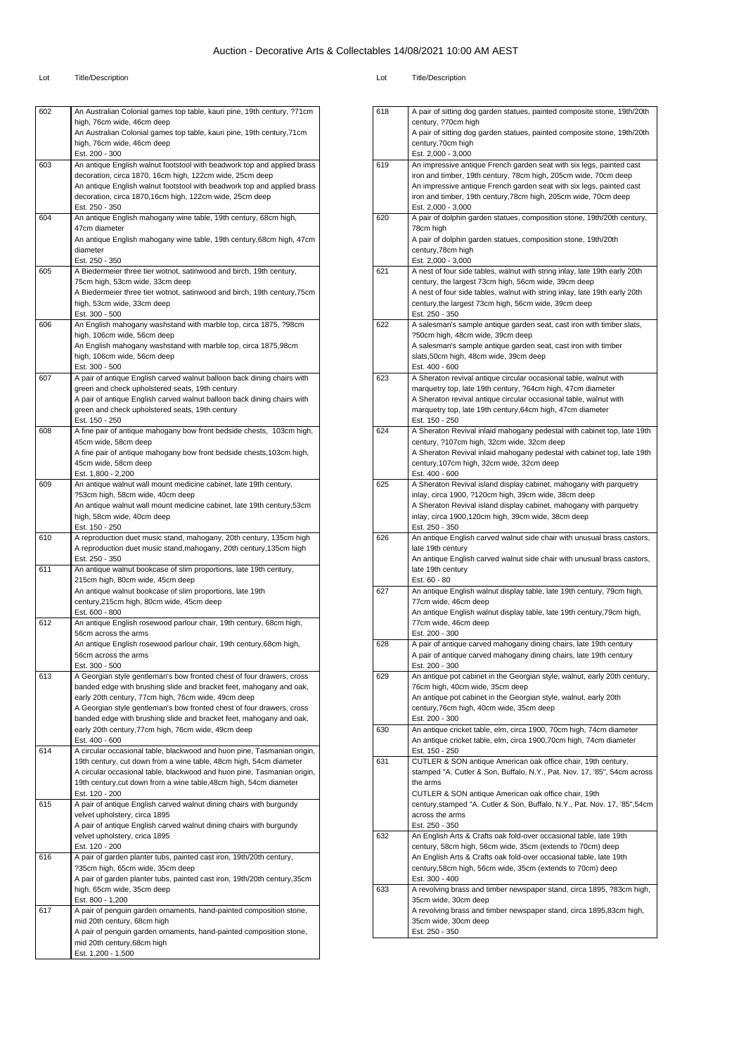# Auction - Decorative Arts & Collectables 14/08/2021 10:00 AM AEST

| Lot | Title/Description |
|---|---|
| 602 | An Australian Colonial games top table, kauri pine, 19th century, ?71cm high, 76cm wide, 46cm deep<br>An Australian Colonial games top table, kauri pine, 19th century,71cm high, 76cm wide, 46cm deep<br>Est. 200 - 300 |
| 603 | An antique English walnut footstool with beadwork top and applied brass decoration, circa 1870, 16cm high, 122cm wide, 25cm deep<br>An antique English walnut footstool with beadwork top and applied brass decoration, circa 1870,16cm high, 122cm wide, 25cm deep<br>Est. 250 - 350 |
| 604 | An antique English mahogany wine table, 19th century, 68cm high, 47cm diameter<br>An antique English mahogany wine table, 19th century,68cm high, 47cm diameter<br>Est. 250 - 350 |
| 605 | A Biedermeier three tier wotnot, satinwood and birch, 19th century, 75cm high, 53cm wide, 33cm deep<br>A Biedermeier three tier wotnot, satinwood and birch, 19th century,75cm high, 53cm wide, 33cm deep<br>Est. 300 - 500 |
| 606 | An English mahogany washstand with marble top, circa 1875, ?98cm high, 106cm wide, 56cm deep<br>An English mahogany washstand with marble top, circa 1875,98cm high, 106cm wide, 56cm deep<br>Est. 300 - 500 |
| 607 | A pair of antique English carved walnut balloon back dining chairs with green and check upholstered seats, 19th century<br>A pair of antique English carved walnut balloon back dining chairs with green and check upholstered seats, 19th century<br>Est. 150 - 250 |
| 608 | A fine pair of antique mahogany bow front bedside chests, 103cm high, 45cm wide, 58cm deep<br>A fine pair of antique mahogany bow front bedside chests,103cm high, 45cm wide, 58cm deep<br>Est. 1,800 - 2,200 |
| 609 | An antique walnut wall mount medicine cabinet, late 19th century, ?53cm high, 58cm wide, 40cm deep<br>An antique walnut wall mount medicine cabinet, late 19th century,53cm high, 58cm wide, 40cm deep<br>Est. 150 - 250 |
| 610 | A reproduction duet music stand, mahogany, 20th century, 135cm high<br>A reproduction duet music stand,mahogany, 20th century,135cm high<br>Est. 250 - 350 |
| 611 | An antique walnut bookcase of slim proportions, late 19th century, 215cm high, 80cm wide, 45cm deep<br>An antique walnut bookcase of slim proportions, late 19th century,215cm high, 80cm wide, 45cm deep<br>Est. 600 - 800 |
| 612 | An antique English rosewood parlour chair, 19th century, 68cm high, 56cm across the arms<br>An antique English rosewood parlour chair, 19th century,68cm high, 56cm across the arms<br>Est. 300 - 500 |
| 613 | A Georgian style gentleman's bow fronted chest of four drawers, cross banded edge with brushing slide and bracket feet, mahogany and oak, early 20th century, 77cm high, 76cm wide, 49cm deep<br>A Georgian style gentleman's bow fronted chest of four drawers, cross banded edge with brushing slide and bracket feet, mahogany and oak, early 20th century,77cm high, 76cm wide, 49cm deep<br>Est. 400 - 600 |
| 614 | A circular occasional table, blackwood and huon pine, Tasmanian origin, 19th century, cut down from a wine table, 48cm high, 54cm diameter<br>A circular occasional table, blackwood and huon pine, Tasmanian origin, 19th century,cut down from a wine table,48cm high, 54cm diameter<br>Est. 120 - 200 |
| 615 | A pair of antique English carved walnut dining chairs with burgundy velvet upholstery, circa 1895<br>A pair of antique English carved walnut dining chairs with burgundy velvet upholstery, crica 1895<br>Est. 120 - 200 |
| 616 | A pair of garden planter tubs, painted cast iron, 19th/20th century, ?35cm high, 65cm wide, 35cm deep<br>A pair of garden planter tubs, painted cast iron, 19th/20th century,35cm high, 65cm wide, 35cm deep<br>Est. 800 - 1,200 |
| 617 | A pair of penguin garden ornaments, hand-painted composition stone, mid 20th century, 68cm high<br>A pair of penguin garden ornaments, hand-painted composition stone, mid 20th century,68cm high<br>Est. 1,200 - 1,500 |
| 618 | A pair of sitting dog garden statues, painted composite stone, 19th/20th century, ?70cm high<br>A pair of sitting dog garden statues, painted composite stone, 19th/20th century,70cm high<br>Est. 2,000 - 3,000 |
| 619 | An impressive antique French garden seat with six legs, painted cast iron and timber, 19th century, 78cm high, 205cm wide, 70cm deep<br>An impressive antique French garden seat with six legs, painted cast iron and timber, 19th century,78cm high, 205cm wide, 70cm deep<br>Est. 2,000 - 3,000 |
| 620 | A pair of dolphin garden statues, composition stone, 19th/20th century, 78cm high<br>A pair of dolphin garden statues, composition stone, 19th/20th century,78cm high<br>Est. 2,000 - 3,000 |
| 621 | A nest of four side tables, walnut with string inlay, late 19th early 20th century, the largest 73cm high, 56cm wide, 39cm deep<br>A nest of four side tables, walnut with string inlay, late 19th early 20th century,the largest 73cm high, 56cm wide, 39cm deep<br>Est. 250 - 350 |
| 622 | A salesman's sample antique garden seat, cast iron with timber slats, ?50cm high, 48cm wide, 39cm deep<br>A salesman's sample antique garden seat, cast iron with timber slats,50cm high, 48cm wide, 39cm deep<br>Est. 400 - 600 |
| 623 | A Sheraton revival antique circular occasional table, walnut with marquetry top, late 19th century, ?64cm high, 47cm diameter<br>A Sheraton revival antique circular occasional table, walnut with marquetry top, late 19th century,64cm high, 47cm diameter<br>Est. 150 - 250 |
| 624 | A Sheraton Revival inlaid mahogany pedestal with cabinet top, late 19th century, ?107cm high, 32cm wide, 32cm deep<br>A Sheraton Revival inlaid mahogany pedestal with cabinet top, late 19th century,107cm high, 32cm wide, 32cm deep<br>Est. 400 - 600 |
| 625 | A Sheraton Revival island display cabinet, mahogany with parquetry inlay, circa 1900, ?120cm high, 39cm wide, 38cm deep<br>A Sheraton Revival island display cabinet, mahogany with parquetry inlay, circa 1900,120cm high, 39cm wide, 38cm deep<br>Est. 250 - 350 |
| 626 | An antique English carved walnut side chair with unusual brass castors, late 19th century<br>An antique English carved walnut side chair with unusual brass castors, late 19th century<br>Est. 60 - 80 |
| 627 | An antique English walnut display table, late 19th century, 79cm high, 77cm wide, 46cm deep<br>An antique English walnut display table, late 19th century,79cm high, 77cm wide, 46cm deep<br>Est. 200 - 300 |
| 628 | A pair of antique carved mahogany dining chairs, late 19th century<br>A pair of antique carved mahogany dining chairs, late 19th century<br>Est. 200 - 300 |
| 629 | An antique pot cabinet in the Georgian style, walnut, early 20th century, 76cm high, 40cm wide, 35cm deep<br>An antique pot cabinet in the Georgian style, walnut, early 20th century,76cm high, 40cm wide, 35cm deep<br>Est. 200 - 300 |
| 630 | An antique cricket table, elm, circa 1900, 70cm high, 74cm diameter<br>An antique cricket table, elm, circa 1900,70cm high, 74cm diameter<br>Est. 150 - 250 |
| 631 | CUTLER & SON antique American oak office chair, 19th century, stamped "A. Cutler & Son, Buffalo, N.Y., Pat. Nov. 17, '85", 54cm across the arms<br>CUTLER & SON antique American oak office chair, 19th century,stamped "A. Cutler & Son, Buffalo, N.Y., Pat. Nov. 17, '85",54cm across the arms<br>Est. 250 - 350 |
| 632 | An English Arts & Crafts oak fold-over occasional table, late 19th century, 58cm high, 56cm wide, 35cm (extends to 70cm) deep<br>An English Arts & Crafts oak fold-over occasional table, late 19th century,58cm high, 56cm wide, 35cm (extends to 70cm) deep<br>Est. 300 - 400 |
| 633 | A revolving brass and timber newspaper stand, circa 1895, ?83cm high, 35cm wide, 30cm deep<br>A revolving brass and timber newspaper stand, circa 1895,83cm high, 35cm wide, 30cm deep<br>Est. 250 - 350 |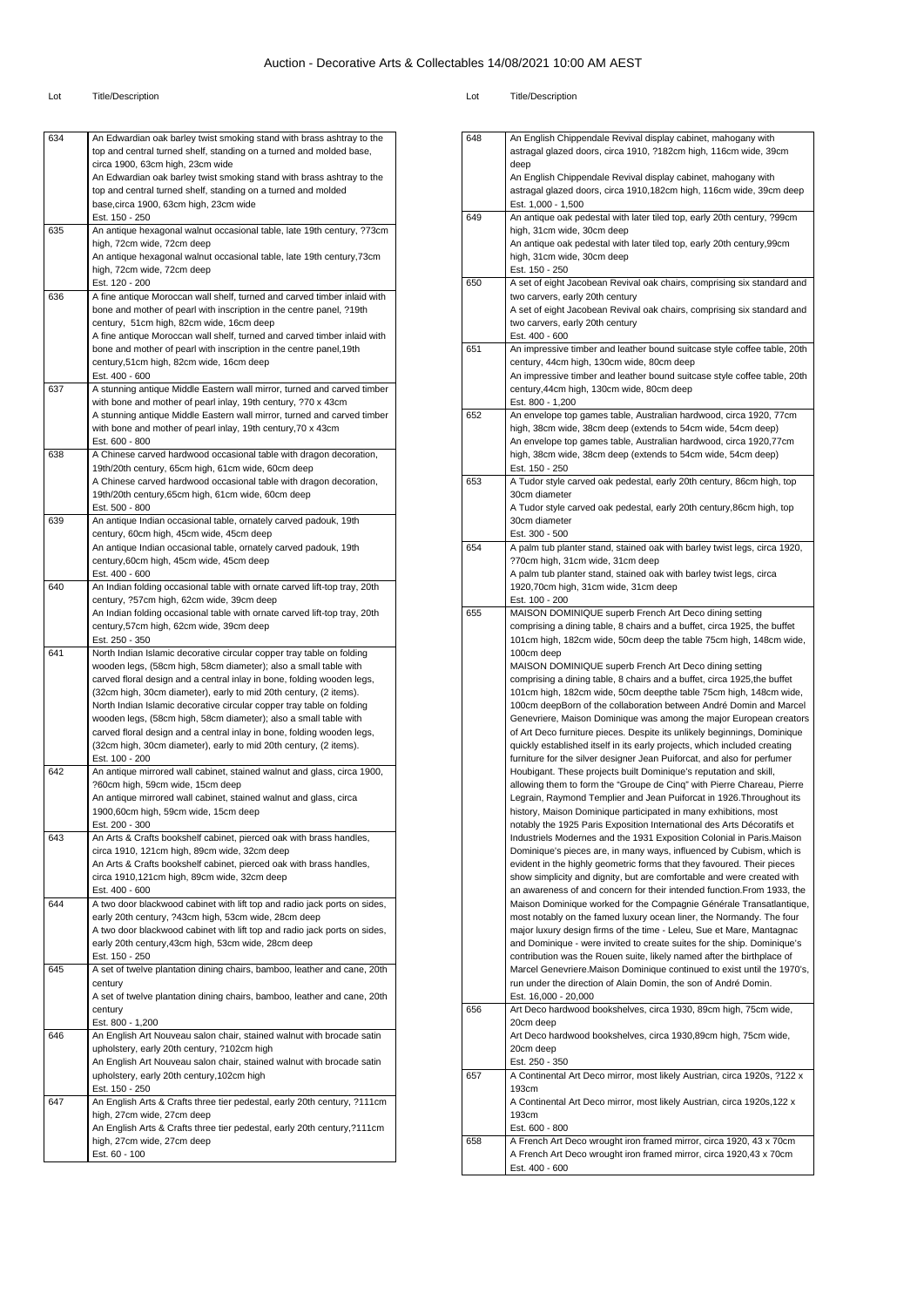# Auction - Decorative Arts & Collectables 14/08/2021 10:00 AM AEST

| Lot | Title/Description |
|---|---|
| 634 | An Edwardian oak barley twist smoking stand with brass ashtray to the top and central turned shelf, standing on a turned and molded base, circa 1900, 63cm high, 23cm wide<br>An Edwardian oak barley twist smoking stand with brass ashtray to the top and central turned shelf, standing on a turned and molded base,circa 1900, 63cm high, 23cm wide<br>Est. 150 - 250 |
| 635 | An antique hexagonal walnut occasional table, late 19th century, ?73cm high, 72cm wide, 72cm deep<br>An antique hexagonal walnut occasional table, late 19th century,73cm high, 72cm wide, 72cm deep<br>Est. 120 - 200 |
| 636 | A fine antique Moroccan wall shelf, turned and carved timber inlaid with bone and mother of pearl with inscription in the centre panel, ?19th century, 51cm high, 82cm wide, 16cm deep<br>A fine antique Moroccan wall shelf, turned and carved timber inlaid with bone and mother of pearl with inscription in the centre panel,19th century,51cm high, 82cm wide, 16cm deep<br>Est. 400 - 600 |
| 637 | A stunning antique Middle Eastern wall mirror, turned and carved timber with bone and mother of pearl inlay, 19th century, ?70 x 43cm<br>A stunning antique Middle Eastern wall mirror, turned and carved timber with bone and mother of pearl inlay, 19th century,70 x 43cm<br>Est. 600 - 800 |
| 638 | A Chinese carved hardwood occasional table with dragon decoration, 19th/20th century, 65cm high, 61cm wide, 60cm deep<br>A Chinese carved hardwood occasional table with dragon decoration, 19th/20th century,65cm high, 61cm wide, 60cm deep<br>Est. 500 - 800 |
| 639 | An antique Indian occasional table, ornately carved padouk, 19th century, 60cm high, 45cm wide, 45cm deep<br>An antique Indian occasional table, ornately carved padouk, 19th century,60cm high, 45cm wide, 45cm deep<br>Est. 400 - 600 |
| 640 | An Indian folding occasional table with ornate carved lift-top tray, 20th century, ?57cm high, 62cm wide, 39cm deep<br>An Indian folding occasional table with ornate carved lift-top tray, 20th century,57cm high, 62cm wide, 39cm deep<br>Est. 250 - 350 |
| 641 | North Indian Islamic decorative circular copper tray table on folding wooden legs, (58cm high, 58cm diameter); also a small table with carved floral design and a central inlay in bone, folding wooden legs, (32cm high, 30cm diameter), early to mid 20th century, (2 items).<br>North Indian Islamic decorative circular copper tray table on folding wooden legs, (58cm high, 58cm diameter); also a small table with carved floral design and a central inlay in bone, folding wooden legs, (32cm high, 30cm diameter), early to mid 20th century, (2 items).<br>Est. 100 - 200 |
| 642 | An antique mirrored wall cabinet, stained walnut and glass, circa 1900, ?60cm high, 59cm wide, 15cm deep<br>An antique mirrored wall cabinet, stained walnut and glass, circa 1900,60cm high, 59cm wide, 15cm deep<br>Est. 200 - 300 |
| 643 | An Arts & Crafts bookshelf cabinet, pierced oak with brass handles, circa 1910, 121cm high, 89cm wide, 32cm deep<br>An Arts & Crafts bookshelf cabinet, pierced oak with brass handles, circa 1910,121cm high, 89cm wide, 32cm deep<br>Est. 400 - 600 |
| 644 | A two door blackwood cabinet with lift top and radio jack ports on sides, early 20th century, ?43cm high, 53cm wide, 28cm deep<br>A two door blackwood cabinet with lift top and radio jack ports on sides, early 20th century,43cm high, 53cm wide, 28cm deep<br>Est. 150 - 250 |
| 645 | A set of twelve plantation dining chairs, bamboo, leather and cane, 20th century<br>A set of twelve plantation dining chairs, bamboo, leather and cane, 20th century<br>Est. 800 - 1,200 |
| 646 | An English Art Nouveau salon chair, stained walnut with brocade satin upholstery, early 20th century, ?102cm high<br>An English Art Nouveau salon chair, stained walnut with brocade satin upholstery, early 20th century,102cm high<br>Est. 150 - 250 |
| 647 | An English Arts & Crafts three tier pedestal, early 20th century, ?111cm high, 27cm wide, 27cm deep<br>An English Arts & Crafts three tier pedestal, early 20th century,?111cm high, 27cm wide, 27cm deep<br>Est. 60 - 100 |
| 648 | An English Chippendale Revival display cabinet, mahogany with astragal glazed doors, circa 1910, ?182cm high, 116cm wide, 39cm deep<br>An English Chippendale Revival display cabinet, mahogany with astragal glazed doors, circa 1910,182cm high, 116cm wide, 39cm deep<br>Est. 1,000 - 1,500 |
| 649 | An antique oak pedestal with later tiled top, early 20th century, ?99cm high, 31cm wide, 30cm deep<br>An antique oak pedestal with later tiled top, early 20th century,99cm high, 31cm wide, 30cm deep<br>Est. 150 - 250 |
| 650 | A set of eight Jacobean Revival oak chairs, comprising six standard and two carvers, early 20th century<br>A set of eight Jacobean Revival oak chairs, comprising six standard and two carvers, early 20th century<br>Est. 400 - 600 |
| 651 | An impressive timber and leather bound suitcase style coffee table, 20th century, 44cm high, 130cm wide, 80cm deep<br>An impressive timber and leather bound suitcase style coffee table, 20th century,44cm high, 130cm wide, 80cm deep<br>Est. 800 - 1,200 |
| 652 | An envelope top games table, Australian hardwood, circa 1920, 77cm high, 38cm wide, 38cm deep (extends to 54cm wide, 54cm deep)<br>An envelope top games table, Australian hardwood, circa 1920,77cm high, 38cm wide, 38cm deep (extends to 54cm wide, 54cm deep)<br>Est. 150 - 250 |
| 653 | A Tudor style carved oak pedestal, early 20th century, 86cm high, top 30cm diameter<br>A Tudor style carved oak pedestal, early 20th century,86cm high, top 30cm diameter<br>Est. 300 - 500 |
| 654 | A palm tub planter stand, stained oak with barley twist legs, circa 1920, ?70cm high, 31cm wide, 31cm deep<br>A palm tub planter stand, stained oak with barley twist legs, circa 1920,70cm high, 31cm wide, 31cm deep<br>Est. 100 - 200 |
| 655 | MAISON DOMINIQUE superb French Art Deco dining setting comprising a dining table, 8 chairs and a buffet, circa 1925, the buffet 101cm high, 182cm wide, 50cm deep the table 75cm high, 148cm wide, 100cm deep<br>MAISON DOMINIQUE superb French Art Deco dining setting comprising a dining table, 8 chairs and a buffet, circa 1925,the buffet 101cm high, 182cm wide, 50cm deepthe table 75cm high, 148cm wide, 100cm deepBorn of the collaboration between André Domin and Marcel Genevriere, Maison Dominique was among the major European creators of Art Deco furniture pieces. Despite its unlikely beginnings, Dominique quickly established itself in its early projects, which included creating furniture for the silver designer Jean Puiforcat, and also for perfumer Houbigant. These projects built Dominique's reputation and skill, allowing them to form the "Groupe de Cinq" with Pierre Chareau, Pierre Legrain, Raymond Templier and Jean Puiforcat in 1926.Throughout its history, Maison Dominique participated in many exhibitions, most notably the 1925 Paris Exposition International des Arts Décoratifs et Industriels Modernes and the 1931 Exposition Colonial in Paris.Maison Dominique's pieces are, in many ways, influenced by Cubism, which is evident in the highly geometric forms that they favoured. Their pieces show simplicity and dignity, but are comfortable and were created with an awareness of and concern for their intended function.From 1933, the Maison Dominique worked for the Compagnie Générale Transatlantique, most notably on the famed luxury ocean liner, the Normandy. The four major luxury design firms of the time - Leleu, Sue et Mare, Mantagnac and Dominique - were invited to create suites for the ship. Dominique's contribution was the Rouen suite, likely named after the birthplace of Marcel Genevriere.Maison Dominique continued to exist until the 1970's, run under the direction of Alain Domin, the son of André Domin.<br>Est. 16,000 - 20,000 |
| 656 | Art Deco hardwood bookshelves, circa 1930, 89cm high, 75cm wide, 20cm deep<br>Art Deco hardwood bookshelves, circa 1930,89cm high, 75cm wide, 20cm deep<br>Est. 250 - 350 |
| 657 | A Continental Art Deco mirror, most likely Austrian, circa 1920s, ?122 x 193cm<br>A Continental Art Deco mirror, most likely Austrian, circa 1920s,122 x 193cm<br>Est. 600 - 800 |
| 658 | A French Art Deco wrought iron framed mirror, circa 1920, 43 x 70cm<br>A French Art Deco wrought iron framed mirror, circa 1920,43 x 70cm<br>Est. 400 - 600 |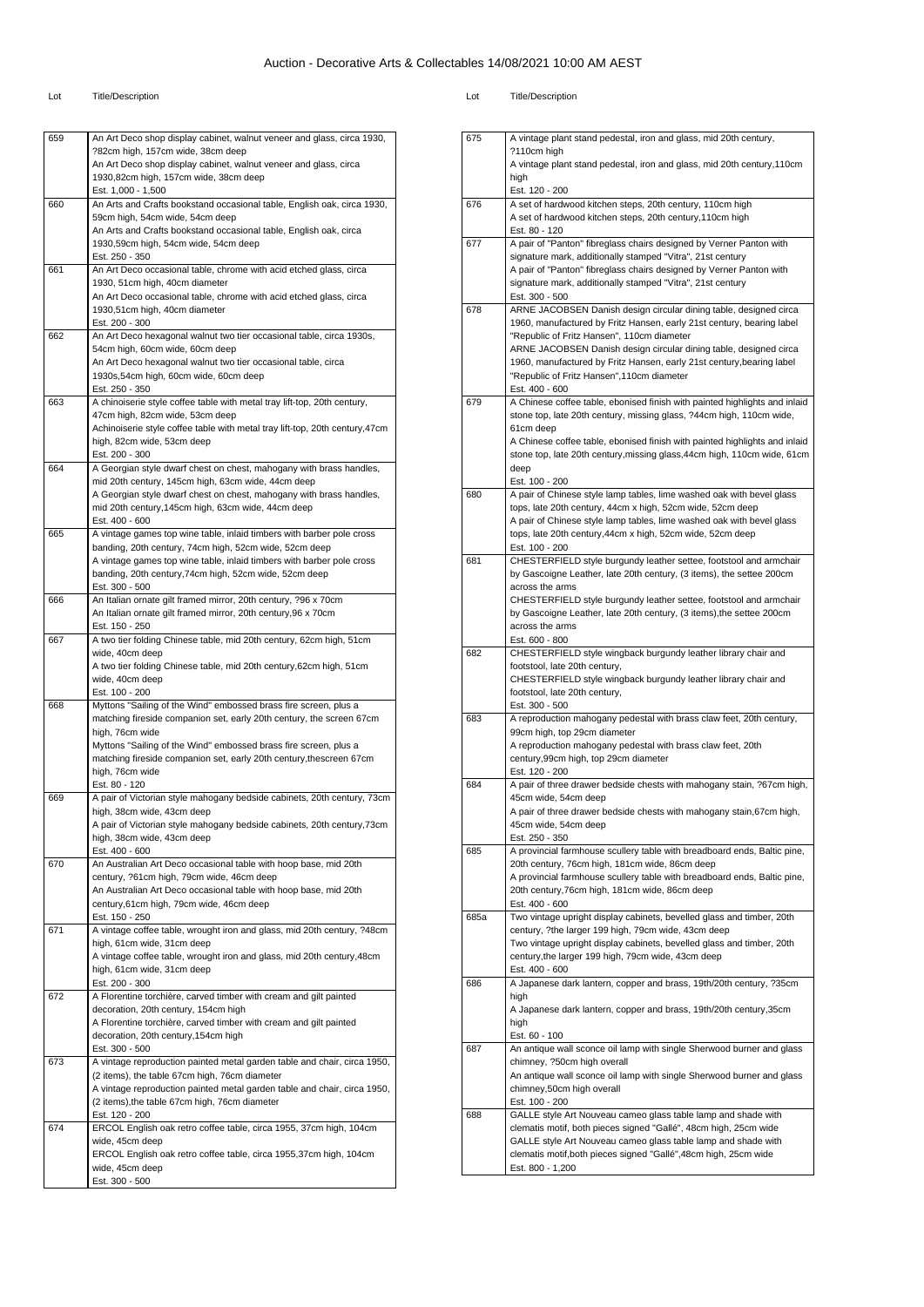# Auction - Decorative Arts & Collectables 14/08/2021 10:00 AM AEST

| Lot | Title/Description |
|---|---|
| 659 | An Art Deco shop display cabinet, walnut veneer and glass, circa 1930, ?82cm high, 157cm wide, 38cm deep<br>An Art Deco shop display cabinet, walnut veneer and glass, circa 1930,82cm high, 157cm wide, 38cm deep<br>Est. 1,000 - 1,500 |
| 660 | An Arts and Crafts bookstand occasional table, English oak, circa 1930, 59cm high, 54cm wide, 54cm deep<br>An Arts and Crafts bookstand occasional table, English oak, circa 1930,59cm high, 54cm wide, 54cm deep<br>Est. 250 - 350 |
| 661 | An Art Deco occasional table, chrome with acid etched glass, circa 1930, 51cm high, 40cm diameter<br>An Art Deco occasional table, chrome with acid etched glass, circa 1930,51cm high, 40cm diameter<br>Est. 200 - 300 |
| 662 | An Art Deco hexagonal walnut two tier occasional table, circa 1930s, 54cm high, 60cm wide, 60cm deep<br>An Art Deco hexagonal walnut two tier occasional table, circa 1930s,54cm high, 60cm wide, 60cm deep<br>Est. 250 - 350 |
| 663 | A chinoiserie style coffee table with metal tray lift-top, 20th century, 47cm high, 82cm wide, 53cm deep<br>Achinoiserie style coffee table with metal tray lift-top, 20th century,47cm high, 82cm wide, 53cm deep<br>Est. 200 - 300 |
| 664 | A Georgian style dwarf chest on chest, mahogany with brass handles, mid 20th century, 145cm high, 63cm wide, 44cm deep<br>A Georgian style dwarf chest on chest, mahogany with brass handles, mid 20th century,145cm high, 63cm wide, 44cm deep<br>Est. 400 - 600 |
| 665 | A vintage games top wine table, inlaid timbers with barber pole cross banding, 20th century, 74cm high, 52cm wide, 52cm deep<br>A vintage games top wine table, inlaid timbers with barber pole cross banding, 20th century,74cm high, 52cm wide, 52cm deep<br>Est. 300 - 500 |
| 666 | An Italian ornate gilt framed mirror, 20th century, ?96 x 70cm<br>An Italian ornate gilt framed mirror, 20th century,96 x 70cm<br>Est. 150 - 250 |
| 667 | A two tier folding Chinese table, mid 20th century, 62cm high, 51cm wide, 40cm deep<br>A two tier folding Chinese table, mid 20th century,62cm high, 51cm wide, 40cm deep<br>Est. 100 - 200 |
| 668 | Myttons "Sailing of the Wind" embossed brass fire screen, plus a matching fireside companion set, early 20th century, the screen 67cm high, 76cm wide<br>Myttons "Sailing of the Wind" embossed brass fire screen, plus a matching fireside companion set, early 20th century,thescreen 67cm high, 76cm wide<br>Est. 80 - 120 |
| 669 | A pair of Victorian style mahogany bedside cabinets, 20th century, 73cm high, 38cm wide, 43cm deep<br>A pair of Victorian style mahogany bedside cabinets, 20th century,73cm high, 38cm wide, 43cm deep<br>Est. 400 - 600 |
| 670 | An Australian Art Deco occasional table with hoop base, mid 20th century, ?61cm high, 79cm wide, 46cm deep<br>An Australian Art Deco occasional table with hoop base, mid 20th century,61cm high, 79cm wide, 46cm deep<br>Est. 150 - 250 |
| 671 | A vintage coffee table, wrought iron and glass, mid 20th century, ?48cm high, 61cm wide, 31cm deep<br>A vintage coffee table, wrought iron and glass, mid 20th century,48cm high, 61cm wide, 31cm deep<br>Est. 200 - 300 |
| 672 | A Florentine torchière, carved timber with cream and gilt painted decoration, 20th century, 154cm high<br>A Florentine torchière, carved timber with cream and gilt painted decoration, 20th century,154cm high<br>Est. 300 - 500 |
| 673 | A vintage reproduction painted metal garden table and chair, circa 1950, (2 items), the table 67cm high, 76cm diameter<br>A vintage reproduction painted metal garden table and chair, circa 1950, (2 items),the table 67cm high, 76cm diameter<br>Est. 120 - 200 |
| 674 | ERCOL English oak retro coffee table, circa 1955, 37cm high, 104cm wide, 45cm deep<br>ERCOL English oak retro coffee table, circa 1955,37cm high, 104cm wide, 45cm deep<br>Est. 300 - 500 |
| 675 | A vintage plant stand pedestal, iron and glass, mid 20th century, ?110cm high<br>A vintage plant stand pedestal, iron and glass, mid 20th century,110cm high<br>Est. 120 - 200 |
| 676 | A set of hardwood kitchen steps, 20th century, 110cm high<br>A set of hardwood kitchen steps, 20th century,110cm high<br>Est. 80 - 120 |
| 677 | A pair of "Panton" fibreglass chairs designed by Verner Panton with signature mark, additionally stamped "Vitra", 21st century<br>A pair of "Panton" fibreglass chairs designed by Verner Panton with signature mark, additionally stamped "Vitra", 21st century<br>Est. 300 - 500 |
| 678 | ARNE JACOBSEN Danish design circular dining table, designed circa 1960, manufactured by Fritz Hansen, early 21st century, bearing label "Republic of Fritz Hansen", 110cm diameter<br>ARNE JACOBSEN Danish design circular dining table, designed circa 1960, manufactured by Fritz Hansen, early 21st century,bearing label "Republic of Fritz Hansen",110cm diameter<br>Est. 400 - 600 |
| 679 | A Chinese coffee table, ebonised finish with painted highlights and inlaid stone top, late 20th century, missing glass, ?44cm high, 110cm wide, 61cm deep<br>A Chinese coffee table, ebonised finish with painted highlights and inlaid stone top, late 20th century,missing glass,44cm high, 110cm wide, 61cm deep<br>Est. 100 - 200 |
| 680 | A pair of Chinese style lamp tables, lime washed oak with bevel glass tops, late 20th century, 44cm x high, 52cm wide, 52cm deep<br>A pair of Chinese style lamp tables, lime washed oak with bevel glass tops, late 20th century,44cm x high, 52cm wide, 52cm deep<br>Est. 100 - 200 |
| 681 | CHESTERFIELD style burgundy leather settee, footstool and armchair by Gascoigne Leather, late 20th century, (3 items), the settee 200cm across the arms<br>CHESTERFIELD style burgundy leather settee, footstool and armchair by Gascoigne Leather, late 20th century, (3 items),the settee 200cm across the arms<br>Est. 600 - 800 |
| 682 | CHESTERFIELD style wingback burgundy leather library chair and footstool, late 20th century,<br>CHESTERFIELD style wingback burgundy leather library chair and footstool, late 20th century,<br>Est. 300 - 500 |
| 683 | A reproduction mahogany pedestal with brass claw feet, 20th century, 99cm high, top 29cm diameter<br>A reproduction mahogany pedestal with brass claw feet, 20th century,99cm high, top 29cm diameter<br>Est. 120 - 200 |
| 684 | A pair of three drawer bedside chests with mahogany stain, ?67cm high, 45cm wide, 54cm deep<br>A pair of three drawer bedside chests with mahogany stain,67cm high, 45cm wide, 54cm deep<br>Est. 250 - 350 |
| 685 | A provincial farmhouse scullery table with breadboard ends, Baltic pine, 20th century, 76cm high, 181cm wide, 86cm deep<br>A provincial farmhouse scullery table with breadboard ends, Baltic pine, 20th century,76cm high, 181cm wide, 86cm deep<br>Est. 400 - 600 |
| 685a | Two vintage upright display cabinets, bevelled glass and timber, 20th century, ?the larger 199 high, 79cm wide, 43cm deep<br>Two vintage upright display cabinets, bevelled glass and timber, 20th century,the larger 199 high, 79cm wide, 43cm deep<br>Est. 400 - 600 |
| 686 | A Japanese dark lantern, copper and brass, 19th/20th century, ?35cm high<br>A Japanese dark lantern, copper and brass, 19th/20th century,35cm high<br>Est. 60 - 100 |
| 687 | An antique wall sconce oil lamp with single Sherwood burner and glass chimney, ?50cm high overall<br>An antique wall sconce oil lamp with single Sherwood burner and glass chimney,50cm high overall<br>Est. 100 - 200 |
| 688 | GALLE style Art Nouveau cameo glass table lamp and shade with clematis motif, both pieces signed "Gallé", 48cm high, 25cm wide<br>GALLE style Art Nouveau cameo glass table lamp and shade with clematis motif,both pieces signed "Gallé",48cm high, 25cm wide<br>Est. 800 - 1,200 |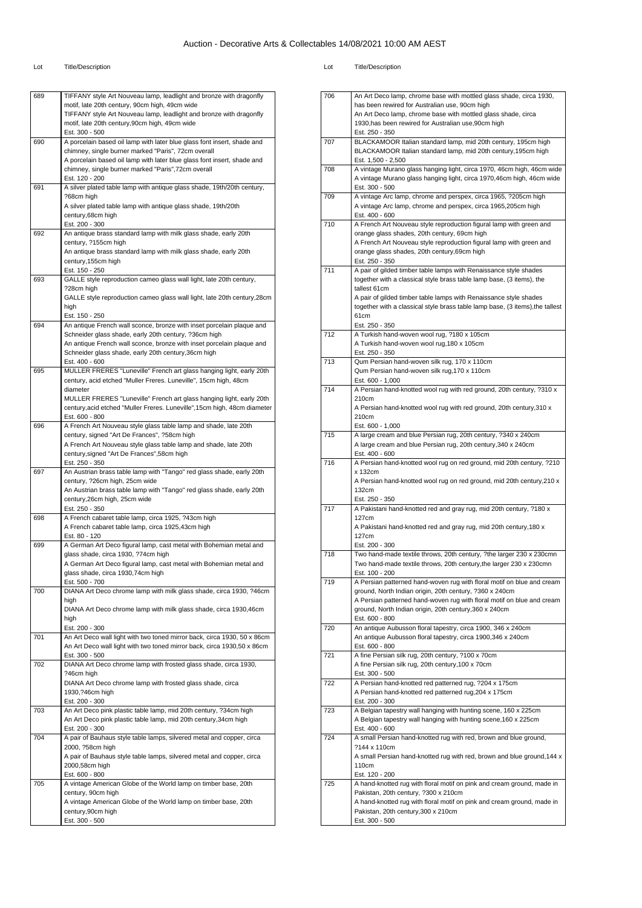# Auction - Decorative Arts & Collectables 14/08/2021 10:00 AM AEST

| Lot | Title/Description |
|---|---|
| 689 | TIFFANY style Art Nouveau lamp, leadlight and bronze with dragonfly motif, late 20th century, 90cm high, 49cm wide<br>TIFFANY style Art Nouveau lamp, leadlight and bronze with dragonfly motif, late 20th century,90cm high, 49cm wide<br>Est. 300 - 500 |
| 690 | A porcelain based oil lamp with later blue glass font insert, shade and chimney, single burner marked "Paris", 72cm overall<br>A porcelain based oil lamp with later blue glass font insert, shade and chimney, single burner marked "Paris",72cm overall<br>Est. 120 - 200 |
| 691 | A silver plated table lamp with antique glass shade, 19th/20th century, ?68cm high<br>A silver plated table lamp with antique glass shade, 19th/20th century,68cm high<br>Est. 200 - 300 |
| 692 | An antique brass standard lamp with milk glass shade, early 20th century, ?155cm high<br>An antique brass standard lamp with milk glass shade, early 20th century,155cm high<br>Est. 150 - 250 |
| 693 | GALLE style reproduction cameo glass wall light, late 20th century, ?28cm high<br>GALLE style reproduction cameo glass wall light, late 20th century,28cm high<br>Est. 150 - 250 |
| 694 | An antique French wall sconce, bronze with inset porcelain plaque and Schneider glass shade, early 20th century, ?36cm high<br>An antique French wall sconce, bronze with inset porcelain plaque and Schneider glass shade, early 20th century,36cm high<br>Est. 400 - 600 |
| 695 | MULLER FRERES "Luneville" French art glass hanging light, early 20th century, acid etched "Muller Freres. Luneville", 15cm high, 48cm diameter<br>MULLER FRERES "Luneville" French art glass hanging light, early 20th century,acid etched "Muller Freres. Luneville",15cm high, 48cm diameter<br>Est. 600 - 800 |
| 696 | A French Art Nouveau style glass table lamp and shade, late 20th century, signed "Art De Frances", ?58cm high<br>A French Art Nouveau style glass table lamp and shade, late 20th century,signed "Art De Frances",58cm high<br>Est. 250 - 350 |
| 697 | An Austrian brass table lamp with "Tango" red glass shade, early 20th century, ?26cm high, 25cm wide<br>An Austrian brass table lamp with "Tango" red glass shade, early 20th century,26cm high, 25cm wide<br>Est. 250 - 350 |
| 698 | A French cabaret table lamp, circa 1925, ?43cm high<br>A French cabaret table lamp, circa 1925,43cm high<br>Est. 80 - 120 |
| 699 | A German Art Deco figural lamp, cast metal with Bohemian metal and glass shade, circa 1930, ?74cm high<br>A German Art Deco figural lamp, cast metal with Bohemian metal and glass shade, circa 1930,74cm high<br>Est. 500 - 700 |
| 700 | DIANA Art Deco chrome lamp with milk glass shade, circa 1930, ?46cm high<br>DIANA Art Deco chrome lamp with milk glass shade, circa 1930,46cm high<br>Est. 200 - 300 |
| 701 | An Art Deco wall light with two toned mirror back, circa 1930, 50 x 86cm<br>An Art Deco wall light with two toned mirror back, circa 1930,50 x 86cm<br>Est. 300 - 500 |
| 702 | DIANA Art Deco chrome lamp with frosted glass shade, circa 1930, ?46cm high<br>DIANA Art Deco chrome lamp with frosted glass shade, circa 1930,?46cm high<br>Est. 200 - 300 |
| 703 | An Art Deco pink plastic table lamp, mid 20th century, ?34cm high<br>An Art Deco pink plastic table lamp, mid 20th century,34cm high<br>Est. 200 - 300 |
| 704 | A pair of Bauhaus style table lamps, silvered metal and copper, circa 2000, ?58cm high<br>A pair of Bauhaus style table lamps, silvered metal and copper, circa 2000,58cm high<br>Est. 600 - 800 |
| 705 | A vintage American Globe of the World lamp on timber base, 20th century, 90cm high<br>A vintage American Globe of the World lamp on timber base, 20th century,90cm high<br>Est. 300 - 500 |
| 706 | An Art Deco lamp, chrome base with mottled glass shade, circa 1930, has been rewired for Australian use, 90cm high<br>An Art Deco lamp, chrome base with mottled glass shade, circa 1930,has been rewired for Australian use,90cm high<br>Est. 250 - 350 |
| 707 | BLACKAMOOR Italian standard lamp, mid 20th century, 195cm high<br>BLACKAMOOR Italian standard lamp, mid 20th century,195cm high<br>Est. 1,500 - 2,500 |
| 708 | A vintage Murano glass hanging light, circa 1970, 46cm high, 46cm wide<br>A vintage Murano glass hanging light, circa 1970,46cm high, 46cm wide<br>Est. 300 - 500 |
| 709 | A vintage Arc lamp, chrome and perspex, circa 1965, ?205cm high<br>A vintage Arc lamp, chrome and perspex, circa 1965,205cm high<br>Est. 400 - 600 |
| 710 | A French Art Nouveau style reproduction figural lamp with green and orange glass shades, 20th century, 69cm high<br>A French Art Nouveau style reproduction figural lamp with green and orange glass shades, 20th century,69cm high<br>Est. 250 - 350 |
| 711 | A pair of gilded timber table lamps with Renaissance style shades together with a classical style brass table lamp base, (3 items), the tallest 61cm<br>A pair of gilded timber table lamps with Renaissance style shades together with a classical style brass table lamp base, (3 items),the tallest 61cm<br>Est. 250 - 350 |
| 712 | A Turkish hand-woven wool rug, ?180 x 105cm<br>A Turkish hand-woven wool rug,180 x 105cm<br>Est. 250 - 350 |
| 713 | Qum Persian hand-woven silk rug, 170 x 110cm<br>Qum Persian hand-woven silk rug,170 x 110cm<br>Est. 600 - 1,000 |
| 714 | A Persian hand-knotted wool rug with red ground, 20th century, ?310 x 210cm<br>A Persian hand-knotted wool rug with red ground, 20th century,310 x 210cm<br>Est. 600 - 1,000 |
| 715 | A large cream and blue Persian rug, 20th century, ?340 x 240cm<br>A large cream and blue Persian rug, 20th century,340 x 240cm<br>Est. 400 - 600 |
| 716 | A Persian hand-knotted wool rug on red ground, mid 20th century, ?210 x 132cm<br>A Persian hand-knotted wool rug on red ground, mid 20th century,210 x 132cm<br>Est. 250 - 350 |
| 717 | A Pakistani hand-knotted red and gray rug, mid 20th century, ?180 x 127cm<br>A Pakistani hand-knotted red and gray rug, mid 20th century,180 x 127cm<br>Est. 200 - 300 |
| 718 | Two hand-made textile throws, 20th century, ?the larger 230 x 230cmn<br>Two hand-made textile throws, 20th century,the larger 230 x 230cmn<br>Est. 100 - 200 |
| 719 | A Persian patterned hand-woven rug with floral motif on blue and cream ground, North Indian origin, 20th century, ?360 x 240cm<br>A Persian patterned hand-woven rug with floral motif on blue and cream ground, North Indian origin, 20th century,360 x 240cm<br>Est. 600 - 800 |
| 720 | An antique Aubusson floral tapestry, circa 1900, 346 x 240cm<br>An antique Aubusson floral tapestry, circa 1900,346 x 240cm<br>Est. 600 - 800 |
| 721 | A fine Persian silk rug, 20th century, ?100 x 70cm<br>A fine Persian silk rug, 20th century,100 x 70cm<br>Est. 300 - 500 |
| 722 | A Persian hand-knotted red patterned rug, ?204 x 175cm<br>A Persian hand-knotted red patterned rug,204 x 175cm<br>Est. 200 - 300 |
| 723 | A Belgian tapestry wall hanging with hunting scene, 160 x 225cm<br>A Belgian tapestry wall hanging with hunting scene,160 x 225cm<br>Est. 400 - 600 |
| 724 | A small Persian hand-knotted rug with red, brown and blue ground, ?144 x 110cm<br>A small Persian hand-knotted rug with red, brown and blue ground,144 x 110cm<br>Est. 120 - 200 |
| 725 | A hand-knotted rug with floral motif on pink and cream ground, made in Pakistan, 20th century, ?300 x 210cm<br>A hand-knotted rug with floral motif on pink and cream ground, made in Pakistan, 20th century,300 x 210cm<br>Est. 300 - 500 |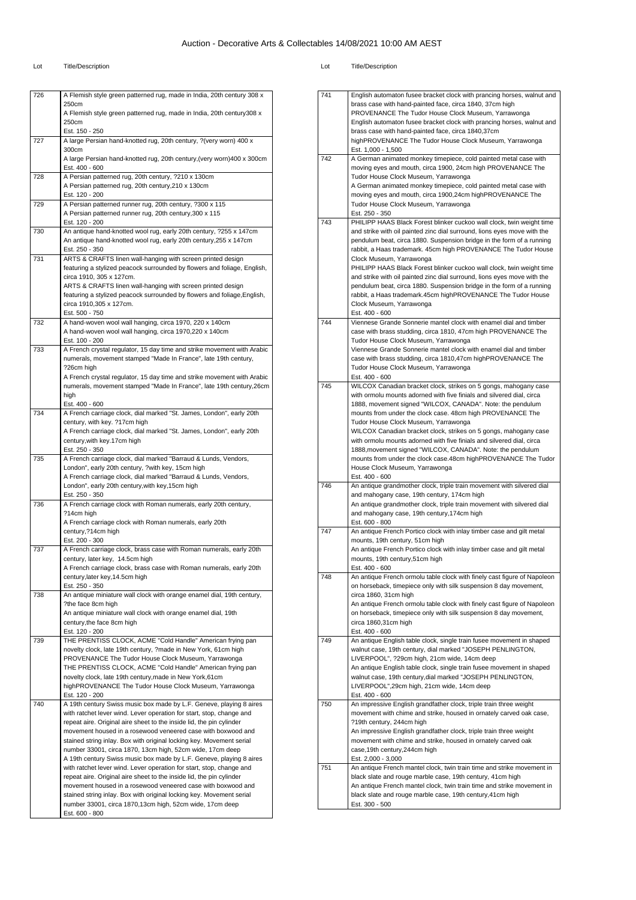# Auction - Decorative Arts & Collectables 14/08/2021 10:00 AM AEST

| Lot | Title/Description |
|---|---|
| 726 | A Flemish style green patterned rug, made in India, 20th century 308 x 250cm<br>A Flemish style green patterned rug, made in India, 20th century308 x 250cm<br>Est. 150 - 250 |
| 727 | A large Persian hand-knotted rug, 20th century, ?(very worn) 400 x 300cm<br>A large Persian hand-knotted rug, 20th century,(very worn)400 x 300cm<br>Est. 400 - 600 |
| 728 | A Persian patterned rug, 20th century, ?210 x 130cm<br>A Persian patterned rug, 20th century,210 x 130cm<br>Est. 120 - 200 |
| 729 | A Persian patterned runner rug, 20th century, ?300 x 115<br>A Persian patterned runner rug, 20th century,300 x 115<br>Est. 120 - 200 |
| 730 | An antique hand-knotted wool rug, early 20th century, ?255 x 147cm<br>An antique hand-knotted wool rug, early 20th century,255 x 147cm<br>Est. 250 - 350 |
| 731 | ARTS & CRAFTS linen wall-hanging with screen printed design featuring a stylized peacock surrounded by flowers and foliage, English, circa 1910, 305 x 127cm.<br>ARTS & CRAFTS linen wall-hanging with screen printed design featuring a stylized peacock surrounded by flowers and foliage,English, circa 1910,305 x 127cm.<br>Est. 500 - 750 |
| 732 | A hand-woven wool wall hanging, circa 1970, 220 x 140cm<br>A hand-woven wool wall hanging, circa 1970,220 x 140cm<br>Est. 100 - 200 |
| 733 | A French crystal regulator, 15 day time and strike movement with Arabic numerals, movement stamped "Made In France", late 19th century, ?26cm high<br>A French crystal regulator, 15 day time and strike movement with Arabic numerals, movement stamped "Made In France", late 19th century,26cm high<br>Est. 400 - 600 |
| 734 | A French carriage clock, dial marked "St. James, London", early 20th century, with key. ?17cm high<br>A French carriage clock, dial marked "St. James, London", early 20th century,with key.17cm high<br>Est. 250 - 350 |
| 735 | A French carriage clock, dial marked "Barraud & Lunds, Vendors, London", early 20th century, ?with key, 15cm high<br>A French carriage clock, dial marked "Barraud & Lunds, Vendors, London", early 20th century,with key,15cm high<br>Est. 250 - 350 |
| 736 | A French carriage clock with Roman numerals, early 20th century, ?14cm high<br>A French carriage clock with Roman numerals, early 20th century,?14cm high<br>Est. 200 - 300 |
| 737 | A French carriage clock, brass case with Roman numerals, early 20th century, later key,  14.5cm high<br>A French carriage clock, brass case with Roman numerals, early 20th century,later key,14.5cm high<br>Est. 250 - 350 |
| 738 | An antique miniature wall clock with orange enamel dial, 19th century, ?the face 8cm high<br>An antique miniature wall clock with orange enamel dial, 19th century,the face 8cm high<br>Est. 120 - 200 |
| 739 | THE PRENTISS CLOCK, ACME "Cold Handle" American frying pan novelty clock, late 19th century, ?made in New York, 61cm high PROVENANCE The Tudor House Clock Museum, Yarrawonga<br>THE PRENTISS CLOCK, ACME "Cold Handle" American frying pan novelty clock, late 19th century,made in New York,61cm highPROVENANCE The Tudor House Clock Museum, Yarrawonga<br>Est. 120 - 200 |
| 740 | A 19th century Swiss music box made by L.F. Geneve, playing 8 aires with ratchet lever wind. Lever operation for start, stop, change and repeat aire. Original aire sheet to the inside lid, the pin cylinder movement housed in a rosewood veneered case with boxwood and stained string inlay. Box with original locking key. Movement serial number 33001, circa 1870, 13cm high, 52cm wide, 17cm deep<br>A 19th century Swiss music box made by L.F. Geneve, playing 8 aires with ratchet lever wind. Lever operation for start, stop, change and repeat aire. Original aire sheet to the inside lid, the pin cylinder movement housed in a rosewood veneered case with boxwood and stained string inlay. Box with original locking key. Movement serial number 33001, circa 1870,13cm high, 52cm wide, 17cm deep<br>Est. 600 - 800 |
| 741 | English automaton fusee bracket clock with prancing horses, walnut and brass case with hand-painted face, circa 1840, 37cm high PROVENANCE The Tudor House Clock Museum, Yarrawonga<br>English automaton fusee bracket clock with prancing horses, walnut and brass case with hand-painted face, circa 1840,37cm highPROVENANCE The Tudor House Clock Museum, Yarrawonga<br>Est. 1,000 - 1,500 |
| 742 | A German animated monkey timepiece, cold painted metal case with moving eyes and mouth, circa 1900, 24cm high PROVENANCE The Tudor House Clock Museum, Yarrawonga<br>A German animated monkey timepiece, cold painted metal case with moving eyes and mouth, circa 1900,24cm highPROVENANCE The Tudor House Clock Museum, Yarrawonga<br>Est. 250 - 350 |
| 743 | PHILIPP HAAS Black Forest blinker cuckoo wall clock, twin weight time and strike with oil painted zinc dial surround, lions eyes move with the pendulum beat, circa 1880. Suspension bridge in the form of a running rabbit, a Haas trademark. 45cm high PROVENANCE The Tudor House Clock Museum, Yarrawonga<br>PHILIPP HAAS Black Forest blinker cuckoo wall clock, twin weight time and strike with oil painted zinc dial surround, lions eyes move with the pendulum beat, circa 1880. Suspension bridge in the form of a running rabbit, a Haas trademark.45cm highPROVENANCE The Tudor House Clock Museum, Yarrawonga<br>Est. 400 - 600 |
| 744 | Viennese Grande Sonnerie mantel clock with enamel dial and timber case with brass studding, circa 1810, 47cm high PROVENANCE The Tudor House Clock Museum, Yarrawonga<br>Viennese Grande Sonnerie mantel clock with enamel dial and timber case with brass studding, circa 1810,47cm highPROVENANCE The Tudor House Clock Museum, Yarrawonga<br>Est. 400 - 600 |
| 745 | WILCOX Canadian bracket clock, strikes on 5 gongs, mahogany case with ormolu mounts adorned with five finials and silvered dial, circa 1888, movement signed "WILCOX, CANADA". Note: the pendulum mounts from under the clock case. 48cm high PROVENANCE The Tudor House Clock Museum, Yarrawonga<br>WILCOX Canadian bracket clock, strikes on 5 gongs, mahogany case with ormolu mounts adorned with five finials and silvered dial, circa 1888,movement signed "WILCOX, CANADA". Note: the pendulum mounts from under the clock case.48cm highPROVENANCE The Tudor House Clock Museum, Yarrawonga<br>Est. 400 - 600 |
| 746 | An antique grandmother clock, triple train movement with silvered dial and mahogany case, 19th century, 174cm high<br>An antique grandmother clock, triple train movement with silvered dial and mahogany case, 19th century,174cm high<br>Est. 600 - 800 |
| 747 | An antique French Portico clock with inlay timber case and gilt metal mounts, 19th century, 51cm high<br>An antique French Portico clock with inlay timber case and gilt metal mounts, 19th century,51cm high<br>Est. 400 - 600 |
| 748 | An antique French ormolu table clock with finely cast figure of Napoleon on horseback, timepiece only with silk suspension 8 day movement, circa 1860, 31cm high<br>An antique French ormolu table clock with finely cast figure of Napoleon on horseback, timepiece only with silk suspension 8 day movement, circa 1860,31cm high<br>Est. 400 - 600 |
| 749 | An antique English table clock, single train fusee movement in shaped walnut case, 19th century, dial marked "JOSEPH PENLINGTON, LIVERPOOL", ?29cm high, 21cm wide, 14cm deep<br>An antique English table clock, single train fusee movement in shaped walnut case, 19th century,dial marked "JOSEPH PENLINGTON, LIVERPOOL",29cm high, 21cm wide, 14cm deep<br>Est. 400 - 600 |
| 750 | An impressive English grandfather clock, triple train three weight movement with chime and strike, housed in ornately carved oak case, ?19th century, 244cm high<br>An impressive English grandfather clock, triple train three weight movement with chime and strike, housed in ornately carved oak case,19th century,244cm high<br>Est. 2,000 - 3,000 |
| 751 | An antique French mantel clock, twin train time and strike movement in black slate and rouge marble case, 19th century, 41cm high<br>An antique French mantel clock, twin train time and strike movement in black slate and rouge marble case, 19th century,41cm high<br>Est. 300 - 500 |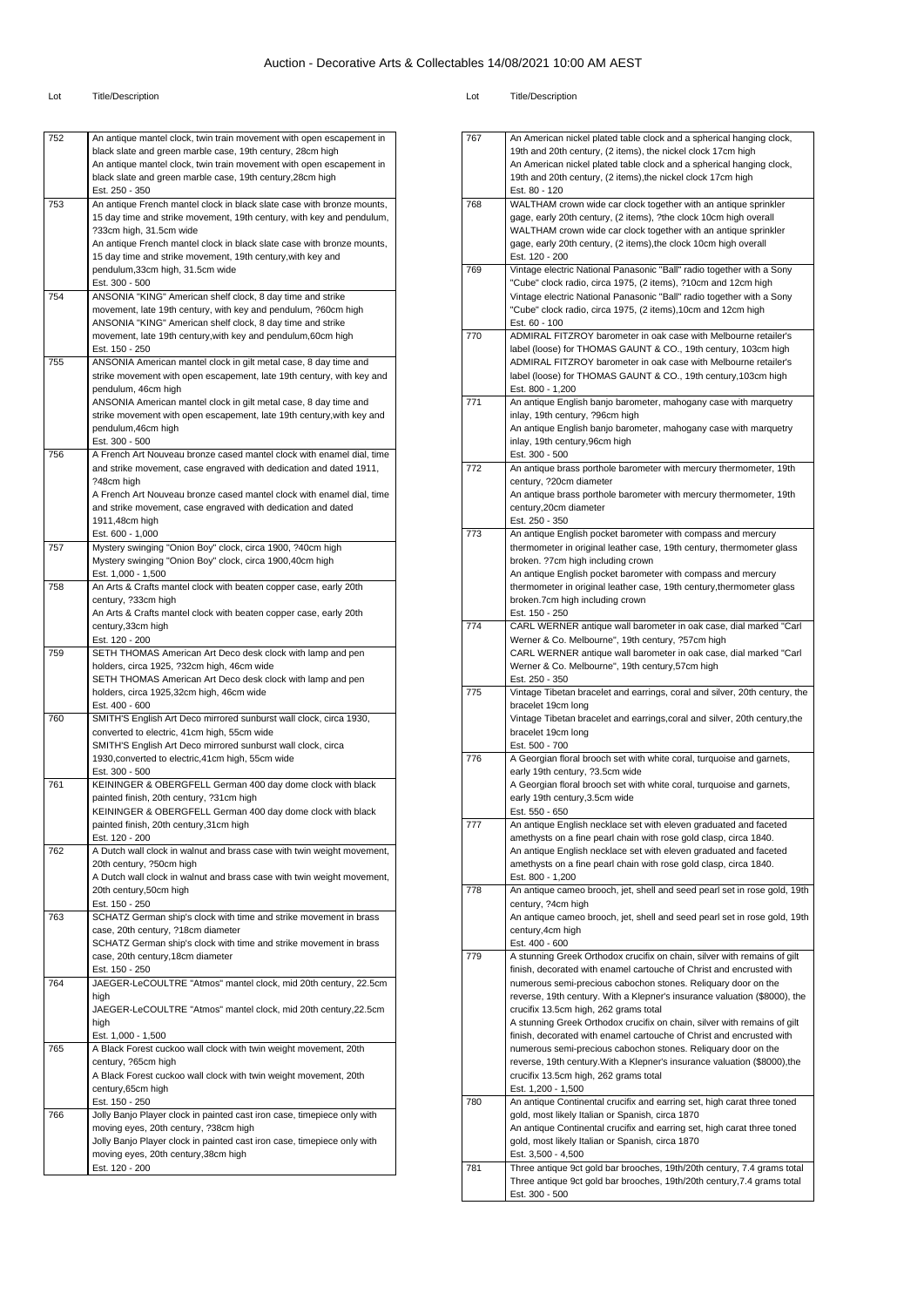# Auction - Decorative Arts & Collectables 14/08/2021 10:00 AM AEST

| Lot | Title/Description |
|---|---|
| 752 | An antique mantel clock, twin train movement with open escapement in black slate and green marble case, 19th century, 28cm high<br>An antique mantel clock, twin train movement with open escapement in black slate and green marble case, 19th century,28cm high<br>Est. 250 - 350 |
| 753 | An antique French mantel clock in black slate case with bronze mounts, 15 day time and strike movement, 19th century, with key and pendulum, ?33cm high, 31.5cm wide<br>An antique French mantel clock in black slate case with bronze mounts, 15 day time and strike movement, 19th century,with key and pendulum,33cm high, 31.5cm wide<br>Est. 300 - 500 |
| 754 | ANSONIA "KING" American shelf clock, 8 day time and strike movement, late 19th century, with key and pendulum, ?60cm high<br>ANSONIA "KING" American shelf clock, 8 day time and strike movement, late 19th century,with key and pendulum,60cm high<br>Est. 150 - 250 |
| 755 | ANSONIA American mantel clock in gilt metal case, 8 day time and strike movement with open escapement, late 19th century, with key and pendulum, 46cm high<br>ANSONIA American mantel clock in gilt metal case, 8 day time and strike movement with open escapement, late 19th century,with key and pendulum,46cm high<br>Est. 300 - 500 |
| 756 | A French Art Nouveau bronze cased mantel clock with enamel dial, time and strike movement, case engraved with dedication and dated 1911, ?48cm high<br>A French Art Nouveau bronze cased mantel clock with enamel dial, time and strike movement, case engraved with dedication and dated 1911,48cm high<br>Est. 600 - 1,000 |
| 757 | Mystery swinging "Onion Boy" clock, circa 1900, ?40cm high<br>Mystery swinging "Onion Boy" clock, circa 1900,40cm high<br>Est. 1,000 - 1,500 |
| 758 | An Arts & Crafts mantel clock with beaten copper case, early 20th century, ?33cm high<br>An Arts & Crafts mantel clock with beaten copper case, early 20th century,33cm high<br>Est. 120 - 200 |
| 759 | SETH THOMAS American Art Deco desk clock with lamp and pen holders, circa 1925, ?32cm high, 46cm wide<br>SETH THOMAS American Art Deco desk clock with lamp and pen holders, circa 1925,32cm high, 46cm wide<br>Est. 400 - 600 |
| 760 | SMITH'S English Art Deco mirrored sunburst wall clock, circa 1930, converted to electric, 41cm high, 55cm wide<br>SMITH'S English Art Deco mirrored sunburst wall clock, circa 1930,converted to electric,41cm high, 55cm wide<br>Est. 300 - 500 |
| 761 | KEININGER & OBERGFELL German 400 day dome clock with black painted finish, 20th century, ?31cm high<br>KEININGER & OBERGFELL German 400 day dome clock with black painted finish, 20th century,31cm high<br>Est. 120 - 200 |
| 762 | A Dutch wall clock in walnut and brass case with twin weight movement, 20th century, ?50cm high<br>A Dutch wall clock in walnut and brass case with twin weight movement, 20th century,50cm high<br>Est. 150 - 250 |
| 763 | SCHATZ German ship's clock with time and strike movement in brass case, 20th century, ?18cm diameter<br>SCHATZ German ship's clock with time and strike movement in brass case, 20th century,18cm diameter<br>Est. 150 - 250 |
| 764 | JAEGER-LeCOULTRE "Atmos" mantel clock, mid 20th century, 22.5cm high<br>JAEGER-LeCOULTRE "Atmos" mantel clock, mid 20th century,22.5cm high<br>Est. 1,000 - 1,500 |
| 765 | A Black Forest cuckoo wall clock with twin weight movement, 20th century, ?65cm high<br>A Black Forest cuckoo wall clock with twin weight movement, 20th century,65cm high<br>Est. 150 - 250 |
| 766 | Jolly Banjo Player clock in painted cast iron case, timepiece only with moving eyes, 20th century, ?38cm high<br>Jolly Banjo Player clock in painted cast iron case, timepiece only with moving eyes, 20th century,38cm high<br>Est. 120 - 200 |
| 767 | An American nickel plated table clock and a spherical hanging clock, 19th and 20th century, (2 items), the nickel clock 17cm high<br>An American nickel plated table clock and a spherical hanging clock, 19th and 20th century, (2 items),the nickel clock 17cm high<br>Est. 80 - 120 |
| 768 | WALTHAM crown wide car clock together with an antique sprinkler gage, early 20th century, (2 items), ?the clock 10cm high overall<br>WALTHAM crown wide car clock together with an antique sprinkler gage, early 20th century, (2 items),the clock 10cm high overall<br>Est. 120 - 200 |
| 769 | Vintage electric National Panasonic "Ball" radio together with a Sony "Cube" clock radio, circa 1975, (2 items), ?10cm and 12cm high<br>Vintage electric National Panasonic "Ball" radio together with a Sony "Cube" clock radio, circa 1975, (2 items),10cm and 12cm high<br>Est. 60 - 100 |
| 770 | ADMIRAL FITZROY barometer in oak case with Melbourne retailer's label (loose) for THOMAS GAUNT & CO., 19th century, 103cm high<br>ADMIRAL FITZROY barometer in oak case with Melbourne retailer's label (loose) for THOMAS GAUNT & CO., 19th century,103cm high<br>Est. 800 - 1,200 |
| 771 | An antique English banjo barometer, mahogany case with marquetry inlay, 19th century, ?96cm high<br>An antique English banjo barometer, mahogany case with marquetry inlay, 19th century,96cm high<br>Est. 300 - 500 |
| 772 | An antique brass porthole barometer with mercury thermometer, 19th century, ?20cm diameter<br>An antique brass porthole barometer with mercury thermometer, 19th century,20cm diameter<br>Est. 250 - 350 |
| 773 | An antique English pocket barometer with compass and mercury thermometer in original leather case, 19th century, thermometer glass broken. ?7cm high including crown<br>An antique English pocket barometer with compass and mercury thermometer in original leather case, 19th century,thermometer glass broken.7cm high including crown<br>Est. 150 - 250 |
| 774 | CARL WERNER antique wall barometer in oak case, dial marked "Carl Werner & Co. Melbourne", 19th century, ?57cm high<br>CARL WERNER antique wall barometer in oak case, dial marked "Carl Werner & Co. Melbourne", 19th century,57cm high<br>Est. 250 - 350 |
| 775 | Vintage Tibetan bracelet and earrings, coral and silver, 20th century, the bracelet 19cm long<br>Vintage Tibetan bracelet and earrings,coral and silver, 20th century,the bracelet 19cm long<br>Est. 500 - 700 |
| 776 | A Georgian floral brooch set with white coral, turquoise and garnets, early 19th century, ?3.5cm wide<br>A Georgian floral brooch set with white coral, turquoise and garnets, early 19th century,3.5cm wide<br>Est. 550 - 650 |
| 777 | An antique English necklace set with eleven graduated and faceted amethysts on a fine pearl chain with rose gold clasp, circa 1840.<br>An antique English necklace set with eleven graduated and faceted amethysts on a fine pearl chain with rose gold clasp, circa 1840.<br>Est. 800 - 1,200 |
| 778 | An antique cameo brooch, jet, shell and seed pearl set in rose gold, 19th century, ?4cm high<br>An antique cameo brooch, jet, shell and seed pearl set in rose gold, 19th century,4cm high<br>Est. 400 - 600 |
| 779 | A stunning Greek Orthodox crucifix on chain, silver with remains of gilt finish, decorated with enamel cartouche of Christ and encrusted with numerous semi-precious cabochon stones. Reliquary door on the reverse, 19th century. With a Klepner's insurance valuation ($8000), the crucifix 13.5cm high, 262 grams total<br>A stunning Greek Orthodox crucifix on chain, silver with remains of gilt finish, decorated with enamel cartouche of Christ and encrusted with numerous semi-precious cabochon stones. Reliquary door on the reverse, 19th century.With a Klepner's insurance valuation ($8000),the crucifix 13.5cm high, 262 grams total<br>Est. 1,200 - 1,500 |
| 780 | An antique Continental crucifix and earring set, high carat three toned gold, most likely Italian or Spanish, circa 1870<br>An antique Continental crucifix and earring set, high carat three toned gold, most likely Italian or Spanish, circa 1870<br>Est. 3,500 - 4,500 |
| 781 | Three antique 9ct gold bar brooches, 19th/20th century, 7.4 grams total<br>Three antique 9ct gold bar brooches, 19th/20th century,7.4 grams total<br>Est. 300 - 500 |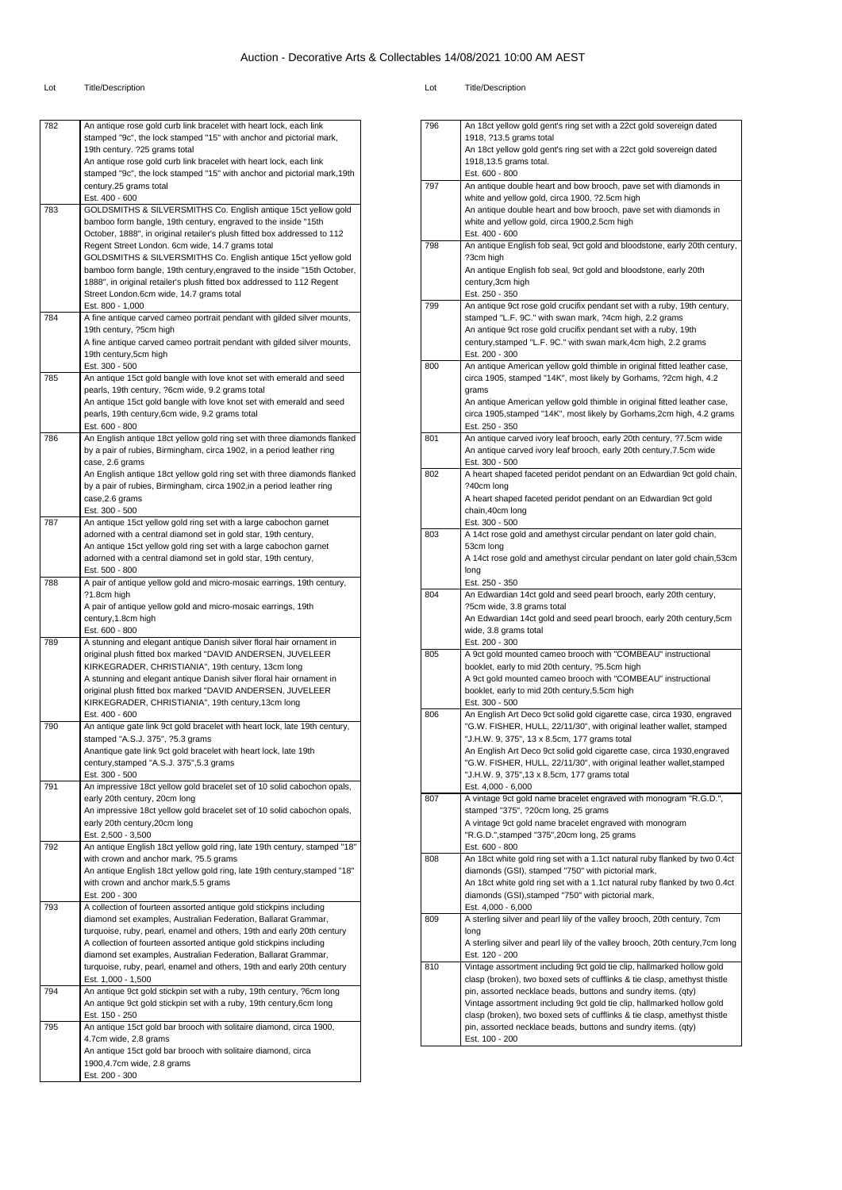# Auction - Decorative Arts & Collectables 14/08/2021 10:00 AM AEST

| Lot | Title/Description |
|---|---|
| 782 | An antique rose gold curb link bracelet with heart lock, each link stamped "9c", the lock stamped "15" with anchor and pictorial mark, 19th century. ?25 grams total<br>An antique rose gold curb link bracelet with heart lock, each link stamped "9c", the lock stamped "15" with anchor and pictorial mark,19th century.25 grams total<br>Est. 400 - 600 |
| 783 | GOLDSMITHS & SILVERSMITHS Co. English antique 15ct yellow gold bamboo form bangle, 19th century, engraved to the inside "15th October, 1888", in original retailer's plush fitted box addressed to 112 Regent Street London. 6cm wide, 14.7 grams total<br>GOLDSMITHS & SILVERSMITHS Co. English antique 15ct yellow gold bamboo form bangle, 19th century,engraved to the inside "15th October, 1888", in original retailer's plush fitted box addressed to 112 Regent Street London.6cm wide, 14.7 grams total<br>Est. 800 - 1,000 |
| 784 | A fine antique carved cameo portrait pendant with gilded silver mounts, 19th century, ?5cm high<br>A fine antique carved cameo portrait pendant with gilded silver mounts, 19th century,5cm high<br>Est. 300 - 500 |
| 785 | An antique 15ct gold bangle with love knot set with emerald and seed pearls, 19th century, ?6cm wide, 9.2 grams total<br>An antique 15ct gold bangle with love knot set with emerald and seed pearls, 19th century,6cm wide, 9.2 grams total<br>Est. 600 - 800 |
| 786 | An English antique 18ct yellow gold ring set with three diamonds flanked by a pair of rubies, Birmingham, circa 1902, in a period leather ring case, 2.6 grams<br>An English antique 18ct yellow gold ring set with three diamonds flanked by a pair of rubies, Birmingham, circa 1902,in a period leather ring case,2.6 grams<br>Est. 300 - 500 |
| 787 | An antique 15ct yellow gold ring set with a large cabochon garnet adorned with a central diamond set in gold star, 19th century,<br>An antique 15ct yellow gold ring set with a large cabochon garnet adorned with a central diamond set in gold star, 19th century,<br>Est. 500 - 800 |
| 788 | A pair of antique yellow gold and micro-mosaic earrings, 19th century, ?1.8cm high<br>A pair of antique yellow gold and micro-mosaic earrings, 19th century,1.8cm high<br>Est. 600 - 800 |
| 789 | A stunning and elegant antique Danish silver floral hair ornament in original plush fitted box marked "DAVID ANDERSEN, JUVELEER KIRKEGRADER, CHRISTIANIA", 19th century, 13cm long<br>A stunning and elegant antique Danish silver floral hair ornament in original plush fitted box marked "DAVID ANDERSEN, JUVELEER KIRKEGRADER, CHRISTIANIA", 19th century,13cm long<br>Est. 400 - 600 |
| 790 | An antique gate link 9ct gold bracelet with heart lock, late 19th century, stamped "A.S.J. 375", ?5.3 grams<br>Anantique gate link 9ct gold bracelet with heart lock, late 19th century,stamped "A.S.J. 375",5.3 grams<br>Est. 300 - 500 |
| 791 | An impressive 18ct yellow gold bracelet set of 10 solid cabochon opals, early 20th century, 20cm long<br>An impressive 18ct yellow gold bracelet set of 10 solid cabochon opals, early 20th century,20cm long<br>Est. 2,500 - 3,500 |
| 792 | An antique English 18ct yellow gold ring, late 19th century, stamped "18" with crown and anchor mark, ?5.5 grams<br>An antique English 18ct yellow gold ring, late 19th century,stamped "18" with crown and anchor mark,5.5 grams<br>Est. 200 - 300 |
| 793 | A collection of fourteen assorted antique gold stickpins including diamond set examples, Australian Federation, Ballarat Grammar, turquoise, ruby, pearl, enamel and others, 19th and early 20th century<br>A collection of fourteen assorted antique gold stickpins including diamond set examples, Australian Federation, Ballarat Grammar, turquoise, ruby, pearl, enamel and others, 19th and early 20th century<br>Est. 1,000 - 1,500 |
| 794 | An antique 9ct gold stickpin set with a ruby, 19th century, ?6cm long<br>An antique 9ct gold stickpin set with a ruby, 19th century,6cm long<br>Est. 150 - 250 |
| 795 | An antique 15ct gold bar brooch with solitaire diamond, circa 1900, 4.7cm wide, 2.8 grams<br>An antique 15ct gold bar brooch with solitaire diamond, circa 1900,4.7cm wide, 2.8 grams<br>Est. 200 - 300 |
| 796 | An 18ct yellow gold gent's ring set with a 22ct gold sovereign dated 1918, ?13.5 grams total<br>An 18ct yellow gold gent's ring set with a 22ct gold sovereign dated 1918,13.5 grams total.<br>Est. 600 - 800 |
| 797 | An antique double heart and bow brooch, pave set with diamonds in white and yellow gold, circa 1900, ?2.5cm high<br>An antique double heart and bow brooch, pave set with diamonds in white and yellow gold, circa 1900,2.5cm high<br>Est. 400 - 600 |
| 798 | An antique English fob seal, 9ct gold and bloodstone, early 20th century, ?3cm high<br>An antique English fob seal, 9ct gold and bloodstone, early 20th century,3cm high<br>Est. 250 - 350 |
| 799 | An antique 9ct rose gold crucifix pendant set with a ruby, 19th century, stamped "L.F. 9C." with swan mark, ?4cm high, 2.2 grams<br>An antique 9ct rose gold crucifix pendant set with a ruby, 19th century,stamped "L.F. 9C." with swan mark,4cm high, 2.2 grams<br>Est. 200 - 300 |
| 800 | An antique American yellow gold thimble in original fitted leather case, circa 1905, stamped "14K", most likely by Gorhams, ?2cm high, 4.2 grams<br>An antique American yellow gold thimble in original fitted leather case, circa 1905,stamped "14K", most likely by Gorhams,2cm high, 4.2 grams<br>Est. 250 - 350 |
| 801 | An antique carved ivory leaf brooch, early 20th century, ?7.5cm wide<br>An antique carved ivory leaf brooch, early 20th century,7.5cm wide<br>Est. 300 - 500 |
| 802 | A heart shaped faceted peridot pendant on an Edwardian 9ct gold chain, ?40cm long<br>A heart shaped faceted peridot pendant on an Edwardian 9ct gold chain,40cm long<br>Est. 300 - 500 |
| 803 | A 14ct rose gold and amethyst circular pendant on later gold chain, 53cm long<br>A 14ct rose gold and amethyst circular pendant on later gold chain,53cm long<br>Est. 250 - 350 |
| 804 | An Edwardian 14ct gold and seed pearl brooch, early 20th century, ?5cm wide, 3.8 grams total<br>An Edwardian 14ct gold and seed pearl brooch, early 20th century,5cm wide, 3.8 grams total<br>Est. 200 - 300 |
| 805 | A 9ct gold mounted cameo brooch with "COMBEAU" instructional booklet, early to mid 20th century, ?5.5cm high<br>A 9ct gold mounted cameo brooch with "COMBEAU" instructional booklet, early to mid 20th century,5.5cm high<br>Est. 300 - 500 |
| 806 | An English Art Deco 9ct solid gold cigarette case, circa 1930, engraved "G.W. FISHER, HULL, 22/11/30", with original leather wallet, stamped "J.H.W. 9, 375", 13 x 8.5cm, 177 grams total<br>An English Art Deco 9ct solid gold cigarette case, circa 1930,engraved "G.W. FISHER, HULL, 22/11/30", with original leather wallet,stamped "J.H.W. 9, 375",13 x 8.5cm, 177 grams total<br>Est. 4,000 - 6,000 |
| 807 | A vintage 9ct gold name bracelet engraved with monogram "R.G.D.", stamped "375", ?20cm long, 25 grams<br>A vintage 9ct gold name bracelet engraved with monogram "R.G.D.",stamped "375",20cm long, 25 grams<br>Est. 600 - 800 |
| 808 | An 18ct white gold ring set with a 1.1ct natural ruby flanked by two 0.4ct diamonds (GSI), stamped "750" with pictorial mark,<br>An 18ct white gold ring set with a 1.1ct natural ruby flanked by two 0.4ct diamonds (GSI),stamped "750" with pictorial mark,<br>Est. 4,000 - 6,000 |
| 809 | A sterling silver and pearl lily of the valley brooch, 20th century, 7cm long<br>A sterling silver and pearl lily of the valley brooch, 20th century,7cm long<br>Est. 120 - 200 |
| 810 | Vintage assortment including 9ct gold tie clip, hallmarked hollow gold clasp (broken), two boxed sets of cufflinks & tie clasp, amethyst thistle pin, assorted necklace beads, buttons and sundry items. (qty)<br>Vintage assortment including 9ct gold tie clip, hallmarked hollow gold clasp (broken), two boxed sets of cufflinks & tie clasp, amethyst thistle pin, assorted necklace beads, buttons and sundry items. (qty)<br>Est. 100 - 200 |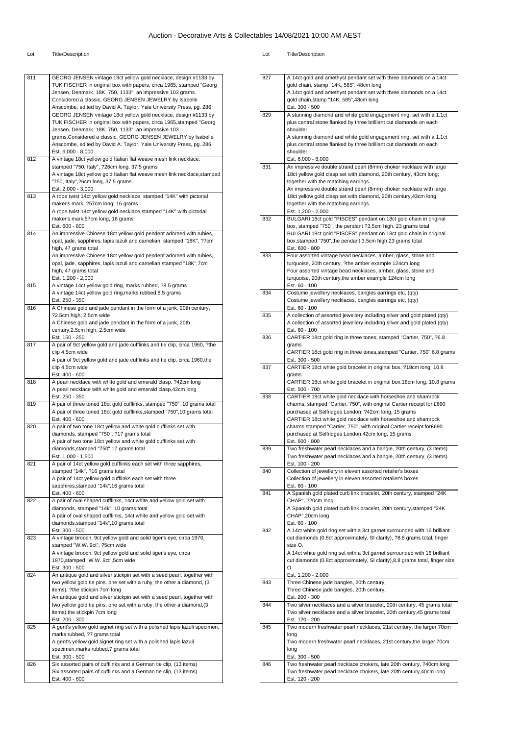# Auction - Decorative Arts & Collectables 14/08/2021 10:00 AM AEST

| Lot | Title/Description |
|---|---|
| 811 | GEORG JENSEN vintage 18ct yellow gold necklace, design #1133 by TUK FISCHER in original box with papers, circa 1965, stamped "Georg Jensen, Denmark, 18K, 750, 1133", an impressive 103 grams. Considered a classic, GEORG JENSEN JEWELRY by Isabelle Anscombe, edited by David A. Taylor. Yale University Press, pg. 286. GEORG JENSEN vintage 18ct yellow gold necklace, design #1133 by TUK FISCHER in original box with papers, circa 1965,stamped "Georg Jensen, Denmark, 18K, 750, 1133", an impressive 103 grams.Considered a classic, GEORG JENSEN JEWELRY by Isabelle Anscombe, edited by David A. Taylor. Yale University Press, pg. 286. Est. 6,000 - 8,000 |
| 812 | A vintage 18ct yellow gold Italian flat weave mesh link necklace, stamped "750, Italy", ?26cm long, 37.5 grams A vintage 18ct yellow gold Italian flat weave mesh link necklace,stamped "750, Italy",26cm long, 37.5 grams Est. 2,000 - 3,000 |
| 813 | A rope twist 14ct yellow gold necklace, stamped "14K" with pictorial maker's mark, ?57cm long, 16 grams A rope twist 14ct yellow gold necklace,stamped "14K" with pictorial maker's mark,57cm long, 16 grams Est. 600 - 800 |
| 814 | An impressive Chinese 18ct yellow gold pendent adorned with rubies, opal, jade, sapphires, lapis lazuli and carnelian, stamped "18K", ?7cm high, 47 grams total An impressive Chinese 18ct yellow gold pendent adorned with rubies, opal, jade, sapphires, lapis lazuli and carnelian,stamped "18K",7cm high, 47 grams total Est. 1,200 - 2,000 |
| 815 | A vintage 14ct yellow gold ring, marks rubbed, ?8.5 grams A vintage 14ct yellow gold ring,marks rubbed,8.5 grams Est. 250 - 350 |
| 816 | A Chinese gold and jade pendant in the form of a junk, 20th century, ?2.5cm high, 2.5cm wide A Chinese gold and jade pendant in the form of a junk, 20th century,2.5cm high, 2.5cm wide Est. 150 - 250 |
| 817 | A pair of 9ct yellow gold and jade cufflinks and tie clip, circa 1960, ?the clip 4.5cm wide A pair of 9ct yellow gold and jade cufflinks and tie clip, circa 1960,the clip 4.5cm wide Est. 400 - 600 |
| 818 | A pearl necklace with white gold and emerald clasp, ?42cm long A pearl necklace with white gold and emerald clasp,42cm long Est. 250 - 350 |
| 819 | A pair of three toned 18ct gold cufflinks, stamped "750", 10 grams total A pair of three toned 18ct gold cufflinks,stamped "750",10 grams total Est. 400 - 600 |
| 820 | A pair of two tone 18ct yellow and white gold cufflinks set with diamonds, stamped "750", ?17 grams total A pair of two tone 18ct yellow and white gold cufflinks set with diamonds,stamped "750",17 grams total Est. 1,000 - 1,500 |
| 821 | A pair of 14ct yellow gold cufflinks each set with three sapphires, stamped "14k", ?16 grams total A pair of 14ct yellow gold cufflinks each set with three sapphires,stamped "14k",16 grams total Est. 400 - 600 |
| 822 | A pair of oval shaped cufflinks, 14ct white and yellow gold set with diamonds, stamped "14k", 10 grams total A pair of oval shaped cufflinks, 14ct white and yellow gold set with diamonds,stamped "14k",10 grams total Est. 300 - 500 |
| 823 | A vintage brooch, 9ct yellow gold and solid tiger's eye, circa 1970, stamped "W.W. 9ct", ?5cm wide A vintage brooch, 9ct yellow gold and solid tiger's eye, circa 1970,stamped "W.W. 9ct",5cm wide Est. 300 - 500 |
| 824 | An antique gold and silver stickpin set with a seed pearl, together with two yellow gold tie pins, one set with a ruby, the other a diamond, (3 items), ?the stickpin 7cm long An antique gold and silver stickpin set with a seed pearl, together with two yellow gold tie pins, one set with a ruby, the other a diamond,(3 items),the stickpin 7cm long Est. 200 - 300 |
| 825 | A gent's yellow gold signet ring set with a polished lapis lazuli specimen, marks rubbed, ?7 grams total A gent's yellow gold signet ring set with a polished lapis lazuli specimen,marks rubbed,7 grams total Est. 300 - 500 |
| 826 | Six assorted pairs of cufflinks and a German tie clip, (13 items) Six assorted pairs of cufflinks and a German tie clip, (13 items) Est. 400 - 600 |
| 827 | A 14ct gold and amethyst pendant set with three diamonds on a 14ct gold chain, stamp "14K, 585", 48cm long A 14ct gold and amethyst pendant set with three diamonds on a 14ct gold chain,stamp "14K, 585",48cm long Est. 300 - 500 |
| 829 | A stunning diamond and white gold engagement ring, set with a 1.1ct plus central stone flanked by three brilliant cut diamonds on each shoulder, A stunning diamond and white gold engagement ring, set with a 1.1ct plus central stone flanked by three brilliant cut diamonds on each shoulder, Est. 6,000 - 8,000 |
| 831 | An impressive double strand pearl (8mm) choker necklace with large 18ct yellow gold clasp set with diamond, 20th century, 43cm long; together with the matching earrings. An impressive double strand pearl (8mm) choker necklace with large 18ct yellow gold clasp set with diamond, 20th century,43cm long; together with the matching earrings. Est. 1,200 - 2,000 |
| 832 | BULGARI 18ct gold "PISCES" pendant on 18ct gold chain in original box, stamped "750", the pendant ?3.5cm high, 23 grams total BULGARI 18ct gold "PISCES" pendant on 18ct gold chain in original box,stamped "750",the pendant 3.5cm high,23 grams total Est. 600 - 800 |
| 833 | Four assorted vintage bead necklaces, amber, glass, stone and turquoise, 20th century, ?the amber example 124cm long Four assorted vintage bead necklaces, amber, glass, stone and turquoise, 20th century,the amber example 124cm long Est. 60 - 100 |
| 834 | Costume jewellery necklaces, bangles earrings etc, (qty) Costume jewellery necklaces, bangles earrings etc, (qty) Est. 60 - 100 |
| 835 | A collection of assorted jewellery including silver and gold plated (qty) A collection of assorted jewellery including silver and gold plated (qty) Est. 60 - 100 |
| 836 | CARTIER 18ct gold ring in three tones, stamped "Cartier, 750", ?6.8 grams CARTIER 18ct gold ring in three tones,stamped "Cartier, 750",6.8 grams Est. 300 - 500 |
| 837 | CARTIER 18ct white gold bracelet in original box, ?18cm long, 10.8 grams CARTIER 18ct white gold bracelet in original box,18cm long, 10.8 grams Est. 500 - 700 |
| 838 | CARTIER 18ct white gold necklace with horseshoe and shamrock charms, stamped "Cartier, 750", with original Cartier receipt for £690 purchased at Selfridges London. ?42cm long, 15 grams CARTIER 18ct white gold necklace with horseshoe and shamrock charms,stamped "Cartier, 750", with original Cartier receipt for£690 purchased at Selfridges London.42cm long, 15 grams Est. 600 - 800 |
| 839 | Two freshwater pearl necklaces and a bangle, 20th century, (3 items) Two freshwater pearl necklaces and a bangle, 20th century, (3 items) Est. 100 - 200 |
| 840 | Collection of jewellery in eleven assorted retailer's boxes Collection of jewellery in eleven assorted retailer's boxes Est. 60 - 100 |
| 841 | A Spanish gold plated curb link bracelet, 20th century, stamped "24K CHAP", ?20cm long A Spanish gold plated curb link bracelet, 20th century,stamped "24K CHAP",20cm long Est. 60 - 100 |
| 842 | A 14ct white gold ring set with a 3ct garnet surrounded with 16 brilliant cut diamonds (0.8ct approximately, SI clarity), ?8.8 grams total, finger size O. A 14ct white gold ring set with a 3ct garnet surrounded with 16 brilliant cut diamonds (0.8ct approximately, SI clarity),8.8 grams total, finger size O. Est. 1,200 - 2,000 |
| 843 | Three Chinese jade bangles, 20th century, Three Chinese jade bangles, 20th century, Est. 200 - 300 |
| 844 | Two silver necklaces and a silver bracelet, 20th century, 45 grams total Two silver necklaces and a silver bracelet, 20th century,45 grams total Est. 120 - 200 |
| 845 | Two modern freshwater pearl necklaces, 21st century, the larger 70cm long Two modern freshwater pearl necklaces, 21st century,the larger 70cm long Est. 300 - 500 |
| 846 | Two freshwater pearl necklace chokers, late 20th century, ?40cm long Two freshwater pearl necklace chokers, late 20th century,40cm long Est. 120 - 200 |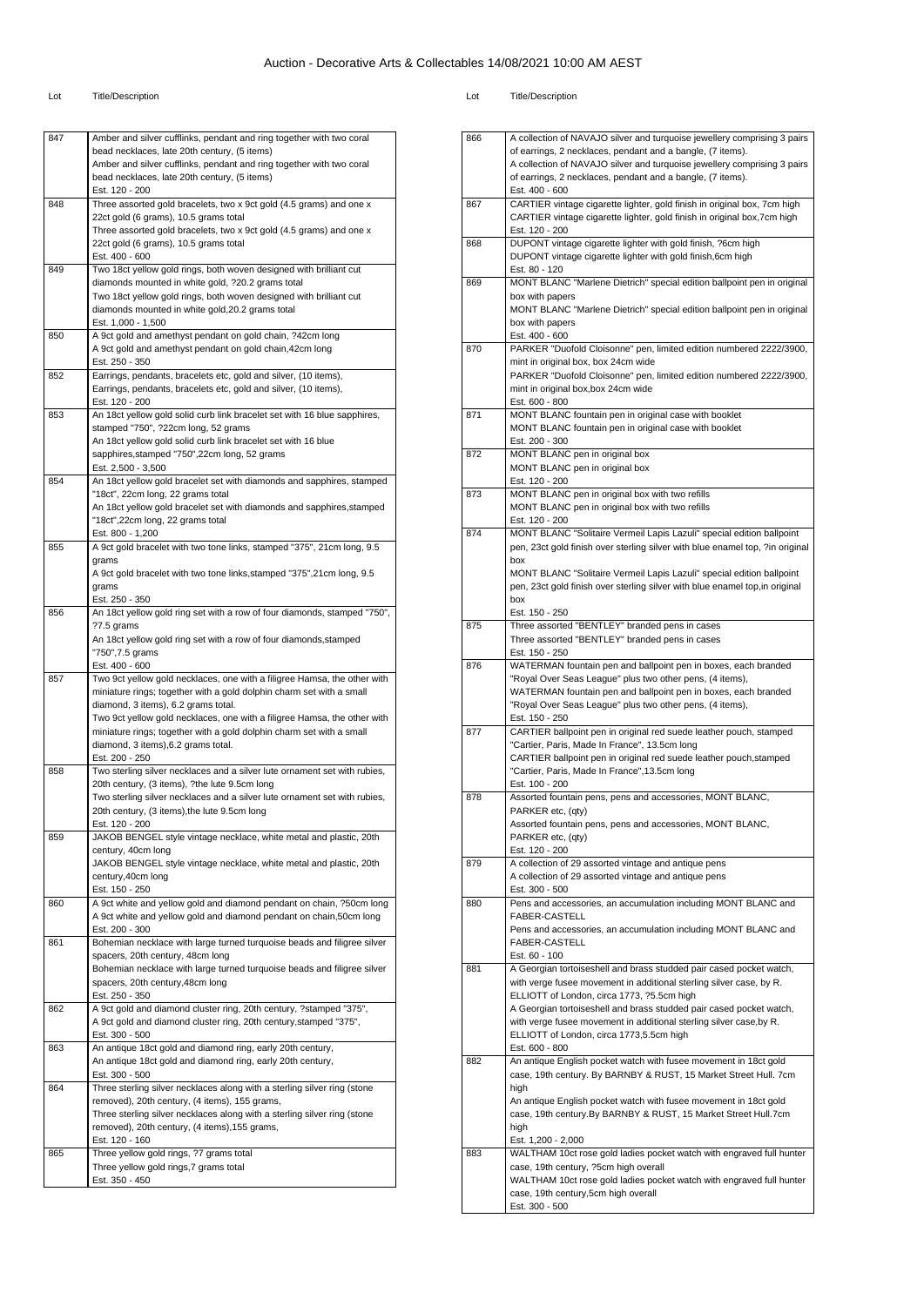# Auction - Decorative Arts & Collectables 14/08/2021 10:00 AM AEST

| Lot | Title/Description |
| --- | --- |
| 847 | Amber and silver cufflinks, pendant and ring together with two coral bead necklaces, late 20th century, (5 items)<br>Amber and silver cufflinks, pendant and ring together with two coral bead necklaces, late 20th century, (5 items)<br>Est. 120 - 200 |
| 848 | Three assorted gold bracelets, two x 9ct gold (4.5 grams) and one x 22ct gold (6 grams), 10.5 grams total<br>Three assorted gold bracelets, two x 9ct gold (4.5 grams) and one x 22ct gold (6 grams), 10.5 grams total<br>Est. 400 - 600 |
| 849 | Two 18ct yellow gold rings, both woven designed with brilliant cut diamonds mounted in white gold, ?20.2 grams total<br>Two 18ct yellow gold rings, both woven designed with brilliant cut diamonds mounted in white gold,20.2 grams total<br>Est. 1,000 - 1,500 |
| 850 | A 9ct gold and amethyst pendant on gold chain, ?42cm long<br>A 9ct gold and amethyst pendant on gold chain,42cm long<br>Est. 250 - 350 |
| 852 | Earrings, pendants, bracelets etc, gold and silver, (10 items),<br>Earrings, pendants, bracelets etc, gold and silver, (10 items),<br>Est. 120 - 200 |
| 853 | An 18ct yellow gold solid curb link bracelet set with 16 blue sapphires, stamped "750", ?22cm long, 52 grams<br>An 18ct yellow gold solid curb link bracelet set with 16 blue sapphires,stamped "750",22cm long, 52 grams<br>Est. 2,500 - 3,500 |
| 854 | An 18ct yellow gold bracelet set with diamonds and sapphires, stamped "18ct", 22cm long, 22 grams total<br>An 18ct yellow gold bracelet set with diamonds and sapphires,stamped "18ct",22cm long, 22 grams total<br>Est. 800 - 1,200 |
| 855 | A 9ct gold bracelet with two tone links, stamped "375", 21cm long, 9.5 grams<br>A 9ct gold bracelet with two tone links,stamped "375",21cm long, 9.5 grams<br>Est. 250 - 350 |
| 856 | An 18ct yellow gold ring set with a row of four diamonds, stamped "750", ?7.5 grams<br>An 18ct yellow gold ring set with a row of four diamonds,stamped "750",7.5 grams<br>Est. 400 - 600 |
| 857 | Two 9ct yellow gold necklaces, one with a filigree Hamsa, the other with miniature rings; together with a gold dolphin charm set with a small diamond, 3 items), 6.2 grams total.<br>Two 9ct yellow gold necklaces, one with a filigree Hamsa, the other with miniature rings; together with a gold dolphin charm set with a small diamond, 3 items),6.2 grams total.<br>Est. 200 - 250 |
| 858 | Two sterling silver necklaces and a silver lute ornament set with rubies, 20th century, (3 items), ?the lute 9.5cm long<br>Two sterling silver necklaces and a silver lute ornament set with rubies, 20th century, (3 items),the lute 9.5cm long<br>Est. 120 - 200 |
| 859 | JAKOB BENGEL style vintage necklace, white metal and plastic, 20th century, 40cm long<br>JAKOB BENGEL style vintage necklace, white metal and plastic, 20th century,40cm long<br>Est. 150 - 250 |
| 860 | A 9ct white and yellow gold and diamond pendant on chain, ?50cm long<br>A 9ct white and yellow gold and diamond pendant on chain,50cm long<br>Est. 200 - 300 |
| 861 | Bohemian necklace with large turned turquoise beads and filigree silver spacers, 20th century, 48cm long<br>Bohemian necklace with large turned turquoise beads and filigree silver spacers, 20th century,48cm long<br>Est. 250 - 350 |
| 862 | A 9ct gold and diamond cluster ring, 20th century, ?stamped "375",<br>A 9ct gold and diamond cluster ring, 20th century,stamped "375",<br>Est. 300 - 500 |
| 863 | An antique 18ct gold and diamond ring, early 20th century,<br>An antique 18ct gold and diamond ring, early 20th century,<br>Est. 300 - 500 |
| 864 | Three sterling silver necklaces along with a sterling silver ring (stone removed), 20th century, (4 items), 155 grams,<br>Three sterling silver necklaces along with a sterling silver ring (stone removed), 20th century, (4 items),155 grams,<br>Est. 120 - 160 |
| 865 | Three yellow gold rings, ?7 grams total<br>Three yellow gold rings,7 grams total<br>Est. 350 - 450 |
| 866 | A collection of NAVAJO silver and turquoise jewellery comprising 3 pairs of earrings, 2 necklaces, pendant and a bangle, (7 items).<br>A collection of NAVAJO silver and turquoise jewellery comprising 3 pairs of earrings, 2 necklaces, pendant and a bangle, (7 items).<br>Est. 400 - 600 |
| 867 | CARTIER vintage cigarette lighter, gold finish in original box, 7cm high<br>CARTIER vintage cigarette lighter, gold finish in original box,7cm high<br>Est. 120 - 200 |
| 868 | DUPONT vintage cigarette lighter with gold finish, ?6cm high<br>DUPONT vintage cigarette lighter with gold finish,6cm high<br>Est. 80 - 120 |
| 869 | MONT BLANC "Marlene Dietrich" special edition ballpoint pen in original box with papers<br>MONT BLANC "Marlene Dietrich" special edition ballpoint pen in original box with papers<br>Est. 400 - 600 |
| 870 | PARKER "Duofold Cloisonne" pen, limited edition numbered 2222/3900, mint in original box, box 24cm wide<br>PARKER "Duofold Cloisonne" pen, limited edition numbered 2222/3900, mint in original box,box 24cm wide<br>Est. 600 - 800 |
| 871 | MONT BLANC fountain pen in original case with booklet<br>MONT BLANC fountain pen in original case with booklet<br>Est. 200 - 300 |
| 872 | MONT BLANC pen in original box<br>MONT BLANC pen in original box<br>Est. 120 - 200 |
| 873 | MONT BLANC pen in original box with two refills<br>MONT BLANC pen in original box with two refills<br>Est. 120 - 200 |
| 874 | MONT BLANC "Solitaire Vermeil Lapis Lazuli" special edition ballpoint pen, 23ct gold finish over sterling silver with blue enamel top, ?in original box<br>MONT BLANC "Solitaire Vermeil Lapis Lazuli" special edition ballpoint pen, 23ct gold finish over sterling silver with blue enamel top,in original box<br>Est. 150 - 250 |
| 875 | Three assorted "BENTLEY" branded pens in cases<br>Three assorted "BENTLEY" branded pens in cases<br>Est. 150 - 250 |
| 876 | WATERMAN fountain pen and ballpoint pen in boxes, each branded "Royal Over Seas League" plus two other pens, (4 items),<br>WATERMAN fountain pen and ballpoint pen in boxes, each branded "Royal Over Seas League" plus two other pens, (4 items),<br>Est. 150 - 250 |
| 877 | CARTIER ballpoint pen in original red suede leather pouch, stamped "Cartier, Paris, Made In France", 13.5cm long<br>CARTIER ballpoint pen in original red suede leather pouch,stamped "Cartier, Paris, Made In France",13.5cm long<br>Est. 100 - 200 |
| 878 | Assorted fountain pens, pens and accessories, MONT BLANC, PARKER etc, (qty)<br>Assorted fountain pens, pens and accessories, MONT BLANC, PARKER etc, (qty)<br>Est. 120 - 200 |
| 879 | A collection of 29 assorted vintage and antique pens<br>A collection of 29 assorted vintage and antique pens<br>Est. 300 - 500 |
| 880 | Pens and accessories, an accumulation including MONT BLANC and FABER-CASTELL<br>Pens and accessories, an accumulation including MONT BLANC and FABER-CASTELL<br>Est. 60 - 100 |
| 881 | A Georgian tortoiseshell and brass studded pair cased pocket watch, with verge fusee movement in additional sterling silver case, by R. ELLIOTT of London, circa 1773, ?5.5cm high<br>A Georgian tortoiseshell and brass studded pair cased pocket watch, with verge fusee movement in additional sterling silver case,by R. ELLIOTT of London, circa 1773,5.5cm high<br>Est. 600 - 800 |
| 882 | An antique English pocket watch with fusee movement in 18ct gold case, 19th century. By BARNBY & RUST, 15 Market Street Hull. 7cm high<br>An antique English pocket watch with fusee movement in 18ct gold case, 19th century.By BARNBY & RUST, 15 Market Street Hull.7cm high<br>Est. 1,200 - 2,000 |
| 883 | WALTHAM 10ct rose gold ladies pocket watch with engraved full hunter case, 19th century, ?5cm high overall<br>WALTHAM 10ct rose gold ladies pocket watch with engraved full hunter case, 19th century,5cm high overall<br>Est. 300 - 500 |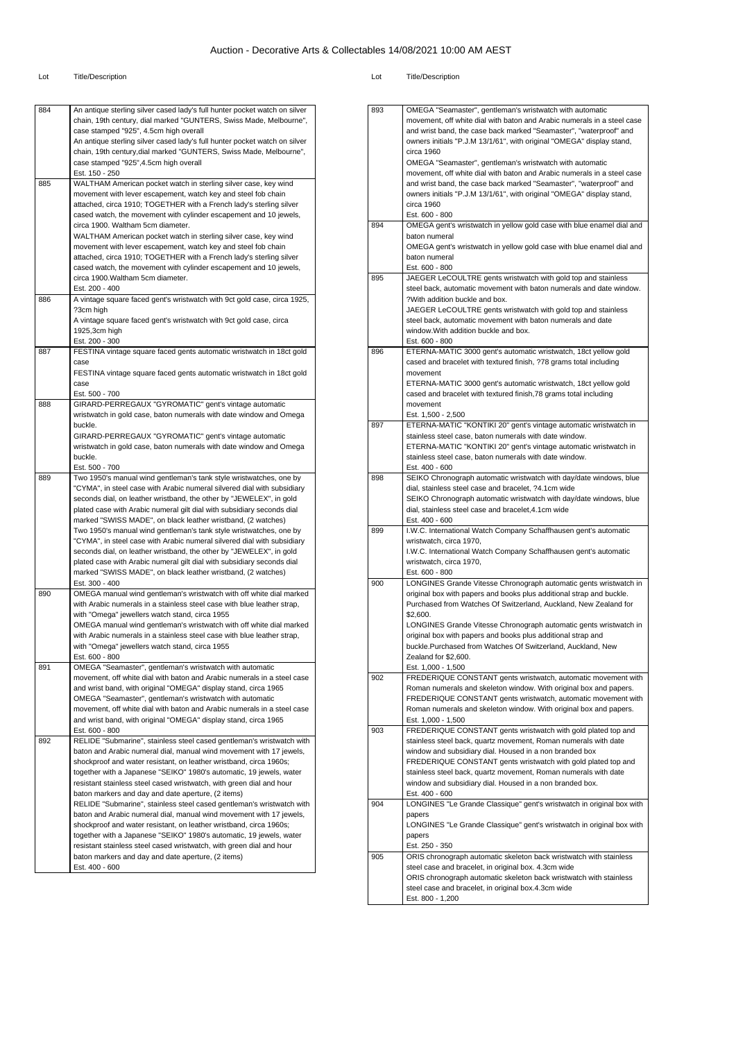# Auction - Decorative Arts & Collectables 14/08/2021 10:00 AM AEST

| Lot | Title/Description |
|---|---|
| 884 | An antique sterling silver cased lady's full hunter pocket watch on silver chain, 19th century, dial marked "GUNTERS, Swiss Made, Melbourne", case stamped "925", 4.5cm high overall<br>An antique sterling silver cased lady's full hunter pocket watch on silver chain, 19th century,dial marked "GUNTERS, Swiss Made, Melbourne", case stamped "925",4.5cm high overall<br>Est. 150 - 250 |
| 885 | WALTHAM American pocket watch in sterling silver case, key wind movement with lever escapement, watch key and steel fob chain attached, circa 1910; TOGETHER with a French lady's sterling silver cased watch, the movement with cylinder escapement and 10 jewels, circa 1900. Waltham 5cm diameter.<br>WALTHAM American pocket watch in sterling silver case, key wind movement with lever escapement, watch key and steel fob chain attached, circa 1910; TOGETHER with a French lady's sterling silver cased watch, the movement with cylinder escapement and 10 jewels, circa 1900.Waltham 5cm diameter.<br>Est. 200 - 400 |
| 886 | A vintage square faced gent's wristwatch with 9ct gold case, circa 1925, ?3cm high<br>A vintage square faced gent's wristwatch with 9ct gold case, circa 1925,3cm high<br>Est. 200 - 300 |
| 887 | FESTINA vintage square faced gents automatic wristwatch in 18ct gold case<br>FESTINA vintage square faced gents automatic wristwatch in 18ct gold case<br>Est. 500 - 700 |
| 888 | GIRARD-PERREGAUX "GYROMATIC" gent's vintage automatic wristwatch in gold case, baton numerals with date window and Omega buckle.<br>GIRARD-PERREGAUX "GYROMATIC" gent's vintage automatic wristwatch in gold case, baton numerals with date window and Omega buckle.<br>Est. 500 - 700 |
| 889 | Two 1950's manual wind gentleman's tank style wristwatches, one by "CYMA", in steel case with Arabic numeral silvered dial with subsidiary seconds dial, on leather wristband, the other by "JEWELEX", in gold plated case with Arabic numeral gilt dial with subsidiary seconds dial marked "SWISS MADE", on black leather wristband, (2 watches)<br>Two 1950's manual wind gentleman's tank style wristwatches, one by "CYMA", in steel case with Arabic numeral silvered dial with subsidiary seconds dial, on leather wristband, the other by "JEWELEX", in gold plated case with Arabic numeral gilt dial with subsidiary seconds dial marked "SWISS MADE", on black leather wristband, (2 watches)<br>Est. 300 - 400 |
| 890 | OMEGA manual wind gentleman's wristwatch with off white dial marked with Arabic numerals in a stainless steel case with blue leather strap, with "Omega" jewellers watch stand, circa 1955<br>OMEGA manual wind gentleman's wristwatch with off white dial marked with Arabic numerals in a stainless steel case with blue leather strap, with "Omega" jewellers watch stand, circa 1955<br>Est. 600 - 800 |
| 891 | OMEGA "Seamaster", gentleman's wristwatch with automatic movement, off white dial with baton and Arabic numerals in a steel case and wrist band, with original "OMEGA" display stand, circa 1965<br>OMEGA "Seamaster", gentleman's wristwatch with automatic movement, off white dial with baton and Arabic numerals in a steel case and wrist band, with original "OMEGA" display stand, circa 1965<br>Est. 600 - 800 |
| 892 | RELIDE "Submarine", stainless steel cased gentleman's wristwatch with baton and Arabic numeral dial, manual wind movement with 17 jewels, shockproof and water resistant, on leather wristband, circa 1960s; together with a Japanese "SEIKO" 1980's automatic, 19 jewels, water resistant stainless steel cased wristwatch, with green dial and hour baton markers and day and date aperture, (2 items)<br>RELIDE "Submarine", stainless steel cased gentleman's wristwatch with baton and Arabic numeral dial, manual wind movement with 17 jewels, shockproof and water resistant, on leather wristband, circa 1960s; together with a Japanese "SEIKO" 1980's automatic, 19 jewels, water resistant stainless steel cased wristwatch, with green dial and hour baton markers and day and date aperture, (2 items)<br>Est. 400 - 600 |
| 893 | OMEGA "Seamaster", gentleman's wristwatch with automatic movement, off white dial with baton and Arabic numerals in a steel case and wrist band, the case back marked "Seamaster", "waterproof" and owners initials "P.J.M 13/1/61", with original "OMEGA" display stand, circa 1960<br>OMEGA "Seamaster", gentleman's wristwatch with automatic movement, off white dial with baton and Arabic numerals in a steel case and wrist band, the case back marked "Seamaster", "waterproof" and owners initials "P.J.M 13/1/61", with original "OMEGA" display stand, circa 1960<br>Est. 600 - 800 |
| 894 | OMEGA gent's wristwatch in yellow gold case with blue enamel dial and baton numeral<br>OMEGA gent's wristwatch in yellow gold case with blue enamel dial and baton numeral<br>Est. 600 - 800 |
| 895 | JAEGER LeCOULTRE gents wristwatch with gold top and stainless steel back, automatic movement with baton numerals and date window. ?With addition buckle and box.<br>JAEGER LeCOULTRE gents wristwatch with gold top and stainless steel back, automatic movement with baton numerals and date window.With addition buckle and box.<br>Est. 600 - 800 |
| 896 | ETERNA-MATIC 3000 gent's automatic wristwatch, 18ct yellow gold cased and bracelet with textured finish, ?78 grams total including movement<br>ETERNA-MATIC 3000 gent's automatic wristwatch, 18ct yellow gold cased and bracelet with textured finish,78 grams total including movement<br>Est. 1,500 - 2,500 |
| 897 | ETERNA-MATIC "KONTIKI 20" gent's vintage automatic wristwatch in stainless steel case, baton numerals with date window.<br>ETERNA-MATIC "KONTIKI 20" gent's vintage automatic wristwatch in stainless steel case, baton numerals with date window.<br>Est. 400 - 600 |
| 898 | SEIKO Chronograph automatic wristwatch with day/date windows, blue dial, stainless steel case and bracelet, ?4.1cm wide<br>SEIKO Chronograph automatic wristwatch with day/date windows, blue dial, stainless steel case and bracelet,4.1cm wide<br>Est. 400 - 600 |
| 899 | I.W.C. International Watch Company Schaffhausen gent's automatic wristwatch, circa 1970,<br>I.W.C. International Watch Company Schaffhausen gent's automatic wristwatch, circa 1970,<br>Est. 600 - 800 |
| 900 | LONGINES Grande Vitesse Chronograph automatic gents wristwatch in original box with papers and books plus additional strap and buckle. Purchased from Watches Of Switzerland, Auckland, New Zealand for $2,600.<br>LONGINES Grande Vitesse Chronograph automatic gents wristwatch in original box with papers and books plus additional strap and buckle.Purchased from Watches Of Switzerland, Auckland, New Zealand for $2,600.<br>Est. 1,000 - 1,500 |
| 902 | FREDERIQUE CONSTANT gents wristwatch, automatic movement with Roman numerals and skeleton window. With original box and papers.<br>FREDERIQUE CONSTANT gents wristwatch, automatic movement with Roman numerals and skeleton window. With original box and papers.<br>Est. 1,000 - 1,500 |
| 903 | FREDERIQUE CONSTANT gents wristwatch with gold plated top and stainless steel back, quartz movement, Roman numerals with date window and subsidiary dial. Housed in a non branded box<br>FREDERIQUE CONSTANT gents wristwatch with gold plated top and stainless steel back, quartz movement, Roman numerals with date window and subsidiary dial. Housed in a non branded box.<br>Est. 400 - 600 |
| 904 | LONGINES "Le Grande Classique" gent's wristwatch in original box with papers<br>LONGINES "Le Grande Classique" gent's wristwatch in original box with papers<br>Est. 250 - 350 |
| 905 | ORIS chronograph automatic skeleton back wristwatch with stainless steel case and bracelet, in original box. 4.3cm wide<br>ORIS chronograph automatic skeleton back wristwatch with stainless steel case and bracelet, in original box.4.3cm wide<br>Est. 800 - 1,200 |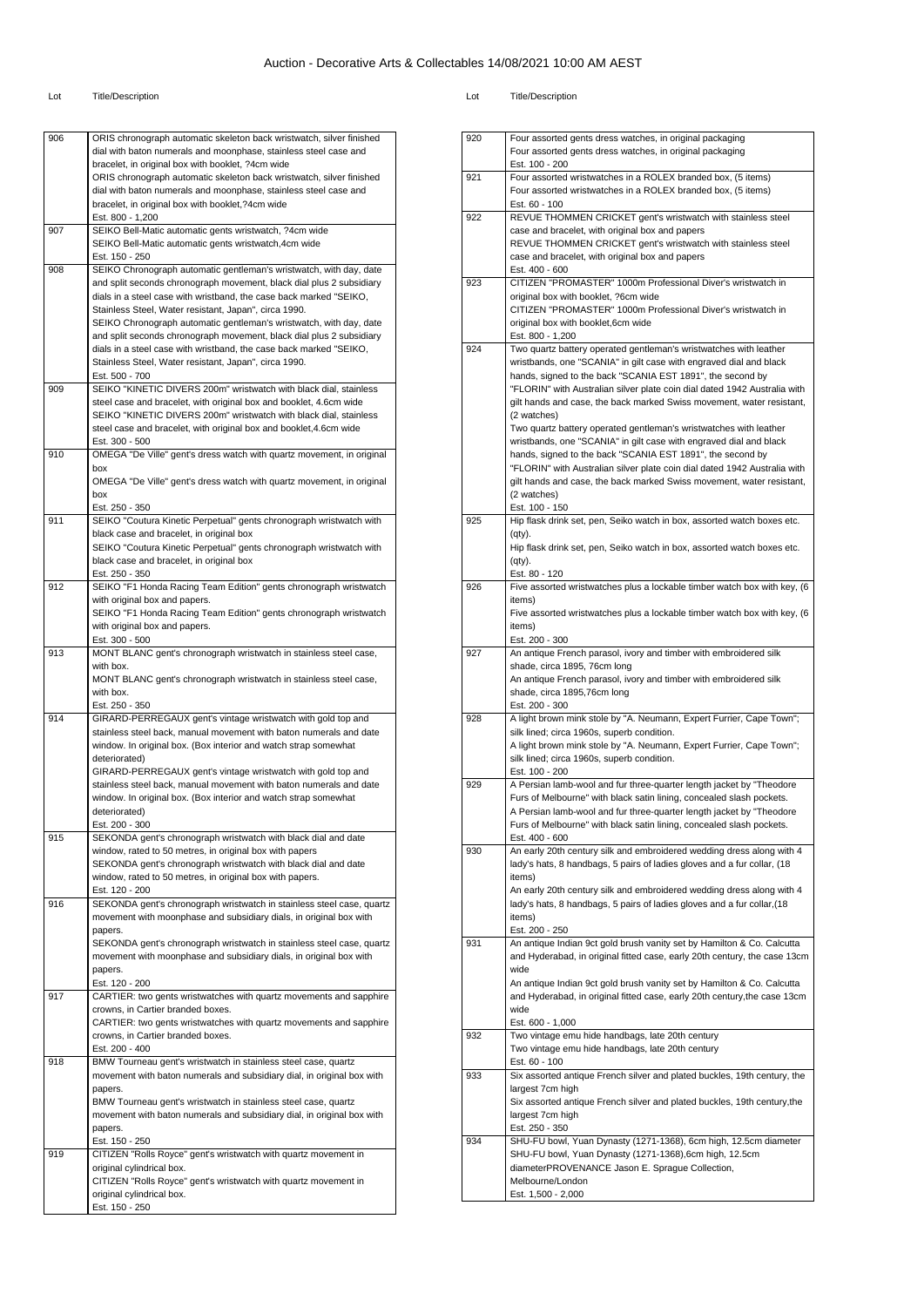# Auction - Decorative Arts & Collectables 14/08/2021 10:00 AM AEST

| Lot | Title/Description |
| --- | --- |
| 906 | ORIS chronograph automatic skeleton back wristwatch, silver finished dial with baton numerals and moonphase, stainless steel case and bracelet, in original box with booklet, ?4cm wide<br>ORIS chronograph automatic skeleton back wristwatch, silver finished dial with baton numerals and moonphase, stainless steel case and bracelet, in original box with booklet,?4cm wide<br>Est. 800 - 1,200 |
| 907 | SEIKO Bell-Matic automatic gents wristwatch, ?4cm wide<br>SEIKO Bell-Matic automatic gents wristwatch,4cm wide<br>Est. 150 - 250 |
| 908 | SEIKO Chronograph automatic gentleman's wristwatch, with day, date and split seconds chronograph movement, black dial plus 2 subsidiary dials in a steel case with wristband, the case back marked "SEIKO, Stainless Steel, Water resistant, Japan", circa 1990.<br>SEIKO Chronograph automatic gentleman's wristwatch, with day, date and split seconds chronograph movement, black dial plus 2 subsidiary dials in a steel case with wristband, the case back marked "SEIKO, Stainless Steel, Water resistant, Japan", circa 1990.<br>Est. 500 - 700 |
| 909 | SEIKO "KINETIC DIVERS 200m" wristwatch with black dial, stainless steel case and bracelet, with original box and booklet, 4.6cm wide<br>SEIKO "KINETIC DIVERS 200m" wristwatch with black dial, stainless steel case and bracelet, with original box and booklet,4.6cm wide<br>Est. 300 - 500 |
| 910 | OMEGA "De Ville" gent's dress watch with quartz movement, in original box<br>OMEGA "De Ville" gent's dress watch with quartz movement, in original box<br>Est. 250 - 350 |
| 911 | SEIKO "Coutura Kinetic Perpetual" gents chronograph wristwatch with black case and bracelet, in original box<br>SEIKO "Coutura Kinetic Perpetual" gents chronograph wristwatch with black case and bracelet, in original box<br>Est. 250 - 350 |
| 912 | SEIKO "F1 Honda Racing Team Edition" gents chronograph wristwatch with original box and papers.<br>SEIKO "F1 Honda Racing Team Edition" gents chronograph wristwatch with original box and papers.<br>Est. 300 - 500 |
| 913 | MONT BLANC gent's chronograph wristwatch in stainless steel case, with box.<br>MONT BLANC gent's chronograph wristwatch in stainless steel case, with box.<br>Est. 250 - 350 |
| 914 | GIRARD-PERREGAUX gent's vintage wristwatch with gold top and stainless steel back, manual movement with baton numerals and date window. In original box. (Box interior and watch strap somewhat deteriorated)<br>GIRARD-PERREGAUX gent's vintage wristwatch with gold top and stainless steel back, manual movement with baton numerals and date window. In original box. (Box interior and watch strap somewhat deteriorated)<br>Est. 200 - 300 |
| 915 | SEKONDA gent's chronograph wristwatch with black dial and date window, rated to 50 metres, in original box with papers<br>SEKONDA gent's chronograph wristwatch with black dial and date window, rated to 50 metres, in original box with papers.<br>Est. 120 - 200 |
| 916 | SEKONDA gent's chronograph wristwatch in stainless steel case, quartz movement with moonphase and subsidiary dials, in original box with papers.<br>SEKONDA gent's chronograph wristwatch in stainless steel case, quartz movement with moonphase and subsidiary dials, in original box with papers.<br>Est. 120 - 200 |
| 917 | CARTIER: two gents wristwatches with quartz movements and sapphire crowns, in Cartier branded boxes.<br>CARTIER: two gents wristwatches with quartz movements and sapphire crowns, in Cartier branded boxes.<br>Est. 200 - 400 |
| 918 | BMW Tourneau gent's wristwatch in stainless steel case, quartz movement with baton numerals and subsidiary dial, in original box with papers.<br>BMW Tourneau gent's wristwatch in stainless steel case, quartz movement with baton numerals and subsidiary dial, in original box with papers.<br>Est. 150 - 250 |
| 919 | CITIZEN "Rolls Royce" gent's wristwatch with quartz movement in original cylindrical box.<br>CITIZEN "Rolls Royce" gent's wristwatch with quartz movement in original cylindrical box.<br>Est. 150 - 250 |
| 920 | Four assorted gents dress watches, in original packaging<br>Four assorted gents dress watches, in original packaging<br>Est. 100 - 200 |
| 921 | Four assorted wristwatches in a ROLEX branded box, (5 items)<br>Four assorted wristwatches in a ROLEX branded box, (5 items)<br>Est. 60 - 100 |
| 922 | REVUE THOMMEN CRICKET gent's wristwatch with stainless steel case and bracelet, with original box and papers<br>REVUE THOMMEN CRICKET gent's wristwatch with stainless steel case and bracelet, with original box and papers<br>Est. 400 - 600 |
| 923 | CITIZEN "PROMASTER" 1000m Professional Diver's wristwatch in original box with booklet, ?6cm wide<br>CITIZEN "PROMASTER" 1000m Professional Diver's wristwatch in original box with booklet,6cm wide<br>Est. 800 - 1,200 |
| 924 | Two quartz battery operated gentleman's wristwatches with leather wristbands, one "SCANIA" in gilt case with engraved dial and black hands, signed to the back "SCANIA EST 1891", the second by "FLORIN" with Australian silver plate coin dial dated 1942 Australia with gilt hands and case, the back marked Swiss movement, water resistant, (2 watches)<br>Two quartz battery operated gentleman's wristwatches with leather wristbands, one "SCANIA" in gilt case with engraved dial and black hands, signed to the back "SCANIA EST 1891", the second by "FLORIN" with Australian silver plate coin dial dated 1942 Australia with gilt hands and case, the back marked Swiss movement, water resistant, (2 watches)<br>Est. 100 - 150 |
| 925 | Hip flask drink set, pen, Seiko watch in box, assorted watch boxes etc. (qty).<br>Hip flask drink set, pen, Seiko watch in box, assorted watch boxes etc. (qty).<br>Est. 80 - 120 |
| 926 | Five assorted wristwatches plus a lockable timber watch box with key, (6 items)<br>Five assorted wristwatches plus a lockable timber watch box with key, (6 items)<br>Est. 200 - 300 |
| 927 | An antique French parasol, ivory and timber with embroidered silk shade, circa 1895, 76cm long<br>An antique French parasol, ivory and timber with embroidered silk shade, circa 1895,76cm long<br>Est. 200 - 300 |
| 928 | A light brown mink stole by "A. Neumann, Expert Furrier, Cape Town"; silk lined; circa 1960s, superb condition.<br>A light brown mink stole by "A. Neumann, Expert Furrier, Cape Town"; silk lined; circa 1960s, superb condition.<br>Est. 100 - 200 |
| 929 | A Persian lamb-wool and fur three-quarter length jacket by "Theodore Furs of Melbourne" with black satin lining, concealed slash pockets.<br>A Persian lamb-wool and fur three-quarter length jacket by "Theodore Furs of Melbourne" with black satin lining, concealed slash pockets.<br>Est. 400 - 600 |
| 930 | An early 20th century silk and embroidered wedding dress along with 4 lady's hats, 8 handbags, 5 pairs of ladies gloves and a fur collar, (18 items)<br>An early 20th century silk and embroidered wedding dress along with 4 lady's hats, 8 handbags, 5 pairs of ladies gloves and a fur collar,(18 items)<br>Est. 200 - 250 |
| 931 | An antique Indian 9ct gold brush vanity set by Hamilton & Co. Calcutta and Hyderabad, in original fitted case, early 20th century, the case 13cm wide<br>An antique Indian 9ct gold brush vanity set by Hamilton & Co. Calcutta and Hyderabad, in original fitted case, early 20th century,the case 13cm wide<br>Est. 600 - 1,000 |
| 932 | Two vintage emu hide handbags, late 20th century<br>Two vintage emu hide handbags, late 20th century<br>Est. 60 - 100 |
| 933 | Six assorted antique French silver and plated buckles, 19th century, the largest 7cm high<br>Six assorted antique French silver and plated buckles, 19th century,the largest 7cm high<br>Est. 250 - 350 |
| 934 | SHU-FU bowl, Yuan Dynasty (1271-1368), 6cm high, 12.5cm diameter<br>SHU-FU bowl, Yuan Dynasty (1271-1368),6cm high, 12.5cm diameterPROVENANCE Jason E. Sprague Collection, Melbourne/London<br>Est. 1,500 - 2,000 |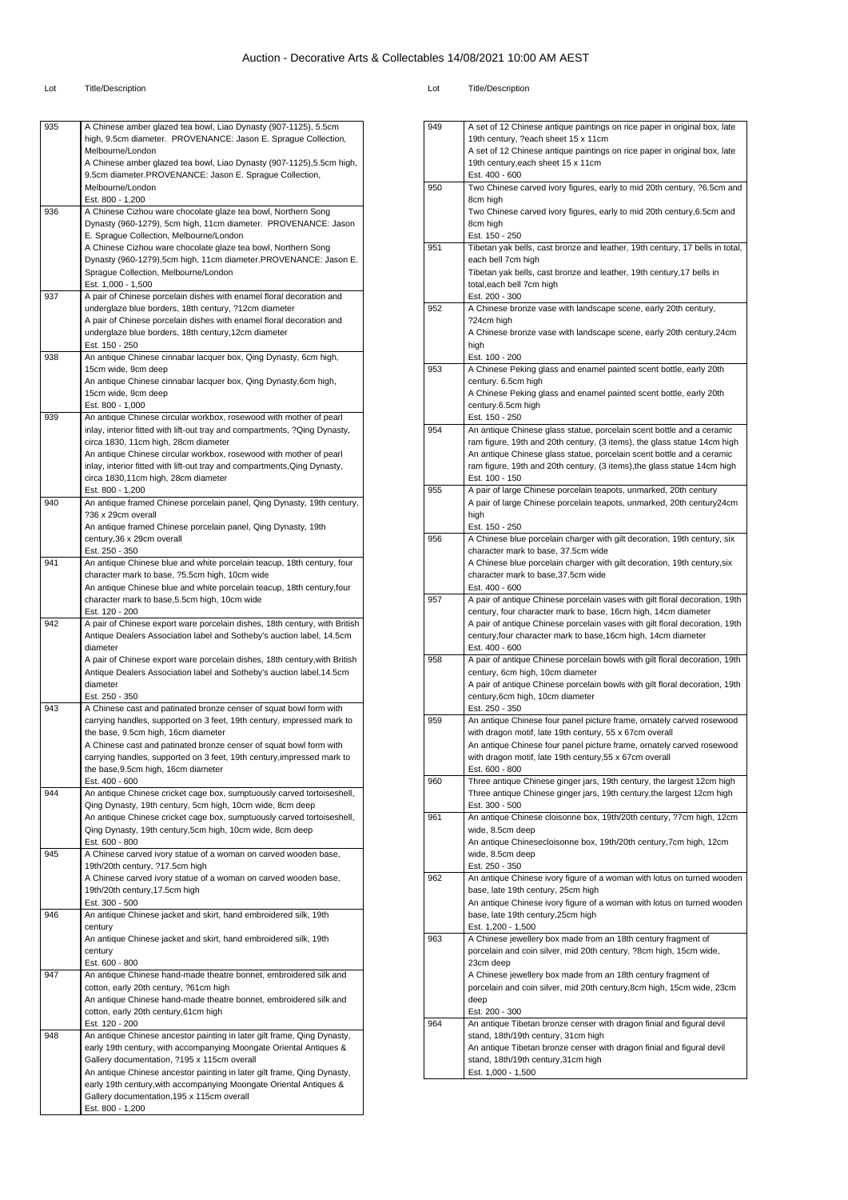# Auction - Decorative Arts & Collectables 14/08/2021 10:00 AM AEST

| Lot | Title/Description |
|---|---|
| 935 | A Chinese amber glazed tea bowl, Liao Dynasty (907-1125), 5.5cm high, 9.5cm diameter. PROVENANCE: Jason E. Sprague Collection, Melbourne/London<br>A Chinese amber glazed tea bowl, Liao Dynasty (907-1125),5.5cm high, 9.5cm diameter.PROVENANCE: Jason E. Sprague Collection, Melbourne/London<br>Est. 800 - 1,200 |
| 936 | A Chinese Cizhou ware chocolate glaze tea bowl, Northern Song Dynasty (960-1279), 5cm high, 11cm diameter. PROVENANCE: Jason E. Sprague Collection, Melbourne/London<br>A Chinese Cizhou ware chocolate glaze tea bowl, Northern Song Dynasty (960-1279),5cm high, 11cm diameter.PROVENANCE: Jason E. Sprague Collection, Melbourne/London<br>Est. 1,000 - 1,500 |
| 937 | A pair of Chinese porcelain dishes with enamel floral decoration and underglaze blue borders, 18th century, ?12cm diameter<br>A pair of Chinese porcelain dishes with enamel floral decoration and underglaze blue borders, 18th century,12cm diameter<br>Est. 150 - 250 |
| 938 | An antique Chinese cinnabar lacquer box, Qing Dynasty, 6cm high, 15cm wide, 9cm deep<br>An antique Chinese cinnabar lacquer box, Qing Dynasty,6cm high, 15cm wide, 9cm deep<br>Est. 800 - 1,000 |
| 939 | An antique Chinese circular workbox, rosewood with mother of pearl inlay, interior fitted with lift-out tray and compartments, ?Qing Dynasty, circa 1830, 11cm high, 28cm diameter<br>An antique Chinese circular workbox, rosewood with mother of pearl inlay, interior fitted with lift-out tray and compartments,Qing Dynasty, circa 1830,11cm high, 28cm diameter<br>Est. 800 - 1,200 |
| 940 | An antique framed Chinese porcelain panel, Qing Dynasty, 19th century, ?36 x 29cm overall<br>An antique framed Chinese porcelain panel, Qing Dynasty, 19th century,36 x 29cm overall<br>Est. 250 - 350 |
| 941 | An antique Chinese blue and white porcelain teacup, 18th century, four character mark to base, ?5.5cm high, 10cm wide<br>An antique Chinese blue and white porcelain teacup, 18th century,four character mark to base,5.5cm high, 10cm wide<br>Est. 120 - 200 |
| 942 | A pair of Chinese export ware porcelain dishes, 18th century, with British Antique Dealers Association label and Sotheby's auction label, 14.5cm diameter<br>A pair of Chinese export ware porcelain dishes, 18th century,with British Antique Dealers Association label and Sotheby's auction label,14.5cm diameter<br>Est. 250 - 350 |
| 943 | A Chinese cast and patinated bronze censer of squat bowl form with carrying handles, supported on 3 feet, 19th century, impressed mark to the base, 9.5cm high, 16cm diameter<br>A Chinese cast and patinated bronze censer of squat bowl form with carrying handles, supported on 3 feet, 19th century,impressed mark to the base,9.5cm high, 16cm diameter<br>Est. 400 - 600 |
| 944 | An antique Chinese cricket cage box, sumptuously carved tortoiseshell, Qing Dynasty, 19th century, 5cm high, 10cm wide, 8cm deep<br>An antique Chinese cricket cage box, sumptuously carved tortoiseshell, Qing Dynasty, 19th century,5cm high, 10cm wide, 8cm deep<br>Est. 600 - 800 |
| 945 | A Chinese carved ivory statue of a woman on carved wooden base, 19th/20th century, ?17.5cm high<br>A Chinese carved ivory statue of a woman on carved wooden base, 19th/20th century,17.5cm high<br>Est. 300 - 500 |
| 946 | An antique Chinese jacket and skirt, hand embroidered silk, 19th century<br>An antique Chinese jacket and skirt, hand embroidered silk, 19th century<br>Est. 600 - 800 |
| 947 | An antique Chinese hand-made theatre bonnet, embroidered silk and cotton, early 20th century, ?61cm high<br>An antique Chinese hand-made theatre bonnet, embroidered silk and cotton, early 20th century,61cm high<br>Est. 120 - 200 |
| 948 | An antique Chinese ancestor painting in later gilt frame, Qing Dynasty, early 19th century, with accompanying Moongate Oriental Antiques & Gallery documentation, ?195 x 115cm overall<br>An antique Chinese ancestor painting in later gilt frame, Qing Dynasty, early 19th century,with accompanying Moongate Oriental Antiques & Gallery documentation,195 x 115cm overall<br>Est. 800 - 1,200 |
| 949 | A set of 12 Chinese antique paintings on rice paper in original box, late 19th century, ?each sheet 15 x 11cm<br>A set of 12 Chinese antique paintings on rice paper in original box, late 19th century,each sheet 15 x 11cm<br>Est. 400 - 600 |
| 950 | Two Chinese carved ivory figures, early to mid 20th century, ?6.5cm and 8cm high<br>Two Chinese carved ivory figures, early to mid 20th century,6.5cm and 8cm high<br>Est. 150 - 250 |
| 951 | Tibetan yak bells, cast bronze and leather, 19th century, 17 bells in total, each bell 7cm high<br>Tibetan yak bells, cast bronze and leather, 19th century,17 bells in total,each bell 7cm high<br>Est. 200 - 300 |
| 952 | A Chinese bronze vase with landscape scene, early 20th century, ?24cm high<br>A Chinese bronze vase with landscape scene, early 20th century,24cm high<br>Est. 100 - 200 |
| 953 | A Chinese Peking glass and enamel painted scent bottle, early 20th century. 6.5cm high<br>A Chinese Peking glass and enamel painted scent bottle, early 20th century.6.5cm high<br>Est. 150 - 250 |
| 954 | An antique Chinese glass statue, porcelain scent bottle and a ceramic ram figure, 19th and 20th century, (3 items), the glass statue 14cm high<br>An antique Chinese glass statue, porcelain scent bottle and a ceramic ram figure, 19th and 20th century, (3 items),the glass statue 14cm high<br>Est. 100 - 150 |
| 955 | A pair of large Chinese porcelain teapots, unmarked, 20th century<br>A pair of large Chinese porcelain teapots, unmarked, 20th century24cm high<br>Est. 150 - 250 |
| 956 | A Chinese blue porcelain charger with gilt decoration, 19th century, six character mark to base, 37.5cm wide<br>A Chinese blue porcelain charger with gilt decoration, 19th century,six character mark to base,37.5cm wide<br>Est. 400 - 600 |
| 957 | A pair of antique Chinese porcelain vases with gilt floral decoration, 19th century, four character mark to base, 16cm high, 14cm diameter<br>A pair of antique Chinese porcelain vases with gilt floral decoration, 19th century,four character mark to base,16cm high, 14cm diameter<br>Est. 400 - 600 |
| 958 | A pair of antique Chinese porcelain bowls with gilt floral decoration, 19th century, 6cm high, 10cm diameter<br>A pair of antique Chinese porcelain bowls with gilt floral decoration, 19th century,6cm high, 10cm diameter<br>Est. 250 - 350 |
| 959 | An antique Chinese four panel picture frame, ornately carved rosewood with dragon motif, late 19th century, 55 x 67cm overall<br>An antique Chinese four panel picture frame, ornately carved rosewood with dragon motif, late 19th century,55 x 67cm overall<br>Est. 600 - 800 |
| 960 | Three antique Chinese ginger jars, 19th century, the largest 12cm high<br>Three antique Chinese ginger jars, 19th century,the largest 12cm high<br>Est. 300 - 500 |
| 961 | An antique Chinese cloisonne box, 19th/20th century, ?7cm high, 12cm wide, 8.5cm deep<br>An antique Chinesecloisonne box, 19th/20th century,7cm high, 12cm wide, 8.5cm deep<br>Est. 250 - 350 |
| 962 | An antique Chinese ivory figure of a woman with lotus on turned wooden base, late 19th century, 25cm high<br>An antique Chinese ivory figure of a woman with lotus on turned wooden base, late 19th century,25cm high<br>Est. 1,200 - 1,500 |
| 963 | A Chinese jewellery box made from an 18th century fragment of porcelain and coin silver, mid 20th century, ?8cm high, 15cm wide, 23cm deep<br>A Chinese jewellery box made from an 18th century fragment of porcelain and coin silver, mid 20th century,8cm high, 15cm wide, 23cm deep<br>Est. 200 - 300 |
| 964 | An antique Tibetan bronze censer with dragon finial and figural devil stand, 18th/19th century, 31cm high<br>An antique Tibetan bronze censer with dragon finial and figural devil stand, 18th/19th century,31cm high<br>Est. 1,000 - 1,500 |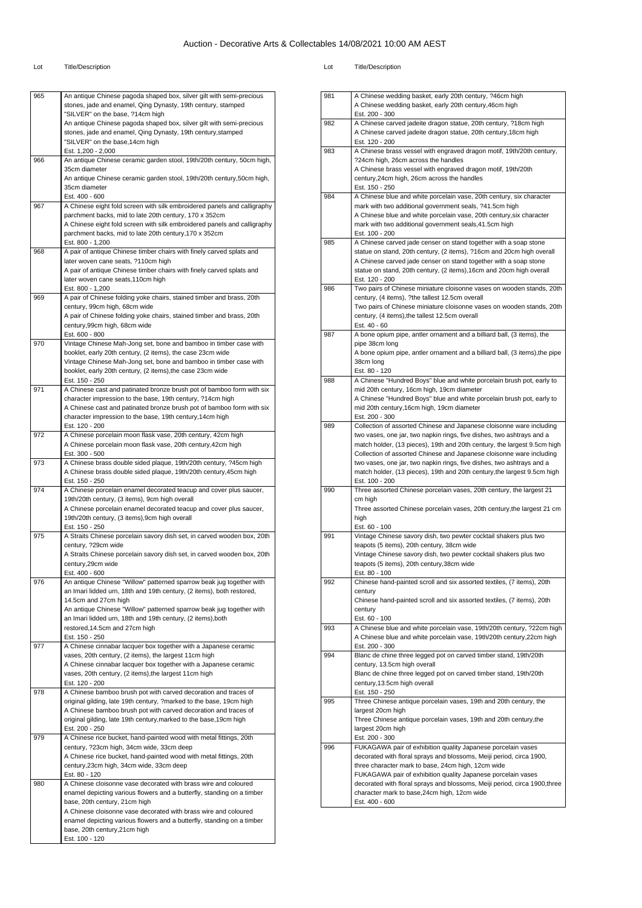# Auction - Decorative Arts & Collectables 14/08/2021 10:00 AM AEST

| Lot | Title/Description |
|---|---|
| 965 | An antique Chinese pagoda shaped box, silver gilt with semi-precious stones, jade and enamel, Qing Dynasty, 19th century, stamped "SILVER" on the base, ?14cm high<br>An antique Chinese pagoda shaped box, silver gilt with semi-precious stones, jade and enamel, Qing Dynasty, 19th century,stamped "SILVER" on the base,14cm high<br>Est. 1,200 - 2,000 |
| 966 | An antique Chinese ceramic garden stool, 19th/20th century, 50cm high, 35cm diameter<br>An antique Chinese ceramic garden stool, 19th/20th century,50cm high, 35cm diameter<br>Est. 400 - 600 |
| 967 | A Chinese eight fold screen with silk embroidered panels and calligraphy parchment backs, mid to late 20th century, 170 x 352cm<br>A Chinese eight fold screen with silk embroidered panels and calligraphy parchment backs, mid to late 20th century,170 x 352cm<br>Est. 800 - 1,200 |
| 968 | A pair of antique Chinese timber chairs with finely carved splats and later woven cane seats, ?110cm high<br>A pair of antique Chinese timber chairs with finely carved splats and later woven cane seats,110cm high<br>Est. 800 - 1,200 |
| 969 | A pair of Chinese folding yoke chairs, stained timber and brass, 20th century, 99cm high, 68cm wide<br>A pair of Chinese folding yoke chairs, stained timber and brass, 20th century,99cm high, 68cm wide<br>Est. 600 - 800 |
| 970 | Vintage Chinese Mah-Jong set, bone and bamboo in timber case with booklet, early 20th century, (2 items), the case 23cm wide<br>Vintage Chinese Mah-Jong set, bone and bamboo in timber case with booklet, early 20th century, (2 items),the case 23cm wide<br>Est. 150 - 250 |
| 971 | A Chinese cast and patinated bronze brush pot of bamboo form with six character impression to the base, 19th century, ?14cm high<br>A Chinese cast and patinated bronze brush pot of bamboo form with six character impression to the base, 19th century,14cm high<br>Est. 120 - 200 |
| 972 | A Chinese porcelain moon flask vase, 20th century, 42cm high<br>A Chinese porcelain moon flask vase, 20th century,42cm high<br>Est. 300 - 500 |
| 973 | A Chinese brass double sided plaque, 19th/20th century, ?45cm high<br>A Chinese brass double sided plaque, 19th/20th century,45cm high<br>Est. 150 - 250 |
| 974 | A Chinese porcelain enamel decorated teacup and cover plus saucer, 19th/20th century, (3 items), 9cm high overall<br>A Chinese porcelain enamel decorated teacup and cover plus saucer, 19th/20th century, (3 items),9cm high overall<br>Est. 150 - 250 |
| 975 | A Straits Chinese porcelain savory dish set, in carved wooden box, 20th century, ?29cm wide<br>A Straits Chinese porcelain savory dish set, in carved wooden box, 20th century,29cm wide<br>Est. 400 - 600 |
| 976 | An antique Chinese "Willow" patterned sparrow beak jug together with an Imari lidded urn, 18th and 19th century, (2 items), both restored, 14.5cm and 27cm high<br>An antique Chinese "Willow" patterned sparrow beak jug together with an Imari lidded urn, 18th and 19th century, (2 items),both restored,14.5cm and 27cm high<br>Est. 150 - 250 |
| 977 | A Chinese cinnabar lacquer box together with a Japanese ceramic vases, 20th century, (2 items), the largest 11cm high<br>A Chinese cinnabar lacquer box together with a Japanese ceramic vases, 20th century, (2 items),the largest 11cm high<br>Est. 120 - 200 |
| 978 | A Chinese bamboo brush pot with carved decoration and traces of original gilding, late 19th century, ?marked to the base, 19cm high<br>A Chinese bamboo brush pot with carved decoration and traces of original gilding, late 19th century,marked to the base,19cm high<br>Est. 200 - 250 |
| 979 | A Chinese rice bucket, hand-painted wood with metal fittings, 20th century, ?23cm high, 34cm wide, 33cm deep<br>A Chinese rice bucket, hand-painted wood with metal fittings, 20th century,23cm high, 34cm wide, 33cm deep<br>Est. 80 - 120 |
| 980 | A Chinese cloisonne vase decorated with brass wire and coloured enamel depicting various flowers and a butterfly, standing on a timber base, 20th century, 21cm high<br>A Chinese cloisonne vase decorated with brass wire and coloured enamel depicting various flowers and a butterfly, standing on a timber base, 20th century,21cm high<br>Est. 100 - 120 |
| 981 | A Chinese wedding basket, early 20th century, ?46cm high<br>A Chinese wedding basket, early 20th century,46cm high<br>Est. 200 - 300 |
| 982 | A Chinese carved jadeite dragon statue, 20th century, ?18cm high<br>A Chinese carved jadeite dragon statue, 20th century,18cm high<br>Est. 120 - 200 |
| 983 | A Chinese brass vessel with engraved dragon motif, 19th/20th century, ?24cm high, 26cm across the handles<br>A Chinese brass vessel with engraved dragon motif, 19th/20th century,24cm high, 26cm across the handles<br>Est. 150 - 250 |
| 984 | A Chinese blue and white porcelain vase, 20th century, six character mark with two additional government seals, ?41.5cm high<br>A Chinese blue and white porcelain vase, 20th century,six character mark with two additional government seals,41.5cm high<br>Est. 100 - 200 |
| 985 | A Chinese carved jade censer on stand together with a soap stone statue on stand, 20th century, (2 items), ?16cm and 20cm high overall<br>A Chinese carved jade censer on stand together with a soap stone statue on stand, 20th century, (2 items),16cm and 20cm high overall<br>Est. 120 - 200 |
| 986 | Two pairs of Chinese miniature cloisonne vases on wooden stands, 20th century, (4 items), ?the tallest 12.5cm overall<br>Two pairs of Chinese miniature cloisonne vases on wooden stands, 20th century, (4 items),the tallest 12.5cm overall<br>Est. 40 - 60 |
| 987 | A bone opium pipe, antler ornament and a billiard ball, (3 items), the pipe 38cm long<br>A bone opium pipe, antler ornament and a billiard ball, (3 items),the pipe 38cm long<br>Est. 80 - 120 |
| 988 | A Chinese "Hundred Boys" blue and white porcelain brush pot, early to mid 20th century, 16cm high, 19cm diameter<br>A Chinese "Hundred Boys" blue and white porcelain brush pot, early to mid 20th century,16cm high, 19cm diameter<br>Est. 200 - 300 |
| 989 | Collection of assorted Chinese and Japanese cloisonne ware including two vases, one jar, two napkin rings, five dishes, two ashtrays and a match holder, (13 pieces), 19th and 20th century, the largest 9.5cm high<br>Collection of assorted Chinese and Japanese cloisonne ware including two vases, one jar, two napkin rings, five dishes, two ashtrays and a match holder, (13 pieces), 19th and 20th century,the largest 9.5cm high<br>Est. 100 - 200 |
| 990 | Three assorted Chinese porcelain vases, 20th century, the largest 21 cm high<br>Three assorted Chinese porcelain vases, 20th century,the largest 21 cm high<br>Est. 60 - 100 |
| 991 | Vintage Chinese savory dish, two pewter cocktail shakers plus two teapots (5 items), 20th century, 38cm wide<br>Vintage Chinese savory dish, two pewter cocktail shakers plus two teapots (5 items), 20th century,38cm wide<br>Est. 80 - 100 |
| 992 | Chinese hand-painted scroll and six assorted textiles, (7 items), 20th century<br>Chinese hand-painted scroll and six assorted textiles, (7 items), 20th century<br>Est. 60 - 100 |
| 993 | A Chinese blue and white porcelain vase, 19th/20th century, ?22cm high<br>A Chinese blue and white porcelain vase, 19th/20th century,22cm high<br>Est. 200 - 300 |
| 994 | Blanc de chine three legged pot on carved timber stand, 19th/20th century, 13.5cm high overall<br>Blanc de chine three legged pot on carved timber stand, 19th/20th century,13.5cm high overall<br>Est. 150 - 250 |
| 995 | Three Chinese antique porcelain vases, 19th and 20th century, the largest 20cm high<br>Three Chinese antique porcelain vases, 19th and 20th century,the largest 20cm high<br>Est. 200 - 300 |
| 996 | FUKAGAWA pair of exhibition quality Japanese porcelain vases decorated with floral sprays and blossoms, Meiji period, circa 1900, three character mark to base, 24cm high, 12cm wide<br>FUKAGAWA pair of exhibition quality Japanese porcelain vases decorated with floral sprays and blossoms, Meiji period, circa 1900,three character mark to base,24cm high, 12cm wide<br>Est. 400 - 600 |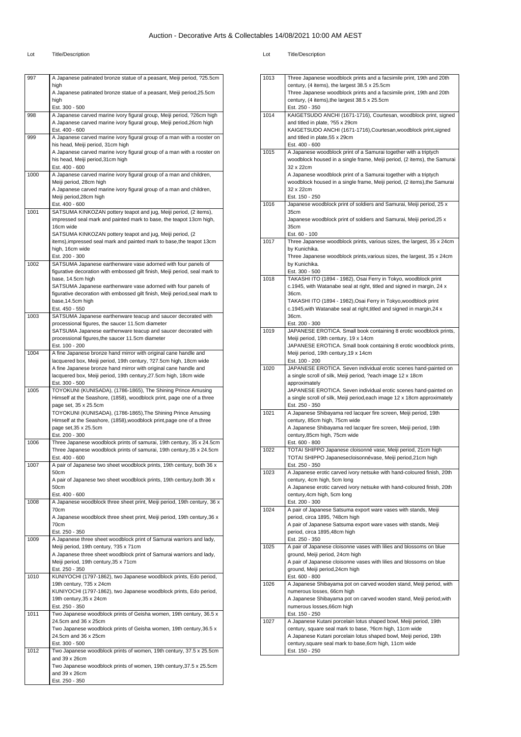# Auction - Decorative Arts & Collectables 14/08/2021 10:00 AM AEST

| Lot | Title/Description |
|---|---|
| 997 | A Japanese patinated bronze statue of a peasant, Meiji period, ?25.5cm high<br>A Japanese patinated bronze statue of a peasant, Meiji period,25.5cm high<br>Est. 300 - 500 |
| 998 | A Japanese carved marine ivory figural group, Meiji period, ?26cm high<br>A Japanese carved marine ivory figural group, Meiji period,26cm high<br>Est. 400 - 600 |
| 999 | A Japanese carved marine ivory figural group of a man with a rooster on his head, Meiji period, 31cm high<br>A Japanese carved marine ivory figural group of a man with a rooster on his head, Meiji period,31cm high<br>Est. 400 - 600 |
| 1000 | A Japanese carved marine ivory figural group of a man and children, Meiji period, 28cm high<br>A Japanese carved marine ivory figural group of a man and children, Meiji period,28cm high<br>Est. 400 - 600 |
| 1001 | SATSUMA KINKOZAN pottery teapot and jug, Meiji period, (2 items), impressed seal mark and painted mark to base, the teapot 13cm high, 16cm wide<br>SATSUMA KINKOZAN pottery teapot and jug, Meiji period, (2 items),impressed seal mark and painted mark to base,the teapot 13cm high, 16cm wide<br>Est. 200 - 300 |
| 1002 | SATSUMA Japanese earthenware vase adorned with four panels of figurative decoration with embossed gilt finish, Meiji period, seal mark to base, 14.5cm high<br>SATSUMA Japanese earthenware vase adorned with four panels of figurative decoration with embossed gilt finish, Meiji period,seal mark to base,14.5cm high<br>Est. 450 - 550 |
| 1003 | SATSUMA Japanese earthenware teacup and saucer decorated with processional figures, the saucer 11.5cm diameter<br>SATSUMA Japanese earthenware teacup and saucer decorated with processional figures,the saucer 11.5cm diameter<br>Est. 100 - 200 |
| 1004 | A fine Japanese bronze hand mirror with original cane handle and lacquered box, Meiji period, 19th century, ?27.5cm high, 18cm wide<br>A fine Japanese bronze hand mirror with original cane handle and lacquered box, Meiji period, 19th century,27.5cm high, 18cm wide<br>Est. 300 - 500 |
| 1005 | TOYOKUNI (KUNISADA), (1786-1865), The Shining Prince Amusing Himself at the Seashore, (1858), woodblock print, page one of a three page set, 35 x 25.5cm<br>TOYOKUNI (KUNISADA), (1786-1865),The Shining Prince Amusing Himself at the Seashore, (1858),woodblock print,page one of a three page set,35 x 25.5cm<br>Est. 200 - 300 |
| 1006 | Three Japanese woodblock prints of samurai, 19th century, 35 x 24.5cm<br>Three Japanese woodblock prints of samurai, 19th century,35 x 24.5cm<br>Est. 400 - 600 |
| 1007 | A pair of Japanese two sheet woodblock prints, 19th century, both 36 x 50cm<br>A pair of Japanese two sheet woodblock prints, 19th century,both 36 x 50cm<br>Est. 400 - 600 |
| 1008 | A Japanese woodblock three sheet print, Meiji period, 19th century, 36 x 70cm<br>A Japanese woodblock three sheet print, Meiji period, 19th century,36 x 70cm<br>Est. 250 - 350 |
| 1009 | A Japanese three sheet woodblock print of Samurai warriors and lady, Meiji period, 19th century, ?35 x 71cm<br>A Japanese three sheet woodblock print of Samurai warriors and lady, Meiji period, 19th century,35 x 71cm<br>Est. 250 - 350 |
| 1010 | KUNIYOCHI (1797-1862), two Japanese woodblock prints, Edo period, 19th century, ?35 x 24cm<br>KUNIYOCHI (1797-1862), two Japanese woodblock prints, Edo period, 19th century,35 x 24cm<br>Est. 250 - 350 |
| 1011 | Two Japanese woodblock prints of Geisha women, 19th century, 36.5 x 24.5cm and 36 x 25cm<br>Two Japanese woodblock prints of Geisha women, 19th century,36.5 x 24.5cm and 36 x 25cm<br>Est. 300 - 500 |
| 1012 | Two Japanese woodblock prints of women, 19th century, 37.5 x 25.5cm and 39 x 26cm<br>Two Japanese woodblock prints of women, 19th century,37.5 x 25.5cm and 39 x 26cm<br>Est. 250 - 350 |
| 1013 | Three Japanese woodblock prints and a facsimile print, 19th and 20th century, (4 items), the largest 38.5 x 25.5cm<br>Three Japanese woodblock prints and a facsimile print, 19th and 20th century, (4 items),the largest 38.5 x 25.5cm<br>Est. 250 - 350 |
| 1014 | KAIGETSUDO ANCHI (1671-1716), Courtesan, woodblock print, signed and titled in plate, ?55 x 29cm<br>KAIGETSUDO ANCHI (1671-1716),Courtesan,woodblock print,signed and titled in plate,55 x 29cm<br>Est. 400 - 600 |
| 1015 | A Japanese woodblock print of a Samurai together with a triptych woodblock housed in a single frame, Meiji period, (2 items), the Samurai 32 x 22cm<br>A Japanese woodblock print of a Samurai together with a triptych woodblock housed in a single frame, Meiji period, (2 items),the Samurai 32 x 22cm<br>Est. 150 - 250 |
| 1016 | Japanese woodblock print of soldiers and Samurai, Meiji period, 25 x 35cm<br>Japanese woodblock print of soldiers and Samurai, Meiji period,25 x 35cm<br>Est. 60 - 100 |
| 1017 | Three Japanese woodblock prints, various sizes, the largest, 35 x 24cm by Kunichika.<br>Three Japanese woodblock prints,various sizes, the largest, 35 x 24cm by Kunichika.<br>Est. 300 - 500 |
| 1018 | TAKASHI ITO (1894 - 1982), Osai Ferry in Tokyo, woodblock print c.1945, with Watanabe seal at right, titled and signed in margin, 24 x 36cm.<br>TAKASHI ITO (1894 - 1982),Osai Ferry in Tokyo,woodblock print c.1945,with Watanabe seal at right,titled and signed in margin,24 x 36cm.<br>Est. 200 - 300 |
| 1019 | JAPANESE EROTICA. Small book containing 8 erotic woodblock prints, Meiji period, 19th century, 19 x 14cm<br>JAPANESE EROTICA. Small book containing 8 erotic woodblock prints, Meiji period, 19th century,19 x 14cm<br>Est. 100 - 200 |
| 1020 | JAPANESE EROTICA. Seven individual erotic scenes hand-painted on a single scroll of silk, Meiji period, ?each image 12 x 18cm approximately<br>JAPANESE EROTICA. Seven individual erotic scenes hand-painted on a single scroll of silk, Meiji period,each image 12 x 18cm approximately<br>Est. 250 - 350 |
| 1021 | A Japanese Shibayama red lacquer fire screen, Meiji period, 19th century, 85cm high, 75cm wide<br>A Japanese Shibayama red lacquer fire screen, Meiji period, 19th century,85cm high, 75cm wide<br>Est. 600 - 800 |
| 1022 | TOTAI SHIPPO Japanese cloisonné vase, Meiji period, 21cm high<br>TOTAI SHIPPO Japanesecloisonnévase, Meiji period,21cm high<br>Est. 250 - 350 |
| 1023 | A Japanese erotic carved ivory netsuke with hand-coloured finish, 20th century, 4cm high, 5cm long<br>A Japanese erotic carved ivory netsuke with hand-coloured finish, 20th century,4cm high, 5cm long<br>Est. 200 - 300 |
| 1024 | A pair of Japanese Satsuma export ware vases with stands, Meiji period, circa 1895, ?48cm high<br>A pair of Japanese Satsuma export ware vases with stands, Meiji period, circa 1895,48cm high<br>Est. 250 - 350 |
| 1025 | A pair of Japanese cloisonne vases with lilies and blossoms on blue ground, Meiji period, 24cm high<br>A pair of Japanese cloisonne vases with lilies and blossoms on blue ground, Meiji period,24cm high<br>Est. 600 - 800 |
| 1026 | A Japanese Shibayama pot on carved wooden stand, Meiji period, with numerous losses, 66cm high<br>A Japanese Shibayama pot on carved wooden stand, Meiji period,with numerous losses,66cm high<br>Est. 150 - 250 |
| 1027 | A Japanese Kutani porcelain lotus shaped bowl, Meiji period, 19th century, square seal mark to base, ?6cm high, 11cm wide<br>A Japanese Kutani porcelain lotus shaped bowl, Meiji period, 19th century,square seal mark to base,6cm high, 11cm wide<br>Est. 150 - 250 |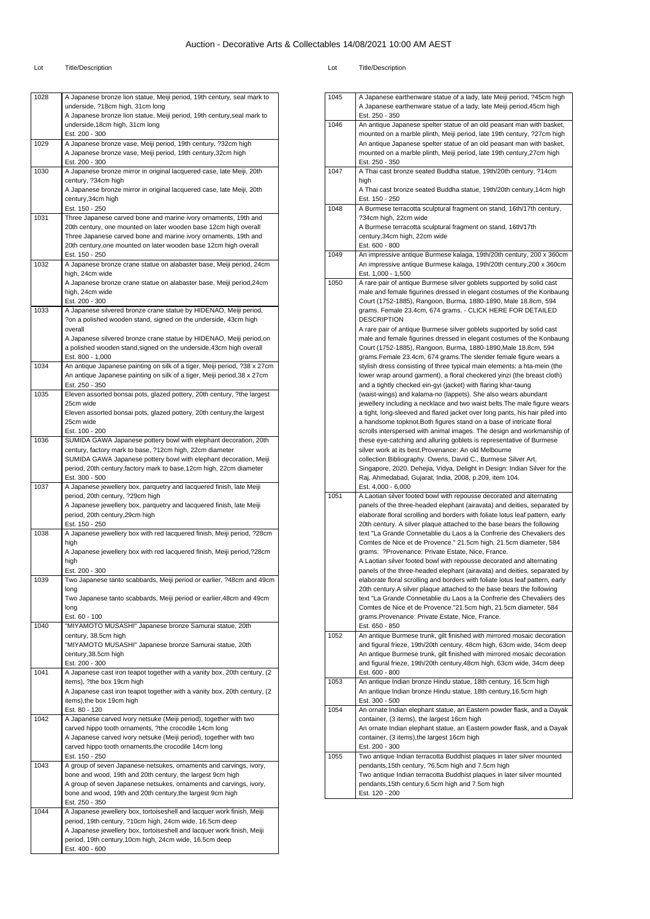# Auction - Decorative Arts & Collectables 14/08/2021 10:00 AM AEST

| Lot | Title/Description |
| --- | --- |
| 1028 | A Japanese bronze lion statue, Meiji period, 19th century, seal mark to underside, ?18cm high, 31cm long<br>A Japanese bronze lion statue, Meiji period, 19th century,seal mark to underside,18cm high, 31cm long<br>Est. 200 - 300 |
| 1029 | A Japanese bronze vase, Meiji period, 19th century, ?32cm high<br>A Japanese bronze vase, Meiji period, 19th century,32cm high<br>Est. 200 - 300 |
| 1030 | A Japanese bronze mirror in original lacquered case, late Meiji, 20th century, ?34cm high<br>A Japanese bronze mirror in original lacquered case, late Meiji, 20th century,34cm high<br>Est. 150 - 250 |
| 1031 | Three Japanese carved bone and marine ivory ornaments, 19th and 20th century, one mounted on later wooden base 12cm high overall<br>Three Japanese carved bone and marine ivory ornaments, 19th and 20th century,one mounted on later wooden base 12cm high overall<br>Est. 150 - 250 |
| 1032 | A Japanese bronze crane statue on alabaster base, Meiji period, 24cm high, 24cm wide<br>A Japanese bronze crane statue on alabaster base, Meiji period,24cm high, 24cm wide<br>Est. 200 - 300 |
| 1033 | A Japanese silvered bronze crane statue by HIDENAO, Meiji period, ?on a polished wooden stand, signed on the underside, 43cm high overall<br>A Japanese silvered bronze crane statue by HIDENAO, Meiji period,on a polished wooden stand,signed on the underside,43cm high overall<br>Est. 800 - 1,000 |
| 1034 | An antique Japanese painting on silk of a tiger, Meiji period, ?38 x 27cm<br>An antique Japanese painting on silk of a tiger, Meiji period,38 x 27cm<br>Est. 250 - 350 |
| 1035 | Eleven assorted bonsai pots, glazed pottery, 20th century, ?the largest 25cm wide<br>Eleven assorted bonsai pots, glazed pottery, 20th century,the largest 25cm wide<br>Est. 100 - 200 |
| 1036 | SUMIDA GAWA Japanese pottery bowl with elephant decoration, 20th century, factory mark to base, ?12cm high, 22cm diameter<br>SUMIDA GAWA Japanese pottery bowl with elephant decoration, Meiji period, 20th century,factory mark to base,12cm high, 22cm diameter<br>Est. 300 - 500 |
| 1037 | A Japanese jewellery box, parquetry and lacquered finish, late Meiji period, 20th century, ?29cm high<br>A Japanese jewellery box, parquetry and lacquered finish, late Meiji period, 20th century,29cm high<br>Est. 150 - 250 |
| 1038 | A Japanese jewellery box with red lacquered finish, Meiji period, ?28cm high<br>A Japanese jewellery box with red lacquered finish, Meiji period,?28cm high<br>Est. 200 - 300 |
| 1039 | Two Japanese tanto scabbards, Meiji period or earlier, ?48cm and 49cm long<br>Two Japanese tanto scabbards, Meiji period or earlier,48cm and 49cm long<br>Est. 60 - 100 |
| 1040 | "MIYAMOTO MUSASHI" Japanese bronze Samurai statue, 20th century, 38.5cm high<br>"MIYAMOTO MUSASHI" Japanese bronze Samurai statue, 20th century,38.5cm high<br>Est. 200 - 300 |
| 1041 | A Japanese cast iron teapot together with a vanity box, 20th century, (2 items), ?the box 19cm high<br>A Japanese cast iron teapot together with a vanity box, 20th century, (2 items),the box 19cm high<br>Est. 80 - 120 |
| 1042 | A Japanese carved ivory netsuke (Meiji period), together with two carved hippo tooth ornaments, ?the crocodile 14cm long<br>A Japanese carved ivory netsuke (Meiji period), together with two carved hippo tooth ornaments,the crocodile 14cm long<br>Est. 150 - 250 |
| 1043 | A group of seven Japanese netsukes, ornaments and carvings, ivory, bone and wood, 19th and 20th century, the largest 9cm high<br>A group of seven Japanese netsukes, ornaments and carvings, ivory, bone and wood, 19th and 20th century,the largest 9cm high<br>Est. 250 - 350 |
| 1044 | A Japanese jewellery box, tortoiseshell and lacquer work finish, Meiji period, 19th century, ?10cm high, 24cm wide, 16.5cm deep<br>A Japanese jewellery box, tortoiseshell and lacquer work finish, Meiji period, 19th century,10cm high, 24cm wide, 16.5cm deep<br>Est. 400 - 600 |
| 1045 | A Japanese earthenware statue of a lady, late Meiji period, ?45cm high<br>A Japanese earthenware statue of a lady, late Meiji period,45cm high<br>Est. 250 - 350 |
| 1046 | An antique Japanese spelter statue of an old peasant man with basket, mounted on a marble plinth, Meiji period, late 19th century, ?27cm high<br>An antique Japanese spelter statue of an old peasant man with basket, mounted on a marble plinth, Meiji period, late 19th century,27cm high<br>Est. 250 - 350 |
| 1047 | A Thai cast bronze seated Buddha statue, 19th/20th century, ?14cm high<br>A Thai cast bronze seated Buddha statue, 19th/20th century,14cm high<br>Est. 150 - 250 |
| 1048 | A Burmese terracotta sculptural fragment on stand, 16th/17th century, ?34cm high, 22cm wide<br>A Burmese terracotta sculptural fragment on stand, 16th/17th century,34cm high, 22cm wide<br>Est. 600 - 800 |
| 1049 | An impressive antique Burmese kalaga, 19th/20th century, 200 x 360cm<br>An impressive antique Burmese kalaga, 19th/20th century,200 x 360cm<br>Est. 1,000 - 1,500 |
| 1050 | A rare pair of antique Burmese silver goblets supported by solid cast male and female figurines dressed in elegant costumes of the Konbaung Court (1752-1885), Rangoon, Burma, 1880-1890, Male 18.8cm, 594 grams. Female 23.4cm, 674 grams. - CLICK HERE FOR DETAILED DESCRIPTION<br>A rare pair of antique Burmese silver goblets supported by solid cast male and female figurines dressed in elegant costumes of the Konbaung Court (1752-1885), Rangoon, Burma, 1880-1890,Male 18.8cm, 594 grams.Female 23.4cm, 674 grams.The slender female figure wears a stylish dress consisting of three typical main elements: a hta-mein (the lower wrap around garment), a floral checkered yinzi (the breast cloth) and a tightly checked ein-gyi (jacket) with flaring khar-taung (waist-wings) and kalama-no (lappets). She also wears abundant jewellery including a necklace and two waist belts.The male figure wears a tight, long-sleeved and flared jacket over long pants, his hair piled into a handsome topknot.Both figures stand on a base of intricate floral scrolls interspersed with animal images. The design and workmanship of these eye-catching and alluring goblets is representative of Burmese silver work at its best.Provenance: An old Melbourne collection.Bibliography. Owens, David C., Burmese Silver Art, Singapore, 2020. Dehejia, Vidya, Delight in Design: Indian Silver for the Raj, Ahmedabad, Gujarat, India, 2008, p.209, item 104.<br>Est. 4,000 - 6,000 |
| 1051 | A Laotian silver footed bowl with repousse decorated and alternating panels of the three-headed elephant (airavata) and deities, separated by elaborate floral scrolling and borders with foliate lotus leaf pattern, early 20th century. A silver plaque attached to the base bears the following text "La Grande Connetablie du Laos a la Confrerie des Chevaliers des Comtes de Nice et de Provence." 21.5cm high, 21.5cm diameter, 584 grams. ?Provenance: Private Estate, Nice, France.<br>A Laotian silver footed bowl with repousse decorated and alternating panels of the three-headed elephant (airavata) and deities, separated by elaborate floral scrolling and borders with foliate lotus leaf pattern, early 20th century.A silver plaque attached to the base bears the following text "La Grande Connetablie du Laos a la Confrerie des Chevaliers des Comtes de Nice et de Provence."21.5cm high, 21.5cm diameter, 584 grams.Provenance: Private Estate, Nice, France.<br>Est. 650 - 850 |
| 1052 | An antique Burmese trunk, gilt finished with mirrored mosaic decoration and figural frieze, 19th/20th century, 48cm high, 63cm wide, 34cm deep<br>An antique Burmese trunk, gilt finished with mirrored mosaic decoration and figural frieze, 19th/20th century,48cm high, 63cm wide, 34cm deep<br>Est. 600 - 800 |
| 1053 | An antique Indian bronze Hindu statue, 18th century, 16.5cm high<br>An antique Indian bronze Hindu statue, 18th century,16.5cm high<br>Est. 300 - 500 |
| 1054 | An ornate Indian elephant statue, an Eastern powder flask, and a Dayak container, (3 items), the largest 16cm high<br>An ornate Indian elephant statue, an Eastern powder flask, and a Dayak container, (3 items),the largest 16cm high<br>Est. 200 - 300 |
| 1055 | Two antique Indian terracotta Buddhist plaques in later silver mounted pendants,15th century, ?6.5cm high and 7.5cm high<br>Two antique Indian terracotta Buddhist plaques in later silver mounted pendants,15th century,6.5cm high and 7.5cm high<br>Est. 120 - 200 |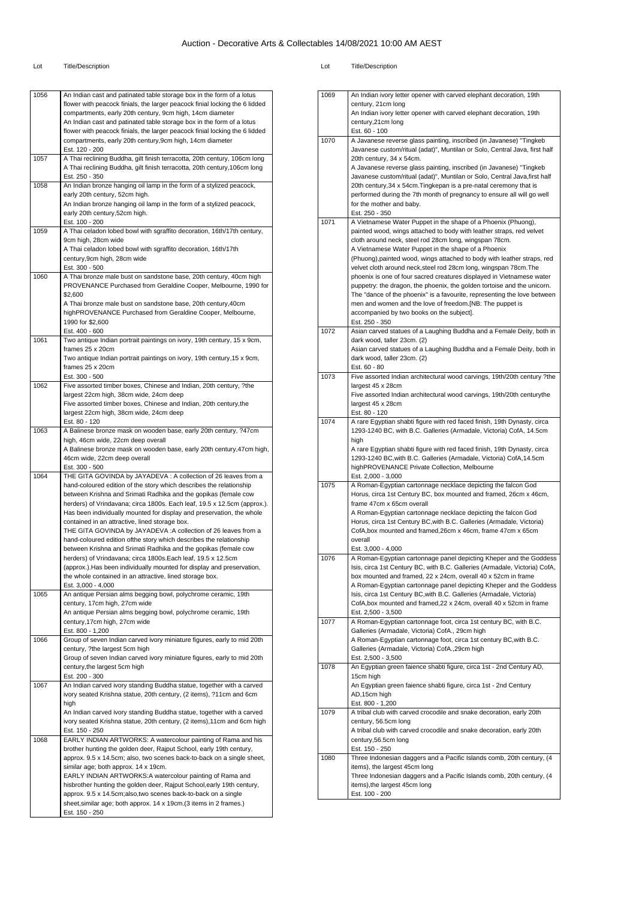# Auction - Decorative Arts & Collectables 14/08/2021 10:00 AM AEST

| Lot | Title/Description |
| --- | --- |
| 1056 | An Indian cast and patinated table storage box in the form of a lotus flower with peacock finials, the larger peacock finial locking the 6 lidded compartments, early 20th century, 9cm high, 14cm diameter<br>An Indian cast and patinated table storage box in the form of a lotus flower with peacock finials, the larger peacock finial locking the 6 lidded compartments, early 20th century,9cm high, 14cm diameter<br>Est. 120 - 200 |
| 1057 | A Thai reclining Buddha, gilt finish terracotta, 20th century, 106cm long<br>A Thai reclining Buddha, gilt finish terracotta, 20th century,106cm long<br>Est. 250 - 350 |
| 1058 | An Indian bronze hanging oil lamp in the form of a stylized peacock, early 20th century, 52cm high.<br>An Indian bronze hanging oil lamp in the form of a stylized peacock, early 20th century,52cm high.<br>Est. 100 - 200 |
| 1059 | A Thai celadon lobed bowl with sgraffito decoration, 16th/17th century, 9cm high, 28cm wide<br>A Thai celadon lobed bowl with sgraffito decoration, 16th/17th century,9cm high, 28cm wide<br>Est. 300 - 500 |
| 1060 | A Thai bronze male bust on sandstone base, 20th century, 40cm high PROVENANCE Purchased from Geraldine Cooper, Melbourne, 1990 for $2,600<br>A Thai bronze male bust on sandstone base, 20th century,40cm highPROVENANCE Purchased from Geraldine Cooper, Melbourne, 1990 for $2,600<br>Est. 400 - 600 |
| 1061 | Two antique Indian portrait paintings on ivory, 19th century, 15 x 9cm, frames 25 x 20cm<br>Two antique Indian portrait paintings on ivory, 19th century,15 x 9cm, frames 25 x 20cm<br>Est. 300 - 500 |
| 1062 | Five assorted timber boxes, Chinese and Indian, 20th century, ?the largest 22cm high, 38cm wide, 24cm deep<br>Five assorted timber boxes, Chinese and Indian, 20th century,the largest 22cm high, 38cm wide, 24cm deep<br>Est. 80 - 120 |
| 1063 | A Balinese bronze mask on wooden base, early 20th century, ?47cm high, 46cm wide, 22cm deep overall<br>A Balinese bronze mask on wooden base, early 20th century,47cm high, 46cm wide, 22cm deep overall<br>Est. 300 - 500 |
| 1064 | THE GITA GOVINDA by JAYADEVA : A collection of 26 leaves from a hand-coloured edition of the story which describes the relationship between Krishna and Srimati Radhika and the gopikas (female cow herders) of Vrindavana; circa 1800s. Each leaf, 19.5 x 12.5cm (approx.). Has been individually mounted for display and preservation, the whole contained in an attractive, lined storage box.<br>THE GITA GOVINDA by JAYADEVA :A collection of 26 leaves from a hand-coloured edition ofthe story which describes the relationship between Krishna and Srimati Radhika and the gopikas (female cow herders) of Vrindavana; circa 1800s.Each leaf, 19.5 x 12.5cm (approx.).Has been individually mounted for display and preservation, the whole contained in an attractive, lined storage box.<br>Est. 3,000 - 4,000 |
| 1065 | An antique Persian alms begging bowl, polychrome ceramic, 19th century, 17cm high, 27cm wide<br>An antique Persian alms begging bowl, polychrome ceramic, 19th century,17cm high, 27cm wide<br>Est. 800 - 1,200 |
| 1066 | Group of seven Indian carved ivory miniature figures, early to mid 20th century, ?the largest 5cm high<br>Group of seven Indian carved ivory miniature figures, early to mid 20th century,the largest 5cm high<br>Est. 200 - 300 |
| 1067 | An Indian carved ivory standing Buddha statue, together with a carved ivory seated Krishna statue, 20th century, (2 items), ?11cm and 6cm high<br>An Indian carved ivory standing Buddha statue, together with a carved ivory seated Krishna statue, 20th century, (2 items),11cm and 6cm high<br>Est. 150 - 250 |
| 1068 | EARLY INDIAN ARTWORKS: A watercolour painting of Rama and his brother hunting the golden deer, Rajput School, early 19th century, approx. 9.5 x 14.5cm; also, two scenes back-to-back on a single sheet, similar age; both approx. 14 x 19cm.<br>EARLY INDIAN ARTWORKS:A watercolour painting of Rama and hisbrother hunting the golden deer, Rajput School,early 19th century, approx. 9.5 x 14.5cm;also,two scenes back-to-back on a single sheet,similar age; both approx. 14 x 19cm.(3 items in 2 frames.)<br>Est. 150 - 250 |
| 1069 | An Indian ivory letter opener with carved elephant decoration, 19th century, 21cm long<br>An Indian ivory letter opener with carved elephant decoration, 19th century,21cm long<br>Est. 60 - 100 |
| 1070 | A Javanese reverse glass painting, inscribed (in Javanese) "Tingkeb Javanese custom/ritual (adat)", Muntilan or Solo, Central Java, first half 20th century, 34 x 54cm.<br>A Javanese reverse glass painting, inscribed (in Javanese) "Tingkeb Javanese custom/ritual (adat)", Muntilan or Solo, Central Java,first half 20th century,34 x 54cm.Tingkepan is a pre-natal ceremony that is performed during the 7th month of pregnancy to ensure all will go well for the mother and baby.<br>Est. 250 - 350 |
| 1071 | A Vietnamese Water Puppet in the shape of a Phoenix (Phuong), painted wood, wings attached to body with leather straps, red velvet cloth around neck, steel rod 28cm long, wingspan 78cm.<br>A Vietnamese Water Puppet in the shape of a Phoenix (Phuong),painted wood, wings attached to body with leather straps, red velvet cloth around neck,steel rod 28cm long, wingspan 78cm.The phoenix is one of four sacred creatures displayed in Vietnamese water puppetry: the dragon, the phoenix, the golden tortoise and the unicorn. The "dance of the phoenix" is a favourite, representing the love between men and women and the love of freedom.[NB: The puppet is accompanied by two books on the subject].<br>Est. 250 - 350 |
| 1072 | Asian carved statues of a Laughing Buddha and a Female Deity, both in dark wood, taller 23cm. (2)<br>Asian carved statues of a Laughing Buddha and a Female Deity, both in dark wood, taller 23cm. (2)<br>Est. 60 - 80 |
| 1073 | Five assorted Indian architectural wood carvings, 19th/20th century ?the largest 45 x 28cm<br>Five assorted Indian architectural wood carvings, 19th/20th centurythe largest 45 x 28cm<br>Est. 80 - 120 |
| 1074 | A rare Egyptian shabti figure with red faced finish, 19th Dynasty, circa 1293-1240 BC, with B.C. Galleries (Armadale, Victoria) CofA, 14.5cm high<br>A rare Egyptian shabti figure with red faced finish, 19th Dynasty, circa 1293-1240 BC,with B.C. Galleries (Armadale, Victoria) CofA,14.5cm highPROVENANCE Private Collection, Melbourne<br>Est. 2,000 - 3,000 |
| 1075 | A Roman-Egyptian cartonnage necklace depicting the falcon God Horus, circa 1st Century BC, box mounted and framed, 26cm x 46cm, frame 47cm x 65cm overall<br>A Roman-Egyptian cartonnage necklace depicting the falcon God Horus, circa 1st Century BC,with B.C. Galleries (Armadale, Victoria) CofA,box mounted and framed,26cm x 46cm, frame 47cm x 65cm overall<br>Est. 3,000 - 4,000 |
| 1076 | A Roman-Egyptian cartonnage panel depicting Kheper and the Goddess Isis, circa 1st Century BC, with B.C. Galleries (Armadale, Victoria) CofA, box mounted and framed, 22 x 24cm, overall 40 x 52cm in frame<br>A Roman-Egyptian cartonnage panel depicting Kheper and the Goddess Isis, circa 1st Century BC,with B.C. Galleries (Armadale, Victoria) CofA,box mounted and framed,22 x 24cm, overall 40 x 52cm in frame<br>Est. 2,500 - 3,500 |
| 1077 | A Roman-Egyptian cartonnage foot, circa 1st century BC, with B.C. Galleries (Armadale, Victoria) CofA., 29cm high<br>A Roman-Egyptian cartonnage foot, circa 1st century BC,with B.C. Galleries (Armadale, Victoria) CofA.,29cm high<br>Est. 2,500 - 3,500 |
| 1078 | An Egyptian green faience shabti figure, circa 1st - 2nd Century AD, 15cm high<br>An Egyptian green faience shabti figure, circa 1st - 2nd Century AD,15cm high<br>Est. 800 - 1,200 |
| 1079 | A tribal club with carved crocodile and snake decoration, early 20th century, 56.5cm long<br>A tribal club with carved crocodile and snake decoration, early 20th century,56.5cm long<br>Est. 150 - 250 |
| 1080 | Three Indonesian daggers and a Pacific Islands comb, 20th century, (4 items), the largest 45cm long<br>Three Indonesian daggers and a Pacific Islands comb, 20th century, (4 items),the largest 45cm long<br>Est. 100 - 200 |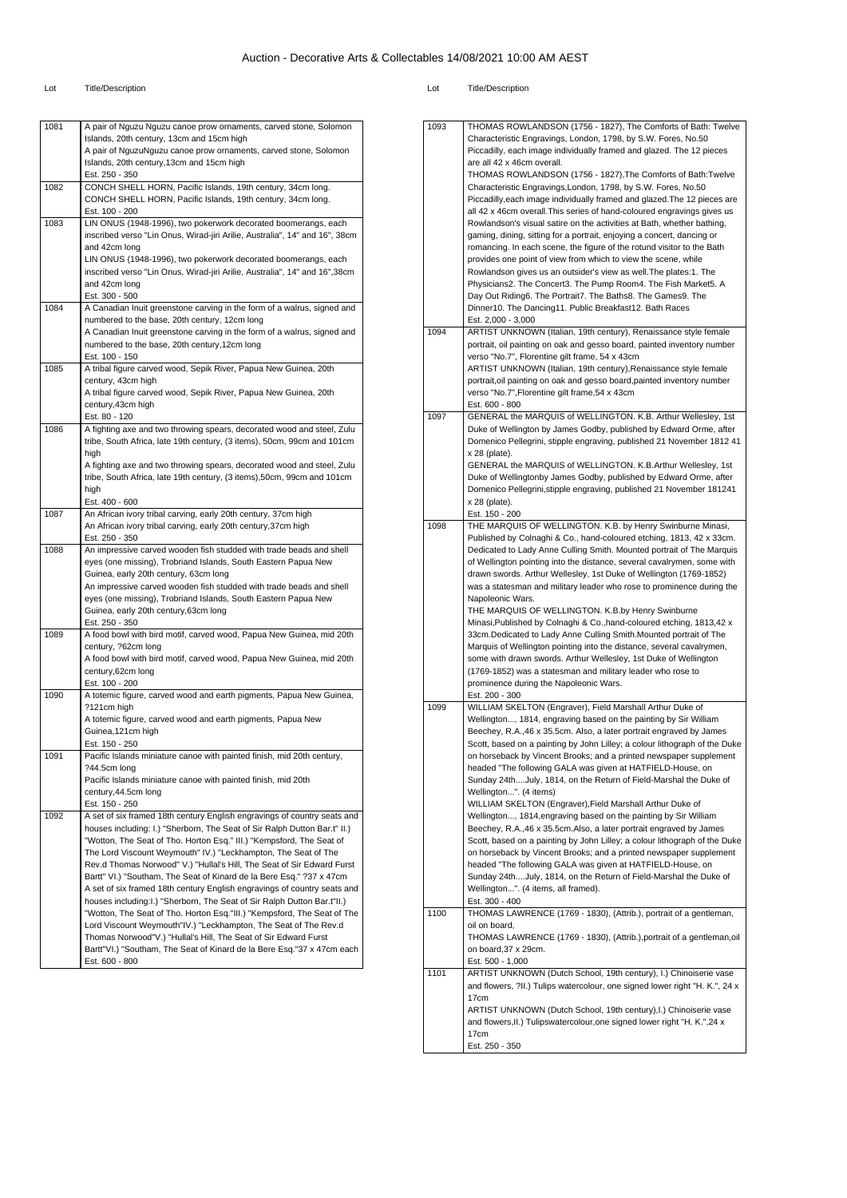# Auction - Decorative Arts & Collectables 14/08/2021 10:00 AM AEST

| Lot | Title/Description |
| --- | --- |
| 1081 | A pair of Nguzu Nguzu canoe prow ornaments, carved stone, Solomon Islands, 20th century, 13cm and 15cm high<br>A pair of NguzuNguzu canoe prow ornaments, carved stone, Solomon Islands, 20th century,13cm and 15cm high<br>Est. 250 - 350 |
| 1082 | CONCH SHELL HORN, Pacific Islands, 19th century, 34cm long.<br>CONCH SHELL HORN, Pacific Islands, 19th century, 34cm long.<br>Est. 100 - 200 |
| 1083 | LIN ONUS (1948-1996), two pokerwork decorated boomerangs, each inscribed verso "Lin Onus, Wirad-jiri Arilie, Australia", 14" and 16", 38cm and 42cm long<br>LIN ONUS (1948-1996), two pokerwork decorated boomerangs, each inscribed verso "Lin Onus, Wirad-jiri Arilie, Australia", 14" and 16",38cm and 42cm long<br>Est. 300 - 500 |
| 1084 | A Canadian Inuit greenstone carving in the form of a walrus, signed and numbered to the base, 20th century, 12cm long<br>A Canadian Inuit greenstone carving in the form of a walrus, signed and numbered to the base, 20th century,12cm long<br>Est. 100 - 150 |
| 1085 | A tribal figure carved wood, Sepik River, Papua New Guinea, 20th century, 43cm high<br>A tribal figure carved wood, Sepik River, Papua New Guinea, 20th century,43cm high<br>Est. 80 - 120 |
| 1086 | A fighting axe and two throwing spears, decorated wood and steel, Zulu tribe, South Africa, late 19th century, (3 items), 50cm, 99cm and 101cm high<br>A fighting axe and two throwing spears, decorated wood and steel, Zulu tribe, South Africa, late 19th century, (3 items),50cm, 99cm and 101cm high<br>Est. 400 - 600 |
| 1087 | An African ivory tribal carving, early 20th century, 37cm high<br>An African ivory tribal carving, early 20th century,37cm high<br>Est. 250 - 350 |
| 1088 | An impressive carved wooden fish studded with trade beads and shell eyes (one missing), Trobriand Islands, South Eastern Papua New Guinea, early 20th century, 63cm long<br>An impressive carved wooden fish studded with trade beads and shell eyes (one missing), Trobriand Islands, South Eastern Papua New Guinea, early 20th century,63cm long<br>Est. 250 - 350 |
| 1089 | A food bowl with bird motif, carved wood, Papua New Guinea, mid 20th century, ?62cm long<br>A food bowl with bird motif, carved wood, Papua New Guinea, mid 20th century,62cm long<br>Est. 100 - 200 |
| 1090 | A totemic figure, carved wood and earth pigments, Papua New Guinea, ?121cm high<br>A totemic figure, carved wood and earth pigments, Papua New Guinea,121cm high<br>Est. 150 - 250 |
| 1091 | Pacific Islands miniature canoe with painted finish, mid 20th century, ?44.5cm long<br>Pacific Islands miniature canoe with painted finish, mid 20th century,44.5cm long<br>Est. 150 - 250 |
| 1092 | A set of six framed 18th century English engravings of country seats and houses including: I.) "Sherborn, The Seat of Sir Ralph Dutton Bar.t" II.) "Wotton, The Seat of Tho. Horton Esq." III.) "Kempsford, The Seat of The Lord Viscount Weymouth" IV.) "Leckhampton, The Seat of The Rev.d Thomas Norwood" V.) "Hullal's Hill, The Seat of Sir Edward Furst Bartt" VI.) "Southam, The Seat of Kinard de la Bere Esq." ?37 x 47cm<br>A set of six framed 18th century English engravings of country seats and houses including:I.) "Sherborn, The Seat of Sir Ralph Dutton Bar.t"II.) "Wotton, The Seat of Tho. Horton Esq."III.) "Kempsford, The Seat of The Lord Viscount Weymouth"IV.) "Leckhampton, The Seat of The Rev.d Thomas Norwood"V.) "Hullal's Hill, The Seat of Sir Edward Furst Bartt"VI.) "Southam, The Seat of Kinard de la Bere Esq."37 x 47cm each<br>Est. 600 - 800 |
| 1093 | THOMAS ROWLANDSON (1756 - 1827), The Comforts of Bath: Twelve Characteristic Engravings, London, 1798, by S.W. Fores, No.50 Piccadilly, each image individually framed and glazed. The 12 pieces are all 42 x 46cm overall.<br>THOMAS ROWLANDSON (1756 - 1827),The Comforts of Bath:Twelve Characteristic Engravings,London, 1798, by S.W. Fores, No.50 Piccadilly,each image individually framed and glazed.The 12 pieces are all 42 x 46cm overall.This series of hand-coloured engravings gives us Rowlandson's visual satire on the activities at Bath, whether bathing, gaming, dining, sitting for a portrait, enjoying a concert, dancing or romancing. In each scene, the figure of the rotund visitor to the Bath provides one point of view from which to view the scene, while Rowlandson gives us an outsider's view as well.The plates:1. The Physicians2. The Concert3. The Pump Room4. The Fish Market5. A Day Out Riding6. The Portrait7. The Baths8. The Games9. The Dinner10. The Dancing11. Public Breakfast12. Bath Races<br>Est. 2,000 - 3,000 |
| 1094 | ARTIST UNKNOWN (Italian, 19th century), Renaissance style female portrait, oil painting on oak and gesso board, painted inventory number verso "No.7", Florentine gilt frame, 54 x 43cm<br>ARTIST UNKNOWN (Italian, 19th century),Renaissance style female portrait,oil painting on oak and gesso board,painted inventory number verso "No.7",Florentine gilt frame,54 x 43cm<br>Est. 600 - 800 |
| 1097 | GENERAL the MARQUIS of WELLINGTON. K.B. Arthur Wellesley, 1st Duke of Wellington by James Godby, published by Edward Orme, after Domenico Pellegrini, stipple engraving, published 21 November 1812 41 x 28 (plate).<br>GENERAL the MARQUIS of WELLINGTON. K.B.Arthur Wellesley, 1st Duke of Wellingtonby James Godby, published by Edward Orme, after Domenico Pellegrini,stipple engraving, published 21 November 181241 x 28 (plate).<br>Est. 150 - 200 |
| 1098 | THE MARQUIS OF WELLINGTON. K.B. by Henry Swinburne Minasi, Published by Colnaghi & Co., hand-coloured etching, 1813, 42 x 33cm. Dedicated to Lady Anne Culling Smith. Mounted portrait of The Marquis of Wellington pointing into the distance, several cavalrymen, some with drawn swords. Arthur Wellesley, 1st Duke of Wellington (1769-1852) was a statesman and military leader who rose to prominence during the Napoleonic Wars.<br>THE MARQUIS OF WELLINGTON. K.B.by Henry Swinburne Minasi,Published by Colnaghi & Co.,hand-coloured etching, 1813,42 x 33cm.Dedicated to Lady Anne Culling Smith.Mounted portrait of The Marquis of Wellington pointing into the distance, several cavalrymen, some with drawn swords. Arthur Wellesley, 1st Duke of Wellington (1769-1852) was a statesman and military leader who rose to prominence during the Napoleonic Wars.<br>Est. 200 - 300 |
| 1099 | WILLIAM SKELTON (Engraver), Field Marshall Arthur Duke of Wellington..., 1814, engraving based on the painting by Sir William Beechey, R.A.,46 x 35.5cm. Also, a later portrait engraved by James Scott, based on a painting by John Lilley; a colour lithograph of the Duke on horseback by Vincent Brooks; and a printed newspaper supplement headed "The following GALA was given at HATFIELD-House, on Sunday 24th....July, 1814, on the Return of Field-Marshal the Duke of Wellington...". (4 items)<br>WILLIAM SKELTON (Engraver),Field Marshall Arthur Duke of Wellington..., 1814,engraving based on the painting by Sir William Beechey, R.A.,46 x 35.5cm.Also, a later portrait engraved by James Scott, based on a painting by John Lilley; a colour lithograph of the Duke on horseback by Vincent Brooks; and a printed newspaper supplement headed "The following GALA was given at HATFIELD-House, on Sunday 24th....July, 1814, on the Return of Field-Marshal the Duke of Wellington...". (4 items, all framed).<br>Est. 300 - 400 |
| 1100 | THOMAS LAWRENCE (1769 - 1830), (Attrib.), portrait of a gentleman, oil on board,<br>THOMAS LAWRENCE (1769 - 1830), (Attrib.),portrait of a gentleman,oil on board,37 x 29cm.<br>Est. 500 - 1,000 |
| 1101 | ARTIST UNKNOWN (Dutch School, 19th century), I.) Chinoiserie vase and flowers, ?II.) Tulips watercolour, one signed lower right "H. K.", 24 x 17cm<br>ARTIST UNKNOWN (Dutch School, 19th century),I.) Chinoiserie vase and flowers,II.) Tulipswatercolour,one signed lower right "H. K.",24 x 17cm<br>Est. 250 - 350 |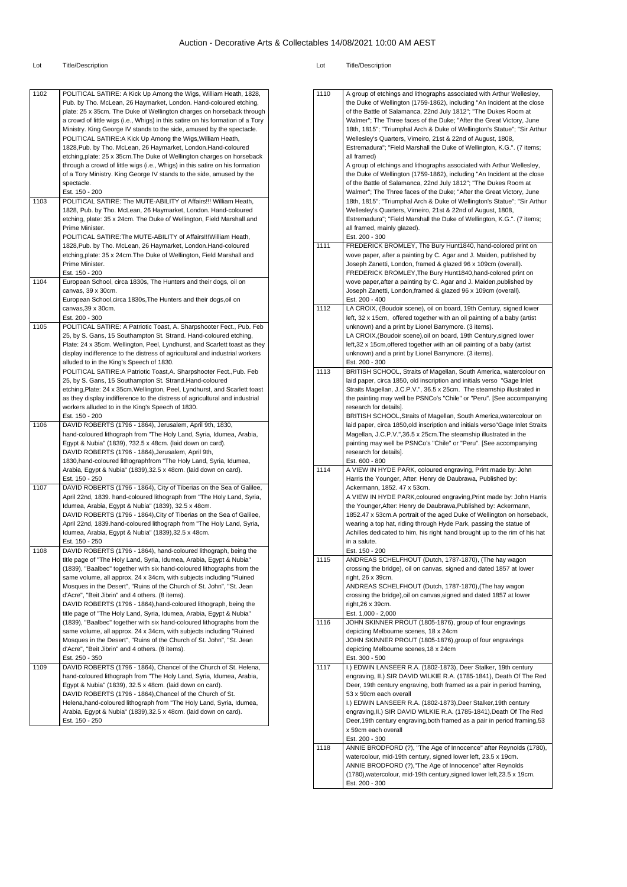# Auction - Decorative Arts & Collectables 14/08/2021 10:00 AM AEST

| Lot | Title/Description |
| --- | --- |
| 1102 | POLITICAL SATIRE: A Kick Up Among the Wigs, William Heath, 1828, Pub. by Tho. McLean, 26 Haymarket, London. Hand-coloured etching, plate: 25 x 35cm. The Duke of Wellington charges on horseback through a crowd of little wigs (i.e., Whigs) in this satire on his formation of a Tory Ministry. King George IV stands to the side, amused by the spectacle.<br>POLITICAL SATIRE:A Kick Up Among the Wigs,William Heath, 1828,Pub. by Tho. McLean, 26 Haymarket, London.Hand-coloured etching,plate: 25 x 35cm.The Duke of Wellington charges on horseback through a crowd of little wigs (i.e., Whigs) in this satire on his formation of a Tory Ministry. King George IV stands to the side, amused by the spectacle.<br>Est. 150 - 200 |
| 1103 | POLITICAL SATIRE: The MUTE-ABILITY of Affairs!!! William Heath, 1828, Pub. by Tho. McLean, 26 Haymarket, London. Hand-coloured etching, plate: 35 x 24cm. The Duke of Wellington, Field Marshall and Prime Minister.<br>POLITICAL SATIRE:The MUTE-ABILITY of Affairs!!!William Heath, 1828,Pub. by Tho. McLean, 26 Haymarket, London.Hand-coloured etching,plate: 35 x 24cm.The Duke of Wellington, Field Marshall and Prime Minister.<br>Est. 150 - 200 |
| 1104 | European School, circa 1830s, The Hunters and their dogs, oil on canvas, 39 x 30cm.<br>European School,circa 1830s,The Hunters and their dogs,oil on canvas,39 x 30cm.<br>Est. 200 - 300 |
| 1105 | POLITICAL SATIRE: A Patriotic Toast, A. Sharpshooter Fect., Pub. Feb 25, by S. Gans, 15 Southampton St. Strand. Hand-coloured etching, Plate: 24 x 35cm. Wellington, Peel, Lyndhurst, and Scarlett toast as they display indifference to the distress of agricultural and industrial workers alluded to in the King's Speech of 1830.<br>POLITICAL SATIRE:A Patriotic Toast,A. Sharpshooter Fect.,Pub. Feb 25, by S. Gans, 15 Southampton St. Strand.Hand-coloured etching,Plate: 24 x 35cm.Wellington, Peel, Lyndhurst, and Scarlett toast as they display indifference to the distress of agricultural and industrial workers alluded to in the King's Speech of 1830.<br>Est. 150 - 200 |
| 1106 | DAVID ROBERTS (1796 - 1864), Jerusalem, April 9th, 1830, hand-coloured lithograph from "The Holy Land, Syria, Idumea, Arabia, Egypt & Nubia" (1839), ?32.5 x 48cm. (laid down on card).<br>DAVID ROBERTS (1796 - 1864),Jerusalem, April 9th, 1830,hand-coloured lithographfrom "The Holy Land, Syria, Idumea, Arabia, Egypt & Nubia" (1839),32.5 x 48cm. (laid down on card).<br>Est. 150 - 250 |
| 1107 | DAVID ROBERTS (1796 - 1864), City of Tiberias on the Sea of Galilee, April 22nd, 1839. hand-coloured lithograph from "The Holy Land, Syria, Idumea, Arabia, Egypt & Nubia" (1839), 32.5 x 48cm.<br>DAVID ROBERTS (1796 - 1864),City of Tiberias on the Sea of Galilee, April 22nd, 1839.hand-coloured lithograph from "The Holy Land, Syria, Idumea, Arabia, Egypt & Nubia" (1839),32.5 x 48cm.<br>Est. 150 - 250 |
| 1108 | DAVID ROBERTS (1796 - 1864), hand-coloured lithograph, being the title page of "The Holy Land, Syria, Idumea, Arabia, Egypt & Nubia" (1839), "Baalbec" together with six hand-coloured lithographs from the same volume, all approx. 24 x 34cm, with subjects including "Ruined Mosques in the Desert", "Ruins of the Church of St. John", "St. Jean d'Acre", "Beit Jibrin" and 4 others. (8 items).<br>DAVID ROBERTS (1796 - 1864),hand-coloured lithograph, being the title page of "The Holy Land, Syria, Idumea, Arabia, Egypt & Nubia" (1839), "Baalbec" together with six hand-coloured lithographs from the same volume, all approx. 24 x 34cm, with subjects including "Ruined Mosques in the Desert", "Ruins of the Church of St. John", "St. Jean d'Acre", "Beit Jibrin" and 4 others. (8 items).<br>Est. 250 - 350 |
| 1109 | DAVID ROBERTS (1796 - 1864), Chancel of the Church of St. Helena, hand-coloured lithograph from "The Holy Land, Syria, Idumea, Arabia, Egypt & Nubia" (1839), 32.5 x 48cm. (laid down on card).<br>DAVID ROBERTS (1796 - 1864),Chancel of the Church of St. Helena,hand-coloured lithograph from "The Holy Land, Syria, Idumea, Arabia, Egypt & Nubia" (1839),32.5 x 48cm. (laid down on card).<br>Est. 150 - 250 |
| 1110 | A group of etchings and lithographs associated with Arthur Wellesley, the Duke of Wellington (1759-1862), including "An Incident at the close of the Battle of Salamanca, 22nd July 1812"; "The Dukes Room at Walmer"; The Three faces of the Duke; "After the Great Victory, June 18th, 1815"; "Triumphal Arch & Duke of Wellington's Statue"; "Sir Arthur Wellesley's Quarters, Vimeiro, 21st & 22nd of August, 1808, Estremadura"; "Field Marshall the Duke of Wellington, K.G.". (7 items; all framed)<br>A group of etchings and lithographs associated with Arthur Wellesley, the Duke of Wellington (1759-1862), including "An Incident at the close of the Battle of Salamanca, 22nd July 1812"; "The Dukes Room at Walmer"; The Three faces of the Duke; "After the Great Victory, June 18th, 1815"; "Triumphal Arch & Duke of Wellington's Statue"; "Sir Arthur Wellesley's Quarters, Vimeiro, 21st & 22nd of August, 1808, Estremadura"; "Field Marshall the Duke of Wellington, K.G.". (7 items; all framed, mainly glazed).<br>Est. 200 - 300 |
| 1111 | FREDERICK BROMLEY, The Bury Hunt1840, hand-colored print on wove paper, after a painting by C. Agar and J. Maiden, published by Joseph Zanetti, London, framed & glazed 96 x 109cm (overall).<br>FREDERICK BROMLEY,The Bury Hunt1840,hand-colored print on wove paper,after a painting by C. Agar and J. Maiden,published by Joseph Zanetti, London,framed & glazed 96 x 109cm (overall).<br>Est. 200 - 400 |
| 1112 | LA CROIX, (Boudoir scene), oil on board, 19th Century, signed lower left, 32 x 15cm, offered together with an oil painting of a baby (artist unknown) and a print by Lionel Barrymore. (3 items).<br>LA CROIX,(Boudoir scene),oil on board, 19th Century,signed lower left,32 x 15cm,offered together with an oil painting of a baby (artist unknown) and a print by Lionel Barrymore. (3 items).<br>Est. 200 - 300 |
| 1113 | BRITISH SCHOOL, Straits of Magellan, South America, watercolour on laid paper, circa 1850, old inscription and initials verso "Gage Inlet Straits Magellan, J.C.P.V.", 36.5 x 25cm. The steamship illustrated in the painting may well be PSNCo's "Chile" or "Peru". [See accompanying research for details].<br>BRITISH SCHOOL,Straits of Magellan, South America,watercolour on laid paper, circa 1850,old inscription and initials verso"Gage Inlet Straits Magellan, J.C.P.V.",36.5 x 25cm.The steamship illustrated in the painting may well be PSNCo's "Chile" or "Peru". [See accompanying research for details].<br>Est. 600 - 800 |
| 1114 | A VIEW IN HYDE PARK, coloured engraving, Print made by: John Harris the Younger, After: Henry de Daubrawa, Published by: Ackermann, 1852. 47 x 53cm.<br>A VIEW IN HYDE PARK,coloured engraving,Print made by: John Harris the Younger,After: Henry de Daubrawa,Published by: Ackermann, 1852.47 x 53cm.A portrait of the aged Duke of Wellington on horseback, wearing a top hat, riding through Hyde Park, passing the statue of Achilles dedicated to him, his right hand brought up to the rim of his hat in a salute.<br>Est. 150 - 200 |
| 1115 | ANDREAS SCHELFHOUT (Dutch, 1787-1870), (The hay wagon crossing the bridge), oil on canvas, signed and dated 1857 at lower right, 26 x 39cm.<br>ANDREAS SCHELFHOUT (Dutch, 1787-1870),(The hay wagon crossing the bridge),oil on canvas,signed and dated 1857 at lower right,26 x 39cm.<br>Est. 1,000 - 2,000 |
| 1116 | JOHN SKINNER PROUT (1805-1876), group of four engravings depicting Melbourne scenes, 18 x 24cm<br>JOHN SKINNER PROUT (1805-1876),group of four engravings depicting Melbourne scenes,18 x 24cm<br>Est. 300 - 500 |
| 1117 | I.) EDWIN LANSEER R.A. (1802-1873), Deer Stalker, 19th century engraving, II.) SIR DAVID WILKIE R.A. (1785-1841), Death Of The Red Deer, 19th century engraving, both framed as a pair in period framing, 53 x 59cm each overall<br>I.) EDWIN LANSEER R.A. (1802-1873),Deer Stalker,19th century engraving,II.) SIR DAVID WILKIE R.A. (1785-1841),Death Of The Red Deer,19th century engraving,both framed as a pair in period framing,53 x 59cm each overall<br>Est. 200 - 300 |
| 1118 | ANNIE BRODFORD (?), "The Age of Innocence" after Reynolds (1780), watercolour, mid-19th century, signed lower left, 23.5 x 19cm.<br>ANNIE BRODFORD (?),"The Age of Innocence" after Reynolds (1780),watercolour, mid-19th century,signed lower left,23.5 x 19cm.<br>Est. 200 - 300 |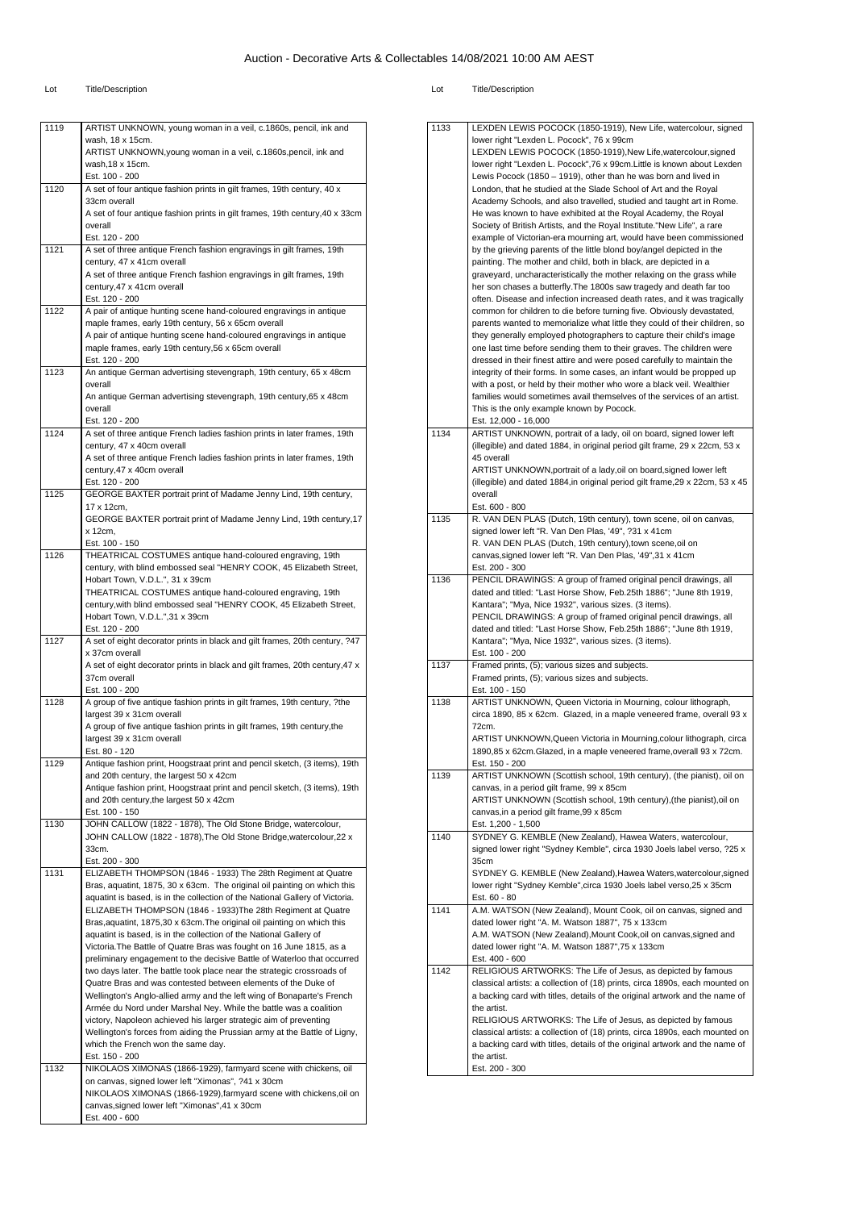# Auction - Decorative Arts & Collectables 14/08/2021 10:00 AM AEST

| Lot | Title/Description |
|---|---|
| 1119 | ARTIST UNKNOWN, young woman in a veil, c.1860s, pencil, ink and wash, 18 x 15cm.<br>ARTIST UNKNOWN,young woman in a veil, c.1860s,pencil, ink and wash,18 x 15cm.<br>Est. 100 - 200 |
| 1120 | A set of four antique fashion prints in gilt frames, 19th century, 40 x 33cm overall<br>A set of four antique fashion prints in gilt frames, 19th century,40 x 33cm overall<br>Est. 120 - 200 |
| 1121 | A set of three antique French fashion engravings in gilt frames, 19th century, 47 x 41cm overall<br>A set of three antique French fashion engravings in gilt frames, 19th century,47 x 41cm overall<br>Est. 120 - 200 |
| 1122 | A pair of antique hunting scene hand-coloured engravings in antique maple frames, early 19th century, 56 x 65cm overall<br>A pair of antique hunting scene hand-coloured engravings in antique maple frames, early 19th century,56 x 65cm overall<br>Est. 120 - 200 |
| 1123 | An antique German advertising stevengraph, 19th century, 65 x 48cm overall<br>An antique German advertising stevengraph, 19th century,65 x 48cm overall<br>Est. 120 - 200 |
| 1124 | A set of three antique French ladies fashion prints in later frames, 19th century, 47 x 40cm overall<br>A set of three antique French ladies fashion prints in later frames, 19th century,47 x 40cm overall<br>Est. 120 - 200 |
| 1125 | GEORGE BAXTER portrait print of Madame Jenny Lind, 19th century, 17 x 12cm,<br>GEORGE BAXTER portrait print of Madame Jenny Lind, 19th century,17 x 12cm,<br>Est. 100 - 150 |
| 1126 | THEATRICAL COSTUMES antique hand-coloured engraving, 19th century, with blind embossed seal "HENRY COOK, 45 Elizabeth Street, Hobart Town, V.D.L.", 31 x 39cm<br>THEATRICAL COSTUMES antique hand-coloured engraving, 19th century,with blind embossed seal "HENRY COOK, 45 Elizabeth Street, Hobart Town, V.D.L.",31 x 39cm<br>Est. 120 - 200 |
| 1127 | A set of eight decorator prints in black and gilt frames, 20th century, ?47 x 37cm overall<br>A set of eight decorator prints in black and gilt frames, 20th century,47 x 37cm overall<br>Est. 100 - 200 |
| 1128 | A group of five antique fashion prints in gilt frames, 19th century, ?the largest 39 x 31cm overall<br>A group of five antique fashion prints in gilt frames, 19th century,the largest 39 x 31cm overall<br>Est. 80 - 120 |
| 1129 | Antique fashion print, Hoogstraat print and pencil sketch, (3 items), 19th and 20th century, the largest 50 x 42cm<br>Antique fashion print, Hoogstraat print and pencil sketch, (3 items), 19th and 20th century,the largest 50 x 42cm<br>Est. 100 - 150 |
| 1130 | JOHN CALLOW (1822 - 1878), The Old Stone Bridge, watercolour, 33cm.<br>JOHN CALLOW (1822 - 1878),The Old Stone Bridge,watercolour,22 x 33cm.<br>Est. 200 - 300 |
| 1131 | ELIZABETH THOMPSON (1846 - 1933) The 28th Regiment at Quatre Bras, aquatint, 1875, 30 x 63cm. The original oil painting on which this aquatint is based, is in the collection of the National Gallery of Victoria.<br>ELIZABETH THOMPSON (1846 - 1933)The 28th Regiment at Quatre Bras,aquatint, 1875,30 x 63cm.The original oil painting on which this aquatint is based, is in the collection of the National Gallery of Victoria.The Battle of Quatre Bras was fought on 16 June 1815, as a preliminary engagement to the decisive Battle of Waterloo that occurred two days later. The battle took place near the strategic crossroads of Quatre Bras and was contested between elements of the Duke of Wellington's Anglo-allied army and the left wing of Bonaparte's French Armée du Nord under Marshal Ney. While the battle was a coalition victory, Napoleon achieved his larger strategic aim of preventing Wellington's forces from aiding the Prussian army at the Battle of Ligny, which the French won the same day.<br>Est. 150 - 200 |
| 1132 | NIKOLAOS XIMONAS (1866-1929), farmyard scene with chickens, oil on canvas, signed lower left "Ximonas", ?41 x 30cm<br>NIKOLAOS XIMONAS (1866-1929),farmyard scene with chickens,oil on canvas,signed lower left "Ximonas",41 x 30cm<br>Est. 400 - 600 |
| 1133 | LEXDEN LEWIS POCOCK (1850-1919), New Life, watercolour, signed lower right "Lexden L. Pocock", 76 x 99cm<br>LEXDEN LEWIS POCOCK (1850-1919),New Life,watercolour,signed lower right "Lexden L. Pocock",76 x 99cm.Little is known about Lexden Lewis Pocock (1850 – 1919), other than he was born and lived in London, that he studied at the Slade School of Art and the Royal Academy Schools, and also travelled, studied and taught art in Rome. He was known to have exhibited at the Royal Academy, the Royal Society of British Artists, and the Royal Institute."New Life", a rare example of Victorian-era mourning art, would have been commissioned by the grieving parents of the little blond boy/angel depicted in the painting. The mother and child, both in black, are depicted in a graveyard, uncharacteristically the mother relaxing on the grass while her son chases a butterfly.The 1800s saw tragedy and death far too often. Disease and infection increased death rates, and it was tragically common for children to die before turning five. Obviously devastated, parents wanted to memorialize what little they could of their children, so they generally employed photographers to capture their child's image one last time before sending them to their graves. The children were dressed in their finest attire and were posed carefully to maintain the integrity of their forms. In some cases, an infant would be propped up with a post, or held by their mother who wore a black veil. Wealthier families would sometimes avail themselves of the services of an artist. This is the only example known by Pocock.<br>Est. 12,000 - 16,000 |
| 1134 | ARTIST UNKNOWN, portrait of a lady, oil on board, signed lower left (illegible) and dated 1884, in original period gilt frame, 29 x 22cm, 53 x 45 overall<br>ARTIST UNKNOWN,portrait of a lady,oil on board,signed lower left (illegible) and dated 1884,in original period gilt frame,29 x 22cm, 53 x 45 overall<br>Est. 600 - 800 |
| 1135 | R. VAN DEN PLAS (Dutch, 19th century), town scene, oil on canvas, signed lower left "R. Van Den Plas, '49", ?31 x 41cm<br>R. VAN DEN PLAS (Dutch, 19th century),town scene,oil on canvas,signed lower left "R. Van Den Plas, '49",31 x 41cm<br>Est. 200 - 300 |
| 1136 | PENCIL DRAWINGS: A group of framed original pencil drawings, all dated and titled: "Last Horse Show, Feb.25th 1886"; "June 8th 1919, Kantara"; "Mya, Nice 1932", various sizes. (3 items).<br>PENCIL DRAWINGS: A group of framed original pencil drawings, all dated and titled: "Last Horse Show, Feb.25th 1886"; "June 8th 1919, Kantara"; "Mya, Nice 1932", various sizes. (3 items).<br>Est. 100 - 200 |
| 1137 | Framed prints, (5); various sizes and subjects.<br>Framed prints, (5); various sizes and subjects.<br>Est. 100 - 150 |
| 1138 | ARTIST UNKNOWN, Queen Victoria in Mourning, colour lithograph, circa 1890, 85 x 62cm. Glazed, in a maple veneered frame, overall 93 x 72cm.<br>ARTIST UNKNOWN,Queen Victoria in Mourning,colour lithograph, circa 1890,85 x 62cm.Glazed, in a maple veneered frame,overall 93 x 72cm.<br>Est. 150 - 200 |
| 1139 | ARTIST UNKNOWN (Scottish school, 19th century), (the pianist), oil on canvas, in a period gilt frame, 99 x 85cm<br>ARTIST UNKNOWN (Scottish school, 19th century),(the pianist),oil on canvas,in a period gilt frame,99 x 85cm<br>Est. 1,200 - 1,500 |
| 1140 | SYDNEY G. KEMBLE (New Zealand), Hawea Waters, watercolour, signed lower right "Sydney Kemble", circa 1930 Joels label verso, ?25 x 35cm<br>SYDNEY G. KEMBLE (New Zealand),Hawea Waters,watercolour,signed lower right "Sydney Kemble",circa 1930 Joels label verso,25 x 35cm<br>Est. 60 - 80 |
| 1141 | A.M. WATSON (New Zealand), Mount Cook, oil on canvas, signed and dated lower right "A. M. Watson 1887", 75 x 133cm<br>A.M. WATSON (New Zealand),Mount Cook,oil on canvas,signed and dated lower right "A. M. Watson 1887",75 x 133cm<br>Est. 400 - 600 |
| 1142 | RELIGIOUS ARTWORKS: The Life of Jesus, as depicted by famous classical artists: a collection of (18) prints, circa 1890s, each mounted on a backing card with titles, details of the original artwork and the name of the artist.<br>RELIGIOUS ARTWORKS: The Life of Jesus, as depicted by famous classical artists: a collection of (18) prints, circa 1890s, each mounted on a backing card with titles, details of the original artwork and the name of the artist.<br>Est. 200 - 300 |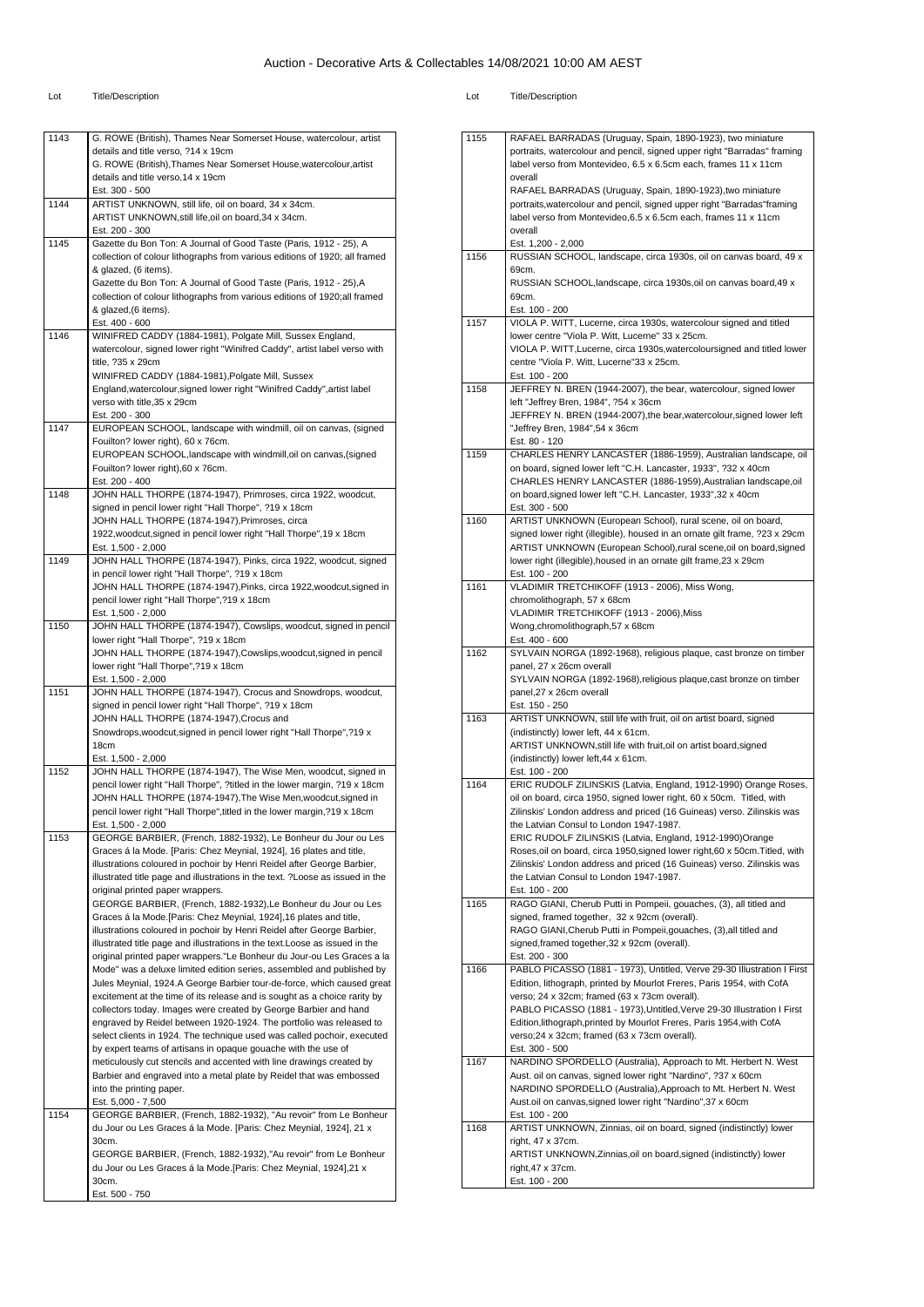# Auction - Decorative Arts & Collectables 14/08/2021 10:00 AM AEST

| Lot | Title/Description |
|---|---|
| 1143 | G. ROWE (British), Thames Near Somerset House, watercolour, artist details and title verso, ?14 x 19cm<br>G. ROWE (British),Thames Near Somerset House,watercolour,artist details and title verso,14 x 19cm<br>Est. 300 - 500 |
| 1144 | ARTIST UNKNOWN, still life, oil on board, 34 x 34cm.<br>ARTIST UNKNOWN,still life,oil on board,34 x 34cm.<br>Est. 200 - 300 |
| 1145 | Gazette du Bon Ton: A Journal of Good Taste (Paris, 1912 - 25), A collection of colour lithographs from various editions of 1920; all framed & glazed, (6 items).<br>Gazette du Bon Ton: A Journal of Good Taste (Paris, 1912 - 25),A collection of colour lithographs from various editions of 1920;all framed & glazed,(6 items).<br>Est. 400 - 600 |
| 1146 | WINIFRED CADDY (1884-1981), Polgate Mill, Sussex England, watercolour, signed lower right "Winifred Caddy", artist label verso with title, ?35 x 29cm<br>WINIFRED CADDY (1884-1981),Polgate Mill, Sussex England,watercolour,signed lower right "Winifred Caddy",artist label verso with title,35 x 29cm<br>Est. 200 - 300 |
| 1147 | EUROPEAN SCHOOL, landscape with windmill, oil on canvas, (signed Fouilton? lower right), 60 x 76cm.<br>EUROPEAN SCHOOL,landscape with windmill,oil on canvas,(signed Fouilton? lower right),60 x 76cm.<br>Est. 200 - 400 |
| 1148 | JOHN HALL THORPE (1874-1947), Primroses, circa 1922, woodcut, signed in pencil lower right "Hall Thorpe", ?19 x 18cm<br>JOHN HALL THORPE (1874-1947),Primroses, circa 1922,woodcut,signed in pencil lower right "Hall Thorpe",19 x 18cm<br>Est. 1,500 - 2,000 |
| 1149 | JOHN HALL THORPE (1874-1947), Pinks, circa 1922, woodcut, signed in pencil lower right "Hall Thorpe", ?19 x 18cm<br>JOHN HALL THORPE (1874-1947),Pinks, circa 1922,woodcut,signed in pencil lower right "Hall Thorpe",?19 x 18cm<br>Est. 1,500 - 2,000 |
| 1150 | JOHN HALL THORPE (1874-1947), Cowslips, woodcut, signed in pencil lower right "Hall Thorpe", ?19 x 18cm<br>JOHN HALL THORPE (1874-1947),Cowslips,woodcut,signed in pencil lower right "Hall Thorpe",?19 x 18cm<br>Est. 1,500 - 2,000 |
| 1151 | JOHN HALL THORPE (1874-1947), Crocus and Snowdrops, woodcut, signed in pencil lower right "Hall Thorpe", ?19 x 18cm<br>JOHN HALL THORPE (1874-1947),Crocus and Snowdrops,woodcut,signed in pencil lower right "Hall Thorpe",?19 x 18cm<br>Est. 1,500 - 2,000 |
| 1152 | JOHN HALL THORPE (1874-1947), The Wise Men, woodcut, signed in pencil lower right "Hall Thorpe", ?titled in the lower margin, ?19 x 18cm<br>JOHN HALL THORPE (1874-1947),The Wise Men,woodcut,signed in pencil lower right "Hall Thorpe",titled in the lower margin,?19 x 18cm<br>Est. 1,500 - 2,000 |
| 1153 | GEORGE BARBIER, (French, 1882-1932), Le Bonheur du Jour ou Les Graces á la Mode. [Paris: Chez Meynial, 1924], 16 plates and title, illustrations coloured in pochoir by Henri Reidel after George Barbier, illustrated title page and illustrations in the text. ?Loose as issued in the original printed paper wrappers.<br>GEORGE BARBIER, (French, 1882-1932),Le Bonheur du Jour ou Les Graces á la Mode.[Paris: Chez Meynial, 1924],16 plates and title, illustrations coloured in pochoir by Henri Reidel after George Barbier, illustrated title page and illustrations in the text.Loose as issued in the original printed paper wrappers."Le Bonheur du Jour-ou Les Graces a la Mode" was a deluxe limited edition series, assembled and published by Jules Meynial, 1924.A George Barbier tour-de-force, which caused great excitement at the time of its release and is sought as a choice rarity by collectors today. Images were created by George Barbier and hand engraved by Reidel between 1920-1924. The portfolio was released to select clients in 1924. The technique used was called pochoir, executed by expert teams of artisans in opaque gouache with the use of meticulously cut stencils and accented with line drawings created by Barbier and engraved into a metal plate by Reidel that was embossed into the printing paper.<br>Est. 5,000 - 7,500 |
| 1154 | GEORGE BARBIER, (French, 1882-1932), "Au revoir" from Le Bonheur du Jour ou Les Graces á la Mode. [Paris: Chez Meynial, 1924], 21 x 30cm.<br>GEORGE BARBIER, (French, 1882-1932),"Au revoir" from Le Bonheur du Jour ou Les Graces á la Mode.[Paris: Chez Meynial, 1924],21 x 30cm.<br>Est. 500 - 750 |
| 1155 | RAFAEL BARRADAS (Uruguay, Spain, 1890-1923), two miniature portraits, watercolour and pencil, signed upper right "Barradas" framing label verso from Montevideo, 6.5 x 6.5cm each, frames 11 x 11cm overall<br>RAFAEL BARRADAS (Uruguay, Spain, 1890-1923),two miniature portraits,watercolour and pencil, signed upper right "Barradas"framing label verso from Montevideo,6.5 x 6.5cm each, frames 11 x 11cm overall<br>Est. 1,200 - 2,000 |
| 1156 | RUSSIAN SCHOOL, landscape, circa 1930s, oil on canvas board, 49 x 69cm.<br>RUSSIAN SCHOOL,landscape, circa 1930s,oil on canvas board,49 x 69cm.<br>Est. 100 - 200 |
| 1157 | VIOLA P. WITT, Lucerne, circa 1930s, watercolour signed and titled lower centre "Viola P. Witt, Lucerne" 33 x 25cm.<br>VIOLA P. WITT,Lucerne, circa 1930s,watercoloursigned and titled lower centre "Viola P. Witt, Lucerne"33 x 25cm.<br>Est. 100 - 200 |
| 1158 | JEFFREY N. BREN (1944-2007), the bear, watercolour, signed lower left "Jeffrey Bren, 1984", ?54 x 36cm<br>JEFFREY N. BREN (1944-2007),the bear,watercolour,signed lower left "Jeffrey Bren, 1984",54 x 36cm<br>Est. 80 - 120 |
| 1159 | CHARLES HENRY LANCASTER (1886-1959), Australian landscape, oil on board, signed lower left "C.H. Lancaster, 1933", ?32 x 40cm<br>CHARLES HENRY LANCASTER (1886-1959),Australian landscape,oil on board,signed lower left "C.H. Lancaster, 1933",32 x 40cm<br>Est. 300 - 500 |
| 1160 | ARTIST UNKNOWN (European School), rural scene, oil on board, signed lower right (illegible), housed in an ornate gilt frame, ?23 x 29cm<br>ARTIST UNKNOWN (European School),rural scene,oil on board,signed lower right (illegible),housed in an ornate gilt frame,23 x 29cm<br>Est. 100 - 200 |
| 1161 | VLADIMIR TRETCHIKOFF (1913 - 2006), Miss Wong, chromolithograph, 57 x 68cm<br>VLADIMIR TRETCHIKOFF (1913 - 2006),Miss Wong,chromolithograph,57 x 68cm<br>Est. 400 - 600 |
| 1162 | SYLVAIN NORGA (1892-1968), religious plaque, cast bronze on timber panel, 27 x 26cm overall<br>SYLVAIN NORGA (1892-1968),religious plaque,cast bronze on timber panel,27 x 26cm overall<br>Est. 150 - 250 |
| 1163 | ARTIST UNKNOWN, still life with fruit, oil on artist board, signed (indistinctly) lower left, 44 x 61cm.<br>ARTIST UNKNOWN,still life with fruit,oil on artist board,signed (indistinctly) lower left,44 x 61cm.<br>Est. 100 - 200 |
| 1164 | ERIC RUDOLF ZILINSKIS (Latvia, England, 1912-1990) Orange Roses, oil on board, circa 1950, signed lower right, 60 x 50cm. Titled, with Zilinskis' London address and priced (16 Guineas) verso. Zilinskis was the Latvian Consul to London 1947-1987.<br>ERIC RUDOLF ZILINSKIS (Latvia, England, 1912-1990)Orange Roses,oil on board, circa 1950,signed lower right,60 x 50cm.Titled, with Zilinskis' London address and priced (16 Guineas) verso. Zilinskis was the Latvian Consul to London 1947-1987.<br>Est. 100 - 200 |
| 1165 | RAGO GIANI, Cherub Putti in Pompeii, gouaches, (3), all titled and signed, framed together, 32 x 92cm (overall).<br>RAGO GIANI,Cherub Putti in Pompeii,gouaches, (3),all titled and signed,framed together,32 x 92cm (overall).<br>Est. 200 - 300 |
| 1166 | PABLO PICASSO (1881 - 1973), Untitled, Verve 29-30 Illustration I First Edition, lithograph, printed by Mourlot Freres, Paris 1954, with CofA verso; 24 x 32cm; framed (63 x 73cm overall).<br>PABLO PICASSO (1881 - 1973),Untitled,Verve 29-30 Illustration I First Edition,lithograph,printed by Mourlot Freres, Paris 1954,with CofA verso;24 x 32cm; framed (63 x 73cm overall).<br>Est. 300 - 500 |
| 1167 | NARDINO SPORDELLO (Australia), Approach to Mt. Herbert N. West Aust. oil on canvas, signed lower right "Nardino", ?37 x 60cm<br>NARDINO SPORDELLO (Australia),Approach to Mt. Herbert N. West Aust.oil on canvas,signed lower right "Nardino",37 x 60cm<br>Est. 100 - 200 |
| 1168 | ARTIST UNKNOWN, Zinnias, oil on board, signed (indistinctly) lower right, 47 x 37cm.<br>ARTIST UNKNOWN,Zinnias,oil on board,signed (indistinctly) lower right,47 x 37cm.<br>Est. 100 - 200 |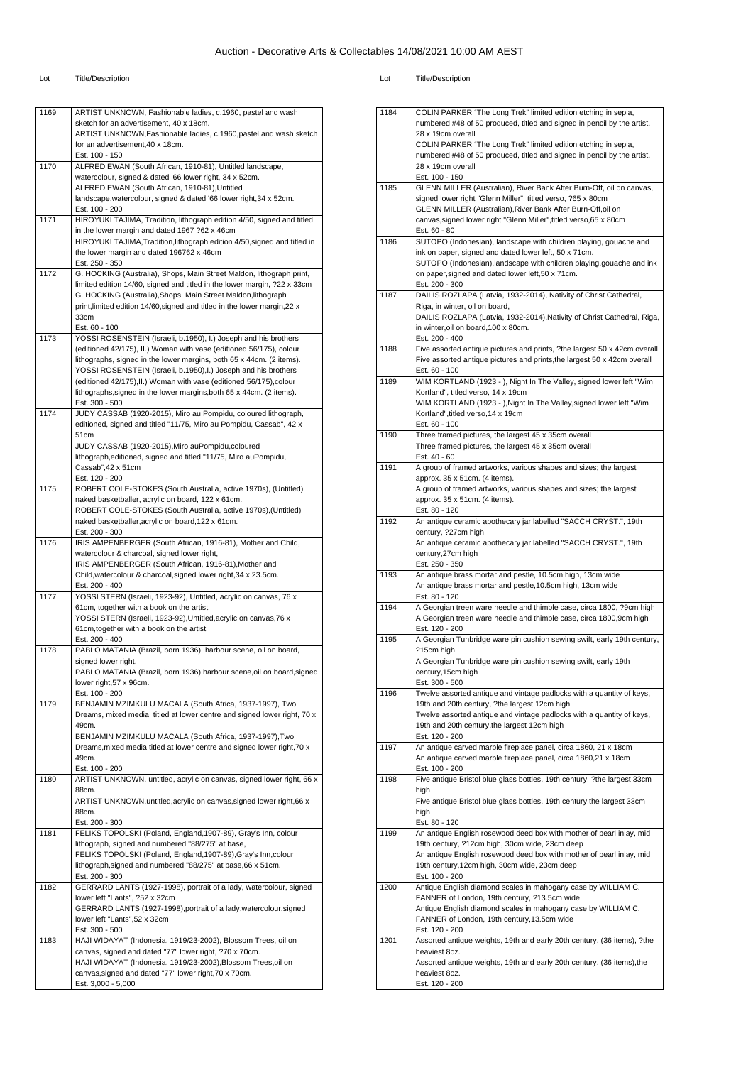# Auction - Decorative Arts & Collectables 14/08/2021 10:00 AM AEST

| Lot | Title/Description |
| --- | --- |
| 1169 | ARTIST UNKNOWN, Fashionable ladies, c.1960, pastel and wash sketch for an advertisement, 40 x 18cm.<br>ARTIST UNKNOWN,Fashionable ladies, c.1960,pastel and wash sketch for an advertisement,40 x 18cm.<br>Est. 100 - 150 |
| 1170 | ALFRED EWAN (South African, 1910-81), Untitled landscape, watercolour, signed & dated '66 lower right, 34 x 52cm.<br>ALFRED EWAN (South African, 1910-81),Untitled landscape,watercolour, signed & dated '66 lower right,34 x 52cm.<br>Est. 100 - 200 |
| 1171 | HIROYUKI TAJIMA, Tradition, lithograph edition 4/50, signed and titled in the lower margin and dated 1967 ?62 x 46cm<br>HIROYUKI TAJIMA,Tradition,lithograph edition 4/50,signed and titled in the lower margin and dated 196762 x 46cm<br>Est. 250 - 350 |
| 1172 | G. HOCKING (Australia), Shops, Main Street Maldon, lithograph print, limited edition 14/60, signed and titled in the lower margin. ?22 x 33cm<br>G. HOCKING (Australia),Shops, Main Street Maldon,lithograph print,limited edition 14/60,signed and titled in the lower margin,22 x 33cm<br>Est. 60 - 100 |
| 1173 | YOSSI ROSENSTEIN (Israeli, b.1950), I.) Joseph and his brothers (editioned 42/175), II.) Woman with vase (editioned 56/175), colour lithographs, signed in the lower margins, both 65 x 44cm. (2 items).<br>YOSSI ROSENSTEIN (Israeli, b.1950),I.) Joseph and his brothers (editioned 42/175),II.) Woman with vase (editioned 56/175),colour lithographs,signed in the lower margins,both 65 x 44cm. (2 items).<br>Est. 300 - 500 |
| 1174 | JUDY CASSAB (1920-2015), Miro au Pompidu, coloured lithograph, editioned, signed and titled "11/75, Miro au Pompidu, Cassab", 42 x 51cm<br>JUDY CASSAB (1920-2015),Miro auPompidu,coloured lithograph,editioned, signed and titled "11/75, Miro auPompidu, Cassab",42 x 51cm<br>Est. 120 - 200 |
| 1175 | ROBERT COLE-STOKES (South Australia, active 1970s), (Untitled) naked basketballer, acrylic on board, 122 x 61cm.<br>ROBERT COLE-STOKES (South Australia, active 1970s),(Untitled) naked basketballer,acrylic on board,122 x 61cm.<br>Est. 200 - 300 |
| 1176 | IRIS AMPENBERGER (South African, 1916-81), Mother and Child, watercolour & charcoal, signed lower right,<br>IRIS AMPENBERGER (South African, 1916-81),Mother and Child,watercolour & charcoal,signed lower right,34 x 23.5cm.<br>Est. 200 - 400 |
| 1177 | YOSSI STERN (Israeli, 1923-92), Untitled, acrylic on canvas, 76 x 61cm, together with a book on the artist<br>YOSSI STERN (Israeli, 1923-92),Untitled,acrylic on canvas,76 x 61cm,together with a book on the artist<br>Est. 200 - 400 |
| 1178 | PABLO MATANIA (Brazil, born 1936), harbour scene, oil on board, signed lower right,<br>PABLO MATANIA (Brazil, born 1936),harbour scene,oil on board,signed lower right,57 x 96cm.<br>Est. 100 - 200 |
| 1179 | BENJAMIN MZIMKULU MACALA (South Africa, 1937-1997), Two Dreams, mixed media, titled at lower centre and signed lower right, 70 x 49cm.<br>BENJAMIN MZIMKULU MACALA (South Africa, 1937-1997),Two Dreams,mixed media,titled at lower centre and signed lower right,70 x 49cm.<br>Est. 100 - 200 |
| 1180 | ARTIST UNKNOWN, untitled, acrylic on canvas, signed lower right, 66 x 88cm.<br>ARTIST UNKNOWN,untitled,acrylic on canvas,signed lower right,66 x 88cm.<br>Est. 200 - 300 |
| 1181 | FELIKS TOPOLSKI (Poland, England,1907-89), Gray's Inn, colour lithograph, signed and numbered "88/275" at base,<br>FELIKS TOPOLSKI (Poland, England,1907-89),Gray's Inn,colour lithograph,signed and numbered "88/275" at base,66 x 51cm.<br>Est. 200 - 300 |
| 1182 | GERRARD LANTS (1927-1998), portrait of a lady, watercolour, signed lower left "Lants", ?52 x 32cm<br>GERRARD LANTS (1927-1998),portrait of a lady,watercolour,signed lower left "Lants",52 x 32cm<br>Est. 300 - 500 |
| 1183 | HAJI WIDAYAT (Indonesia, 1919/23-2002), Blossom Trees, oil on canvas, signed and dated "77" lower right, ?70 x 70cm.<br>HAJI WIDAYAT (Indonesia, 1919/23-2002),Blossom Trees,oil on canvas,signed and dated "77" lower right,70 x 70cm.<br>Est. 3,000 - 5,000 |
| 1184 | COLIN PARKER "The Long Trek" limited edition etching in sepia, numbered #48 of 50 produced, titled and signed in pencil by the artist, 28 x 19cm overall<br>COLIN PARKER "The Long Trek" limited edition etching in sepia, numbered #48 of 50 produced, titled and signed in pencil by the artist, 28 x 19cm overall<br>Est. 100 - 150 |
| 1185 | GLENN MILLER (Australian), River Bank After Burn-Off, oil on canvas, signed lower right "Glenn Miller", titled verso, ?65 x 80cm<br>GLENN MILLER (Australian),River Bank After Burn-Off,oil on canvas,signed lower right "Glenn Miller",titled verso,65 x 80cm<br>Est. 60 - 80 |
| 1186 | SUTOPO (Indonesian), landscape with children playing, gouache and ink on paper, signed and dated lower left, 50 x 71cm.<br>SUTOPO (Indonesian),landscape with children playing,gouache and ink on paper,signed and dated lower left,50 x 71cm.<br>Est. 200 - 300 |
| 1187 | DAILIS ROZLAPA (Latvia, 1932-2014), Nativity of Christ Cathedral, Riga, in winter, oil on board,<br>DAILIS ROZLAPA (Latvia, 1932-2014),Nativity of Christ Cathedral, Riga, in winter,oil on board,100 x 80cm.<br>Est. 200 - 400 |
| 1188 | Five assorted antique pictures and prints, ?the largest 50 x 42cm overall<br>Five assorted antique pictures and prints,the largest 50 x 42cm overall<br>Est. 60 - 100 |
| 1189 | WIM KORTLAND (1923 - ), Night In The Valley, signed lower left "Wim Kortland", titled verso, 14 x 19cm<br>WIM KORTLAND (1923 - ),Night In The Valley,signed lower left "Wim Kortland",titled verso,14 x 19cm<br>Est. 60 - 100 |
| 1190 | Three framed pictures, the largest 45 x 35cm overall<br>Three framed pictures, the largest 45 x 35cm overall<br>Est. 40 - 60 |
| 1191 | A group of framed artworks, various shapes and sizes; the largest approx. 35 x 51cm. (4 items).<br>A group of framed artworks, various shapes and sizes; the largest approx. 35 x 51cm. (4 items).<br>Est. 80 - 120 |
| 1192 | An antique ceramic apothecary jar labelled "SACCH CRYST.", 19th century, ?27cm high<br>An antique ceramic apothecary jar labelled "SACCH CRYST.", 19th century,27cm high<br>Est. 250 - 350 |
| 1193 | An antique brass mortar and pestle, 10.5cm high, 13cm wide<br>An antique brass mortar and pestle,10.5cm high, 13cm wide<br>Est. 80 - 120 |
| 1194 | A Georgian treen ware needle and thimble case, circa 1800, ?9cm high<br>A Georgian treen ware needle and thimble case, circa 1800,9cm high<br>Est. 120 - 200 |
| 1195 | A Georgian Tunbridge ware pin cushion sewing swift, early 19th century, ?15cm high<br>A Georgian Tunbridge ware pin cushion sewing swift, early 19th century,15cm high<br>Est. 300 - 500 |
| 1196 | Twelve assorted antique and vintage padlocks with a quantity of keys, 19th and 20th century, ?the largest 12cm high<br>Twelve assorted antique and vintage padlocks with a quantity of keys, 19th and 20th century,the largest 12cm high<br>Est. 120 - 200 |
| 1197 | An antique carved marble fireplace panel, circa 1860, 21 x 18cm<br>An antique carved marble fireplace panel, circa 1860,21 x 18cm<br>Est. 100 - 200 |
| 1198 | Five antique Bristol blue glass bottles, 19th century, ?the largest 33cm high<br>Five antique Bristol blue glass bottles, 19th century,the largest 33cm high<br>Est. 80 - 120 |
| 1199 | An antique English rosewood deed box with mother of pearl inlay, mid 19th century, ?12cm high, 30cm wide, 23cm deep<br>An antique English rosewood deed box with mother of pearl inlay, mid 19th century,12cm high, 30cm wide, 23cm deep<br>Est. 100 - 200 |
| 1200 | Antique English diamond scales in mahogany case by WILLIAM C. FANNER of London, 19th century, ?13.5cm wide<br>Antique English diamond scales in mahogany case by WILLIAM C. FANNER of London, 19th century,13.5cm wide<br>Est. 120 - 200 |
| 1201 | Assorted antique weights, 19th and early 20th century, (36 items), ?the heaviest 8oz.<br>Assorted antique weights, 19th and early 20th century, (36 items),the heaviest 8oz.<br>Est. 120 - 200 |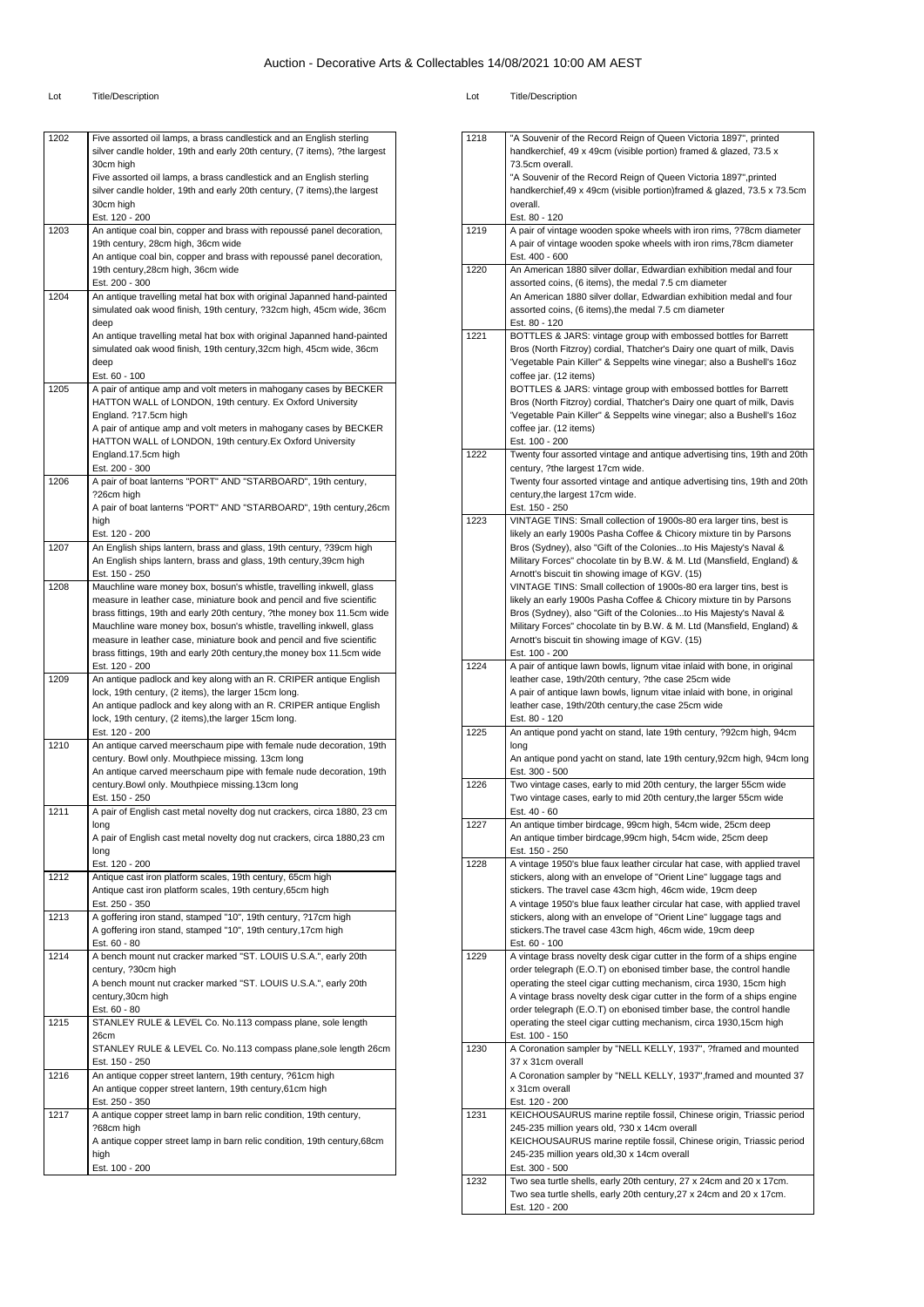# Auction - Decorative Arts & Collectables 14/08/2021 10:00 AM AEST

| Lot | Title/Description |
| --- | --- |
| 1202 | Five assorted oil lamps, a brass candlestick and an English sterling silver candle holder, 19th and early 20th century, (7 items), ?the largest 30cm high<br>Five assorted oil lamps, a brass candlestick and an English sterling silver candle holder, 19th and early 20th century, (7 items),the largest 30cm high<br>Est. 120 - 200 |
| 1203 | An antique coal bin, copper and brass with repoussé panel decoration, 19th century, 28cm high, 36cm wide<br>An antique coal bin, copper and brass with repoussé panel decoration, 19th century,28cm high, 36cm wide<br>Est. 200 - 300 |
| 1204 | An antique travelling metal hat box with original Japanned hand-painted simulated oak wood finish, 19th century, ?32cm high, 45cm wide, 36cm deep<br>An antique travelling metal hat box with original Japanned hand-painted simulated oak wood finish, 19th century,32cm high, 45cm wide, 36cm deep<br>Est. 60 - 100 |
| 1205 | A pair of antique amp and volt meters in mahogany cases by BECKER HATTON WALL of LONDON, 19th century. Ex Oxford University England. ?17.5cm high<br>A pair of antique amp and volt meters in mahogany cases by BECKER HATTON WALL of LONDON, 19th century.Ex Oxford University England.17.5cm high<br>Est. 200 - 300 |
| 1206 | A pair of boat lanterns "PORT" AND "STARBOARD", 19th century, ?26cm high<br>A pair of boat lanterns "PORT" AND "STARBOARD", 19th century,26cm high<br>Est. 120 - 200 |
| 1207 | An English ships lantern, brass and glass, 19th century, ?39cm high<br>An English ships lantern, brass and glass, 19th century,39cm high<br>Est. 150 - 250 |
| 1208 | Mauchline ware money box, bosun's whistle, travelling inkwell, glass measure in leather case, miniature book and pencil and five scientific brass fittings, 19th and early 20th century, ?the money box 11.5cm wide<br>Mauchline ware money box, bosun's whistle, travelling inkwell, glass measure in leather case, miniature book and pencil and five scientific brass fittings, 19th and early 20th century,the money box 11.5cm wide<br>Est. 120 - 200 |
| 1209 | An antique padlock and key along with an R. CRIPER antique English lock, 19th century, (2 items), the larger 15cm long.<br>An antique padlock and key along with an R. CRIPER antique English lock, 19th century, (2 items),the larger 15cm long.<br>Est. 120 - 200 |
| 1210 | An antique carved meerschaum pipe with female nude decoration, 19th century. Bowl only. Mouthpiece missing. 13cm long<br>An antique carved meerschaum pipe with female nude decoration, 19th century.Bowl only. Mouthpiece missing.13cm long<br>Est. 150 - 250 |
| 1211 | A pair of English cast metal novelty dog nut crackers, circa 1880, 23 cm long<br>A pair of English cast metal novelty dog nut crackers, circa 1880,23 cm long<br>Est. 120 - 200 |
| 1212 | Antique cast iron platform scales, 19th century, 65cm high<br>Antique cast iron platform scales, 19th century,65cm high<br>Est. 250 - 350 |
| 1213 | A goffering iron stand, stamped "10", 19th century, ?17cm high<br>A goffering iron stand, stamped "10", 19th century,17cm high<br>Est. 60 - 80 |
| 1214 | A bench mount nut cracker marked "ST. LOUIS U.S.A.", early 20th century, ?30cm high<br>A bench mount nut cracker marked "ST. LOUIS U.S.A.", early 20th century,30cm high<br>Est. 60 - 80 |
| 1215 | STANLEY RULE & LEVEL Co. No.113 compass plane, sole length 26cm<br>STANLEY RULE & LEVEL Co. No.113 compass plane,sole length 26cm<br>Est. 150 - 250 |
| 1216 | An antique copper street lantern, 19th century, ?61cm high<br>An antique copper street lantern, 19th century,61cm high<br>Est. 250 - 350 |
| 1217 | A antique copper street lamp in barn relic condition, 19th century, ?68cm high<br>A antique copper street lamp in barn relic condition, 19th century,68cm high<br>Est. 100 - 200 |
| 1218 | "A Souvenir of the Record Reign of Queen Victoria 1897", printed handkerchief, 49 x 49cm (visible portion) framed & glazed, 73.5 x 73.5cm overall.<br>"A Souvenir of the Record Reign of Queen Victoria 1897",printed handkerchief,49 x 49cm (visible portion)framed & glazed, 73.5 x 73.5cm overall.<br>Est. 80 - 120 |
| 1219 | A pair of vintage wooden spoke wheels with iron rims, ?78cm diameter<br>A pair of vintage wooden spoke wheels with iron rims,78cm diameter<br>Est. 400 - 600 |
| 1220 | An American 1880 silver dollar, Edwardian exhibition medal and four assorted coins, (6 items), the medal 7.5 cm diameter<br>An American 1880 silver dollar, Edwardian exhibition medal and four assorted coins, (6 items),the medal 7.5 cm diameter<br>Est. 80 - 120 |
| 1221 | BOTTLES & JARS: vintage group with embossed bottles for Barrett Bros (North Fitzroy) cordial, Thatcher's Dairy one quart of milk, Davis 'Vegetable Pain Killer" & Seppelts wine vinegar; also a Bushell's 16oz coffee jar. (12 items)<br>BOTTLES & JARS: vintage group with embossed bottles for Barrett Bros (North Fitzroy) cordial, Thatcher's Dairy one quart of milk, Davis 'Vegetable Pain Killer" & Seppelts wine vinegar; also a Bushell's 16oz coffee jar. (12 items)<br>Est. 100 - 200 |
| 1222 | Twenty four assorted vintage and antique advertising tins, 19th and 20th century, ?the largest 17cm wide.<br>Twenty four assorted vintage and antique advertising tins, 19th and 20th century,the largest 17cm wide.<br>Est. 150 - 250 |
| 1223 | VINTAGE TINS: Small collection of 1900s-80 era larger tins, best is likely an early 1900s Pasha Coffee & Chicory mixture tin by Parsons Bros (Sydney), also "Gift of the Colonies...to His Majesty's Naval & Military Forces" chocolate tin by B.W. & M. Ltd (Mansfield, England) & Arnott's biscuit tin showing image of KGV. (15)<br>VINTAGE TINS: Small collection of 1900s-80 era larger tins, best is likely an early 1900s Pasha Coffee & Chicory mixture tin by Parsons Bros (Sydney), also "Gift of the Colonies...to His Majesty's Naval & Military Forces" chocolate tin by B.W. & M. Ltd (Mansfield, England) & Arnott's biscuit tin showing image of KGV. (15)<br>Est. 100 - 200 |
| 1224 | A pair of antique lawn bowls, lignum vitae inlaid with bone, in original leather case, 19th/20th century, ?the case 25cm wide<br>A pair of antique lawn bowls, lignum vitae inlaid with bone, in original leather case, 19th/20th century,the case 25cm wide<br>Est. 80 - 120 |
| 1225 | An antique pond yacht on stand, late 19th century, ?92cm high, 94cm long<br>An antique pond yacht on stand, late 19th century,92cm high, 94cm long<br>Est. 300 - 500 |
| 1226 | Two vintage cases, early to mid 20th century, the larger 55cm wide<br>Two vintage cases, early to mid 20th century,the larger 55cm wide<br>Est. 40 - 60 |
| 1227 | An antique timber birdcage, 99cm high, 54cm wide, 25cm deep<br>An antique timber birdcage,99cm high, 54cm wide, 25cm deep<br>Est. 150 - 250 |
| 1228 | A vintage 1950's blue faux leather circular hat case, with applied travel stickers, along with an envelope of "Orient Line" luggage tags and stickers. The travel case 43cm high, 46cm wide, 19cm deep<br>A vintage 1950's blue faux leather circular hat case, with applied travel stickers, along with an envelope of "Orient Line" luggage tags and stickers.The travel case 43cm high, 46cm wide, 19cm deep<br>Est. 60 - 100 |
| 1229 | A vintage brass novelty desk cigar cutter in the form of a ships engine order telegraph (E.O.T) on ebonised timber base, the control handle operating the steel cigar cutting mechanism, circa 1930, 15cm high<br>A vintage brass novelty desk cigar cutter in the form of a ships engine order telegraph (E.O.T) on ebonised timber base, the control handle operating the steel cigar cutting mechanism, circa 1930,15cm high<br>Est. 100 - 150 |
| 1230 | A Coronation sampler by "NELL KELLY, 1937", ?framed and mounted 37 x 31cm overall<br>A Coronation sampler by "NELL KELLY, 1937",framed and mounted 37 x 31cm overall<br>Est. 120 - 200 |
| 1231 | KEICHOUSAURUS marine reptile fossil, Chinese origin, Triassic period 245-235 million years old, ?30 x 14cm overall<br>KEICHOUSAURUS marine reptile fossil, Chinese origin, Triassic period 245-235 million years old,30 x 14cm overall<br>Est. 300 - 500 |
| 1232 | Two sea turtle shells, early 20th century, 27 x 24cm and 20 x 17cm.<br>Two sea turtle shells, early 20th century,27 x 24cm and 20 x 17cm.<br>Est. 120 - 200 |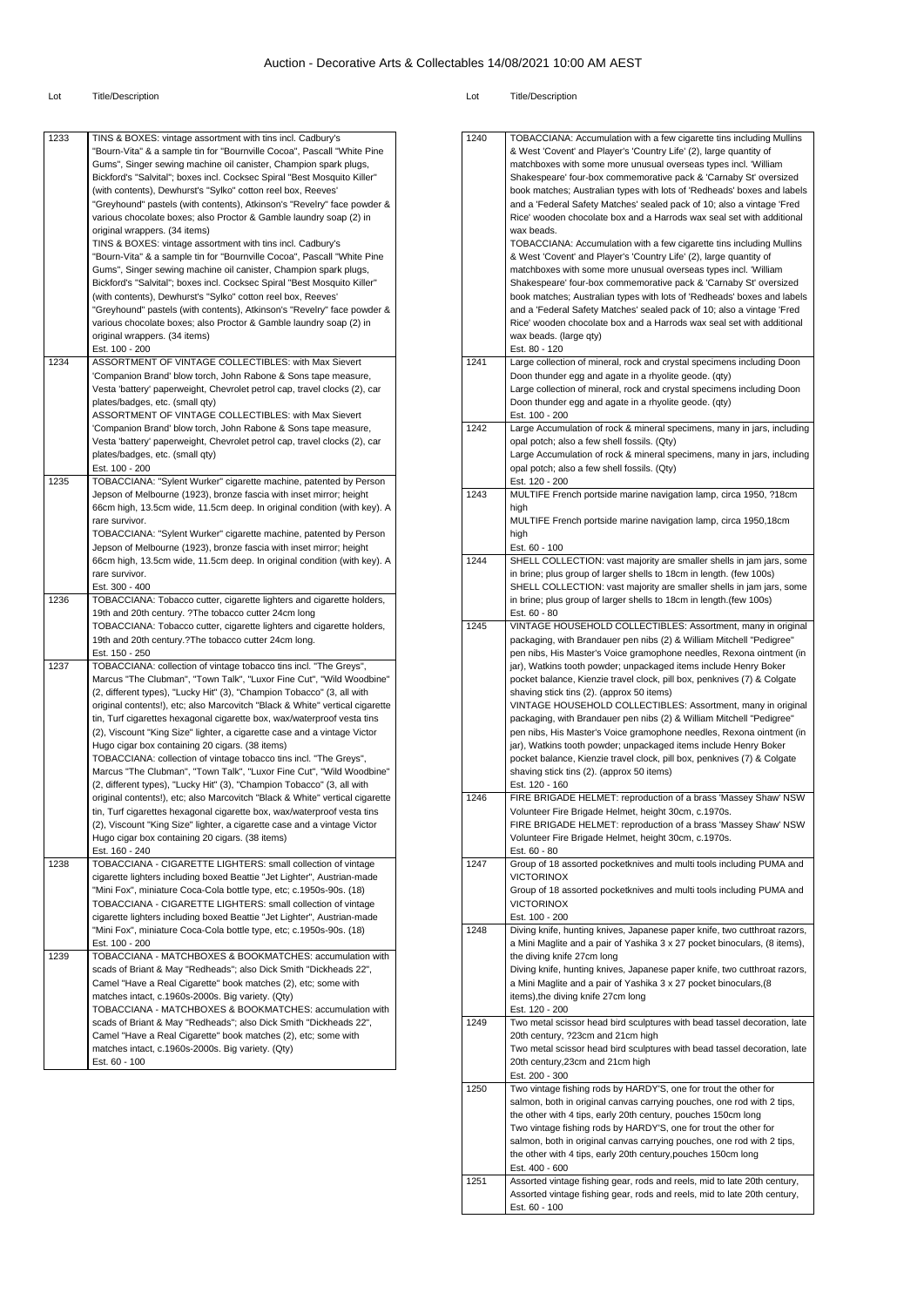# Auction - Decorative Arts & Collectables 14/08/2021 10:00 AM AEST

| Lot | Title/Description |
| --- | --- |
| 1233 | TINS & BOXES: vintage assortment with tins incl. Cadbury's "Bourn-Vita" & a sample tin for "Bournville Cocoa", Pascall "White Pine Gums", Singer sewing machine oil canister, Champion spark plugs, Bickford's "Salvital"; boxes incl. Cocksec Spiral "Best Mosquito Killer" (with contents), Dewhurst's "Sylko" cotton reel box, Reeves' "Greyhound" pastels (with contents), Atkinson's "Revelry" face powder & various chocolate boxes; also Proctor & Gamble laundry soap (2) in original wrappers. (34 items)<br>TINS & BOXES: vintage assortment with tins incl. Cadbury's "Bourn-Vita" & a sample tin for "Bournville Cocoa", Pascall "White Pine Gums", Singer sewing machine oil canister, Champion spark plugs, Bickford's "Salvital"; boxes incl. Cocksec Spiral "Best Mosquito Killer" (with contents), Dewhurst's "Sylko" cotton reel box, Reeves' "Greyhound" pastels (with contents), Atkinson's "Revelry" face powder & various chocolate boxes; also Proctor & Gamble laundry soap (2) in original wrappers. (34 items)<br>Est. 100 - 200 |
| 1234 | ASSORTMENT OF VINTAGE COLLECTIBLES: with Max Sievert 'Companion Brand' blow torch, John Rabone & Sons tape measure, Vesta 'battery' paperweight, Chevrolet petrol cap, travel clocks (2), car plates/badges, etc. (small qty)<br>ASSORTMENT OF VINTAGE COLLECTIBLES: with Max Sievert 'Companion Brand' blow torch, John Rabone & Sons tape measure, Vesta 'battery' paperweight, Chevrolet petrol cap, travel clocks (2), car plates/badges, etc. (small qty)<br>Est. 100 - 200 |
| 1235 | TOBACCIANA: "Sylent Wurker" cigarette machine, patented by Person Jepson of Melbourne (1923), bronze fascia with inset mirror; height 66cm high, 13.5cm wide, 11.5cm deep. In original condition (with key). A rare survivor.<br>TOBACCIANA: "Sylent Wurker" cigarette machine, patented by Person Jepson of Melbourne (1923), bronze fascia with inset mirror; height 66cm high, 13.5cm wide, 11.5cm deep. In original condition (with key). A rare survivor.<br>Est. 300 - 400 |
| 1236 | TOBACCIANA: Tobacco cutter, cigarette lighters and cigarette holders, 19th and 20th century. ?The tobacco cutter 24cm long<br>TOBACCIANA: Tobacco cutter, cigarette lighters and cigarette holders, 19th and 20th century.?The tobacco cutter 24cm long.<br>Est. 150 - 250 |
| 1237 | TOBACCIANA: collection of vintage tobacco tins incl. "The Greys", Marcus "The Clubman", "Town Talk", "Luxor Fine Cut", "Wild Woodbine" (2, different types), "Lucky Hit" (3), "Champion Tobacco" (3, all with original contents!), etc; also Marcovitch "Black & White" vertical cigarette tin, Turf cigarettes hexagonal cigarette box, wax/waterproof vesta tins (2), Viscount "King Size" lighter, a cigarette case and a vintage Victor Hugo cigar box containing 20 cigars. (38 items)<br>TOBACCIANA: collection of vintage tobacco tins incl. "The Greys", Marcus "The Clubman", "Town Talk", "Luxor Fine Cut", "Wild Woodbine" (2, different types), "Lucky Hit" (3), "Champion Tobacco" (3, all with original contents!), etc; also Marcovitch "Black & White" vertical cigarette tin, Turf cigarettes hexagonal cigarette box, wax/waterproof vesta tins (2), Viscount "King Size" lighter, a cigarette case and a vintage Victor Hugo cigar box containing 20 cigars. (38 items)<br>Est. 160 - 240 |
| 1238 | TOBACCIANA - CIGARETTE LIGHTERS: small collection of vintage cigarette lighters including boxed Beattie "Jet Lighter", Austrian-made "Mini Fox", miniature Coca-Cola bottle type, etc; c.1950s-90s. (18)<br>TOBACCIANA - CIGARETTE LIGHTERS: small collection of vintage cigarette lighters including boxed Beattie "Jet Lighter", Austrian-made "Mini Fox", miniature Coca-Cola bottle type, etc; c.1950s-90s. (18)<br>Est. 100 - 200 |
| 1239 | TOBACCIANA - MATCHBOXES & BOOKMATCHES: accumulation with scads of Briant & May "Redheads"; also Dick Smith "Dickheads 22", Camel "Have a Real Cigarette" book matches (2), etc; some with matches intact, c.1960s-2000s. Big variety. (Qty)<br>TOBACCIANA - MATCHBOXES & BOOKMATCHES: accumulation with scads of Briant & May "Redheads"; also Dick Smith "Dickheads 22", Camel "Have a Real Cigarette" book matches (2), etc; some with matches intact, c.1960s-2000s. Big variety. (Qty)<br>Est. 60 - 100 |
| 1240 | TOBACCIANA: Accumulation with a few cigarette tins including Mullins & West 'Covent' and Player's 'Country Life' (2), large quantity of matchboxes with some more unusual overseas types incl. 'William Shakespeare' four-box commemorative pack & 'Carnaby St' oversized book matches; Australian types with lots of 'Redheads' boxes and labels and a 'Federal Safety Matches' sealed pack of 10; also a vintage 'Fred Rice' wooden chocolate box and a Harrods wax seal set with additional wax beads.<br>TOBACCIANA: Accumulation with a few cigarette tins including Mullins & West 'Covent' and Player's 'Country Life' (2), large quantity of matchboxes with some more unusual overseas types incl. 'William Shakespeare' four-box commemorative pack & 'Carnaby St' oversized book matches; Australian types with lots of 'Redheads' boxes and labels and a 'Federal Safety Matches' sealed pack of 10; also a vintage 'Fred Rice' wooden chocolate box and a Harrods wax seal set with additional wax beads. (large qty)<br>Est. 80 - 120 |
| 1241 | Large collection of mineral, rock and crystal specimens including Doon Doon thunder egg and agate in a rhyolite geode. (qty)<br>Large collection of mineral, rock and crystal specimens including Doon Doon thunder egg and agate in a rhyolite geode. (qty)<br>Est. 100 - 200 |
| 1242 | Large Accumulation of rock & mineral specimens, many in jars, including opal potch; also a few shell fossils. (Qty)<br>Large Accumulation of rock & mineral specimens, many in jars, including opal potch; also a few shell fossils. (Qty)<br>Est. 120 - 200 |
| 1243 | MULTIFE French portside marine navigation lamp, circa 1950, ?18cm high<br>MULTIFE French portside marine navigation lamp, circa 1950,18cm high<br>Est. 60 - 100 |
| 1244 | SHELL COLLECTION: vast majority are smaller shells in jam jars, some in brine; plus group of larger shells to 18cm in length. (few 100s)<br>SHELL COLLECTION: vast majority are smaller shells in jam jars, some in brine; plus group of larger shells to 18cm in length.(few 100s)<br>Est. 60 - 80 |
| 1245 | VINTAGE HOUSEHOLD COLLECTIBLES: Assortment, many in original packaging, with Brandauer pen nibs (2) & William Mitchell "Pedigree" pen nibs, His Master's Voice gramophone needles, Rexona ointment (in jar), Watkins tooth powder; unpackaged items include Henry Boker pocket balance, Kienzie travel clock, pill box, penknives (7) & Colgate shaving stick tins (2). (approx 50 items)<br>VINTAGE HOUSEHOLD COLLECTIBLES: Assortment, many in original packaging, with Brandauer pen nibs (2) & William Mitchell "Pedigree" pen nibs, His Master's Voice gramophone needles, Rexona ointment (in jar), Watkins tooth powder; unpackaged items include Henry Boker pocket balance, Kienzie travel clock, pill box, penknives (7) & Colgate shaving stick tins (2). (approx 50 items)<br>Est. 120 - 160 |
| 1246 | FIRE BRIGADE HELMET: reproduction of a brass 'Massey Shaw' NSW Volunteer Fire Brigade Helmet, height 30cm, c.1970s.<br>FIRE BRIGADE HELMET: reproduction of a brass 'Massey Shaw' NSW Volunteer Fire Brigade Helmet, height 30cm, c.1970s.<br>Est. 60 - 80 |
| 1247 | Group of 18 assorted pocketknives and multi tools including PUMA and VICTORINOX<br>Group of 18 assorted pocketknives and multi tools including PUMA and VICTORINOX<br>Est. 100 - 200 |
| 1248 | Diving knife, hunting knives, Japanese paper knife, two cutthroat razors, a Mini Maglite and a pair of Yashika 3 x 27 pocket binoculars, (8 items), the diving knife 27cm long<br>Diving knife, hunting knives, Japanese paper knife, two cutthroat razors, a Mini Maglite and a pair of Yashika 3 x 27 pocket binoculars,(8 items),the diving knife 27cm long<br>Est. 120 - 200 |
| 1249 | Two metal scissor head bird sculptures with bead tassel decoration, late 20th century, ?23cm and 21cm high<br>Two metal scissor head bird sculptures with bead tassel decoration, late 20th century,23cm and 21cm high<br>Est. 200 - 300 |
| 1250 | Two vintage fishing rods by HARDY'S, one for trout the other for salmon, both in original canvas carrying pouches, one rod with 2 tips, the other with 4 tips, early 20th century, pouches 150cm long<br>Two vintage fishing rods by HARDY'S, one for trout the other for salmon, both in original canvas carrying pouches, one rod with 2 tips, the other with 4 tips, early 20th century,pouches 150cm long<br>Est. 400 - 600 |
| 1251 | Assorted vintage fishing gear, rods and reels, mid to late 20th century,<br>Assorted vintage fishing gear, rods and reels, mid to late 20th century,<br>Est. 60 - 100 |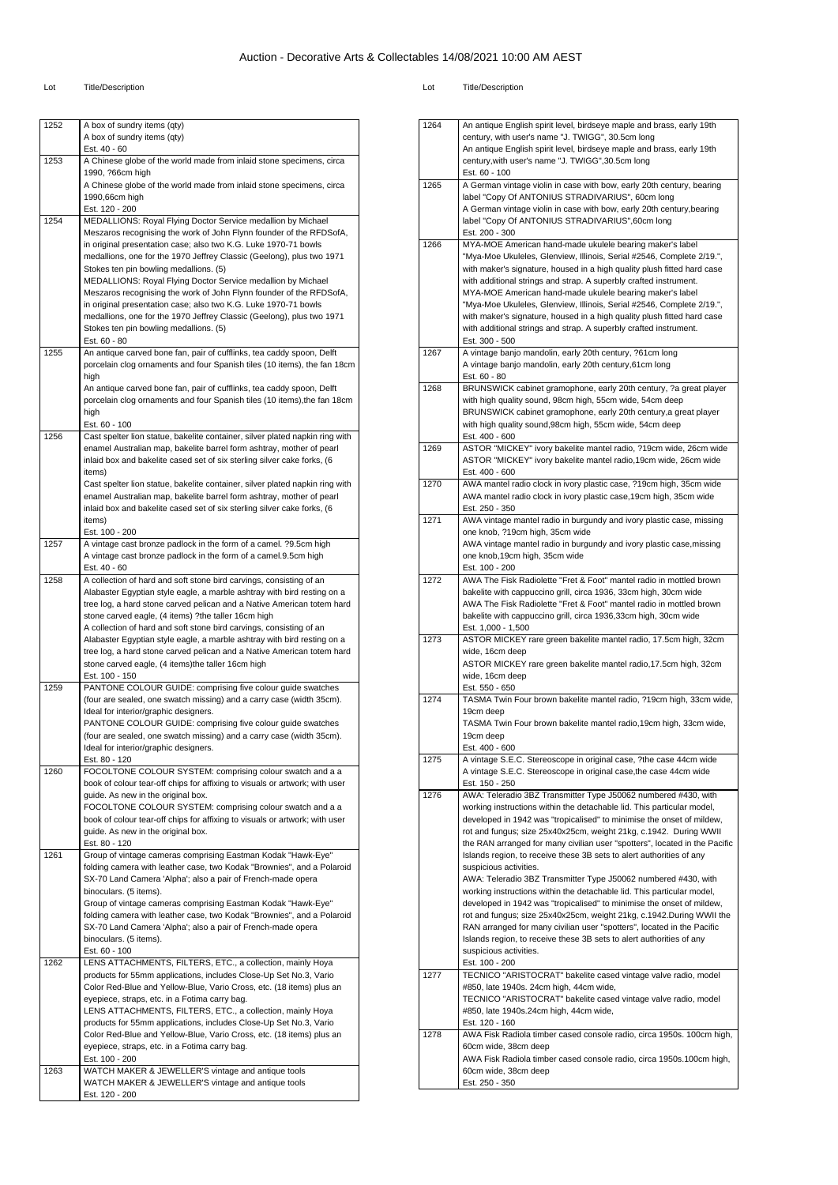# Auction - Decorative Arts & Collectables 14/08/2021 10:00 AM AEST

| Lot | Title/Description |
|---|---|
| 1252 | A box of sundry items (qty)<br>A box of sundry items (qty)<br>Est. 40 - 60 |
| 1253 | A Chinese globe of the world made from inlaid stone specimens, circa 1990, ?66cm high<br>A Chinese globe of the world made from inlaid stone specimens, circa 1990,66cm high<br>Est. 120 - 200 |
| 1254 | MEDALLIONS: Royal Flying Doctor Service medallion by Michael Meszaros recognising the work of John Flynn founder of the RFDSofA, in original presentation case; also two K.G. Luke 1970-71 bowls medallions, one for the 1970 Jeffrey Classic (Geelong), plus two 1971 Stokes ten pin bowling medallions. (5)<br>MEDALLIONS: Royal Flying Doctor Service medallion by Michael Meszaros recognising the work of John Flynn founder of the RFDSofA, in original presentation case; also two K.G. Luke 1970-71 bowls medallions, one for the 1970 Jeffrey Classic (Geelong), plus two 1971 Stokes ten pin bowling medallions. (5)<br>Est. 60 - 80 |
| 1255 | An antique carved bone fan, pair of cufflinks, tea caddy spoon, Delft porcelain clog ornaments and four Spanish tiles (10 items), the fan 18cm high<br>An antique carved bone fan, pair of cufflinks, tea caddy spoon, Delft porcelain clog ornaments and four Spanish tiles (10 items),the fan 18cm high<br>Est. 60 - 100 |
| 1256 | Cast spelter lion statue, bakelite container, silver plated napkin ring with enamel Australian map, bakelite barrel form ashtray, mother of pearl inlaid box and bakelite cased set of six sterling silver cake forks, (6 items)<br>Cast spelter lion statue, bakelite container, silver plated napkin ring with enamel Australian map, bakelite barrel form ashtray, mother of pearl inlaid box and bakelite cased set of six sterling silver cake forks, (6 items)<br>Est. 100 - 200 |
| 1257 | A vintage cast bronze padlock in the form of a camel. ?9.5cm high<br>A vintage cast bronze padlock in the form of a camel.9.5cm high<br>Est. 40 - 60 |
| 1258 | A collection of hard and soft stone bird carvings, consisting of an Alabaster Egyptian style eagle, a marble ashtray with bird resting on a tree log, a hard stone carved pelican and a Native American totem hard stone carved eagle, (4 items) ?the taller 16cm high<br>A collection of hard and soft stone bird carvings, consisting of an Alabaster Egyptian style eagle, a marble ashtray with bird resting on a tree log, a hard stone carved pelican and a Native American totem hard stone carved eagle, (4 items)the taller 16cm high<br>Est. 100 - 150 |
| 1259 | PANTONE COLOUR GUIDE: comprising five colour guide swatches (four are sealed, one swatch missing) and a carry case (width 35cm). Ideal for interior/graphic designers.<br>PANTONE COLOUR GUIDE: comprising five colour guide swatches (four are sealed, one swatch missing) and a carry case (width 35cm). Ideal for interior/graphic designers.<br>Est. 80 - 120 |
| 1260 | FOCOLTONE COLOUR SYSTEM: comprising colour swatch and a a book of colour tear-off chips for affixing to visuals or artwork; with user guide. As new in the original box.<br>FOCOLTONE COLOUR SYSTEM: comprising colour swatch and a a book of colour tear-off chips for affixing to visuals or artwork; with user guide. As new in the original box.<br>Est. 80 - 120 |
| 1261 | Group of vintage cameras comprising Eastman Kodak "Hawk-Eye" folding camera with leather case, two Kodak "Brownies", and a Polaroid SX-70 Land Camera 'Alpha'; also a pair of French-made opera binoculars. (5 items).<br>Group of vintage cameras comprising Eastman Kodak "Hawk-Eye" folding camera with leather case, two Kodak "Brownies", and a Polaroid SX-70 Land Camera 'Alpha'; also a pair of French-made opera binoculars. (5 items).<br>Est. 60 - 100 |
| 1262 | LENS ATTACHMENTS, FILTERS, ETC., a collection, mainly Hoya products for 55mm applications, includes Close-Up Set No.3, Vario Color Red-Blue and Yellow-Blue, Vario Cross, etc. (18 items) plus an eyepiece, straps, etc. in a Fotima carry bag.<br>LENS ATTACHMENTS, FILTERS, ETC., a collection, mainly Hoya products for 55mm applications, includes Close-Up Set No.3, Vario Color Red-Blue and Yellow-Blue, Vario Cross, etc. (18 items) plus an eyepiece, straps, etc. in a Fotima carry bag.<br>Est. 100 - 200 |
| 1263 | WATCH MAKER & JEWELLER'S vintage and antique tools<br>WATCH MAKER & JEWELLER'S vintage and antique tools<br>Est. 120 - 200 |
| 1264 | An antique English spirit level, birdseye maple and brass, early 19th century, with user's name "J. TWIGG", 30.5cm long<br>An antique English spirit level, birdseye maple and brass, early 19th century,with user's name "J. TWIGG",30.5cm long<br>Est. 60 - 100 |
| 1265 | A German vintage violin in case with bow, early 20th century, bearing label "Copy Of ANTONIUS STRADIVARIUS", 60cm long<br>A German vintage violin in case with bow, early 20th century,bearing label "Copy Of ANTONIUS STRADIVARIUS",60cm long<br>Est. 200 - 300 |
| 1266 | MYA-MOE American hand-made ukulele bearing maker's label "Mya-Moe Ukuleles, Glenview, Illinois, Serial #2546, Complete 2/19.", with maker's signature, housed in a high quality plush fitted hard case with additional strings and strap. A superbly crafted instrument.<br>MYA-MOE American hand-made ukulele bearing maker's label "Mya-Moe Ukuleles, Glenview, Illinois, Serial #2546, Complete 2/19.", with maker's signature, housed in a high quality plush fitted hard case with additional strings and strap. A superbly crafted instrument.<br>Est. 300 - 500 |
| 1267 | A vintage banjo mandolin, early 20th century, ?61cm long<br>A vintage banjo mandolin, early 20th century,61cm long<br>Est. 60 - 80 |
| 1268 | BRUNSWICK cabinet gramophone, early 20th century, ?a great player with high quality sound, 98cm high, 55cm wide, 54cm deep<br>BRUNSWICK cabinet gramophone, early 20th century,a great player with high quality sound,98cm high, 55cm wide, 54cm deep<br>Est. 400 - 600 |
| 1269 | ASTOR "MICKEY" ivory bakelite mantel radio, ?19cm wide, 26cm wide<br>ASTOR "MICKEY" ivory bakelite mantel radio,19cm wide, 26cm wide<br>Est. 400 - 600 |
| 1270 | AWA mantel radio clock in ivory plastic case, ?19cm high, 35cm wide<br>AWA mantel radio clock in ivory plastic case,19cm high, 35cm wide<br>Est. 250 - 350 |
| 1271 | AWA vintage mantel radio in burgundy and ivory plastic case, missing one knob, ?19cm high, 35cm wide<br>AWA vintage mantel radio in burgundy and ivory plastic case,missing one knob,19cm high, 35cm wide<br>Est. 100 - 200 |
| 1272 | AWA The Fisk Radiolette "Fret & Foot" mantel radio in mottled brown bakelite with cappuccino grill, circa 1936, 33cm high, 30cm wide<br>AWA The Fisk Radiolette "Fret & Foot" mantel radio in mottled brown bakelite with cappuccino grill, circa 1936,33cm high, 30cm wide<br>Est. 1,000 - 1,500 |
| 1273 | ASTOR MICKEY rare green bakelite mantel radio, 17.5cm high, 32cm wide, 16cm deep<br>ASTOR MICKEY rare green bakelite mantel radio,17.5cm high, 32cm wide, 16cm deep<br>Est. 550 - 650 |
| 1274 | TASMA Twin Four brown bakelite mantel radio, ?19cm high, 33cm wide, 19cm deep<br>TASMA Twin Four brown bakelite mantel radio,19cm high, 33cm wide, 19cm deep<br>Est. 400 - 600 |
| 1275 | A vintage S.E.C. Stereoscope in original case, ?the case 44cm wide<br>A vintage S.E.C. Stereoscope in original case,the case 44cm wide<br>Est. 150 - 250 |
| 1276 | AWA: Teleradio 3BZ Transmitter Type J50062 numbered #430, with working instructions within the detachable lid. This particular model, developed in 1942 was "tropicalised" to minimise the onset of mildew, rot and fungus; size 25x40x25cm, weight 21kg, c.1942. During WWII the RAN arranged for many civilian user "spotters", located in the Pacific Islands region, to receive these 3B sets to alert authorities of any suspicious activities.<br>AWA: Teleradio 3BZ Transmitter Type J50062 numbered #430, with working instructions within the detachable lid. This particular model, developed in 1942 was "tropicalised" to minimise the onset of mildew, rot and fungus; size 25x40x25cm, weight 21kg, c.1942.During WWII the RAN arranged for many civilian user "spotters", located in the Pacific Islands region, to receive these 3B sets to alert authorities of any suspicious activities.<br>Est. 100 - 200 |
| 1277 | TECNICO "ARISTOCRAT" bakelite cased vintage valve radio, model #850, late 1940s. 24cm high, 44cm wide,<br>TECNICO "ARISTOCRAT" bakelite cased vintage valve radio, model #850, late 1940s.24cm high, 44cm wide,<br>Est. 120 - 160 |
| 1278 | AWA Fisk Radiola timber cased console radio, circa 1950s. 100cm high, 60cm wide, 38cm deep<br>AWA Fisk Radiola timber cased console radio, circa 1950s.100cm high, 60cm wide, 38cm deep<br>Est. 250 - 350 |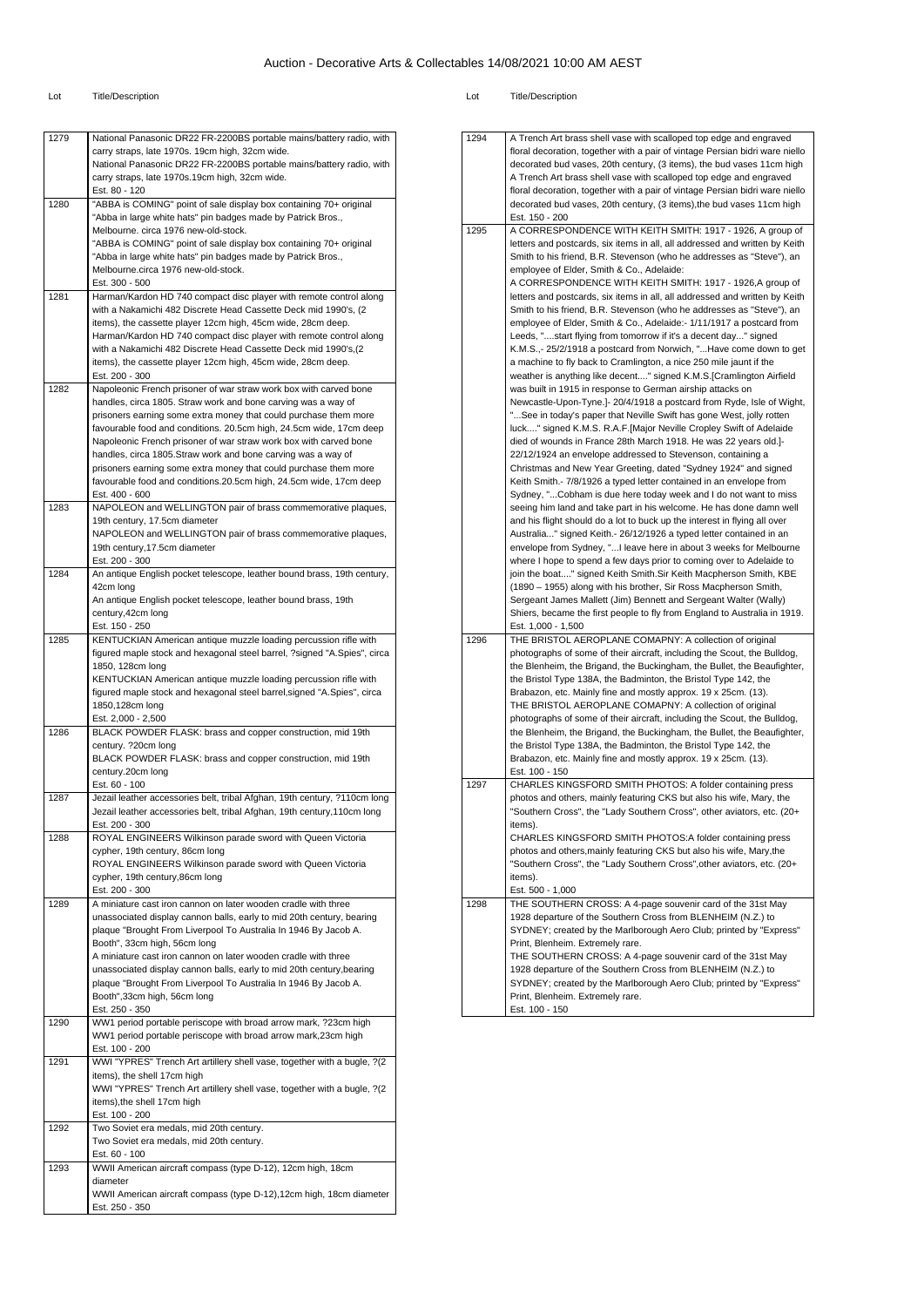# Auction - Decorative Arts & Collectables 14/08/2021 10:00 AM AEST

| Lot | Title/Description |
|---|---|
| 1279 | National Panasonic DR22 FR-2200BS portable mains/battery radio, with carry straps, late 1970s. 19cm high, 32cm wide.<br>National Panasonic DR22 FR-2200BS portable mains/battery radio, with carry straps, late 1970s.19cm high, 32cm wide.<br>Est. 80 - 120 |
| 1280 | "ABBA is COMING" point of sale display box containing 70+ original "Abba in large white hats" pin badges made by Patrick Bros., Melbourne. circa 1976 new-old-stock.<br>"ABBA is COMING" point of sale display box containing 70+ original "Abba in large white hats" pin badges made by Patrick Bros., Melbourne.circa 1976 new-old-stock.<br>Est. 300 - 500 |
| 1281 | Harman/Kardon HD 740 compact disc player with remote control along with a Nakamichi 482 Discrete Head Cassette Deck mid 1990's, (2 items), the cassette player 12cm high, 45cm wide, 28cm deep.<br>Harman/Kardon HD 740 compact disc player with remote control along with a Nakamichi 482 Discrete Head Cassette Deck mid 1990's,(2 items), the cassette player 12cm high, 45cm wide, 28cm deep.<br>Est. 200 - 300 |
| 1282 | Napoleonic French prisoner of war straw work box with carved bone handles, circa 1805. Straw work and bone carving was a way of prisoners earning some extra money that could purchase them more favourable food and conditions. 20.5cm high, 24.5cm wide, 17cm deep<br>Napoleonic French prisoner of war straw work box with carved bone handles, circa 1805.Straw work and bone carving was a way of prisoners earning some extra money that could purchase them more favourable food and conditions.20.5cm high, 24.5cm wide, 17cm deep<br>Est. 400 - 600 |
| 1283 | NAPOLEON and WELLINGTON pair of brass commemorative plaques, 19th century, 17.5cm diameter<br>NAPOLEON and WELLINGTON pair of brass commemorative plaques, 19th century,17.5cm diameter<br>Est. 200 - 300 |
| 1284 | An antique English pocket telescope, leather bound brass, 19th century, 42cm long<br>An antique English pocket telescope, leather bound brass, 19th century,42cm long<br>Est. 150 - 250 |
| 1285 | KENTUCKIAN American antique muzzle loading percussion rifle with figured maple stock and hexagonal steel barrel, ?signed "A.Spies", circa 1850, 128cm long<br>KENTUCKIAN American antique muzzle loading percussion rifle with figured maple stock and hexagonal steel barrel,signed "A.Spies", circa 1850,128cm long<br>Est. 2,000 - 2,500 |
| 1286 | BLACK POWDER FLASK: brass and copper construction, mid 19th century. ?20cm long<br>BLACK POWDER FLASK: brass and copper construction, mid 19th century.20cm long<br>Est. 60 - 100 |
| 1287 | Jezail leather accessories belt, tribal Afghan, 19th century, ?110cm long<br>Jezail leather accessories belt, tribal Afghan, 19th century,110cm long<br>Est. 200 - 300 |
| 1288 | ROYAL ENGINEERS Wilkinson parade sword with Queen Victoria cypher, 19th century, 86cm long<br>ROYAL ENGINEERS Wilkinson parade sword with Queen Victoria cypher, 19th century,86cm long<br>Est. 200 - 300 |
| 1289 | A miniature cast iron cannon on later wooden cradle with three unassociated display cannon balls, early to mid 20th century, bearing plaque "Brought From Liverpool To Australia In 1946 By Jacob A. Booth", 33cm high, 56cm long<br>A miniature cast iron cannon on later wooden cradle with three unassociated display cannon balls, early to mid 20th century,bearing plaque "Brought From Liverpool To Australia In 1946 By Jacob A. Booth",33cm high, 56cm long<br>Est. 250 - 350 |
| 1290 | WW1 period portable periscope with broad arrow mark, ?23cm high<br>WW1 period portable periscope with broad arrow mark,23cm high<br>Est. 100 - 200 |
| 1291 | WWI "YPRES" Trench Art artillery shell vase, together with a bugle, ?(2 items), the shell 17cm high<br>WWI "YPRES" Trench Art artillery shell vase, together with a bugle, ?(2 items),the shell 17cm high<br>Est. 100 - 200 |
| 1292 | Two Soviet era medals, mid 20th century.<br>Two Soviet era medals, mid 20th century.<br>Est. 60 - 100 |
| 1293 | WWII American aircraft compass (type D-12), 12cm high, 18cm diameter<br>WWII American aircraft compass (type D-12),12cm high, 18cm diameter<br>Est. 250 - 350 |
| 1294 | A Trench Art brass shell vase with scalloped top edge and engraved floral decoration, together with a pair of vintage Persian bidri ware niello decorated bud vases, 20th century, (3 items), the bud vases 11cm high<br>A Trench Art brass shell vase with scalloped top edge and engraved floral decoration, together with a pair of vintage Persian bidri ware niello decorated bud vases, 20th century, (3 items),the bud vases 11cm high<br>Est. 150 - 200 |
| 1295 | A CORRESPONDENCE WITH KEITH SMITH: 1917 - 1926, A group of letters and postcards, six items in all, all addressed and written by Keith Smith to his friend, B.R. Stevenson (who he addresses as "Steve"), an employee of Elder, Smith & Co., Adelaide:<br>A CORRESPONDENCE WITH KEITH SMITH: 1917 - 1926,A group of letters and postcards, six items in all, all addressed and written by Keith Smith to his friend, B.R. Stevenson (who he addresses as "Steve"), an employee of Elder, Smith & Co., Adelaide:- 1/11/1917 a postcard from Leeds, "....start flying from tomorrow if it's a decent day..." signed K.M.S.,- 25/2/1918 a postcard from Norwich, "...Have come down to get a machine to fly back to Cramlington, a nice 250 mile jaunt if the weather is anything like decent...." signed K.M.S.[Cramlington Airfield was built in 1915 in response to German airship attacks on Newcastle-Upon-Tyne.]- 20/4/1918 a postcard from Ryde, Isle of Wight, "...See in today's paper that Neville Swift has gone West, jolly rotten luck...." signed K.M.S. R.A.F.[Major Neville Cropley Swift of Adelaide died of wounds in France 28th March 1918. He was 22 years old.]- 22/12/1924 an envelope addressed to Stevenson, containing a Christmas and New Year Greeting, dated "Sydney 1924" and signed Keith Smith.- 7/8/1926 a typed letter contained in an envelope from Sydney, "...Cobham is due here today week and I do not want to miss seeing him land and take part in his welcome. He has done damn well and his flight should do a lot to buck up the interest in flying all over Australia..." signed Keith.- 26/12/1926 a typed letter contained in an envelope from Sydney, "...I leave here in about 3 weeks for Melbourne where I hope to spend a few days prior to coming over to Adelaide to join the boat...." signed Keith Smith.Sir Keith Macpherson Smith, KBE (1890 – 1955) along with his brother, Sir Ross Macpherson Smith, Sergeant James Mallett (Jim) Bennett and Sergeant Walter (Wally) Shiers, became the first people to fly from England to Australia in 1919.<br>Est. 1,000 - 1,500 |
| 1296 | THE BRISTOL AEROPLANE COMAPNY: A collection of original photographs of some of their aircraft, including the Scout, the Bulldog, the Blenheim, the Brigand, the Buckingham, the Bullet, the Beaufighter, the Bristol Type 138A, the Badminton, the Bristol Type 142, the Brabazon, etc. Mainly fine and mostly approx. 19 x 25cm. (13).<br>THE BRISTOL AEROPLANE COMAPNY: A collection of original photographs of some of their aircraft, including the Scout, the Bulldog, the Blenheim, the Brigand, the Buckingham, the Bullet, the Beaufighter, the Bristol Type 138A, the Badminton, the Bristol Type 142, the Brabazon, etc. Mainly fine and mostly approx. 19 x 25cm. (13).<br>Est. 100 - 150 |
| 1297 | CHARLES KINGSFORD SMITH PHOTOS: A folder containing press photos and others, mainly featuring CKS but also his wife, Mary, the "Southern Cross", the "Lady Southern Cross", other aviators, etc. (20+ items).<br>CHARLES KINGSFORD SMITH PHOTOS:A folder containing press photos and others,mainly featuring CKS but also his wife, Mary,the "Southern Cross", the "Lady Southern Cross",other aviators, etc. (20+ items).<br>Est. 500 - 1,000 |
| 1298 | THE SOUTHERN CROSS: A 4-page souvenir card of the 31st May 1928 departure of the Southern Cross from BLENHEIM (N.Z.) to SYDNEY; created by the Marlborough Aero Club; printed by "Express" Print, Blenheim. Extremely rare.<br>THE SOUTHERN CROSS: A 4-page souvenir card of the 31st May 1928 departure of the Southern Cross from BLENHEIM (N.Z.) to SYDNEY; created by the Marlborough Aero Club; printed by "Express" Print, Blenheim. Extremely rare.<br>Est. 100 - 150 |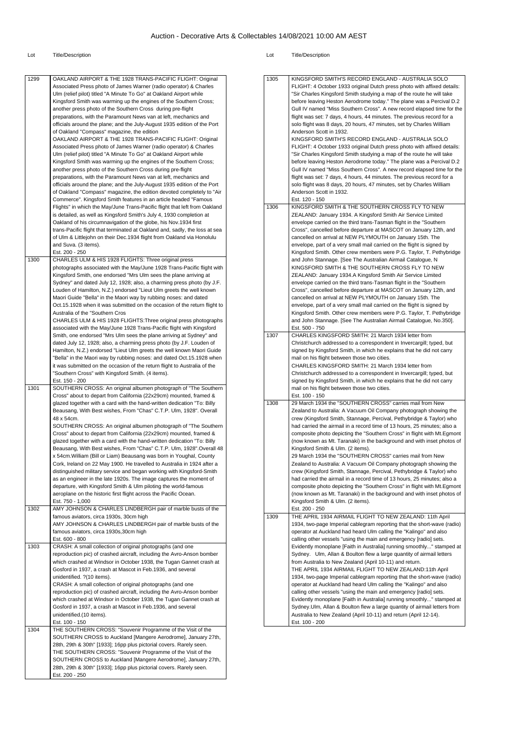| Lot | Title/Description |
|---|---|
| 1299 | OAKLAND AIRPORT & THE 1928 TRANS-PACIFIC FLIGHT: Original Associated Press photo of James Warner (radio operator) & Charles Ulm (relief pilot) titled "A Minute To Go" at Oakland Airport while Kingsford Smith was warming up the engines of the Southern Cross; another press photo of the Southern Cross during pre-flight preparations, with the Paramount News van at left, mechanics and officials around the plane; and the July-August 1935 edition of the Port of Oakland "Compass" magazine, the edition<br>OAKLAND AIRPORT & THE 1928 TRANS-PACIFIC FLIGHT: Original Associated Press photo of James Warner (radio operator) & Charles Ulm (relief pilot) titled "A Minute To Go" at Oakland Airport while Kingsford Smith was warming up the engines of the Southern Cross; another press photo of the Southern Cross during pre-flight preparations, with the Paramount News van at left, mechanics and officials around the plane; and the July-August 1935 edition of the Port of Oakland "Compass" magazine, the edition devoted completely to "Air Commerce". Kingsford Smith features in an article headed "Famous Flights" in which the May/June Trans-Pacific flight that left from Oakland is detailed, as well as Kingsford Smith's July 4, 1930 completion at Oakland of his circumnavigation of the globe, his Nov.1934 first trans-Pacific flight that terminated at Oakland and, sadly, the loss at sea of Ulm & Littlejohn on their Dec.1934 flight from Oakland via Honolulu and Suva. (3 items).<br>Est. 200 - 250 |
| 1300 | CHARLES ULM & HIS 1928 FLIGHTS: Three original press photographs associated with the May/June 1928 Trans-Pacific flight with Kingsford Smith, one endorsed "Mrs Ulm sees the plane arriving at Sydney" and dated July 12, 1928; also, a charming press photo (by J.F. Louden of Hamilton, N.Z.) endorsed "Lieut Ulm greets the well known Maori Guide "Bella" in the Maori way by rubbing noses: and dated Oct.15.1928 when it was submitted on the occasion of the return flight to Australia of the "Southern Cros<br>CHARLES ULM & HIS 1928 FLIGHTS:Three original press photographs associated with the May/June 1928 Trans-Pacific flight with Kingsford Smith, one endorsed "Mrs Ulm sees the plane arriving at Sydney" and dated July 12, 1928; also, a charming press photo (by J.F. Louden of Hamilton, N.Z.) endorsed "Lieut Ulm greets the well known Maori Guide "Bella" in the Maori way by rubbing noses: and dated Oct.15.1928 when it was submitted on the occasion of the return flight to Australia of the "Southern Cross" with Kingsford Smith. (4 items).<br>Est. 150 - 200 |
| 1301 | SOUTHERN CROSS: An original albumen photograph of "The Southern Cross" about to depart from California (22x29cm) mounted, framed & glazed together with a card with the hand-written dedication "To: Billy Beausang, With Best wishes, From "Chas" C.T.P. Ulm, 1928". Overall 48 x 54cm.<br>SOUTHERN CROSS: An original albumen photograph of "The Southern Cross" about to depart from California (22x29cm) mounted, framed & glazed together with a card with the hand-written dedication "To: Billy Beausang, With Best wishes, From "Chas" C.T.P. Ulm, 1928".Overall 48 x 54cm.William (Bill or Liam) Beausang was born in Youghal, County Cork, Ireland on 22 May 1900. He travelled to Australia in 1924 after a distinguished military service and began working with Kingsford-Smith as an engineer in the late 1920s. The image captures the moment of departure, with Kingsford Smith & Ulm piloting the world-famous aeroplane on the historic first flight across the Pacific Ocean.<br>Est. 750 - 1,000 |
| 1302 | AMY JOHNSON & CHARLES LINDBERGH pair of marble busts of the famous aviators, circa 1930s, 30cm high<br>AMY JOHNSON & CHARLES LINDBERGH pair of marble busts of the famous aviators, circa 1930s,30cm high<br>Est. 600 - 800 |
| 1303 | CRASH: A small collection of original photographs (and one reproduction pic) of crashed aircraft, including the Avro-Anson bomber which crashed at Windsor in October 1938, the Tugan Gannet crash at Gosford in 1937, a crash at Mascot in Feb.1936, and several unidentified. ?(10 items).<br>CRASH: A small collection of original photographs (and one reproduction pic) of crashed aircraft, including the Avro-Anson bomber which crashed at Windsor in October 1938, the Tugan Gannet crash at Gosford in 1937, a crash at Mascot in Feb.1936, and several unidentified.(10 items).<br>Est. 100 - 150 |
| 1304 | THE SOUTHERN CROSS: "Souvenir Programme of the Visit of the SOUTHERN CROSS to Auckland [Mangere Aerodrome], January 27th, 28th, 29th & 30th" [1933]; 16pp plus pictorial covers. Rarely seen.<br>THE SOUTHERN CROSS: "Souvenir Programme of the Visit of the SOUTHERN CROSS to Auckland [Mangere Aerodrome], January 27th, 28th, 29th & 30th" [1933]; 16pp plus pictorial covers. Rarely seen.<br>Est. 200 - 250 |
| 1305 | KINGSFORD SMITH'S RECORD ENGLAND - AUSTRALIA SOLO FLIGHT: 4 October 1933 original Dutch press photo with affixed details: "Sir Charles Kingsford Smith studying a map of the route he will take before leaving Heston Aerodrome today." The plane was a Percival D.2 Gull IV named "Miss Southern Cross". A new record elapsed time for the flight was set: 7 days, 4 hours, 44 minutes. The previous record for a solo flight was 8 days, 20 hours, 47 minutes, set by Charles William Anderson Scott in 1932.<br>KINGSFORD SMITH'S RECORD ENGLAND - AUSTRALIA SOLO FLIGHT: 4 October 1933 original Dutch press photo with affixed details: "Sir Charles Kingsford Smith studying a map of the route he will take before leaving Heston Aerodrome today." The plane was a Percival D.2 Gull IV named "Miss Southern Cross". A new record elapsed time for the flight was set: 7 days, 4 hours, 44 minutes. The previous record for a solo flight was 8 days, 20 hours, 47 minutes, set by Charles William Anderson Scott in 1932.<br>Est. 120 - 150 |
| 1306 | KINGSFORD SMITH & THE SOUTHERN CROSS FLY TO NEW ZEALAND: January 1934. A Kingsford Smith Air Service Limited envelope carried on the third trans-Tasman flight in the "Southern Cross", cancelled before departure at MASCOT on January 12th, and cancelled on arrival at NEW PLYMOUTH on January 15th. The envelope, part of a very small mail carried on the flight is signed by Kingsford Smith. Other crew members were P.G. Taylor, T. Pethybridge and John Stannage. [See The Australian Airmail Catalogue, N<br>KINGSFORD SMITH & THE SOUTHERN CROSS FLY TO NEW ZEALAND: January 1934.A Kingsford Smith Air Service Limited envelope carried on the third trans-Tasman flight in the "Southern Cross", cancelled before departure at MASCOT on January 12th, and cancelled on arrival at NEW PLYMOUTH on January 15th. The envelope, part of a very small mail carried on the flight is signed by Kingsford Smith. Other crew members were P.G. Taylor, T. Pethybridge and John Stannage. [See The Australian Airmail Catalogue, No.350].<br>Est. 500 - 750 |
| 1307 | CHARLES KINGSFORD SMITH: 21 March 1934 letter from Christchurch addressed to a correspondent in Invercargill; typed, but signed by Kingsford Smith, in which he explains that he did not carry mail on his flight between those two cities.<br>CHARLES KINGSFORD SMITH: 21 March 1934 letter from Christchurch addressed to a correspondent in Invercargill; typed, but signed by Kingsford Smith, in which he explains that he did not carry mail on his flight between those two cities.<br>Est. 100 - 150 |
| 1308 | 29 March 1934 the "SOUTHERN CROSS" carries mail from New Zealand to Australia: A Vacuum Oil Company photograph showing the crew (Kingsford Smith, Stannage, Percival, Pethybridge & Taylor) who had carried the airmail in a record time of 13 hours, 25 minutes; also a composite photo depicting the "Southern Cross" in flight with Mt.Egmont (now known as Mt. Taranaki) in the background and with inset photos of Kingsford Smith & Ulm. (2 items).<br>29 March 1934 the "SOUTHERN CROSS" carries mail from New Zealand to Australia: A Vacuum Oil Company photograph showing the crew (Kingsford Smith, Stannage, Percival, Pethybridge & Taylor) who had carried the airmail in a record time of 13 hours, 25 minutes; also a composite photo depicting the "Southern Cross" in flight with Mt.Egmont (now known as Mt. Taranaki) in the background and with inset photos of Kingsford Smith & Ulm. (2 items).<br>Est. 200 - 250 |
| 1309 | THE APRIL 1934 AIRMAIL FLIGHT TO NEW ZEALAND: 11th April 1934, two-page Imperial cablegram reporting that the short-wave (radio) operator at Auckland had heard Ulm calling the "Kalingo" and also calling other vessels "using the main and emergency [radio] sets. Evidently monoplane [Faith in Australia] running smoothly..." stamped at Sydney. Ulm, Allan & Boulton flew a large quantity of airmail letters from Australia to New Zealand (April 10-11) and return.<br>THE APRIL 1934 AIRMAIL FLIGHT TO NEW ZEALAND:11th April 1934, two-page Imperial cablegram reporting that the short-wave (radio) operator at Auckland had heard Ulm calling the "Kalingo" and also calling other vessels "using the main and emergency [radio] sets. Evidently monoplane [Faith in Australia] running smoothly..." stamped at Sydney.Ulm, Allan & Boulton flew a large quantity of airmail letters from Australia to New Zealand (April 10-11) and return (April 12-14).<br>Est. 100 - 200 |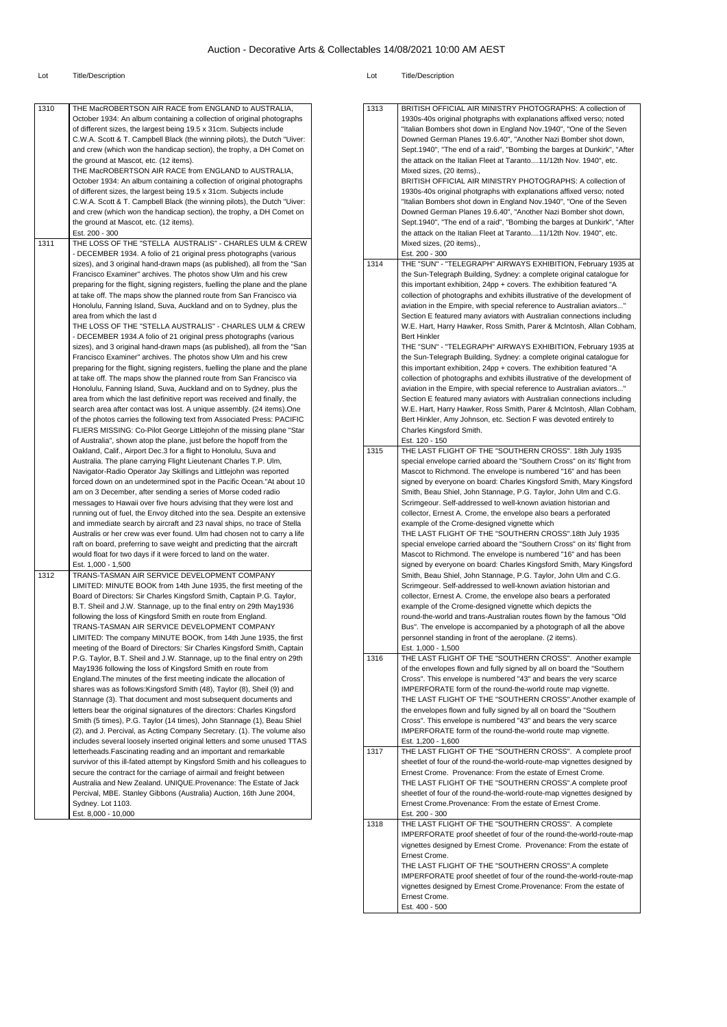# Auction - Decorative Arts & Collectables 14/08/2021 10:00 AM AEST

| Lot | Title/Description |
|---|---|
| 1310 | THE MacROBERTSON AIR RACE from ENGLAND to AUSTRALIA, October 1934: An album containing a collection of original photographs of different sizes, the largest being 19.5 x 31cm. Subjects include C.W.A. Scott & T. Campbell Black (the winning pilots), the Dutch "Uiver: and crew (which won the handicap section), the trophy, a DH Comet on the ground at Mascot, etc. (12 items).<br>THE MacROBERTSON AIR RACE from ENGLAND to AUSTRALIA, October 1934: An album containing a collection of original photographs of different sizes, the largest being 19.5 x 31cm. Subjects include C.W.A. Scott & T. Campbell Black (the winning pilots), the Dutch "Uiver: and crew (which won the handicap section), the trophy, a DH Comet on the ground at Mascot, etc. (12 items).<br>Est. 200 - 300 |
| 1311 | THE LOSS OF THE "STELLA AUSTRALIS" - CHARLES ULM & CREW - DECEMBER 1934. A folio of 21 original press photographs (various sizes), and 3 original hand-drawn maps (as published), all from the "San Francisco Examiner" archives. The photos show Ulm and his crew preparing for the flight, signing registers, fuelling the plane and the plane at take off. The maps show the planned route from San Francisco via Honolulu, Fanning Island, Suva, Auckland and on to Sydney, plus the area from which the last d<br>THE LOSS OF THE "STELLA AUSTRALIS" - CHARLES ULM & CREW - DECEMBER 1934.A folio of 21 original press photographs (various sizes), and 3 original hand-drawn maps (as published), all from the "San Francisco Examiner" archives. The photos show Ulm and his crew preparing for the flight, signing registers, fuelling the plane and the plane at take off. The maps show the planned route from San Francisco via Honolulu, Fanning Island, Suva, Auckland and on to Sydney, plus the area from which the last definitive report was received and finally, the search area after contact was lost. A unique assembly. (24 items).One of the photos carries the following text from Associated Press: PACIFIC FLIERS MISSING: Co-Pilot George Littlejohn of the missing plane "Star of Australia", shown atop the plane, just before the hopoff from the Oakland, Calif., Airport Dec.3 for a flight to Honolulu, Suva and Australia. The plane carrying Flight Lieutenant Charles T.P. Ulm, Navigator-Radio Operator Jay Skillings and Littlejohn was reported forced down on an undetermined spot in the Pacific Ocean."At about 10 am on 3 December, after sending a series of Morse coded radio messages to Hawaii over five hours advising that they were lost and running out of fuel, the Envoy ditched into the sea. Despite an extensive and immediate search by aircraft and 23 naval ships, no trace of Stella Australis or her crew was ever found. Ulm had chosen not to carry a life raft on board, preferring to save weight and predicting that the aircraft would float for two days if it were forced to land on the water.<br>Est. 1,000 - 1,500 |
| 1312 | TRANS-TASMAN AIR SERVICE DEVELOPMENT COMPANY LIMITED: MINUTE BOOK from 14th June 1935, the first meeting of the Board of Directors: Sir Charles Kingsford Smith, Captain P.G. Taylor, B.T. Sheil and J.W. Stannage, up to the final entry on 29th May1936 following the loss of Kingsford Smith en route from England.<br>TRANS-TASMAN AIR SERVICE DEVELOPMENT COMPANY LIMITED: The company MINUTE BOOK, from 14th June 1935, the first meeting of the Board of Directors: Sir Charles Kingsford Smith, Captain P.G. Taylor, B.T. Sheil and J.W. Stannage, up to the final entry on 29th May1936 following the loss of Kingsford Smith en route from England.The minutes of the first meeting indicate the allocation of shares was as follows:Kingsford Smith (48), Taylor (8), Sheil (9) and Stannage (3). That document and most subsequent documents and letters bear the original signatures of the directors: Charles Kingsford Smith (5 times), P.G. Taylor (14 times), John Stannage (1), Beau Shiel (2), and J. Percival, as Acting Company Secretary. (1). The volume also includes several loosely inserted original letters and some unused TTAS letterheads.Fascinating reading and an important and remarkable survivor of this ill-fated attempt by Kingsford Smith and his colleagues to secure the contract for the carriage of airmail and freight between Australia and New Zealand. UNIQUE.Provenance: The Estate of Jack Percival, MBE. Stanley Gibbons (Australia) Auction, 16th June 2004, Sydney. Lot 1103.<br>Est. 8,000 - 10,000 |
| 1313 | BRITISH OFFICIAL AIR MINISTRY PHOTOGRAPHS: A collection of 1930s-40s original photgraphs with explanations affixed verso; noted "Italian Bombers shot down in England Nov.1940", "One of the Seven Downed German Planes 19.6.40", "Another Nazi Bomber shot down, Sept.1940", "The end of a raid", "Bombing the barges at Dunkirk", "After the attack on the Italian Fleet at Taranto....11/12th Nov. 1940", etc. Mixed sizes, (20 items).,<br>BRITISH OFFICIAL AIR MINISTRY PHOTOGRAPHS: A collection of 1930s-40s original photgraphs with explanations affixed verso; noted "Italian Bombers shot down in England Nov.1940", "One of the Seven Downed German Planes 19.6.40", "Another Nazi Bomber shot down, Sept.1940", "The end of a raid", "Bombing the barges at Dunkirk", "After the attack on the Italian Fleet at Taranto....11/12th Nov. 1940", etc. Mixed sizes, (20 items).,<br>Est. 200 - 300 |
| 1314 | THE "SUN" - "TELEGRAPH" AIRWAYS EXHIBITION, February 1935 at the Sun-Telegraph Building, Sydney: a complete original catalogue for this important exhibition, 24pp + covers. The exhibition featured "A collection of photographs and exhibits illustrative of the development of aviation in the Empire, with special reference to Australian aviators..." Section E featured many aviators with Australian connections including W.E. Hart, Harry Hawker, Ross Smith, Parer & McIntosh, Allan Cobham, Bert Hinkler<br>THE "SUN" - "TELEGRAPH" AIRWAYS EXHIBITION, February 1935 at the Sun-Telegraph Building, Sydney: a complete original catalogue for this important exhibition, 24pp + covers. The exhibition featured "A collection of photographs and exhibits illustrative of the development of aviation in the Empire, with special reference to Australian aviators..." Section E featured many aviators with Australian connections including W.E. Hart, Harry Hawker, Ross Smith, Parer & McIntosh, Allan Cobham, Bert Hinkler, Amy Johnson, etc. Section F was devoted entirely to Charles Kingsford Smith.<br>Est. 120 - 150 |
| 1315 | THE LAST FLIGHT OF THE "SOUTHERN CROSS". 18th July 1935 special envelope carried aboard the "Southern Cross" on its' flight from Mascot to Richmond. The envelope is numbered "16" and has been signed by everyone on board: Charles Kingsford Smith, Mary Kingsford Smith, Beau Shiel, John Stannage, P.G. Taylor, John Ulm and C.G. Scrimgeour. Self-addressed to well-known aviation historian and collector, Ernest A. Crome, the envelope also bears a perforated example of the Crome-designed vignette which<br>THE LAST FLIGHT OF THE "SOUTHERN CROSS".18th July 1935 special envelope carried aboard the "Southern Cross" on its' flight from Mascot to Richmond. The envelope is numbered "16" and has been signed by everyone on board: Charles Kingsford Smith, Mary Kingsford Smith, Beau Shiel, John Stannage, P.G. Taylor, John Ulm and C.G. Scrimgeour. Self-addressed to well-known aviation historian and collector, Ernest A. Crome, the envelope also bears a perforated example of the Crome-designed vignette which depicts the round-the-world and trans-Australian routes flown by the famous "Old Bus". The envelope is accompanied by a photograph of all the above personnel standing in front of the aeroplane. (2 items).<br>Est. 1,000 - 1,500 |
| 1316 | THE LAST FLIGHT OF THE "SOUTHERN CROSS". Another example of the envelopes flown and fully signed by all on board the "Southern Cross". This envelope is numbered "43" and bears the very scarce IMPERFORATE form of the round-the-world route map vignette.<br>THE LAST FLIGHT OF THE "SOUTHERN CROSS".Another example of the envelopes flown and fully signed by all on board the "Southern Cross". This envelope is numbered "43" and bears the very scarce IMPERFORATE form of the round-the-world route map vignette.<br>Est. 1,200 - 1,600 |
| 1317 | THE LAST FLIGHT OF THE "SOUTHERN CROSS". A complete proof sheetlet of four of the round-the-world-route-map vignettes designed by Ernest Crome. Provenance: From the estate of Ernest Crome.<br>THE LAST FLIGHT OF THE "SOUTHERN CROSS".A complete proof sheetlet of four of the round-the-world-route-map vignettes designed by Ernest Crome.Provenance: From the estate of Ernest Crome.<br>Est. 200 - 300 |
| 1318 | THE LAST FLIGHT OF THE "SOUTHERN CROSS". A complete IMPERFORATE proof sheetlet of four of the round-the-world-route-map vignettes designed by Ernest Crome. Provenance: From the estate of Ernest Crome.<br>THE LAST FLIGHT OF THE "SOUTHERN CROSS".A complete IMPERFORATE proof sheetlet of four of the round-the-world-route-map vignettes designed by Ernest Crome.Provenance: From the estate of Ernest Crome.<br>Est. 400 - 500 |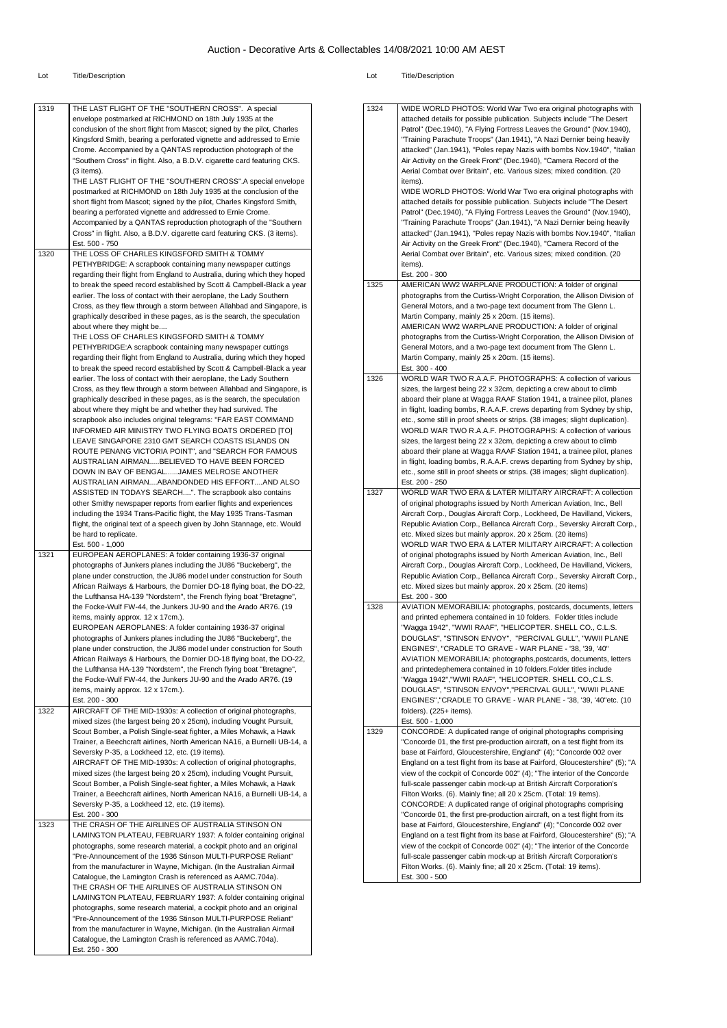# Auction - Decorative Arts & Collectables 14/08/2021 10:00 AM AEST

| Lot | Title/Description |
|---|---|
| 1319 | THE LAST FLIGHT OF THE "SOUTHERN CROSS". A special envelope postmarked at RICHMOND on 18th July 1935 at the conclusion of the short flight from Mascot; signed by the pilot, Charles Kingsford Smith, bearing a perforated vignette and addressed to Ernie Crome. Accompanied by a QANTAS reproduction photograph of the "Southern Cross" in flight. Also, a B.D.V. cigarette card featuring CKS. (3 items).<br>THE LAST FLIGHT OF THE "SOUTHERN CROSS".A special envelope postmarked at RICHMOND on 18th July 1935 at the conclusion of the short flight from Mascot; signed by the pilot, Charles Kingsford Smith, bearing a perforated vignette and addressed to Ernie Crome. Accompanied by a QANTAS reproduction photograph of the "Southern Cross" in flight. Also, a B.D.V. cigarette card featuring CKS. (3 items).<br>Est. 500 - 750 |
| 1320 | THE LOSS OF CHARLES KINGSFORD SMITH & TOMMY PETHYBRIDGE: A scrapbook containing many newspaper cuttings regarding their flight from England to Australia, during which they hoped to break the speed record established by Scott & Campbell-Black a year earlier. The loss of contact with their aeroplane, the Lady Southern Cross, as they flew through a storm between Allahbad and Singapore, is graphically described in these pages, as is the search, the speculation about where they might be....<br>THE LOSS OF CHARLES KINGSFORD SMITH & TOMMY PETHYBRIDGE:A scrapbook containing many newspaper cuttings regarding their flight from England to Australia, during which they hoped to break the speed record established by Scott & Campbell-Black a year earlier. The loss of contact with their aeroplane, the Lady Southern Cross, as they flew through a storm between Allahbad and Singapore, is graphically described in these pages, as is the search, the speculation about where they might be and whether they had survived. The scrapbook also includes original telegrams: "FAR EAST COMMAND INFORMED AIR MINISTRY TWO FLYING BOATS ORDERED [TO] LEAVE SINGAPORE 2310 GMT SEARCH COASTS ISLANDS ON ROUTE PENANG VICTORIA POINT", and "SEARCH FOR FAMOUS AUSTRALIAN AIRMAN.....BELIEVED TO HAVE BEEN FORCED DOWN IN BAY OF BENGAL......JAMES MELROSE ANOTHER AUSTRALIAN AIRMAN....ABANDONDED HIS EFFORT....AND ALSO ASSISTED IN TODAYS SEARCH....". The scrapbook also contains other Smithy newspaper reports from earlier flights and experiences including the 1934 Trans-Pacific flight, the May 1935 Trans-Tasman flight, the original text of a speech given by John Stannage, etc. Would be hard to replicate.<br>Est. 500 - 1,000 |
| 1321 | EUROPEAN AEROPLANES: A folder containing 1936-37 original photographs of Junkers planes including the JU86 "Buckeberg", the plane under construction, the JU86 model under construction for South African Railways & Harbours, the Dornier DO-18 flying boat, the DO-22, the Lufthansa HA-139 "Nordstern", the French flying boat "Bretagne", the Focke-Wulf FW-44, the Junkers JU-90 and the Arado AR76. (19 items, mainly approx. 12 x 17cm.).<br>EUROPEAN AEROPLANES: A folder containing 1936-37 original photographs of Junkers planes including the JU86 "Buckeberg", the plane under construction, the JU86 model under construction for South African Railways & Harbours, the Dornier DO-18 flying boat, the DO-22, the Lufthansa HA-139 "Nordstern", the French flying boat "Bretagne", the Focke-Wulf FW-44, the Junkers JU-90 and the Arado AR76. (19 items, mainly approx. 12 x 17cm.).<br>Est. 200 - 300 |
| 1322 | AIRCRAFT OF THE MID-1930s: A collection of original photographs, mixed sizes (the largest being 20 x 25cm), including Vought Pursuit, Scout Bomber, a Polish Single-seat fighter, a Miles Mohawk, a Hawk Trainer, a Beechcraft airlines, North American NA16, a Burnelli UB-14, a Seversky P-35, a Lockheed 12, etc. (19 items).<br>AIRCRAFT OF THE MID-1930s: A collection of original photographs, mixed sizes (the largest being 20 x 25cm), including Vought Pursuit, Scout Bomber, a Polish Single-seat fighter, a Miles Mohawk, a Hawk Trainer, a Beechcraft airlines, North American NA16, a Burnelli UB-14, a Seversky P-35, a Lockheed 12, etc. (19 items).<br>Est. 200 - 300 |
| 1323 | THE CRASH OF THE AIRLINES OF AUSTRALIA STINSON ON LAMINGTON PLATEAU, FEBRUARY 1937: A folder containing original photographs, some research material, a cockpit photo and an original "Pre-Announcement of the 1936 Stinson MULTI-PURPOSE Reliant" from the manufacturer in Wayne, Michigan. (In the Australian Airmail Catalogue, the Lamington Crash is referenced as AAMC.704a).<br>THE CRASH OF THE AIRLINES OF AUSTRALIA STINSON ON LAMINGTON PLATEAU, FEBRUARY 1937: A folder containing original photographs, some research material, a cockpit photo and an original "Pre-Announcement of the 1936 Stinson MULTI-PURPOSE Reliant" from the manufacturer in Wayne, Michigan. (In the Australian Airmail Catalogue, the Lamington Crash is referenced as AAMC.704a).<br>Est. 250 - 300 |
| 1324 | WIDE WORLD PHOTOS: World War Two era original photographs with attached details for possible publication. Subjects include "The Desert Patrol" (Dec.1940), "A Flying Fortress Leaves the Ground" (Nov.1940), "Training Parachute Troops" (Jan.1941), "A Nazi Dernier being heavily attacked" (Jan.1941), "Poles repay Nazis with bombs Nov.1940", "Italian Air Activity on the Greek Front" (Dec.1940), "Camera Record of the Aerial Combat over Britain", etc. Various sizes; mixed condition. (20 items).<br>WIDE WORLD PHOTOS: World War Two era original photographs with attached details for possible publication. Subjects include "The Desert Patrol" (Dec.1940), "A Flying Fortress Leaves the Ground" (Nov.1940), "Training Parachute Troops" (Jan.1941), "A Nazi Dernier being heavily attacked" (Jan.1941), "Poles repay Nazis with bombs Nov.1940", "Italian Air Activity on the Greek Front" (Dec.1940), "Camera Record of the Aerial Combat over Britain", etc. Various sizes; mixed condition. (20 items).<br>Est. 200 - 300 |
| 1325 | AMERICAN WW2 WARPLANE PRODUCTION: A folder of original photographs from the Curtiss-Wright Corporation, the Allison Division of General Motors, and a two-page text document from The Glenn L. Martin Company, mainly 25 x 20cm. (15 items).<br>AMERICAN WW2 WARPLANE PRODUCTION: A folder of original photographs from the Curtiss-Wright Corporation, the Allison Division of General Motors, and a two-page text document from The Glenn L. Martin Company, mainly 25 x 20cm. (15 items).<br>Est. 300 - 400 |
| 1326 | WORLD WAR TWO R.A.A.F. PHOTOGRAPHS: A collection of various sizes, the largest being 22 x 32cm, depicting a crew about to climb aboard their plane at Wagga RAAF Station 1941, a trainee pilot, planes in flight, loading bombs, R.A.A.F. crews departing from Sydney by ship, etc., some still in proof sheets or strips. (38 images; slight duplication).<br>WORLD WAR TWO R.A.A.F. PHOTOGRAPHS: A collection of various sizes, the largest being 22 x 32cm, depicting a crew about to climb aboard their plane at Wagga RAAF Station 1941, a trainee pilot, planes in flight, loading bombs, R.A.A.F. crews departing from Sydney by ship, etc., some still in proof sheets or strips. (38 images; slight duplication).<br>Est. 200 - 250 |
| 1327 | WORLD WAR TWO ERA & LATER MILITARY AIRCRAFT: A collection of original photographs issued by North American Aviation, Inc., Bell Aircraft Corp., Douglas Aircraft Corp., Lockheed, De Havilland, Vickers, Republic Aviation Corp., Bellanca Aircraft Corp., Seversky Aircraft Corp., etc. Mixed sizes but mainly approx. 20 x 25cm. (20 items)<br>WORLD WAR TWO ERA & LATER MILITARY AIRCRAFT: A collection of original photographs issued by North American Aviation, Inc., Bell Aircraft Corp., Douglas Aircraft Corp., Lockheed, De Havilland, Vickers, Republic Aviation Corp., Bellanca Aircraft Corp., Seversky Aircraft Corp., etc. Mixed sizes but mainly approx. 20 x 25cm. (20 items)<br>Est. 200 - 300 |
| 1328 | AVIATION MEMORABILIA: photographs, postcards, documents, letters and printed ephemera contained in 10 folders. Folder titles include "Wagga 1942", "WWII RAAF", "HELICOPTER. SHELL CO., C.L.S. DOUGLAS", "STINSON ENVOY", "PERCIVAL GULL", "WWII PLANE ENGINES", "CRADLE TO GRAVE - WAR PLANE - '38, '39, '40"<br>AVIATION MEMORABILIA: photographs,postcards, documents, letters and printedephemera contained in 10 folders.Folder titles include "Wagga 1942","WWII RAAF", "HELICOPTER. SHELL CO.,C.L.S. DOUGLAS", "STINSON ENVOY","PERCIVAL GULL", "WWII PLANE ENGINES","CRADLE TO GRAVE - WAR PLANE - '38, '39, '40"etc. (10 folders). (225+ items).<br>Est. 500 - 1,000 |
| 1329 | CONCORDE: A duplicated range of original photographs comprising "Concorde 01, the first pre-production aircraft, on a test flight from its base at Fairford, Gloucestershire, England" (4); "Concorde 002 over England on a test flight from its base at Fairford, Gloucestershire" (5); "A view of the cockpit of Concorde 002" (4); "The interior of the Concorde full-scale passenger cabin mock-up at British Aircraft Corporation's Filton Works. (6). Mainly fine; all 20 x 25cm. (Total: 19 items).<br>CONCORDE: A duplicated range of original photographs comprising "Concorde 01, the first pre-production aircraft, on a test flight from its base at Fairford, Gloucestershire, England" (4); "Concorde 002 over England on a test flight from its base at Fairford, Gloucestershire" (5); "A view of the cockpit of Concorde 002" (4); "The interior of the Concorde full-scale passenger cabin mock-up at British Aircraft Corporation's Filton Works. (6). Mainly fine; all 20 x 25cm. (Total: 19 items).<br>Est. 300 - 500 |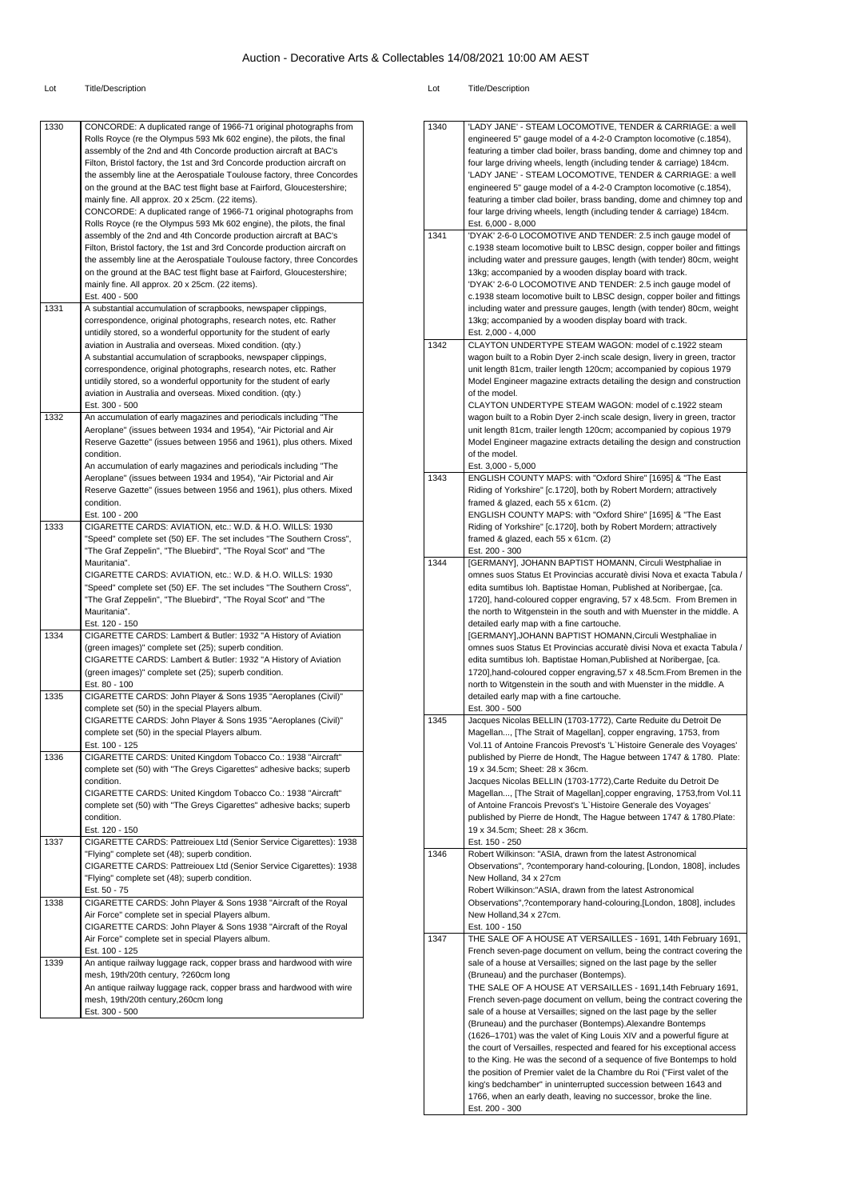# Auction - Decorative Arts & Collectables 14/08/2021 10:00 AM AEST

| Lot | Title/Description |
|---|---|
| 1330 | CONCORDE: A duplicated range of 1966-71 original photographs from Rolls Royce (re the Olympus 593 Mk 602 engine), the pilots, the final assembly of the 2nd and 4th Concorde production aircraft at BAC's Filton, Bristol factory, the 1st and 3rd Concorde production aircraft on the assembly line at the Aerospatiale Toulouse factory, three Concordes on the ground at the BAC test flight base at Fairford, Gloucestershire; mainly fine. All approx. 20 x 25cm. (22 items).<br>CONCORDE: A duplicated range of 1966-71 original photographs from Rolls Royce (re the Olympus 593 Mk 602 engine), the pilots, the final assembly of the 2nd and 4th Concorde production aircraft at BAC's Filton, Bristol factory, the 1st and 3rd Concorde production aircraft on the assembly line at the Aerospatiale Toulouse factory, three Concordes on the ground at the BAC test flight base at Fairford, Gloucestershire; mainly fine. All approx. 20 x 25cm. (22 items).<br>Est. 400 - 500 |
| 1331 | A substantial accumulation of scrapbooks, newspaper clippings, correspondence, original photographs, research notes, etc. Rather untidily stored, so a wonderful opportunity for the student of early aviation in Australia and overseas. Mixed condition. (qty.)<br>A substantial accumulation of scrapbooks, newspaper clippings, correspondence, original photographs, research notes, etc. Rather untidily stored, so a wonderful opportunity for the student of early aviation in Australia and overseas. Mixed condition. (qty.)<br>Est. 300 - 500 |
| 1332 | An accumulation of early magazines and periodicals including "The Aeroplane" (issues between 1934 and 1954), "Air Pictorial and Air Reserve Gazette" (issues between 1956 and 1961), plus others. Mixed condition.<br>An accumulation of early magazines and periodicals including "The Aeroplane" (issues between 1934 and 1954), "Air Pictorial and Air Reserve Gazette" (issues between 1956 and 1961), plus others. Mixed condition.<br>Est. 100 - 200 |
| 1333 | CIGARETTE CARDS: AVIATION, etc.: W.D. & H.O. WILLS: 1930 "Speed" complete set (50) EF. The set includes "The Southern Cross", "The Graf Zeppelin", "The Bluebird", "The Royal Scot" and "The Mauritania".<br>CIGARETTE CARDS: AVIATION, etc.: W.D. & H.O. WILLS: 1930 "Speed" complete set (50) EF. The set includes "The Southern Cross", "The Graf Zeppelin", "The Bluebird", "The Royal Scot" and "The Mauritania".<br>Est. 120 - 150 |
| 1334 | CIGARETTE CARDS: Lambert & Butler: 1932 "A History of Aviation (green images)" complete set (25); superb condition.<br>CIGARETTE CARDS: Lambert & Butler: 1932 "A History of Aviation (green images)" complete set (25); superb condition.<br>Est. 80 - 100 |
| 1335 | CIGARETTE CARDS: John Player & Sons 1935 "Aeroplanes (Civil)" complete set (50) in the special Players album.<br>CIGARETTE CARDS: John Player & Sons 1935 "Aeroplanes (Civil)" complete set (50) in the special Players album.<br>Est. 100 - 125 |
| 1336 | CIGARETTE CARDS: United Kingdom Tobacco Co.: 1938 "Aircraft" complete set (50) with "The Greys Cigarettes" adhesive backs; superb condition.<br>CIGARETTE CARDS: United Kingdom Tobacco Co.: 1938 "Aircraft" complete set (50) with "The Greys Cigarettes" adhesive backs; superb condition.<br>Est. 120 - 150 |
| 1337 | CIGARETTE CARDS: Pattreiouex Ltd (Senior Service Cigarettes): 1938 "Flying" complete set (48); superb condition.<br>CIGARETTE CARDS: Pattreiouex Ltd (Senior Service Cigarettes): 1938 "Flying" complete set (48); superb condition.<br>Est. 50 - 75 |
| 1338 | CIGARETTE CARDS: John Player & Sons 1938 "Aircraft of the Royal Air Force" complete set in special Players album.<br>CIGARETTE CARDS: John Player & Sons 1938 "Aircraft of the Royal Air Force" complete set in special Players album.<br>Est. 100 - 125 |
| 1339 | An antique railway luggage rack, copper brass and hardwood with wire mesh, 19th/20th century, ?260cm long<br>An antique railway luggage rack, copper brass and hardwood with wire mesh, 19th/20th century,260cm long<br>Est. 300 - 500 |
| 1340 | 'LADY JANE' - STEAM LOCOMOTIVE, TENDER & CARRIAGE: a well engineered 5" gauge model of a 4-2-0 Crampton locomotive (c.1854), featuring a timber clad boiler, brass banding, dome and chimney top and four large driving wheels, length (including tender & carriage) 184cm.<br>'LADY JANE' - STEAM LOCOMOTIVE, TENDER & CARRIAGE: a well engineered 5" gauge model of a 4-2-0 Crampton locomotive (c.1854), featuring a timber clad boiler, brass banding, dome and chimney top and four large driving wheels, length (including tender & carriage) 184cm.<br>Est. 6,000 - 8,000 |
| 1341 | 'DYAK' 2-6-0 LOCOMOTIVE AND TENDER: 2.5 inch gauge model of c.1938 steam locomotive built to LBSC design, copper boiler and fittings including water and pressure gauges, length (with tender) 80cm, weight 13kg; accompanied by a wooden display board with track.<br>'DYAK' 2-6-0 LOCOMOTIVE AND TENDER: 2.5 inch gauge model of c.1938 steam locomotive built to LBSC design, copper boiler and fittings including water and pressure gauges, length (with tender) 80cm, weight 13kg; accompanied by a wooden display board with track.<br>Est. 2,000 - 4,000 |
| 1342 | CLAYTON UNDERTYPE STEAM WAGON: model of c.1922 steam wagon built to a Robin Dyer 2-inch scale design, livery in green, tractor unit length 81cm, trailer length 120cm; accompanied by copious 1979 Model Engineer magazine extracts detailing the design and construction of the model.<br>CLAYTON UNDERTYPE STEAM WAGON: model of c.1922 steam wagon built to a Robin Dyer 2-inch scale design, livery in green, tractor unit length 81cm, trailer length 120cm; accompanied by copious 1979 Model Engineer magazine extracts detailing the design and construction of the model.<br>Est. 3,000 - 5,000 |
| 1343 | ENGLISH COUNTY MAPS: with "Oxford Shire" [1695] & "The East Riding of Yorkshire" [c.1720], both by Robert Mordern; attractively framed & glazed, each 55 x 61cm. (2)<br>ENGLISH COUNTY MAPS: with "Oxford Shire" [1695] & "The East Riding of Yorkshire" [c.1720], both by Robert Mordern; attractively framed & glazed, each 55 x 61cm. (2)<br>Est. 200 - 300 |
| 1344 | [GERMANY], JOHANN BAPTIST HOMANN, Circuli Westphaliae in omnes suos Status Et Provincias accuratè divisi Nova et exacta Tabula / edita sumtibus Ioh. Baptistae Homan, Published at Noribergae, [ca. 1720], hand-coloured copper engraving, 57 x 48.5cm. From Bremen in the north to Witgenstein in the south and with Muenster in the middle. A detailed early map with a fine cartouche.<br>[GERMANY],JOHANN BAPTIST HOMANN,Circuli Westphaliae in omnes suos Status Et Provincias accuratè divisi Nova et exacta Tabula / edita sumtibus Ioh. Baptistae Homan,Published at Noribergae, [ca. 1720],hand-coloured copper engraving,57 x 48.5cm.From Bremen in the north to Witgenstein in the south and with Muenster in the middle. A detailed early map with a fine cartouche.<br>Est. 300 - 500 |
| 1345 | Jacques Nicolas BELLIN (1703-1772), Carte Reduite du Detroit De Magellan..., [The Strait of Magellan], copper engraving, 1753, from Vol.11 of Antoine Francois Prevost's 'L`Histoire Generale des Voyages' published by Pierre de Hondt, The Hague between 1747 & 1780. Plate: 19 x 34.5cm; Sheet: 28 x 36cm.<br>Jacques Nicolas BELLIN (1703-1772),Carte Reduite du Detroit De Magellan..., [The Strait of Magellan],copper engraving, 1753,from Vol.11 of Antoine Francois Prevost's 'L`Histoire Generale des Voyages' published by Pierre de Hondt, The Hague between 1747 & 1780.Plate: 19 x 34.5cm; Sheet: 28 x 36cm.<br>Est. 150 - 250 |
| 1346 | Robert Wilkinson: "ASIA, drawn from the latest Astronomical Observations", ?contemporary hand-colouring, [London, 1808], includes New Holland, 34 x 27cm<br>Robert Wilkinson:"ASIA, drawn from the latest Astronomical Observations",?contemporary hand-colouring,[London, 1808], includes New Holland,34 x 27cm.<br>Est. 100 - 150 |
| 1347 | THE SALE OF A HOUSE AT VERSAILLES - 1691, 14th February 1691, French seven-page document on vellum, being the contract covering the sale of a house at Versailles; signed on the last page by the seller (Bruneau) and the purchaser (Bontemps).<br>THE SALE OF A HOUSE AT VERSAILLES - 1691,14th February 1691, French seven-page document on vellum, being the contract covering the sale of a house at Versailles; signed on the last page by the seller (Bruneau) and the purchaser (Bontemps).Alexandre Bontemps (1626–1701) was the valet of King Louis XIV and a powerful figure at the court of Versailles, respected and feared for his exceptional access to the King. He was the second of a sequence of five Bontemps to hold the position of Premier valet de la Chambre du Roi ("First valet of the king's bedchamber" in uninterrupted succession between 1643 and 1766, when an early death, leaving no successor, broke the line.<br>Est. 200 - 300 |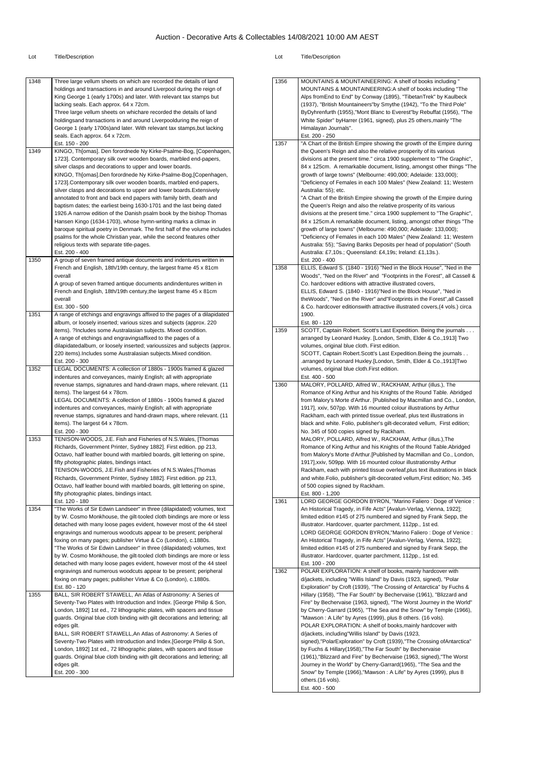# Auction - Decorative Arts & Collectables 14/08/2021 10:00 AM AEST

| Lot | Title/Description |
|---|---|
| 1348 | Three large vellum sheets on which are recorded the details of land holdings and transactions in and around Liverpool during the reign of King George 1 (early 1700s) and later. With relevant tax stamps but lacking seals. Each approx. 64 x 72cm.<br>Three large vellum sheets on whichare recorded the details of land holdingsand transactions in and around Liverpoolduring the reign of George 1 (early 1700s)and later. With relevant tax stamps,but lacking seals. Each approx. 64 x 72cm.<br>Est. 150 - 200 |
| 1349 | KINGO, Th[omas]. Den forordnede Ny Kirke-Psalme-Bog, [Copenhagen, 1723]. Contemporary silk over wooden boards, marbled end-papers, silver clasps and decorations to upper and lower boards.<br>KINGO, Th[omas].Den forordnede Ny Kirke-Psalme-Bog,[Copenhagen, 1723].Contemporary silk over wooden boards, marbled end-papers, silver clasps and decorations to upper and lower boards.Extensively annotated to front and back end papers with family birth, death and baptism dates; the earliest being 1630-1701 and the last being dated 1926.A narrow edition of the Danish psalm book by the bishop Thomas Hansen Kingo (1634-1703), whose hymn-writing marks a climax in baroque spiritual poetry in Denmark. The first half of the volume includes psalms for the whole Christian year, while the second features other religious texts with separate title-pages.<br>Est. 200 - 400 |
| 1350 | A group of seven framed antique documents and indentures written in French and English, 18th/19th century, the largest frame 45 x 81cm overall<br>A group of seven framed antique documents andindentures written in French and English, 18th/19th century,the largest frame 45 x 81cm overall<br>Est. 300 - 500 |
| 1351 | A range of etchings and engravings affixed to the pages of a dilapidated album, or loosely inserted; various sizes and subjects (approx. 220 items). ?Includes some Australasian subjects. Mixed condition.<br>A range of etchings and engravingsaffixed to the pages of a dilapidatedalbum, or loosely inserted; varioussizes and subjects (approx. 220 items).Includes some Australasian subjects.Mixed condition.<br>Est. 200 - 300 |
| 1352 | LEGAL DOCUMENTS: A collection of 1880s - 1900s framed & glazed indentures and conveyances, mainly English; all with appropriate revenue stamps, signatures and hand-drawn maps, where relevant. (11 items). The largest 64 x 78cm.<br>LEGAL DOCUMENTS: A collection of 1880s - 1900s framed & glazed indentures and conveyances, mainly English; all with appropriate revenue stamps, signatures and hand-drawn maps, where relevant. (11 items). The largest 64 x 78cm.<br>Est. 200 - 300 |
| 1353 | TENISON-WOODS, J.E. Fish and Fisheries of N.S.Wales, [Thomas Richards, Government Printer, Sydney 1882]. First edition. pp 213, Octavo, half leather bound with marbled boards, gilt lettering on spine, fifty photographic plates, bindings intact.<br>TENISON-WOODS, J.E.Fish and Fisheries of N.S.Wales,[Thomas Richards, Government Printer, Sydney 1882]. First edition. pp 213, Octavo, half leather bound with marbled boards, gilt lettering on spine, fifty photographic plates, bindings intact.<br>Est. 120 - 180 |
| 1354 | "The Works of Sir Edwin Landseer" in three (dilapidated) volumes, text by W. Cosmo Monkhouse, the gilt-tooled cloth bindings are more or less detached with many loose pages evident, however most of the 44 steel engravings and numerous woodcuts appear to be present; peripheral foxing on many pages; publisher Virtue & Co (London), c.1880s.<br>"The Works of Sir Edwin Landseer" in three (dilapidated) volumes, text by W. Cosmo Monkhouse, the gilt-tooled cloth bindings are more or less detached with many loose pages evident, however most of the 44 steel engravings and numerous woodcuts appear to be present; peripheral foxing on many pages; publisher Virtue & Co (London), c.1880s.<br>Est. 80 - 120 |
| 1355 | BALL, SIR ROBERT STAWELL, An Atlas of Astronomy: A Series of Seventy-Two Plates with Introduction and Index. [George Philip & Son, London, 1892] 1st ed., 72 lithographic plates, with spacers and tissue guards. Original blue cloth binding with gilt decorations and lettering; all edges gilt.<br>BALL, SIR ROBERT STAWELL,An Atlas of Astronomy: A Series of Seventy-Two Plates with Introduction and Index.[George Philip & Son, London, 1892] 1st ed., 72 lithographic plates, with spacers and tissue guards. Original blue cloth binding with gilt decorations and lettering; all edges gilt.<br>Est. 200 - 300 |
| 1356 | MOUNTAINS & MOUNTAINEERING: A shelf of books including " MOUNTAINS & MOUNTAINEERING:A shelf of books including "The Alps fromEnd to End" by Conway (1895), "TibetanTrek" by Kaulbeck (1937), "British Mountaineers"by Smythe (1942), "To the Third Pole" ByDyhrenfurth (1955),"Mont Blanc to Everest"by Rebuffat (1956), "The White Spider" byHarrer (1961, signed), plus 25 others,mainly "The Himalayan Journals".<br>Est. 200 - 250 |
| 1357 | "A Chart of the British Empire showing the growth of the Empire during the Queen's Reign and also the relative prosperity of its various divisions at the present time." circa 1900 supplement to "The Graphic", 84 x 125cm. A remarkable document, listing, amongst other things "The growth of large towns" (Melbourne: 490,000; Adelaide: 133,000); "Deficiency of Females in each 100 Males" (New Zealand: 11; Western Australia: 55); etc.<br>"A Chart of the British Empire showing the growth of the Empire during the Queen's Reign and also the relative prosperity of its various divisions at the present time." circa 1900 supplement to "The Graphic", 84 x 125cm.A remarkable document, listing, amongst other things "The growth of large towns" (Melbourne: 490,000; Adelaide: 133,000); "Deficiency of Females in each 100 Males" (New Zealand: 11; Western Australia: 55); "Saving Banks Deposits per head of population" (South Australia: £7,10s.; Queensland: £4,19s; Ireland: £1,13s.).<br>Est. 200 - 400 |
| 1358 | ELLIS, Edward S. (1840 - 1916) "Ned in the Block House", "Ned in the Woods", "Ned on the River" and "Footprints in the Forest", all Cassell & Co. hardcover editions with attractive illustrated covers,<br>ELLIS, Edward S. (1840 - 1916)"Ned in the Block House", "Ned in theWoods", "Ned on the River" and"Footprints in the Forest",all Cassell & Co. hardcover editionswith attractive illustrated covers,(4 vols.) circa 1900.<br>Est. 80 - 120 |
| 1359 | SCOTT, Captain Robert. Scott's Last Expedition. Being the journals . . . arranged by Leonard Huxley. [London, Smith, Elder & Co.,1913] Two volumes, original blue cloth. First edition.<br>SCOTT, Captain Robert.Scott's Last Expedition.Being the journals . . .arranged by Leonard Huxley.[London, Smith, Elder & Co.,1913]Two volumes, original blue cloth.First edition.<br>Est. 400 - 500 |
| 1360 | MALORY, POLLARD, Alfred W., RACKHAM, Arthur (illus.), The Romance of King Arthur and his Knights of the Round Table. Abridged from Malory's Morte d'Arthur. [Published by Macmillan and Co., London, 1917], xxiv, 507pp. With 16 mounted colour illustrations by Arthur Rackham, each with printed tissue overleaf, plus text illustrations in black and white. Folio, publisher's gilt-decorated vellum, First edition; No. 345 of 500 copies signed by Rackham.<br>MALORY, POLLARD, Alfred W., RACKHAM, Arthur (illus.),The Romance of King Arthur and his Knights of the Round Table.Abridged from Malory's Morte d'Arthur.[Published by Macmillan and Co., London, 1917],xxiv, 509pp. With 16 mounted colour illustrationsby Arthur Rackham, each with printed tissue overleaf,plus text illustrations in black and white.Folio, publisher's gilt-decorated vellum,First edition; No. 345 of 500 copies signed by Rackham.<br>Est. 800 - 1,200 |
| 1361 | LORD GEORGE GORDON BYRON, "Marino Faliero : Doge of Venice : An Historical Tragedy, in Fife Acts" [Avalun-Verlag, Vienna, 1922]; limited edition #145 of 275 numbered and signed by Frank Sepp, the illustrator. Hardcover, quarter parchment, 112pp., 1st ed.<br>LORD GEORGE GORDON BYRON,"Marino Faliero : Doge of Venice : An Historical Tragedy, in Fife Acts" [Avalun-Verlag, Vienna, 1922]; limited edition #145 of 275 numbered and signed by Frank Sepp, the illustrator. Hardcover, quarter parchment, 112pp., 1st ed.<br>Est. 100 - 200 |
| 1362 | POLAR EXPLORATION: A shelf of books, mainly hardcover with d/jackets, including "Willis Island" by Davis (1923, signed), "Polar Exploration" by Croft (1939), "The Crossing of Antarctica" by Fuchs & Hillary (1958), "The Far South" by Bechervaise (1961), "Blizzard and Fire" by Bechervaise (1963, signed), "The Worst Journey in the World" by Cherry-Garrard (1965), "The Sea and the Snow" by Temple (1966), "Mawson : A Life" by Ayres (1999), plus 8 others. (16 vols).<br>POLAR EXPLORATION: A shelf of books,mainly hardcover with d/jackets, including"Willis Island" by Davis (1923, signed),"PolarExploration" by Croft (1939),"The Crossing ofAntarctica" by Fuchs & Hillary(1958),"The Far South" by Bechervaise (1961),"Blizzard and Fire" by Bechervaise (1963, signed),"The Worst Journey in the World" by Cherry-Garrard(1965), "The Sea and the Snow" by Temple (1966),"Mawson : A Life" by Ayres (1999), plus 8 others.(16 vols).<br>Est. 400 - 500 |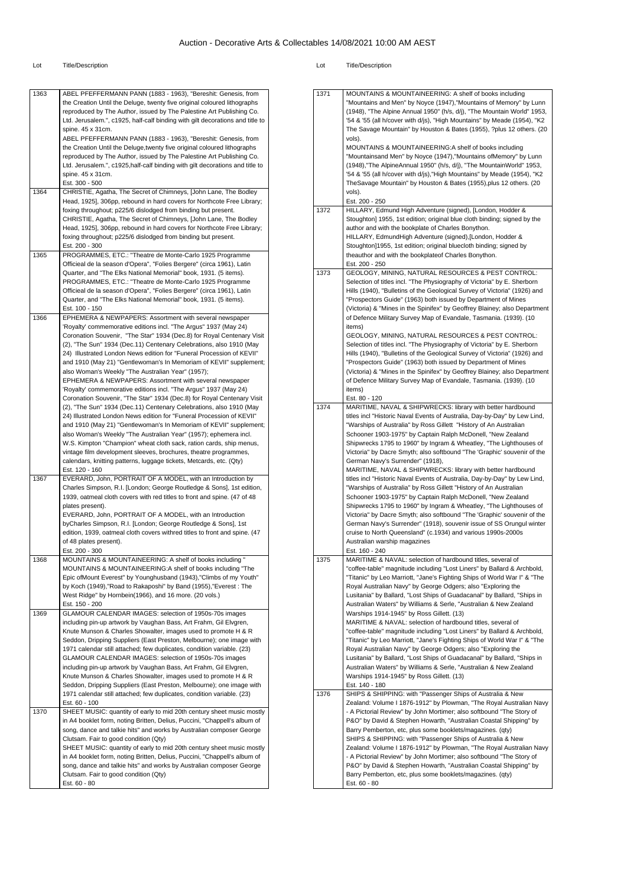# Auction - Decorative Arts & Collectables 14/08/2021 10:00 AM AEST

| Lot | Title/Description |
|---|---|
| 1363 | ABEL PFEFFERMANN PANN (1883 - 1963), "Bereshit: Genesis, from the Creation Until the Deluge, twenty five original coloured lithographs reproduced by The Author, issued by The Palestine Art Publishing Co. Ltd. Jerusalem.", c1925, half-calf binding with gilt decorations and title to spine. 45 x 31cm.<br>ABEL PFEFFERMANN PANN (1883 - 1963), "Bereshit: Genesis, from the Creation Until the Deluge,twenty five original coloured lithographs reproduced by The Author, issued by The Palestine Art Publishing Co. Ltd. Jerusalem.", c1925,half-calf binding with gilt decorations and title to spine. 45 x 31cm.<br>Est. 300 - 500 |
| 1364 | CHRISTIE, Agatha, The Secret of Chimneys, [John Lane, The Bodley Head, 1925], 306pp, rebound in hard covers for Northcote Free Library; foxing throughout; p225/6 dislodged from binding but present.<br>CHRISTIE, Agatha, The Secret of Chimneys, [John Lane, The Bodley Head, 1925], 306pp, rebound in hard covers for Northcote Free Library; foxing throughout; p225/6 dislodged from binding but present.<br>Est. 200 - 300 |
| 1365 | PROGRAMMES, ETC.: "Theatre de Monte-Carlo 1925 Programme Officieal de la season d'Opera", "Folies Bergere" (circa 1961), Latin Quarter, and "The Elks National Memorial" book, 1931. (5 items).<br>PROGRAMMES, ETC.: "Theatre de Monte-Carlo 1925 Programme Officieal de la season d'Opera", "Folies Bergere" (circa 1961), Latin Quarter, and "The Elks National Memorial" book, 1931. (5 items).<br>Est. 100 - 150 |
| 1366 | EPHEMERA & NEWPAPERS: Assortment with several newspaper 'Royalty' commemorative editions incl. "The Argus" 1937 (May 24) Coronation Souvenir, "The Star" 1934 (Dec.8) for Royal Centenary Visit (2), "The Sun" 1934 (Dec.11) Centenary Celebrations, also 1910 (May 24) Illustrated London News edition for "Funeral Procession of KEVII" and 1910 (May 21) "Gentlewoman's In Memoriam of KEVII" supplement; also Woman's Weekly "The Australian Year" (1957);<br>EPHEMERA & NEWPAPERS: Assortment with several newspaper 'Royalty' commemorative editions incl. "The Argus" 1937 (May 24) Coronation Souvenir, "The Star" 1934 (Dec.8) for Royal Centenary Visit (2), "The Sun" 1934 (Dec.11) Centenary Celebrations, also 1910 (May 24) Illustrated London News edition for "Funeral Procession of KEVII" and 1910 (May 21) "Gentlewoman's In Memoriam of KEVII" supplement; also Woman's Weekly "The Australian Year" (1957); ephemera incl. W.S. Kimpton "Champion" wheat cloth sack, ration cards, ship menus, vintage film development sleeves, brochures, theatre programmes, calendars, knitting patterns, luggage tickets, Metcards, etc. (Qty)<br>Est. 120 - 160 |
| 1367 | EVERARD, John, PORTRAIT OF A MODEL, with an Introduction by Charles Simpson, R.I. [London; George Routledge & Sons], 1st edition, 1939, oatmeal cloth covers with red titles to front and spine. (47 of 48 plates present).<br>EVERARD, John, PORTRAIT OF A MODEL, with an Introduction byCharles Simpson, R.I. [London; George Routledge & Sons], 1st edition, 1939, oatmeal cloth covers withred titles to front and spine. (47 of 48 plates present).<br>Est. 200 - 300 |
| 1368 | MOUNTAINS & MOUNTAINEERING: A shelf of books including "<br>MOUNTAINS & MOUNTAINEERING:A shelf of books including "The Epic ofMount Everest" by Younghusband (1943),"Climbs of my Youth" by Koch (1949),"Road to Rakaposhi" by Band (1955),"Everest : The West Ridge" by Hornbein(1966), and 16 more. (20 vols.)<br>Est. 150 - 200 |
| 1369 | GLAMOUR CALENDAR IMAGES: selection of 1950s-70s images including pin-up artwork by Vaughan Bass, Art Frahm, Gil Elvgren, Knute Munson & Charles Showalter, images used to promote H & R Seddon, Dripping Suppliers (East Preston, Melbourne); one image with 1971 calendar still attached; few duplicates, condition variable. (23)<br>GLAMOUR CALENDAR IMAGES: selection of 1950s-70s images including pin-up artwork by Vaughan Bass, Art Frahm, Gil Elvgren, Knute Munson & Charles Showalter, images used to promote H & R Seddon, Dripping Suppliers (East Preston, Melbourne); one image with 1971 calendar still attached; few duplicates, condition variable. (23)<br>Est. 60 - 100 |
| 1370 | SHEET MUSIC: quantity of early to mid 20th century sheet music mostly in A4 booklet form, noting Britten, Delius, Puccini, "Chappell's album of song, dance and talkie hits" and works by Australian composer George Clutsam. Fair to good condition (Qty)<br>SHEET MUSIC: quantity of early to mid 20th century sheet music mostly in A4 booklet form, noting Britten, Delius, Puccini, "Chappell's album of song, dance and talkie hits" and works by Australian composer George Clutsam. Fair to good condition (Qty)<br>Est. 60 - 80 |
| 1371 | MOUNTAINS & MOUNTAINEERING: A shelf of books including "Mountains and Men" by Noyce (1947),"Mountains of Memory" by Lunn (1948), "The Alpine Annual 1950" (h/s, d/j), "The Mountain World" 1953, '54 & '55 (all h/cover with d/js), "High Mountains" by Meade (1954), "K2 The Savage Mountain" by Houston & Bates (1955), ?plus 12 others. (20 vols).<br>MOUNTAINS & MOUNTAINEERING:A shelf of books including "Mountainsand Men" by Noyce (1947),"Mountains ofMemory" by Lunn (1948),"The AlpineAnnual 1950" (h/s, d/j), "The MountainWorld" 1953, '54 & '55 (all h/cover with d/js),"High Mountains" by Meade (1954), "K2 TheSavage Mountain" by Houston & Bates (1955),plus 12 others. (20 vols).<br>Est. 200 - 250 |
| 1372 | HILLARY, Edmund High Adventure (signed), [London, Hodder & Stoughton] 1955, 1st edition; original blue cloth binding; signed by the author and with the bookplate of Charles Bonython.<br>HILLARY, EdmundHigh Adventure (signed),[London, Hodder & Stoughton]1955, 1st edition; original bluecloth binding; signed by theauthor and with the bookplateof Charles Bonython.<br>Est. 200 - 250 |
| 1373 | GEOLOGY, MINING, NATURAL RESOURCES & PEST CONTROL: Selection of titles incl. "The Physiography of Victoria" by E. Sherborn Hills (1940), "Bulletins of the Geological Survey of Victoria" (1926) and "Prospectors Guide" (1963) both issued by Department of Mines (Victoria) & "Mines in the Spinifex" by Geoffrey Blainey; also Department of Defence Military Survey Map of Evandale, Tasmania. (1939). (10 items)<br>GEOLOGY, MINING, NATURAL RESOURCES & PEST CONTROL: Selection of titles incl. "The Physiography of Victoria" by E. Sherborn Hills (1940), "Bulletins of the Geological Survey of Victoria" (1926) and "Prospectors Guide" (1963) both issued by Department of Mines (Victoria) & "Mines in the Spinifex" by Geoffrey Blainey; also Department of Defence Military Survey Map of Evandale, Tasmania. (1939). (10 items)<br>Est. 80 - 120 |
| 1374 | MARITIME, NAVAL & SHIPWRECKS: library with better hardbound titles incl "Historic Naval Events of Australia, Day-by-Day" by Lew Lind, "Warships of Australia" by Ross Gillett "History of An Australian Schooner 1903-1975" by Captain Ralph McDonell, "New Zealand Shipwrecks 1795 to 1960" by Ingram & Wheatley, "The Lighthouses of Victoria" by Dacre Smyth; also softbound "The 'Graphic' souvenir of the German Navy's Surrender" (1918),<br>MARITIME, NAVAL & SHIPWRECKS: library with better hardbound titles incl "Historic Naval Events of Australia, Day-by-Day" by Lew Lind, "Warships of Australia" by Ross Gillett "History of An Australian Schooner 1903-1975" by Captain Ralph McDonell, "New Zealand Shipwrecks 1795 to 1960" by Ingram & Wheatley, "The Lighthouses of Victoria" by Dacre Smyth; also softbound "The 'Graphic' souvenir of the German Navy's Surrender" (1918), souvenir issue of SS Orungul winter cruise to North Queensland" (c.1934) and various 1990s-2000s Australian warship magazines<br>Est. 160 - 240 |
| 1375 | MARITIME & NAVAL: selection of hardbound titles, several of "coffee-table" magnitude including "Lost Liners" by Ballard & Archbold, "Titanic" by Leo Marriott, "Jane's Fighting Ships of World War I" & "The Royal Australian Navy" by George Odgers; also "Exploring the Lusitania" by Ballard, "Lost Ships of Guadacanal" by Ballard, "Ships in Australian Waters" by Williams & Serle, "Australian & New Zealand Warships 1914-1945" by Ross Gillett. (13)<br>MARITIME & NAVAL: selection of hardbound titles, several of "coffee-table" magnitude including "Lost Liners" by Ballard & Archbold, "Titanic" by Leo Marriott, "Jane's Fighting Ships of World War I" & "The Royal Australian Navy" by George Odgers; also "Exploring the Lusitania" by Ballard, "Lost Ships of Guadacanal" by Ballard, "Ships in Australian Waters" by Williams & Serle, "Australian & New Zealand Warships 1914-1945" by Ross Gillett. (13)<br>Est. 140 - 180 |
| 1376 | SHIPS & SHIPPING: with "Passenger Ships of Australia & New Zealand: Volume I 1876-1912" by Plowman, "The Royal Australian Navy - A Pictorial Review" by John Mortimer; also softbound "The Story of P&O" by David & Stephen Howarth, "Australian Coastal Shipping" by Barry Pemberton, etc, plus some booklets/magazines. (qty)<br>SHIPS & SHIPPING: with "Passenger Ships of Australia & New Zealand: Volume I 1876-1912" by Plowman, "The Royal Australian Navy - A Pictorial Review" by John Mortimer; also softbound "The Story of P&O" by David & Stephen Howarth, "Australian Coastal Shipping" by Barry Pemberton, etc, plus some booklets/magazines. (qty)<br>Est. 60 - 80 |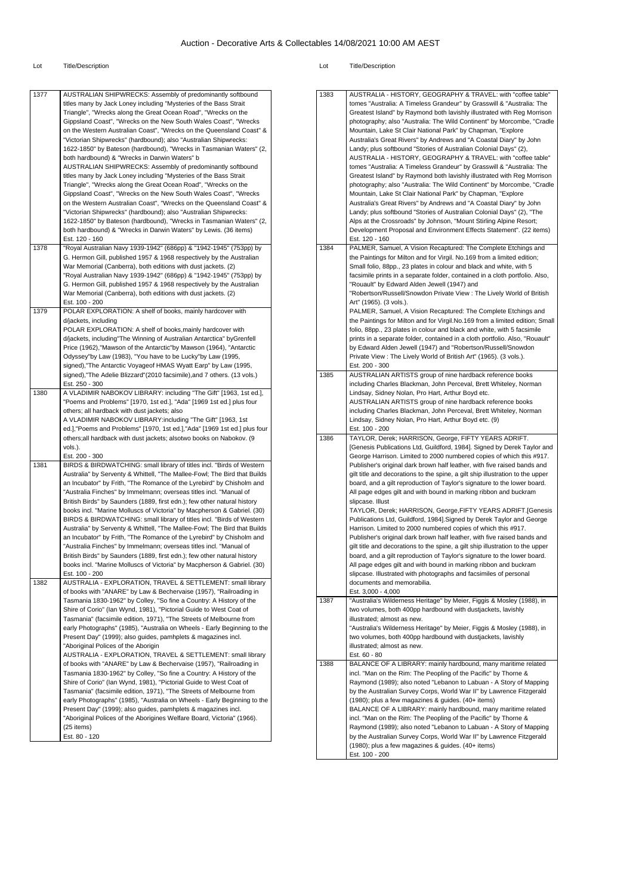# Auction - Decorative Arts & Collectables 14/08/2021 10:00 AM AEST

| Lot | Title/Description |
|---|---|
| 1377 | AUSTRALIAN SHIPWRECKS: Assembly of predominantly softbound titles many by Jack Loney including "Mysteries of the Bass Strait Triangle", "Wrecks along the Great Ocean Road", "Wrecks on the Gippsland Coast", "Wrecks on the New South Wales Coast", "Wrecks on the Western Australian Coast", "Wrecks on the Queensland Coast" & "Victorian Shipwrecks" (hardbound); also "Australian Shipwrecks: 1622-1850" by Bateson (hardbound), "Wrecks in Tasmanian Waters" (2, both hardbound) & "Wrecks in Darwin Waters" b<br>AUSTRALIAN SHIPWRECKS: Assembly of predominantly softbound titles many by Jack Loney including "Mysteries of the Bass Strait Triangle", "Wrecks along the Great Ocean Road", "Wrecks on the Gippsland Coast", "Wrecks on the New South Wales Coast", "Wrecks on the Western Australian Coast", "Wrecks on the Queensland Coast" & "Victorian Shipwrecks" (hardbound); also "Australian Shipwrecks: 1622-1850" by Bateson (hardbound), "Wrecks in Tasmanian Waters" (2, both hardbound) & "Wrecks in Darwin Waters" by Lewis. (36 items)<br>Est. 120 - 160 |
| 1378 | "Royal Australian Navy 1939-1942" (686pp) & "1942-1945" (753pp) by G. Hermon Gill, published 1957 & 1968 respectively by the Australian War Memorial (Canberra), both editions with dust jackets. (2)<br>"Royal Australian Navy 1939-1942" (686pp) & "1942-1945" (753pp) by G. Hermon Gill, published 1957 & 1968 respectively by the Australian War Memorial (Canberra), both editions with dust jackets. (2)<br>Est. 100 - 200 |
| 1379 | POLAR EXPLORATION: A shelf of books, mainly hardcover with d/jackets, including<br>POLAR EXPLORATION: A shelf of books,mainly hardcover with d/jackets, including"The Winning of Australian Antarctica" byGrenfell Price (1962),"Mawson of the Antarctic"by Mawson (1964), "Antarctic Odyssey"by Law (1983), "You have to be Lucky"by Law (1995, signed),"The Antarctic Voyageof HMAS Wyatt Earp" by Law (1995, signed),"The Adelie Blizzard"(2010 facsimile),and 7 others. (13 vols.)<br>Est. 250 - 300 |
| 1380 | A VLADIMIR NABOKOV LIBRARY: including "The Gift" [1963, 1st ed.], "Poems and Problems" [1970, 1st ed.], "Ada" [1969 1st ed.] plus four others; all hardback with dust jackets; also<br>A VLADIMIR NABOKOV LIBRARY:including "The Gift" [1963, 1st ed.],"Poems and Problems" [1970, 1st ed.],"Ada" [1969 1st ed.] plus four others;all hardback with dust jackets; alsotwo books on Nabokov. (9 vols.).<br>Est. 200 - 300 |
| 1381 | BIRDS & BIRDWATCHING: small library of titles incl. "Birds of Western Australia" by Serventy & Whittell, "The Mallee-Fowl; The Bird that Builds an Incubator" by Frith, "The Romance of the Lyrebird" by Chisholm and "Australia Finches" by Immelmann; overseas titles incl. "Manual of British Birds" by Saunders (1889, first edn.); few other natural history books incl. "Marine Molluscs of Victoria" by Macpherson & Gabriel. (30)<br>BIRDS & BIRDWATCHING: small library of titles incl. "Birds of Western Australia" by Serventy & Whittell, "The Mallee-Fowl; The Bird that Builds an Incubator" by Frith, "The Romance of the Lyrebird" by Chisholm and "Australia Finches" by Immelmann; overseas titles incl. "Manual of British Birds" by Saunders (1889, first edn.); few other natural history books incl. "Marine Molluscs of Victoria" by Macpherson & Gabriel. (30)<br>Est. 100 - 200 |
| 1382 | AUSTRALIA - EXPLORATION, TRAVEL & SETTLEMENT: small library of books with "ANARE" by Law & Bechervaise (1957), "Railroading in Tasmania 1830-1962" by Colley, "So fine a Country: A History of the Shire of Corio" (Ian Wynd, 1981), "Pictorial Guide to West Coat of Tasmania" (facsimile edition, 1971), "The Streets of Melbourne from early Photographs" (1985), "Australia on Wheels - Early Beginning to the Present Day" (1999); also guides, pamhplets & magazines incl. "Aboriginal Polices of the Aborigin<br>AUSTRALIA - EXPLORATION, TRAVEL & SETTLEMENT: small library of books with "ANARE" by Law & Bechervaise (1957), "Railroading in Tasmania 1830-1962" by Colley, "So fine a Country: A History of the Shire of Corio" (Ian Wynd, 1981), "Pictorial Guide to West Coat of Tasmania" (facsimile edition, 1971), "The Streets of Melbourne from early Photographs" (1985), "Australia on Wheels - Early Beginning to the Present Day" (1999); also guides, pamhplets & magazines incl. "Aboriginal Polices of the Aborigines Welfare Board, Victoria" (1966). (25 items)<br>Est. 80 - 120 |
| 1383 | AUSTRALIA - HISTORY, GEOGRAPHY & TRAVEL: with "coffee table" tomes "Australia: A Timeless Grandeur" by Grasswill & "Australia: The Greatest Island" by Raymond both lavishly illustrated with Reg Morrison photography; also "Australia: The Wild Continent" by Morcombe, "Cradle Mountain, Lake St Clair National Park" by Chapman, "Explore Australia's Great Rivers" by Andrews and "A Coastal Diary" by John Landy; plus softbound "Stories of Australian Colonial Days" (2),<br>AUSTRALIA - HISTORY, GEOGRAPHY & TRAVEL: with "coffee table" tomes "Australia: A Timeless Grandeur" by Grasswill & "Australia: The Greatest Island" by Raymond both lavishly illustrated with Reg Morrison photography; also "Australia: The Wild Continent" by Morcombe, "Cradle Mountain, Lake St Clair National Park" by Chapman, "Explore Australia's Great Rivers" by Andrews and "A Coastal Diary" by John Landy; plus softbound "Stories of Australian Colonial Days" (2), "The Alps at the Crossroads" by Johnson, "Mount Stirling Alpine Resort; Development Proposal and Environment Effects Statement". (22 items)<br>Est. 120 - 160 |
| 1384 | PALMER, Samuel, A Vision Recaptured: The Complete Etchings and the Paintings for Milton and for Virgil. No.169 from a limited edition; Small folio, 88pp., 23 plates in colour and black and white, with 5 facsimile prints in a separate folder, contained in a cloth portfolio. Also, "Rouault" by Edward Alden Jewell (1947) and "Robertson/Russell/Snowdon Private View : The Lively World of British Art" (1965). (3 vols.).<br>PALMER, Samuel, A Vision Recaptured: The Complete Etchings and the Paintings for Milton and for Virgil.No.169 from a limited edition; Small folio, 88pp., 23 plates in colour and black and white, with 5 facsimile prints in a separate folder, contained in a cloth portfolio. Also, "Rouault" by Edward Alden Jewell (1947) and "Robertson/Russell/Snowdon Private View : The Lively World of British Art" (1965). (3 vols.).<br>Est. 200 - 300 |
| 1385 | AUSTRALIAN ARTISTS group of nine hardback reference books including Charles Blackman, John Perceval, Brett Whiteley, Norman Lindsay, Sidney Nolan, Pro Hart, Arthur Boyd etc.<br>AUSTRALIAN ARTISTS group of nine hardback reference books including Charles Blackman, John Perceval, Brett Whiteley, Norman Lindsay, Sidney Nolan, Pro Hart, Arthur Boyd etc. (9)<br>Est. 100 - 200 |
| 1386 | TAYLOR, Derek; HARRISON, George, FIFTY YEARS ADRIFT. [Genesis Publications Ltd, Guildford, 1984]. Signed by Derek Taylor and George Harrison. Limited to 2000 numbered copies of which this #917. Publisher's original dark brown half leather, with five raised bands and gilt title and decorations to the spine, a gilt ship illustration to the upper board, and a gilt reproduction of Taylor's signature to the lower board. All page edges gilt and with bound in marking ribbon and buckram slipcase. Illust<br>TAYLOR, Derek; HARRISON, George,FIFTY YEARS ADRIFT.[Genesis Publications Ltd, Guildford, 1984].Signed by Derek Taylor and George Harrison. Limited to 2000 numbered copies of which this #917. Publisher's original dark brown half leather, with five raised bands and gilt title and decorations to the spine, a gilt ship illustration to the upper board, and a gilt reproduction of Taylor's signature to the lower board. All page edges gilt and with bound in marking ribbon and buckram slipcase. Illustrated with photographs and facsimiles of personal documents and memorabilia.<br>Est. 3,000 - 4,000 |
| 1387 | "Australia's Wilderness Heritage" by Meier, Figgis & Mosley (1988), in two volumes, both 400pp hardbound with dustjackets, lavishly illustrated; almost as new.<br>"Australia's Wilderness Heritage" by Meier, Figgis & Mosley (1988), in two volumes, both 400pp hardbound with dustjackets, lavishly illustrated; almost as new.<br>Est. 60 - 80 |
| 1388 | BALANCE OF A LIBRARY: mainly hardbound, many maritime related incl. "Man on the Rim: The Peopling of the Pacific" by Thorne & Raymond (1989); also noted "Lebanon to Labuan - A Story of Mapping by the Australian Survey Corps, World War II" by Lawrence Fitzgerald (1980); plus a few magazines & guides. (40+ items)<br>BALANCE OF A LIBRARY: mainly hardbound, many maritime related incl. "Man on the Rim: The Peopling of the Pacific" by Thorne & Raymond (1989); also noted "Lebanon to Labuan - A Story of Mapping by the Australian Survey Corps, World War II" by Lawrence Fitzgerald (1980); plus a few magazines & guides. (40+ items)<br>Est. 100 - 200 |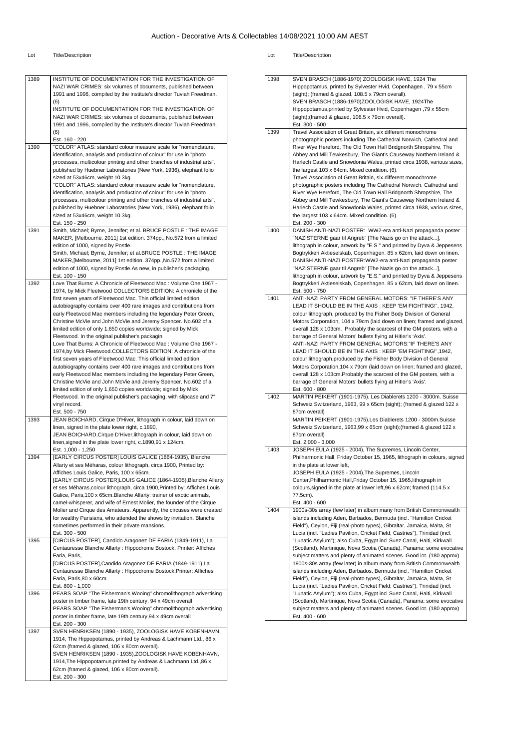# Auction - Decorative Arts & Collectables 14/08/2021 10:00 AM AEST

| Lot | Title/Description |
| --- | --- |
| 1389 | INSTITUTE OF DOCUMENTATION FOR THE INVESTIGATION OF NAZI WAR CRIMES: six volumes of documents, published between 1991 and 1996, compiled by the Institute's director Tuviah Freedman. (6)<br>INSTITUTE OF DOCUMENTATION FOR THE INVESTIGATION OF NAZI WAR CRIMES: six volumes of documents, published between 1991 and 1996, compiled by the Institute's director Tuviah Freedman. (6)<br>Est. 160 - 220 |
| 1390 | "COLOR" ATLAS: standard colour measure scale for "nomenclature, identification, analysis and production of colour" for use in "photo processes, multicolour printing and other branches of industrial arts", published by Huebner Laboratories (New York, 1936), elephant folio sized at 53x46cm, weight 10.3kg.<br>"COLOR" ATLAS: standard colour measure scale for "nomenclature, identification, analysis and production of colour" for use in "photo processes, multicolour printing and other branches of industrial arts", published by Huebner Laboratories (New York, 1936), elephant folio sized at 53x46cm, weight 10.3kg.<br>Est. 150 - 250 |
| 1391 | Smith, Michael; Byrne, Jennifer; et al. BRUCE POSTLE : THE IMAGE MAKER, [Melbourne, 2011] 1st edition. 374pp., No.572 from a limited edition of 1000, signed by Postle.<br>Smith, Michael; Byrne, Jennifer; et al.BRUCE POSTLE : THE IMAGE MAKER,[Melbourne, 2011] 1st edition. 374pp.,No.572 from a limited edition of 1000, signed by Postle.As new, in publisher's packaging.<br>Est. 100 - 150 |
| 1392 | Love That Burns: A Chronicle of Fleetwood Mac : Volume One 1967 - 1974, by Mick Fleetwood COLLECTORS EDITION: A chronicle of the first seven years of Fleetwood Mac. This official limited edition autobiography contains over 400 rare images and contributions from early Fleetwood Mac members including the legendary Peter Green, Christine McVie and John McVie and Jeremy Spencer. No.602 of a limited edition of only 1,650 copies worldwide; signed by Mick Fleetwood. In the original publisher's packagin<br>Love That Burns: A Chronicle of Fleetwood Mac : Volume One 1967 - 1974,by Mick Fleetwood.COLLECTORS EDITION: A chronicle of the first seven years of Fleetwood Mac. This official limited edition autobiography contains over 400 rare images and contributions from early Fleetwood Mac members including the legendary Peter Green, Christine McVie and John McVie and Jeremy Spencer. No.602 of a limited edition of only 1,650 copies worldwide; signed by Mick Fleetwood. In the original publisher's packaging, with slipcase and 7" vinyl record.<br>Est. 500 - 750 |
| 1393 | JEAN BOICHARD, Cirque D'Hiver, lithograph in colour, laid down on linen, signed in the plate lower right, c.1890,<br>JEAN BOICHARD,Cirque D'Hiver,lithograph in colour, laid down on linen,signed in the plate lower right, c.1890,91 x 124cm.<br>Est. 1,000 - 1,250 |
| 1394 | [EARLY CIRCUS POSTER] LOUIS GALICE (1864-1935), Blanche Allarty et ses Méharas, colour lithograph, circa 1900, Printed by: Affiches Louis Galice, Paris, 100 x 65cm.<br>[EARLY CIRCUS POSTER]LOUIS GALICE (1864-1935),Blanche Allarty et ses Méharas,colour lithograph, circa 1900,Printed by: Affiches Louis Galice, Paris,100 x 65cm.Blanche Allarty: trainer of exotic animals, camel-whisperer, and wife of Ernest Molier, the founder of the Cirque Molier and Cirque des Amateurs. Apparently, the circuses were created for wealthy Parisians, who attended the shows by invitation. Blanche sometimes performed in their private mansions.<br>Est. 300 - 500 |
| 1395 | [CIRCUS POSTER], Candido Aragonez DE FARIA (1849-1911), La Centauresse Blanche Allarty : Hippodrome Bostock, Printer: Affiches Faria, Paris,<br>[CIRCUS POSTER],Candido Aragonez DE FARIA (1849-1911),La Centauresse Blanche Allarty : Hippodrome Bostock,Printer: Affiches Faria, Paris,80 x 60cm.<br>Est. 800 - 1,000 |
| 1396 | PEARS SOAP "The Fisherman's Wooing" chromolithograph advertising poster in timber frame, late 19th century, 94 x 49cm overall<br>PEARS SOAP "The Fisherman's Wooing" chromolithograph advertising poster in timber frame, late 19th century,94 x 49cm overall<br>Est. 200 - 300 |
| 1397 | SVEN HENRIKSEN (1890 - 1935), ZOOLOGISK HAVE KOBENHAVN, 1914, The Hippopotamus, printed by Andreas & Lachmann Ltd., 86 x 62cm (framed & glazed, 106 x 80cm overall).<br>SVEN HENRIKSEN (1890 - 1935),ZOOLOGISK HAVE KOBENHAVN, 1914,The Hippopotamus,printed by Andreas & Lachmann Ltd.,86 x 62cm (framed & glazed, 106 x 80cm overall).<br>Est. 200 - 300 |
| 1398 | SVEN BRASCH (1886-1970) ZOOLOGISK HAVE, 1924 The Hippopotamus, printed by Sylvester Hvid, Copenhagen , 79 x 55cm (sight); (framed & glazed, 108.5 x 79cm overall).<br>SVEN BRASCH (1886-1970)ZOOLOGISK HAVE, 1924The Hippopotamus,printed by Sylvester Hvid, Copenhagen ,79 x 55cm (sight);(framed & glazed, 108.5 x 79cm overall).<br>Est. 300 - 500 |
| 1399 | Travel Association of Great Britain, six different monochrome photographic posters including The Cathedral Norwich, Cathedral and River Wye Hereford, The Old Town Hall Bridgnorth Shropshire, The Abbey and Mill Tewkesbury, The Giant's Causeway Northern Ireland & Harlech Castle and Snowdonia Wales, printed circa 1938, various sizes, the largest 103 x 64cm. Mixed condition. (6).<br>Travel Association of Great Britain, six different monochrome photographic posters including The Cathedral Norwich, Cathedral and River Wye Hereford, The Old Town Hall Bridgnorth Shropshire, The Abbey and Mill Tewkesbury, The Giant's Causeway Northern Ireland & Harlech Castle and Snowdonia Wales, printed circa 1938, various sizes, the largest 103 x 64cm. Mixed condition. (6).<br>Est. 200 - 300 |
| 1400 | DANISH ANTI-NAZI POSTER: WW2-era anti-Nazi propaganda poster "NAZISTERNE gaar til Angreb" [The Nazis go on the attack...], lithograph in colour, artwork by "E.S." and printed by Dyva & Jeppesens Bogtrykkeri Aktieselskab, Copenhagen. 85 x 62cm, laid down on linen.<br>DANISH ANTI-NAZI POSTER:WW2-era anti-Nazi propaganda poster "NAZISTERNE gaar til Angreb" [The Nazis go on the attack...], lithograph in colour, artwork by "E.S." and printed by Dyva & Jeppesens Bogtrykkeri Aktieselskab, Copenhagen. 85 x 62cm, laid down on linen.<br>Est. 500 - 750 |
| 1401 | ANTI-NAZI PARTY FROM GENERAL MOTORS: "IF THERE'S ANY LEAD IT SHOULD BE IN THE AXIS : KEEP 'EM FIGHTING!", 1942, colour lithograph, produced by the Fisher Body Division of General Motors Corporation, 104 x 79cm (laid down on linen; framed and glazed, overall 128 x 103cm. Probably the scarcest of the GM posters, with a barrage of General Motors' bullets flying at Hitler's 'Axis'.<br>ANTI-NAZI PARTY FROM GENERAL MOTORS:"IF THERE'S ANY LEAD IT SHOULD BE IN THE AXIS : KEEP 'EM FIGHTING!",1942, colour lithograph,produced by the Fisher Body Division of General Motors Corporation,104 x 79cm (laid down on linen; framed and glazed, overall 128 x 103cm.Probably the scarcest of the GM posters, with a barrage of General Motors' bullets flying at Hitler's 'Axis'.<br>Est. 600 - 800 |
| 1402 | MARTIN PEIKERT (1901-1975), Les Diablerets 1200 - 3000m. Suisse Schweiz Switzerland, 1963, 99 x 65cm (sight); (framed & glazed 122 x 87cm overall)<br>MARTIN PEIKERT (1901-1975),Les Diablerets 1200 - 3000m.Suisse Schweiz Switzerland, 1963,99 x 65cm (sight);(framed & glazed 122 x 87cm overall)<br>Est. 2,000 - 3,000 |
| 1403 | JOSEPH EULA (1925 - 2004), The Supremes, Lincoln Center, Philharmonic Hall, Friday October 15, 1965, lithograph in colours, signed in the plate at lower left,<br>JOSEPH EULA (1925 - 2004),The Supremes, Lincoln Center,Philharmonic Hall,Friday October 15, 1965,lithograph in colours,signed in the plate at lower left,96 x 62cm; framed (114.5 x 77.5cm).<br>Est. 400 - 600 |
| 1404 | 1900s-30s array (few later) in album many from British Commonwealth islands including Aden, Barbados, Bermuda (incl. "Hamilton Cricket Field"), Ceylon, Fiji (real-photo types), Gibraltar, Jamaica, Malta, St Lucia (incl. "Ladies Pavilion, Cricket Field, Castries"), Trinidad (incl. "Lunatic Asylum"); also Cuba, Egypt incl Suez Canal, Haiti, Kirkwall (Scotland), Martinique, Nova Scotia (Canada), Panama; some evocative subject matters and plenty of animated scenes. Good lot. (180 approx)<br>1900s-30s array (few later) in album many from British Commonwealth islands including Aden, Barbados, Bermuda (incl. "Hamilton Cricket Field"), Ceylon, Fiji (real-photo types), Gibraltar, Jamaica, Malta, St Lucia (incl. "Ladies Pavilion, Cricket Field, Castries"), Trinidad (incl. "Lunatic Asylum"); also Cuba, Egypt incl Suez Canal, Haiti, Kirkwall (Scotland), Martinique, Nova Scotia (Canada), Panama; some evocative subject matters and plenty of animated scenes. Good lot. (180 approx)<br>Est. 400 - 600 |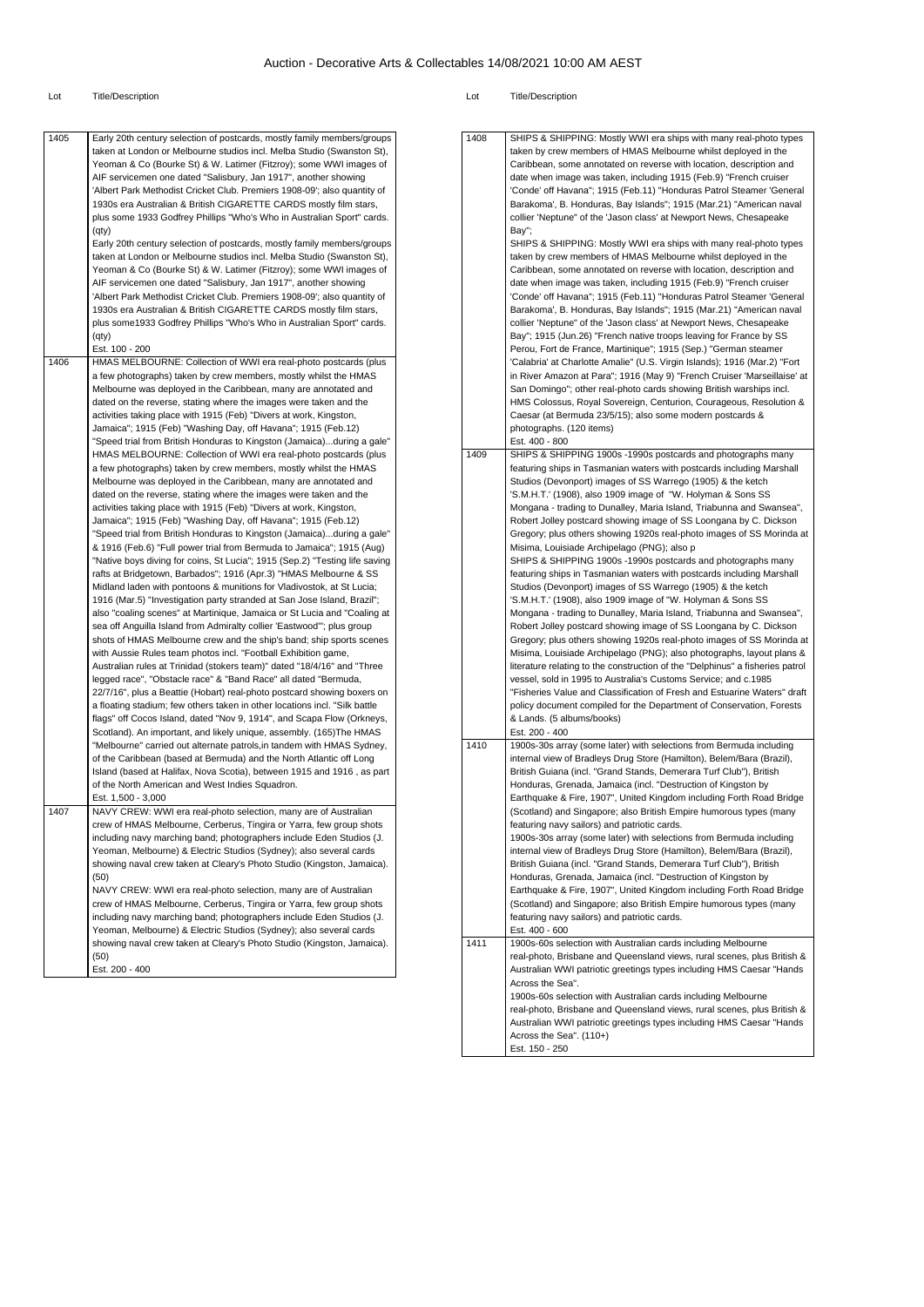# Auction - Decorative Arts & Collectables 14/08/2021 10:00 AM AEST

| Lot | Title/Description |
|---|---|
| 1405 | Early 20th century selection of postcards, mostly family members/groups taken at London or Melbourne studios incl. Melba Studio (Swanston St), Yeoman & Co (Bourke St) & W. Latimer (Fitzroy); some WWI images of AIF servicemen one dated "Salisbury, Jan 1917", another showing 'Albert Park Methodist Cricket Club. Premiers 1908-09'; also quantity of 1930s era Australian & British CIGARETTE CARDS mostly film stars, plus some 1933 Godfrey Phillips "Who's Who in Australian Sport" cards. (qty)<br>Early 20th century selection of postcards, mostly family members/groups taken at London or Melbourne studios incl. Melba Studio (Swanston St), Yeoman & Co (Bourke St) & W. Latimer (Fitzroy); some WWI images of AIF servicemen one dated "Salisbury, Jan 1917", another showing 'Albert Park Methodist Cricket Club. Premiers 1908-09'; also quantity of 1930s era Australian & British CIGARETTE CARDS mostly film stars, plus some1933 Godfrey Phillips "Who's Who in Australian Sport" cards. (qty)<br>Est. 100 - 200 |
| 1406 | HMAS MELBOURNE: Collection of WWI era real-photo postcards (plus a few photographs) taken by crew members, mostly whilst the HMAS Melbourne was deployed in the Caribbean, many are annotated and dated on the reverse, stating where the images were taken and the activities taking place with 1915 (Feb) "Divers at work, Kingston, Jamaica"; 1915 (Feb) "Washing Day, off Havana"; 1915 (Feb.12) "Speed trial from British Honduras to Kingston (Jamaica)...during a gale"<br>HMAS MELBOURNE: Collection of WWI era real-photo postcards (plus a few photographs) taken by crew members, mostly whilst the HMAS Melbourne was deployed in the Caribbean, many are annotated and dated on the reverse, stating where the images were taken and the activities taking place with 1915 (Feb) "Divers at work, Kingston, Jamaica"; 1915 (Feb) "Washing Day, off Havana"; 1915 (Feb.12) "Speed trial from British Honduras to Kingston (Jamaica)...during a gale" & 1916 (Feb.6) "Full power trial from Bermuda to Jamaica"; 1915 (Aug) "Native boys diving for coins, St Lucia"; 1915 (Sep.2) "Testing life saving rafts at Bridgetown, Barbados"; 1916 (Apr.3) "HMAS Melbourne & SS Midland laden with pontoons & munitions for Vladivostok, at St Lucia; 1916 (Mar.5) "Investigation party stranded at San Jose Island, Brazil"; also "coaling scenes" at Martinique, Jamaica or St Lucia and "Coaling at sea off Anguilla Island from Admiralty collier 'Eastwood'"; plus group shots of HMAS Melbourne crew and the ship's band; ship sports scenes with Aussie Rules team photos incl. "Football Exhibition game, Australian rules at Trinidad (stokers team)" dated "18/4/16" and "Three legged race", "Obstacle race" & "Band Race" all dated "Bermuda, 22/7/16", plus a Beattie (Hobart) real-photo postcard showing boxers on a floating stadium; few others taken in other locations incl. "Silk battle flags" off Cocos Island, dated "Nov 9, 1914", and Scapa Flow (Orkneys, Scotland). An important, and likely unique, assembly. (165)The HMAS "Melbourne" carried out alternate patrols,in tandem with HMAS Sydney, of the Caribbean (based at Bermuda) and the North Atlantic off Long Island (based at Halifax, Nova Scotia), between 1915 and 1916 , as part of the North American and West Indies Squadron.<br>Est. 1,500 - 3,000 |
| 1407 | NAVY CREW: WWI era real-photo selection, many are of Australian crew of HMAS Melbourne, Cerberus, Tingira or Yarra, few group shots including navy marching band; photographers include Eden Studios (J. Yeoman, Melbourne) & Electric Studios (Sydney); also several cards showing naval crew taken at Cleary's Photo Studio (Kingston, Jamaica). (50)<br>NAVY CREW: WWI era real-photo selection, many are of Australian crew of HMAS Melbourne, Cerberus, Tingira or Yarra, few group shots including navy marching band; photographers include Eden Studios (J. Yeoman, Melbourne) & Electric Studios (Sydney); also several cards showing naval crew taken at Cleary's Photo Studio (Kingston, Jamaica). (50)<br>Est. 200 - 400 |
| 1408 | SHIPS & SHIPPING: Mostly WWI era ships with many real-photo types taken by crew members of HMAS Melbourne whilst deployed in the Caribbean, some annotated on reverse with location, description and date when image was taken, including 1915 (Feb.9) "French cruiser 'Conde' off Havana"; 1915 (Feb.11) "Honduras Patrol Steamer 'General Barakoma', B. Honduras, Bay Islands"; 1915 (Mar.21) "American naval collier 'Neptune" of the 'Jason class' at Newport News, Chesapeake Bay";<br>SHIPS & SHIPPING: Mostly WWI era ships with many real-photo types taken by crew members of HMAS Melbourne whilst deployed in the Caribbean, some annotated on reverse with location, description and date when image was taken, including 1915 (Feb.9) "French cruiser 'Conde' off Havana"; 1915 (Feb.11) "Honduras Patrol Steamer 'General Barakoma', B. Honduras, Bay Islands"; 1915 (Mar.21) "American naval collier 'Neptune" of the 'Jason class' at Newport News, Chesapeake Bay"; 1915 (Jun.26) "French native troops leaving for France by SS Perou, Fort de France, Martinique"; 1915 (Sep.) "German steamer 'Calabria' at Charlotte Amalie" (U.S. Virgin Islands); 1916 (Mar.2) "Fort in River Amazon at Para"; 1916 (May 9) "French Cruiser 'Marseillaise' at San Domingo"; other real-photo cards showing British warships incl. HMS Colossus, Royal Sovereign, Centurion, Courageous, Resolution & Caesar (at Bermuda 23/5/15); also some modern postcards & photographs. (120 items)<br>Est. 400 - 800 |
| 1409 | SHIPS & SHIPPING 1900s -1990s postcards and photographs many featuring ships in Tasmanian waters with postcards including Marshall Studios (Devonport) images of SS Warrego (1905) & the ketch 'S.M.H.T.' (1908), also 1909 image of "W. Holyman & Sons SS Mongana - trading to Dunalley, Maria Island, Triabunna and Swansea", Robert Jolley postcard showing image of SS Loongana by C. Dickson Gregory; plus others showing 1920s real-photo images of SS Morinda at Misima, Louisiade Archipelago (PNG); also p<br>SHIPS & SHIPPING 1900s -1990s postcards and photographs many featuring ships in Tasmanian waters with postcards including Marshall Studios (Devonport) images of SS Warrego (1905) & the ketch 'S.M.H.T.' (1908), also 1909 image of "W. Holyman & Sons SS Mongana - trading to Dunalley, Maria Island, Triabunna and Swansea", Robert Jolley postcard showing image of SS Loongana by C. Dickson Gregory; plus others showing 1920s real-photo images of SS Morinda at Misima, Louisiade Archipelago (PNG); also photographs, layout plans & literature relating to the construction of the "Delphinus" a fisheries patrol vessel, sold in 1995 to Australia's Customs Service; and c.1985 "Fisheries Value and Classification of Fresh and Estuarine Waters" draft policy document compiled for the Department of Conservation, Forests & Lands. (5 albums/books)<br>Est. 200 - 400 |
| 1410 | 1900s-30s array (some later) with selections from Bermuda including internal view of Bradleys Drug Store (Hamilton), Belem/Bara (Brazil), British Guiana (incl. "Grand Stands, Demerara Turf Club"), British Honduras, Grenada, Jamaica (incl. "Destruction of Kingston by Earthquake & Fire, 1907", United Kingdom including Forth Road Bridge (Scotland) and Singapore; also British Empire humorous types (many featuring navy sailors) and patriotic cards.<br>1900s-30s array (some later) with selections from Bermuda including internal view of Bradleys Drug Store (Hamilton), Belem/Bara (Brazil), British Guiana (incl. "Grand Stands, Demerara Turf Club"), British Honduras, Grenada, Jamaica (incl. "Destruction of Kingston by Earthquake & Fire, 1907", United Kingdom including Forth Road Bridge (Scotland) and Singapore; also British Empire humorous types (many featuring navy sailors) and patriotic cards.<br>Est. 400 - 600 |
| 1411 | 1900s-60s selection with Australian cards including Melbourne real-photo, Brisbane and Queensland views, rural scenes, plus British & Australian WWI patriotic greetings types including HMS Caesar "Hands Across the Sea".<br>1900s-60s selection with Australian cards including Melbourne real-photo, Brisbane and Queensland views, rural scenes, plus British & Australian WWI patriotic greetings types including HMS Caesar "Hands Across the Sea". (110+)<br>Est. 150 - 250 |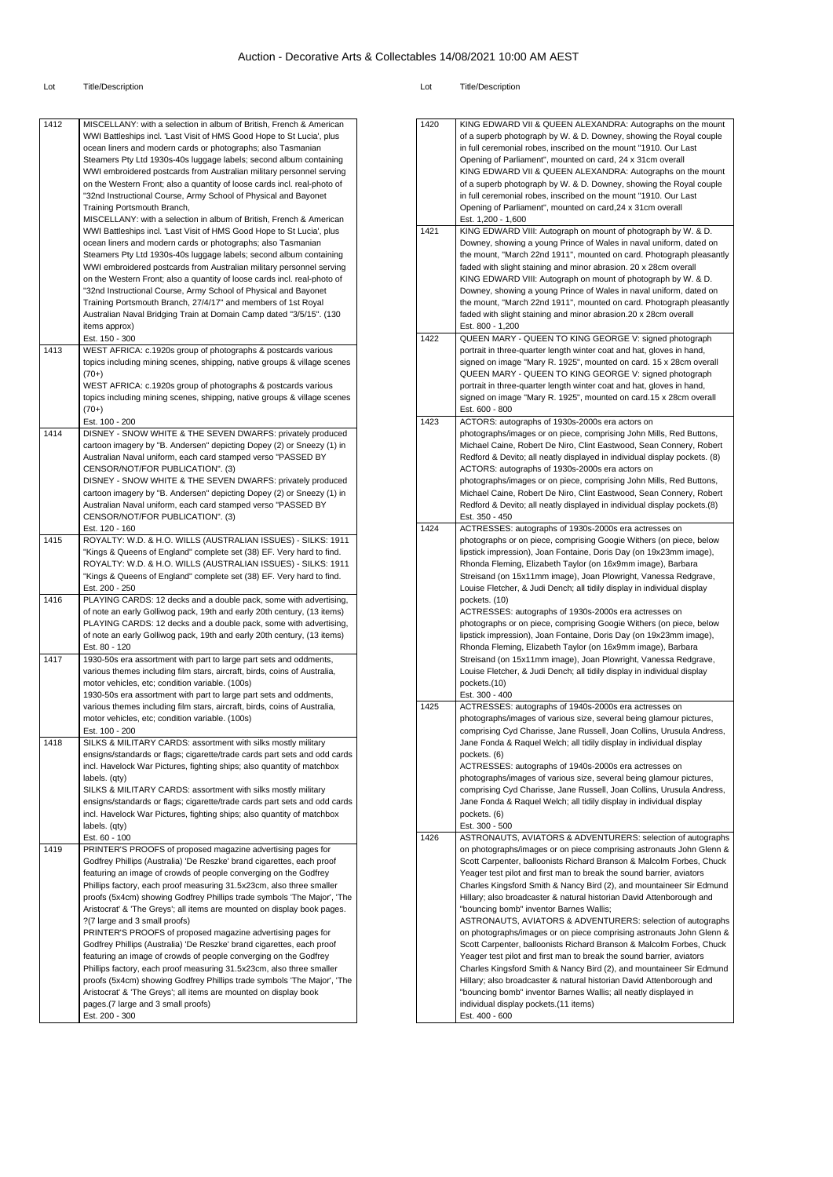# Auction - Decorative Arts & Collectables 14/08/2021 10:00 AM AEST

| Lot | Title/Description |
|---|---|
| 1412 | MISCELLANY: with a selection in album of British, French & American WWI Battleships incl. 'Last Visit of HMS Good Hope to St Lucia', plus ocean liners and modern cards or photographs; also Tasmanian Steamers Pty Ltd 1930s-40s luggage labels; second album containing WWI embroidered postcards from Australian military personnel serving on the Western Front; also a quantity of loose cards incl. real-photo of "32nd Instructional Course, Army School of Physical and Bayonet Training Portsmouth Branch,<br>MISCELLANY: with a selection in album of British, French & American WWI Battleships incl. 'Last Visit of HMS Good Hope to St Lucia', plus ocean liners and modern cards or photographs; also Tasmanian Steamers Pty Ltd 1930s-40s luggage labels; second album containing WWI embroidered postcards from Australian military personnel serving on the Western Front; also a quantity of loose cards incl. real-photo of "32nd Instructional Course, Army School of Physical and Bayonet Training Portsmouth Branch, 27/4/17" and members of 1st Royal Australian Naval Bridging Train at Domain Camp dated "3/5/15". (130 items approx)<br>Est. 150 - 300 |
| 1413 | WEST AFRICA: c.1920s group of photographs & postcards various topics including mining scenes, shipping, native groups & village scenes (70+)<br>WEST AFRICA: c.1920s group of photographs & postcards various topics including mining scenes, shipping, native groups & village scenes (70+)<br>Est. 100 - 200 |
| 1414 | DISNEY - SNOW WHITE & THE SEVEN DWARFS: privately produced cartoon imagery by "B. Andersen" depicting Dopey (2) or Sneezy (1) in Australian Naval uniform, each card stamped verso "PASSED BY CENSOR/NOT/FOR PUBLICATION". (3)<br>DISNEY - SNOW WHITE & THE SEVEN DWARFS: privately produced cartoon imagery by "B. Andersen" depicting Dopey (2) or Sneezy (1) in Australian Naval uniform, each card stamped verso "PASSED BY CENSOR/NOT/FOR PUBLICATION". (3)<br>Est. 120 - 160 |
| 1415 | ROYALTY: W.D. & H.O. WILLS (AUSTRALIAN ISSUES) - SILKS: 1911 "Kings & Queens of England" complete set (38) EF. Very hard to find.<br>ROYALTY: W.D. & H.O. WILLS (AUSTRALIAN ISSUES) - SILKS: 1911 "Kings & Queens of England" complete set (38) EF. Very hard to find.<br>Est. 200 - 250 |
| 1416 | PLAYING CARDS: 12 decks and a double pack, some with advertising, of note an early Golliwog pack, 19th and early 20th century, (13 items)<br>PLAYING CARDS: 12 decks and a double pack, some with advertising, of note an early Golliwog pack, 19th and early 20th century, (13 items)<br>Est. 80 - 120 |
| 1417 | 1930-50s era assortment with part to large part sets and oddments, various themes including film stars, aircraft, birds, coins of Australia, motor vehicles, etc; condition variable. (100s)<br>1930-50s era assortment with part to large part sets and oddments, various themes including film stars, aircraft, birds, coins of Australia, motor vehicles, etc; condition variable. (100s)<br>Est. 100 - 200 |
| 1418 | SILKS & MILITARY CARDS: assortment with silks mostly military ensigns/standards or flags; cigarette/trade cards part sets and odd cards incl. Havelock War Pictures, fighting ships; also quantity of matchbox labels. (qty)<br>SILKS & MILITARY CARDS: assortment with silks mostly military ensigns/standards or flags; cigarette/trade cards part sets and odd cards incl. Havelock War Pictures, fighting ships; also quantity of matchbox labels. (qty)<br>Est. 60 - 100 |
| 1419 | PRINTER'S PROOFS of proposed magazine advertising pages for Godfrey Phillips (Australia) 'De Reszke' brand cigarettes, each proof featuring an image of crowds of people converging on the Godfrey Phillips factory, each proof measuring 31.5x23cm, also three smaller proofs (5x4cm) showing Godfrey Phillips trade symbols 'The Major', 'The Aristocrat' & 'The Greys'; all items are mounted on display book pages. ?(7 large and 3 small proofs)<br>PRINTER'S PROOFS of proposed magazine advertising pages for Godfrey Phillips (Australia) 'De Reszke' brand cigarettes, each proof featuring an image of crowds of people converging on the Godfrey Phillips factory, each proof measuring 31.5x23cm, also three smaller proofs (5x4cm) showing Godfrey Phillips trade symbols 'The Major', 'The Aristocrat' & 'The Greys'; all items are mounted on display book pages.(7 large and 3 small proofs)<br>Est. 200 - 300 |
| 1420 | KING EDWARD VII & QUEEN ALEXANDRA: Autographs on the mount of a superb photograph by W. & D. Downey, showing the Royal couple in full ceremonial robes, inscribed on the mount "1910. Our Last Opening of Parliament", mounted on card, 24 x 31cm overall<br>KING EDWARD VII & QUEEN ALEXANDRA: Autographs on the mount of a superb photograph by W. & D. Downey, showing the Royal couple in full ceremonial robes, inscribed on the mount "1910. Our Last Opening of Parliament", mounted on card,24 x 31cm overall<br>Est. 1,200 - 1,600 |
| 1421 | KING EDWARD VIII: Autograph on mount of photograph by W. & D. Downey, showing a young Prince of Wales in naval uniform, dated on the mount, "March 22nd 1911", mounted on card. Photograph pleasantly faded with slight staining and minor abrasion. 20 x 28cm overall<br>KING EDWARD VIII: Autograph on mount of photograph by W. & D. Downey, showing a young Prince of Wales in naval uniform, dated on the mount, "March 22nd 1911", mounted on card. Photograph pleasantly faded with slight staining and minor abrasion.20 x 28cm overall<br>Est. 800 - 1,200 |
| 1422 | QUEEN MARY - QUEEN TO KING GEORGE V: signed photograph portrait in three-quarter length winter coat and hat, gloves in hand, signed on image "Mary R. 1925", mounted on card. 15 x 28cm overall<br>QUEEN MARY - QUEEN TO KING GEORGE V: signed photograph portrait in three-quarter length winter coat and hat, gloves in hand, signed on image "Mary R. 1925", mounted on card.15 x 28cm overall<br>Est. 600 - 800 |
| 1423 | ACTORS: autographs of 1930s-2000s era actors on photographs/images or on piece, comprising John Mills, Red Buttons, Michael Caine, Robert De Niro, Clint Eastwood, Sean Connery, Robert Redford & Devito; all neatly displayed in individual display pockets. (8)<br>ACTORS: autographs of 1930s-2000s era actors on photographs/images or on piece, comprising John Mills, Red Buttons, Michael Caine, Robert De Niro, Clint Eastwood, Sean Connery, Robert Redford & Devito; all neatly displayed in individual display pockets.(8)<br>Est. 350 - 450 |
| 1424 | ACTRESSES: autographs of 1930s-2000s era actresses on photographs or on piece, comprising Googie Withers (on piece, below lipstick impression), Joan Fontaine, Doris Day (on 19x23mm image), Rhonda Fleming, Elizabeth Taylor (on 16x9mm image), Barbara Streisand (on 15x11mm image), Joan Plowright, Vanessa Redgrave, Louise Fletcher, & Judi Dench; all tidily display in individual display pockets. (10)<br>ACTRESSES: autographs of 1930s-2000s era actresses on photographs or on piece, comprising Googie Withers (on piece, below lipstick impression), Joan Fontaine, Doris Day (on 19x23mm image), Rhonda Fleming, Elizabeth Taylor (on 16x9mm image), Barbara Streisand (on 15x11mm image), Joan Plowright, Vanessa Redgrave, Louise Fletcher, & Judi Dench; all tidily display in individual display pockets.(10)<br>Est. 300 - 400 |
| 1425 | ACTRESSES: autographs of 1940s-2000s era actresses on photographs/images of various size, several being glamour pictures, comprising Cyd Charisse, Jane Russell, Joan Collins, Urusula Andress, Jane Fonda & Raquel Welch; all tidily display in individual display pockets. (6)<br>ACTRESSES: autographs of 1940s-2000s era actresses on photographs/images of various size, several being glamour pictures, comprising Cyd Charisse, Jane Russell, Joan Collins, Urusula Andress, Jane Fonda & Raquel Welch; all tidily display in individual display pockets. (6)<br>Est. 300 - 500 |
| 1426 | ASTRONAUTS, AVIATORS & ADVENTURERS: selection of autographs on photographs/images or on piece comprising astronauts John Glenn & Scott Carpenter, balloonists Richard Branson & Malcolm Forbes, Chuck Yeager test pilot and first man to break the sound barrier, aviators Charles Kingsford Smith & Nancy Bird (2), and mountaineer Sir Edmund Hillary; also broadcaster & natural historian David Attenborough and "bouncing bomb" inventor Barnes Wallis;<br>ASTRONAUTS, AVIATORS & ADVENTURERS: selection of autographs on photographs/images or on piece comprising astronauts John Glenn & Scott Carpenter, balloonists Richard Branson & Malcolm Forbes, Chuck Yeager test pilot and first man to break the sound barrier, aviators Charles Kingsford Smith & Nancy Bird (2), and mountaineer Sir Edmund Hillary; also broadcaster & natural historian David Attenborough and "bouncing bomb" inventor Barnes Wallis; all neatly displayed in individual display pockets.(11 items)<br>Est. 400 - 600 |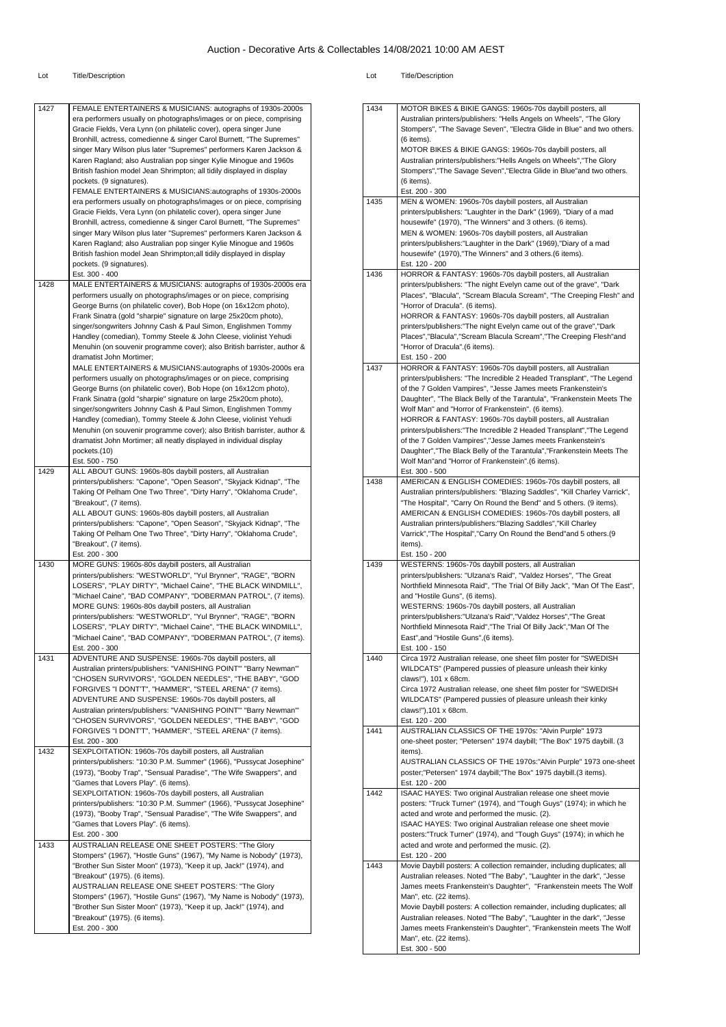# Auction - Decorative Arts & Collectables 14/08/2021 10:00 AM AEST

| Lot | Title/Description |
| --- | --- |
| 1427 | FEMALE ENTERTAINERS & MUSICIANS: autographs of 1930s-2000s era performers usually on photographs/images or on piece, comprising Gracie Fields, Vera Lynn (on philatelic cover), opera singer June Bronhill, actress, comedienne & singer Carol Burnett, "The Supremes" singer Mary Wilson plus later "Supremes" performers Karen Jackson & Karen Ragland; also Australian pop singer Kylie Minogue and 1960s British fashion model Jean Shrimpton; all tidily displayed in display pockets. (9 signatures).<br>FEMALE ENTERTAINERS & MUSICIANS:autographs of 1930s-2000s era performers usually on photographs/images or on piece, comprising Gracie Fields, Vera Lynn (on philatelic cover), opera singer June Bronhill, actress, comedienne & singer Carol Burnett, "The Supremes" singer Mary Wilson plus later "Supremes" performers Karen Jackson & Karen Ragland; also Australian pop singer Kylie Minogue and 1960s British fashion model Jean Shrimpton;all tidily displayed in display pockets. (9 signatures).<br>Est. 300 - 400 |
| 1428 | MALE ENTERTAINERS & MUSICIANS: autographs of 1930s-2000s era performers usually on photographs/images or on piece, comprising George Burns (on philatelic cover), Bob Hope (on 16x12cm photo), Frank Sinatra (gold "sharpie" signature on large 25x20cm photo), singer/songwriters Johnny Cash & Paul Simon, Englishmen Tommy Handley (comedian), Tommy Steele & John Cleese, violinist Yehudi Menuhin (on souvenir programme cover); also British barrister, author & dramatist John Mortimer;<br>MALE ENTERTAINERS & MUSICIANS:autographs of 1930s-2000s era performers usually on photographs/images or on piece, comprising George Burns (on philatelic cover), Bob Hope (on 16x12cm photo), Frank Sinatra (gold "sharpie" signature on large 25x20cm photo), singer/songwriters Johnny Cash & Paul Simon, Englishmen Tommy Handley (comedian), Tommy Steele & John Cleese, violinist Yehudi Menuhin (on souvenir programme cover); also British barrister, author & dramatist John Mortimer; all neatly displayed in individual display pockets.(10)<br>Est. 500 - 750 |
| 1429 | ALL ABOUT GUNS: 1960s-80s daybill posters, all Australian printers/publishers: "Capone", "Open Season", "Skyjack Kidnap", "The Taking Of Pelham One Two Three", "Dirty Harry", "Oklahoma Crude", "Breakout", (7 items).<br>ALL ABOUT GUNS: 1960s-80s daybill posters, all Australian printers/publishers: "Capone", "Open Season", "Skyjack Kidnap", "The Taking Of Pelham One Two Three", "Dirty Harry", "Oklahoma Crude", "Breakout", (7 items).<br>Est. 200 - 300 |
| 1430 | MORE GUNS: 1960s-80s daybill posters, all Australian printers/publishers: "WESTWORLD", "Yul Brynner", "RAGE", "BORN LOSERS", "PLAY DIRTY", "Michael Caine", "THE BLACK WINDMILL", "Michael Caine", "BAD COMPANY", "DOBERMAN PATROL", (7 items).<br>MORE GUNS: 1960s-80s daybill posters, all Australian printers/publishers: "WESTWORLD", "Yul Brynner", "RAGE", "BORN LOSERS", "PLAY DIRTY", "Michael Caine", "THE BLACK WINDMILL", "Michael Caine", "BAD COMPANY", "DOBERMAN PATROL", (7 items).<br>Est. 200 - 300 |
| 1431 | ADVENTURE AND SUSPENSE: 1960s-70s daybill posters, all Australian printers/publishers: "VANISHING POINT"" "Barry Newman"" "CHOSEN SURVIVORS", "GOLDEN NEEDLES", "THE BABY", "GOD FORGIVES "I DONT'T", "HAMMER", "STEEL ARENA" (7 items).<br>ADVENTURE AND SUSPENSE: 1960s-70s daybill posters, all Australian printers/publishers: "VANISHING POINT"" "Barry Newman"" "CHOSEN SURVIVORS", "GOLDEN NEEDLES", "THE BABY", "GOD FORGIVES "I DONT'T", "HAMMER", "STEEL ARENA" (7 items).<br>Est. 200 - 300 |
| 1432 | SEXPLOITATION: 1960s-70s daybill posters, all Australian printers/publishers: "10:30 P.M. Summer" (1966), "Pussycat Josephine" (1973), "Booby Trap", "Sensual Paradise", "The Wife Swappers", and "Games that Lovers Play". (6 items).<br>SEXPLOITATION: 1960s-70s daybill posters, all Australian printers/publishers: "10:30 P.M. Summer" (1966), "Pussycat Josephine" (1973), "Booby Trap", "Sensual Paradise", "The Wife Swappers", and "Games that Lovers Play". (6 items).<br>Est. 200 - 300 |
| 1433 | AUSTRALIAN RELEASE ONE SHEET POSTERS: "The Glory Stompers" (1967), "Hostle Guns" (1967), "My Name is Nobody" (1973), "Brother Sun Sister Moon" (1973), "Keep it up, Jack!" (1974), and "Breakout" (1975). (6 items).<br>AUSTRALIAN RELEASE ONE SHEET POSTERS: "The Glory Stompers" (1967), "Hostile Guns" (1967), "My Name is Nobody" (1973), "Brother Sun Sister Moon" (1973), "Keep it up, Jack!" (1974), and "Breakout" (1975). (6 items).<br>Est. 200 - 300 |
| 1434 | MOTOR BIKES & BIKIE GANGS: 1960s-70s daybill posters, all Australian printers/publishers: "Hells Angels on Wheels", "The Glory Stompers", "The Savage Seven", "Electra Glide in Blue" and two others. (6 items).<br>MOTOR BIKES & BIKIE GANGS: 1960s-70s daybill posters, all Australian printers/publishers:"Hells Angels on Wheels","The Glory Stompers","The Savage Seven","Electra Glide in Blue"and two others. (6 items).<br>Est. 200 - 300 |
| 1435 | MEN & WOMEN: 1960s-70s daybill posters, all Australian printers/publishers: "Laughter in the Dark" (1969), "Diary of a mad housewife" (1970), "The Winners" and 3 others. (6 items).<br>MEN & WOMEN: 1960s-70s daybill posters, all Australian printers/publishers:"Laughter in the Dark" (1969),"Diary of a mad housewife" (1970),"The Winners" and 3 others.(6 items).<br>Est. 120 - 200 |
| 1436 | HORROR & FANTASY: 1960s-70s daybill posters, all Australian printers/publishers: "The night Evelyn came out of the grave", "Dark Places", "Blacula", "Scream Blacula Scream", "The Creeping Flesh" and "Horror of Dracula". (6 items).<br>HORROR & FANTASY: 1960s-70s daybill posters, all Australian printers/publishers:"The night Evelyn came out of the grave","Dark Places","Blacula","Scream Blacula Scream","The Creeping Flesh"and "Horror of Dracula".(6 items).<br>Est. 150 - 200 |
| 1437 | HORROR & FANTASY: 1960s-70s daybill posters, all Australian printers/publishers: "The Incredible 2 Headed Transplant", "The Legend of the 7 Golden Vampires", "Jesse James meets Frankenstein's Daughter", "The Black Belly of the Tarantula", "Frankenstein Meets The Wolf Man" and "Horror of Frankenstein". (6 items).<br>HORROR & FANTASY: 1960s-70s daybill posters, all Australian printers/publishers:"The Incredible 2 Headed Transplant","The Legend of the 7 Golden Vampires","Jesse James meets Frankenstein's Daughter","The Black Belly of the Tarantula","Frankenstein Meets The Wolf Man"and "Horror of Frankenstein".(6 items).<br>Est. 300 - 500 |
| 1438 | AMERICAN & ENGLISH COMEDIES: 1960s-70s daybill posters, all Australian printers/publishers: "Blazing Saddles", "Kill Charley Varrick", "The Hospital", "Carry On Round the Bend" and 5 others. (9 items).<br>AMERICAN & ENGLISH COMEDIES: 1960s-70s daybill posters, all Australian printers/publishers:"Blazing Saddles","Kill Charley Varrick","The Hospital","Carry On Round the Bend"and 5 others.(9 items).<br>Est. 150 - 200 |
| 1439 | WESTERNS: 1960s-70s daybill posters, all Australian printers/publishers: "Ulzana's Raid", "Valdez Horses", "The Great Northfield Minnesota Raid", "The Trial Of Billy Jack", "Man Of The East", and "Hostile Guns", (6 items).<br>WESTERNS: 1960s-70s daybill posters, all Australian printers/publishers:"Ulzana's Raid","Valdez Horses","The Great Northfield Minnesota Raid","The Trial Of Billy Jack","Man Of The East",and "Hostile Guns",(6 items).<br>Est. 100 - 150 |
| 1440 | Circa 1972 Australian release, one sheet film poster for "SWEDISH WILDCATS" (Pampered pussies of pleasure unleash their kinky claws!"), 101 x 68cm.<br>Circa 1972 Australian release, one sheet film poster for "SWEDISH WILDCATS" (Pampered pussies of pleasure unleash their kinky claws!"),101 x 68cm.<br>Est. 120 - 200 |
| 1441 | AUSTRALIAN CLASSICS OF THE 1970s: "Alvin Purple" 1973 one-sheet poster; "Petersen" 1974 daybill; "The Box" 1975 daybill. (3 items).<br>AUSTRALIAN CLASSICS OF THE 1970s:"Alvin Purple" 1973 one-sheet poster;"Petersen" 1974 daybill;"The Box" 1975 daybill.(3 items).<br>Est. 120 - 200 |
| 1442 | ISAAC HAYES: Two original Australian release one sheet movie posters: "Truck Turner" (1974), and "Tough Guys" (1974); in which he acted and wrote and performed the music. (2).<br>ISAAC HAYES: Two original Australian release one sheet movie posters:"Truck Turner" (1974), and "Tough Guys" (1974); in which he acted and wrote and performed the music. (2).<br>Est. 120 - 200 |
| 1443 | Movie Daybill posters: A collection remainder, including duplicates; all Australian releases. Noted "The Baby", "Laughter in the dark", "Jesse James meets Frankenstein's Daughter", "Frankenstein meets The Wolf Man", etc. (22 items).<br>Movie Daybill posters: A collection remainder, including duplicates; all Australian releases. Noted "The Baby", "Laughter in the dark", "Jesse James meets Frankenstein's Daughter", "Frankenstein meets The Wolf Man", etc. (22 items).<br>Est. 300 - 500 |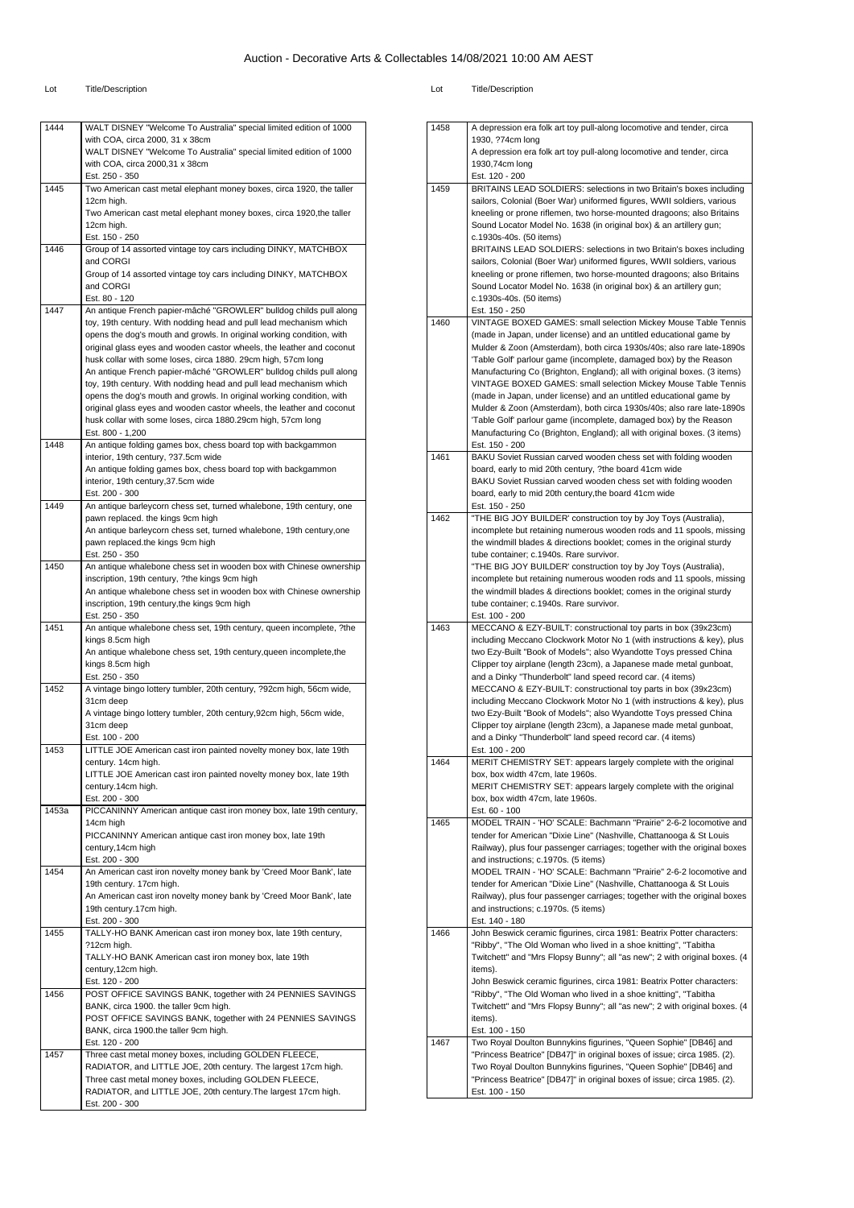# Auction - Decorative Arts & Collectables 14/08/2021 10:00 AM AEST

| Lot | Title/Description |
| --- | --- |
| 1444 | WALT DISNEY "Welcome To Australia" special limited edition of 1000 with COA, circa 2000, 31 x 38cm<br>WALT DISNEY "Welcome To Australia" special limited edition of 1000 with COA, circa 2000,31 x 38cm<br>Est. 250 - 350 |
| 1445 | Two American cast metal elephant money boxes, circa 1920, the taller 12cm high.<br>Two American cast metal elephant money boxes, circa 1920,the taller 12cm high.<br>Est. 150 - 250 |
| 1446 | Group of 14 assorted vintage toy cars including DINKY, MATCHBOX and CORGI<br>Group of 14 assorted vintage toy cars including DINKY, MATCHBOX and CORGI<br>Est. 80 - 120 |
| 1447 | An antique French papier-mâché "GROWLER" bulldog childs pull along toy, 19th century. With nodding head and pull lead mechanism which opens the dog's mouth and growls. In original working condition, with original glass eyes and wooden castor wheels, the leather and coconut husk collar with some loses, circa 1880. 29cm high, 57cm long<br>An antique French papier-mâché "GROWLER" bulldog childs pull along toy, 19th century. With nodding head and pull lead mechanism which opens the dog's mouth and growls. In original working condition, with original glass eyes and wooden castor wheels, the leather and coconut husk collar with some loses, circa 1880.29cm high, 57cm long<br>Est. 800 - 1,200 |
| 1448 | An antique folding games box, chess board top with backgammon interior, 19th century, ?37.5cm wide<br>An antique folding games box, chess board top with backgammon interior, 19th century,37.5cm wide<br>Est. 200 - 300 |
| 1449 | An antique barleycorn chess set, turned whalebone, 19th century, one pawn replaced. the kings 9cm high<br>An antique barleycorn chess set, turned whalebone, 19th century,one pawn replaced.the kings 9cm high<br>Est. 250 - 350 |
| 1450 | An antique whalebone chess set in wooden box with Chinese ownership inscription, 19th century, ?the kings 9cm high<br>An antique whalebone chess set in wooden box with Chinese ownership inscription, 19th century,the kings 9cm high<br>Est. 250 - 350 |
| 1451 | An antique whalebone chess set, 19th century, queen incomplete, ?the kings 8.5cm high<br>An antique whalebone chess set, 19th century,queen incomplete,the kings 8.5cm high<br>Est. 250 - 350 |
| 1452 | A vintage bingo lottery tumbler, 20th century, ?92cm high, 56cm wide, 31cm deep<br>A vintage bingo lottery tumbler, 20th century,92cm high, 56cm wide, 31cm deep<br>Est. 100 - 200 |
| 1453 | LITTLE JOE American cast iron painted novelty money box, late 19th century. 14cm high.<br>LITTLE JOE American cast iron painted novelty money box, late 19th century.14cm high.<br>Est. 200 - 300 |
| 1453a | PICCANINNY American antique cast iron money box, late 19th century, 14cm high<br>PICCANINNY American antique cast iron money box, late 19th century,14cm high<br>Est. 200 - 300 |
| 1454 | An American cast iron novelty money bank by 'Creed Moor Bank', late 19th century. 17cm high.<br>An American cast iron novelty money bank by 'Creed Moor Bank', late 19th century.17cm high.<br>Est. 200 - 300 |
| 1455 | TALLY-HO BANK American cast iron money box, late 19th century, ?12cm high.<br>TALLY-HO BANK American cast iron money box, late 19th century,12cm high.<br>Est. 120 - 200 |
| 1456 | POST OFFICE SAVINGS BANK, together with 24 PENNIES SAVINGS BANK, circa 1900. the taller 9cm high.<br>POST OFFICE SAVINGS BANK, together with 24 PENNIES SAVINGS BANK, circa 1900.the taller 9cm high.<br>Est. 120 - 200 |
| 1457 | Three cast metal money boxes, including GOLDEN FLEECE, RADIATOR, and LITTLE JOE, 20th century. The largest 17cm high.<br>Three cast metal money boxes, including GOLDEN FLEECE, RADIATOR, and LITTLE JOE, 20th century.The largest 17cm high.<br>Est. 200 - 300 |
| 1458 | A depression era folk art toy pull-along locomotive and tender, circa 1930, ?74cm long<br>A depression era folk art toy pull-along locomotive and tender, circa 1930,74cm long<br>Est. 120 - 200 |
| 1459 | BRITAINS LEAD SOLDIERS: selections in two Britain's boxes including sailors, Colonial (Boer War) uniformed figures, WWII soldiers, various kneeling or prone riflemen, two horse-mounted dragoons; also Britains Sound Locator Model No. 1638 (in original box) & an artillery gun; c.1930s-40s. (50 items)<br>BRITAINS LEAD SOLDIERS: selections in two Britain's boxes including sailors, Colonial (Boer War) uniformed figures, WWII soldiers, various kneeling or prone riflemen, two horse-mounted dragoons; also Britains Sound Locator Model No. 1638 (in original box) & an artillery gun; c.1930s-40s. (50 items)<br>Est. 150 - 250 |
| 1460 | VINTAGE BOXED GAMES: small selection Mickey Mouse Table Tennis (made in Japan, under license) and an untitled educational game by Mulder & Zoon (Amsterdam), both circa 1930s/40s; also rare late-1890s 'Table Golf' parlour game (incomplete, damaged box) by the Reason Manufacturing Co (Brighton, England); all with original boxes. (3 items)<br>VINTAGE BOXED GAMES: small selection Mickey Mouse Table Tennis (made in Japan, under license) and an untitled educational game by Mulder & Zoon (Amsterdam), both circa 1930s/40s; also rare late-1890s 'Table Golf' parlour game (incomplete, damaged box) by the Reason Manufacturing Co (Brighton, England); all with original boxes. (3 items)<br>Est. 150 - 200 |
| 1461 | BAKU Soviet Russian carved wooden chess set with folding wooden board, early to mid 20th century, ?the board 41cm wide<br>BAKU Soviet Russian carved wooden chess set with folding wooden board, early to mid 20th century,the board 41cm wide<br>Est. 150 - 250 |
| 1462 | "THE BIG JOY BUILDER' construction toy by Joy Toys (Australia), incomplete but retaining numerous wooden rods and 11 spools, missing the windmill blades & directions booklet; comes in the original sturdy tube container; c.1940s. Rare survivor.<br>"THE BIG JOY BUILDER' construction toy by Joy Toys (Australia), incomplete but retaining numerous wooden rods and 11 spools, missing the windmill blades & directions booklet; comes in the original sturdy tube container; c.1940s. Rare survivor.<br>Est. 100 - 200 |
| 1463 | MECCANO & EZY-BUILT: constructional toy parts in box (39x23cm) including Meccano Clockwork Motor No 1 (with instructions & key), plus two Ezy-Built "Book of Models"; also Wyandotte Toys pressed China Clipper toy airplane (length 23cm), a Japanese made metal gunboat, and a Dinky "Thunderbolt" land speed record car. (4 items)<br>MECCANO & EZY-BUILT: constructional toy parts in box (39x23cm) including Meccano Clockwork Motor No 1 (with instructions & key), plus two Ezy-Built "Book of Models"; also Wyandotte Toys pressed China Clipper toy airplane (length 23cm), a Japanese made metal gunboat, and a Dinky "Thunderbolt" land speed record car. (4 items)<br>Est. 100 - 200 |
| 1464 | MERIT CHEMISTRY SET: appears largely complete with the original box, box width 47cm, late 1960s.<br>MERIT CHEMISTRY SET: appears largely complete with the original box, box width 47cm, late 1960s.<br>Est. 60 - 100 |
| 1465 | MODEL TRAIN - 'HO' SCALE: Bachmann "Prairie" 2-6-2 locomotive and tender for American "Dixie Line" (Nashville, Chattanooga & St Louis Railway), plus four passenger carriages; together with the original boxes and instructions; c.1970s. (5 items)<br>MODEL TRAIN - 'HO' SCALE: Bachmann "Prairie" 2-6-2 locomotive and tender for American "Dixie Line" (Nashville, Chattanooga & St Louis Railway), plus four passenger carriages; together with the original boxes and instructions; c.1970s. (5 items)<br>Est. 140 - 180 |
| 1466 | John Beswick ceramic figurines, circa 1981: Beatrix Potter characters: "Ribby", "The Old Woman who lived in a shoe knitting", "Tabitha Twitchett" and "Mrs Flopsy Bunny"; all "as new"; 2 with original boxes. (4 items).<br>John Beswick ceramic figurines, circa 1981: Beatrix Potter characters: "Ribby", "The Old Woman who lived in a shoe knitting", "Tabitha Twitchett" and "Mrs Flopsy Bunny"; all "as new"; 2 with original boxes. (4 items).<br>Est. 100 - 150 |
| 1467 | Two Royal Doulton Bunnykins figurines, "Queen Sophie" [DB46] and "Princess Beatrice" [DB47]" in original boxes of issue; circa 1985. (2).<br>Two Royal Doulton Bunnykins figurines, "Queen Sophie" [DB46] and "Princess Beatrice" [DB47]" in original boxes of issue; circa 1985. (2).<br>Est. 100 - 150 |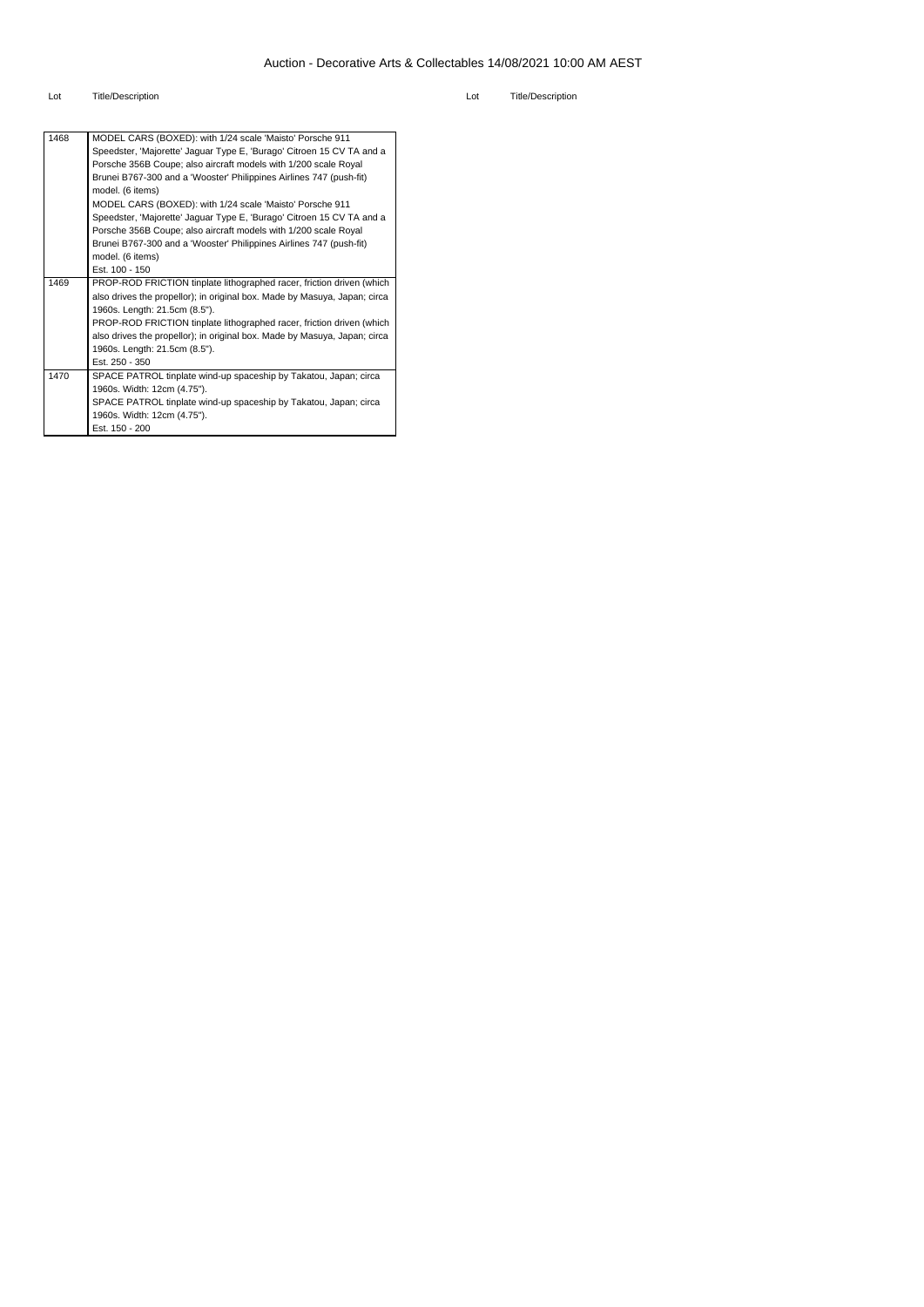# Auction - Decorative Arts & Collectables 14/08/2021 10:00 AM AEST

| Lot | Title/Description |
|---|---|
| 1468 | MODEL CARS (BOXED): with 1/24 scale 'Maisto' Porsche 911 Speedster, 'Majorette' Jaguar Type E, 'Burago' Citroen 15 CV TA and a Porsche 356B Coupe; also aircraft models with 1/200 scale Royal Brunei B767-300 and a 'Wooster' Philippines Airlines 747 (push-fit) model. (6 items)<br>MODEL CARS (BOXED): with 1/24 scale 'Maisto' Porsche 911 Speedster, 'Majorette' Jaguar Type E, 'Burago' Citroen 15 CV TA and a Porsche 356B Coupe; also aircraft models with 1/200 scale Royal Brunei B767-300 and a 'Wooster' Philippines Airlines 747 (push-fit) model. (6 items)<br>Est. 100 - 150 |
| 1469 | PROP-ROD FRICTION tinplate lithographed racer, friction driven (which also drives the propellor); in original box. Made by Masuya, Japan; circa 1960s. Length: 21.5cm (8.5").<br>PROP-ROD FRICTION tinplate lithographed racer, friction driven (which also drives the propellor); in original box. Made by Masuya, Japan; circa 1960s. Length: 21.5cm (8.5").<br>Est. 250 - 350 |
| 1470 | SPACE PATROL tinplate wind-up spaceship by Takatou, Japan; circa 1960s. Width: 12cm (4.75").<br>SPACE PATROL tinplate wind-up spaceship by Takatou, Japan; circa 1960s. Width: 12cm (4.75").<br>Est. 150 - 200 |